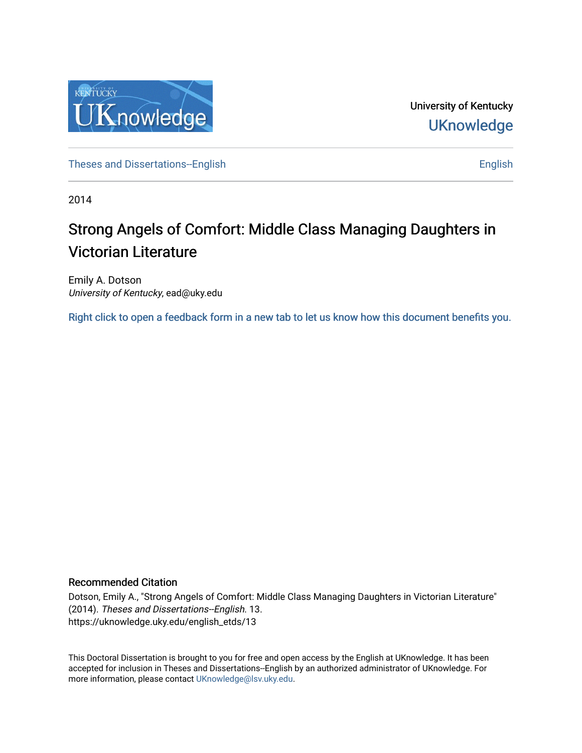University of Kentucky

UKnowledge

Theses and Dissertations--English

English

2014

# Strong Angels of Comfort: Middle Class Managing Daughters in Victorian Literature

Emily A. Dotson
*University of Kentucky*, ead@uky.edu

Right click to open a feedback form in a new tab to let us know how this document benefits you.

## Recommended Citation

Dotson, Emily A., "Strong Angels of Comfort: Middle Class Managing Daughters in Victorian Literature" (2014). *Theses and Dissertations--English*. 13.
https://uknowledge.uky.edu/english_etds/13

This Doctoral Dissertation is brought to you for free and open access by the English at UKnowledge. It has been accepted for inclusion in Theses and Dissertations--English by an authorized administrator of UKnowledge. For more information, please contact UKnowledge@lsv.uky.edu.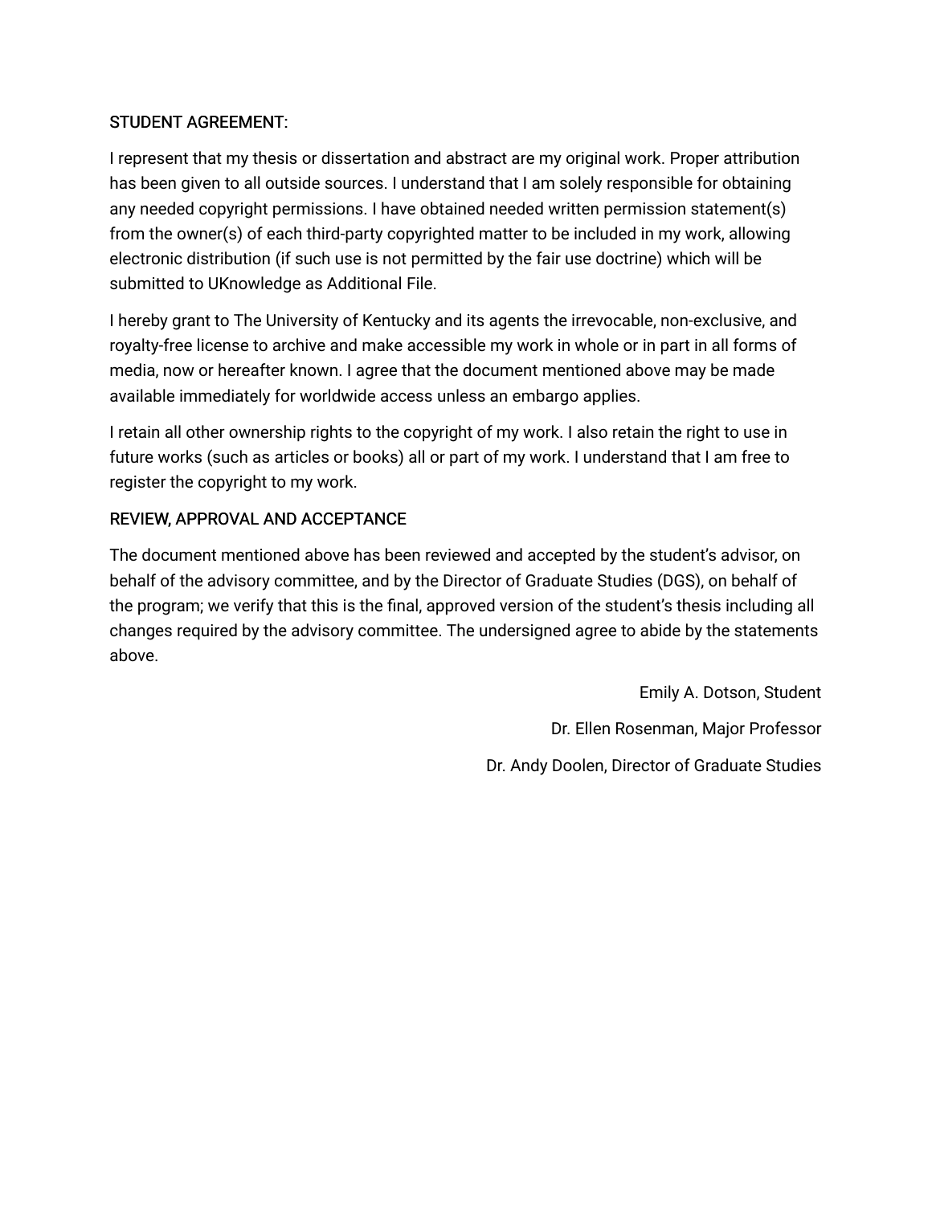STUDENT AGREEMENT:

I represent that my thesis or dissertation and abstract are my original work. Proper attribution has been given to all outside sources. I understand that I am solely responsible for obtaining any needed copyright permissions. I have obtained needed written permission statement(s) from the owner(s) of each third-party copyrighted matter to be included in my work, allowing electronic distribution (if such use is not permitted by the fair use doctrine) which will be submitted to UKnowledge as Additional File.

I hereby grant to The University of Kentucky and its agents the irrevocable, non-exclusive, and royalty-free license to archive and make accessible my work in whole or in part in all forms of media, now or hereafter known. I agree that the document mentioned above may be made available immediately for worldwide access unless an embargo applies.

I retain all other ownership rights to the copyright of my work. I also retain the right to use in future works (such as articles or books) all or part of my work. I understand that I am free to register the copyright to my work.

REVIEW, APPROVAL AND ACCEPTANCE

The document mentioned above has been reviewed and accepted by the student's advisor, on behalf of the advisory committee, and by the Director of Graduate Studies (DGS), on behalf of the program; we verify that this is the final, approved version of the student's thesis including all changes required by the advisory committee. The undersigned agree to abide by the statements above.

Emily A. Dotson, Student

Dr. Ellen Rosenman, Major Professor

Dr. Andy Doolen, Director of Graduate Studies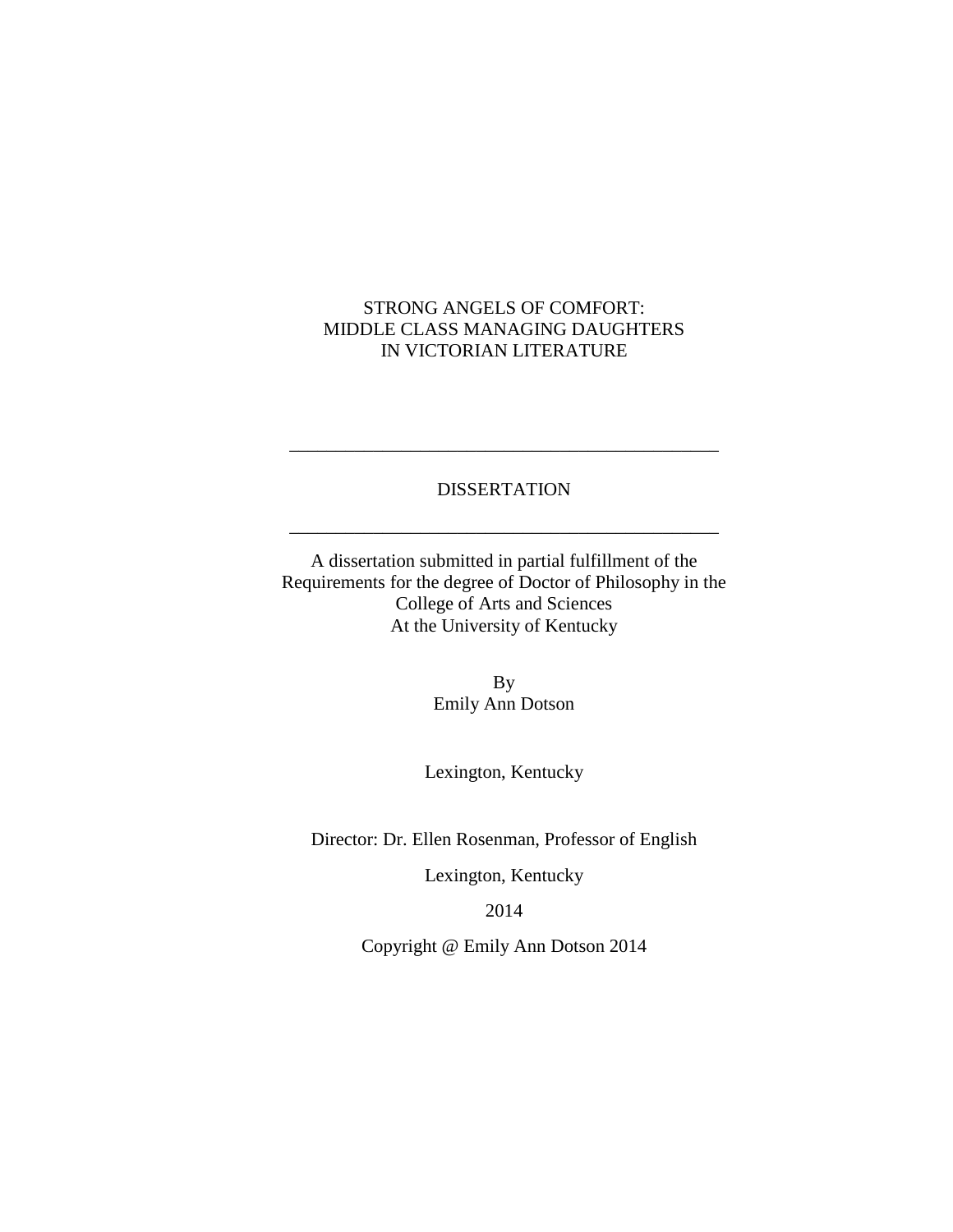STRONG ANGELS OF COMFORT:
MIDDLE CLASS MANAGING DAUGHTERS
IN VICTORIAN LITERATURE

---

DISSERTATION

---

A dissertation submitted in partial fulfillment of the
Requirements for the degree of Doctor of Philosophy in the
College of Arts and Sciences
At the University of Kentucky

By
Emily Ann Dotson

Lexington, Kentucky

Director: Dr. Ellen Rosenman, Professor of English

Lexington, Kentucky

2014

Copyright @ Emily Ann Dotson 2014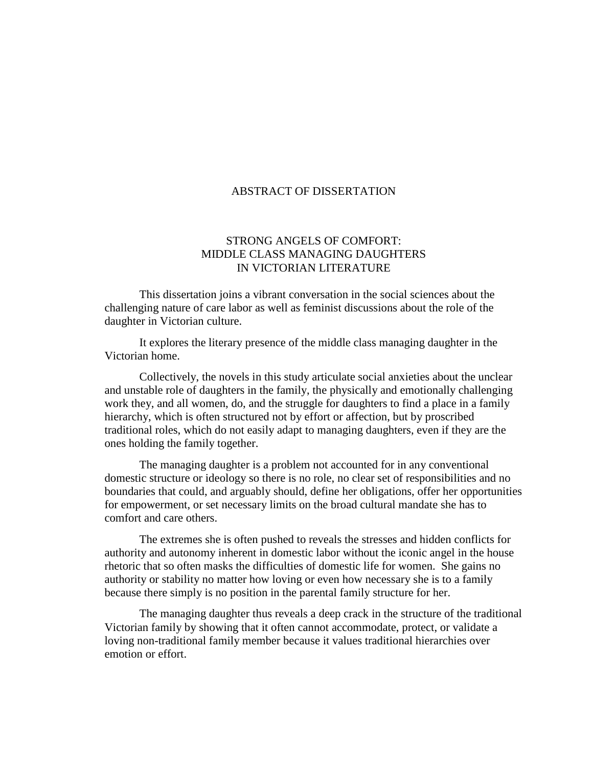# ABSTRACT OF DISSERTATION

## STRONG ANGELS OF COMFORT: MIDDLE CLASS MANAGING DAUGHTERS IN VICTORIAN LITERATURE

This dissertation joins a vibrant conversation in the social sciences about the challenging nature of care labor as well as feminist discussions about the role of the daughter in Victorian culture.

It explores the literary presence of the middle class managing daughter in the Victorian home.

Collectively, the novels in this study articulate social anxieties about the unclear and unstable role of daughters in the family, the physically and emotionally challenging work they, and all women, do, and the struggle for daughters to find a place in a family hierarchy, which is often structured not by effort or affection, but by proscribed traditional roles, which do not easily adapt to managing daughters, even if they are the ones holding the family together.

The managing daughter is a problem not accounted for in any conventional domestic structure or ideology so there is no role, no clear set of responsibilities and no boundaries that could, and arguably should, define her obligations, offer her opportunities for empowerment, or set necessary limits on the broad cultural mandate she has to comfort and care others.

The extremes she is often pushed to reveals the stresses and hidden conflicts for authority and autonomy inherent in domestic labor without the iconic angel in the house rhetoric that so often masks the difficulties of domestic life for women. She gains no authority or stability no matter how loving or even how necessary she is to a family because there simply is no position in the parental family structure for her.

The managing daughter thus reveals a deep crack in the structure of the traditional Victorian family by showing that it often cannot accommodate, protect, or validate a loving non-traditional family member because it values traditional hierarchies over emotion or effort.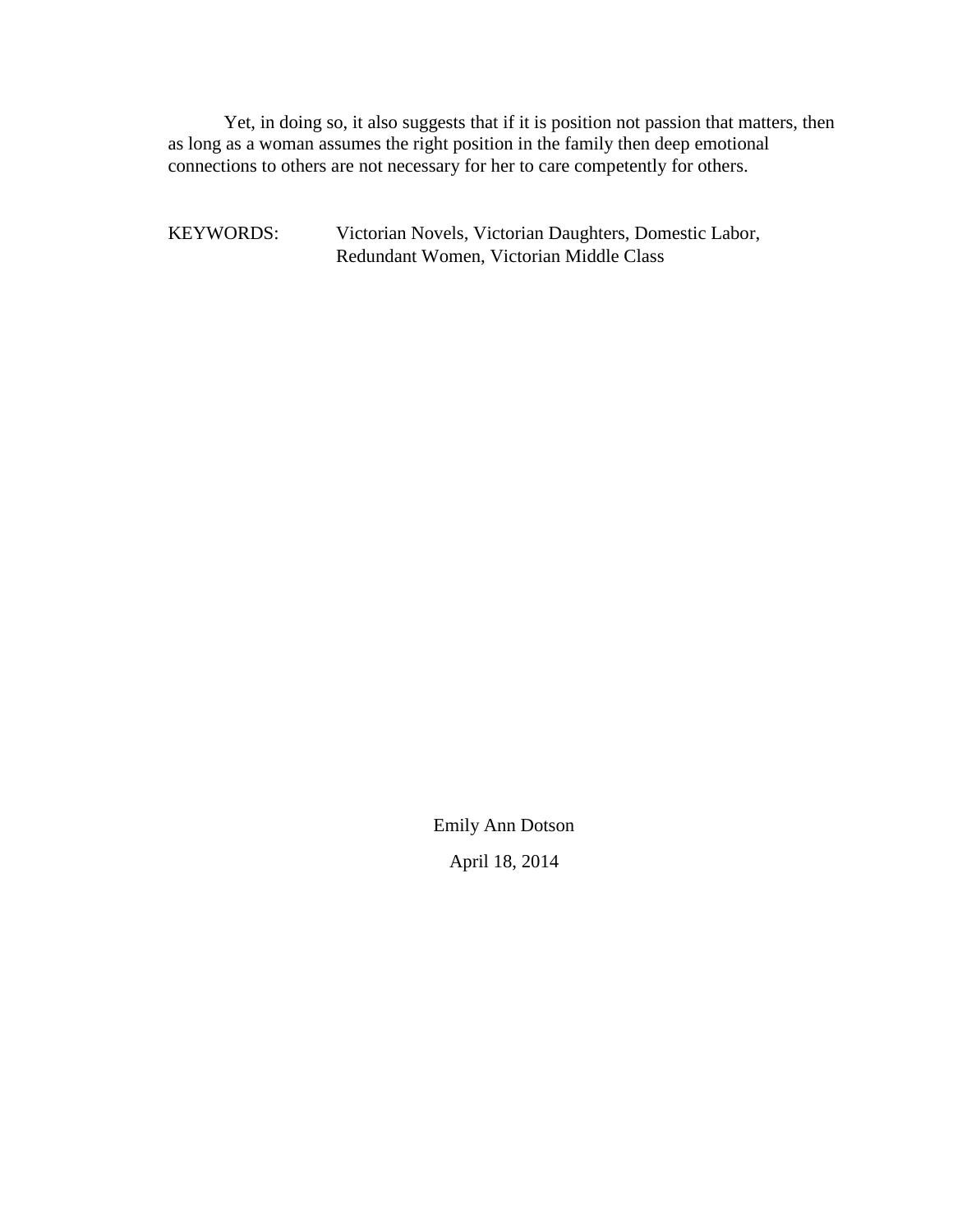Yet, in doing so, it also suggests that if it is position not passion that matters, then as long as a woman assumes the right position in the family then deep emotional connections to others are not necessary for her to care competently for others.

KEYWORDS: Victorian Novels, Victorian Daughters, Domestic Labor, Redundant Women, Victorian Middle Class

Emily Ann Dotson

April 18, 2014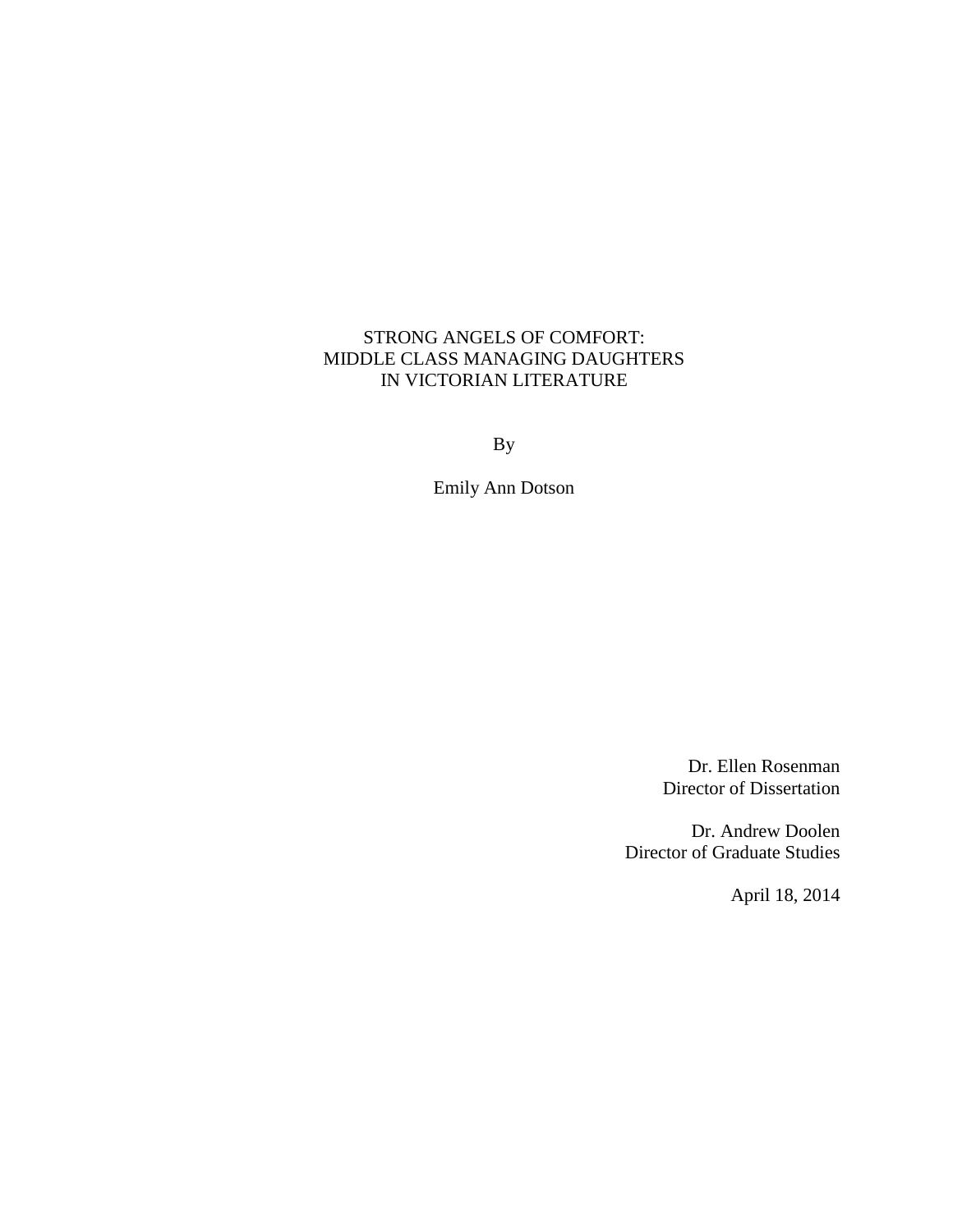STRONG ANGELS OF COMFORT:
MIDDLE CLASS MANAGING DAUGHTERS
IN VICTORIAN LITERATURE

By

Emily Ann Dotson

Dr. Ellen Rosenman
Director of Dissertation

Dr. Andrew Doolen
Director of Graduate Studies

April 18, 2014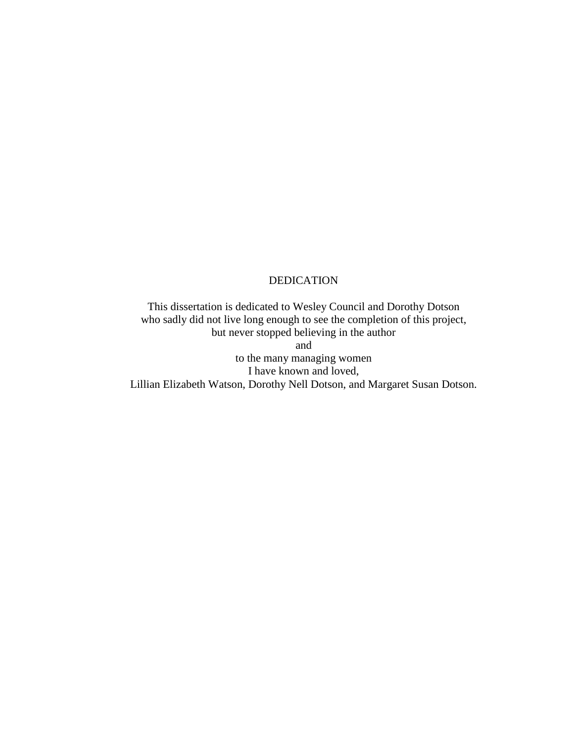# DEDICATION

This dissertation is dedicated to Wesley Council and Dorothy Dotson
who sadly did not live long enough to see the completion of this project,
but never stopped believing in the author
and
to the many managing women
I have known and loved,
Lillian Elizabeth Watson, Dorothy Nell Dotson, and Margaret Susan Dotson.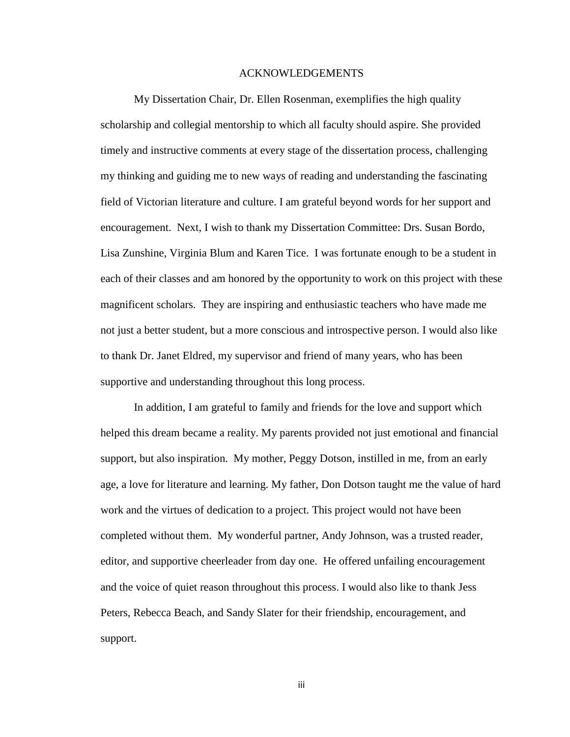# ACKNOWLEDGEMENTS

My Dissertation Chair, Dr. Ellen Rosenman, exemplifies the high quality scholarship and collegial mentorship to which all faculty should aspire. She provided timely and instructive comments at every stage of the dissertation process, challenging my thinking and guiding me to new ways of reading and understanding the fascinating field of Victorian literature and culture. I am grateful beyond words for her support and encouragement. Next, I wish to thank my Dissertation Committee: Drs. Susan Bordo, Lisa Zunshine, Virginia Blum and Karen Tice. I was fortunate enough to be a student in each of their classes and am honored by the opportunity to work on this project with these magnificent scholars. They are inspiring and enthusiastic teachers who have made me not just a better student, but a more conscious and introspective person. I would also like to thank Dr. Janet Eldred, my supervisor and friend of many years, who has been supportive and understanding throughout this long process.

In addition, I am grateful to family and friends for the love and support which helped this dream became a reality. My parents provided not just emotional and financial support, but also inspiration. My mother, Peggy Dotson, instilled in me, from an early age, a love for literature and learning. My father, Don Dotson taught me the value of hard work and the virtues of dedication to a project. This project would not have been completed without them. My wonderful partner, Andy Johnson, was a trusted reader, editor, and supportive cheerleader from day one. He offered unfailing encouragement and the voice of quiet reason throughout this process. I would also like to thank Jess Peters, Rebecca Beach, and Sandy Slater for their friendship, encouragement, and support.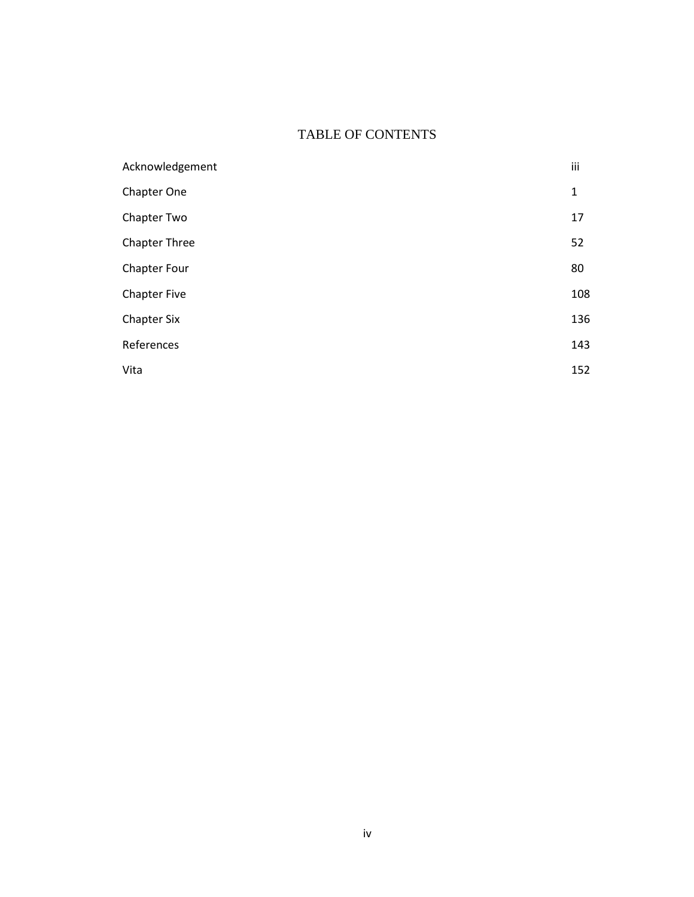# TABLE OF CONTENTS

| | |
|---|---|
| Acknowledgement | iii |
| Chapter One | 1 |
| Chapter Two | 17 |
| Chapter Three | 52 |
| Chapter Four | 80 |
| Chapter Five | 108 |
| Chapter Six | 136 |
| References | 143 |
| Vita | 152 |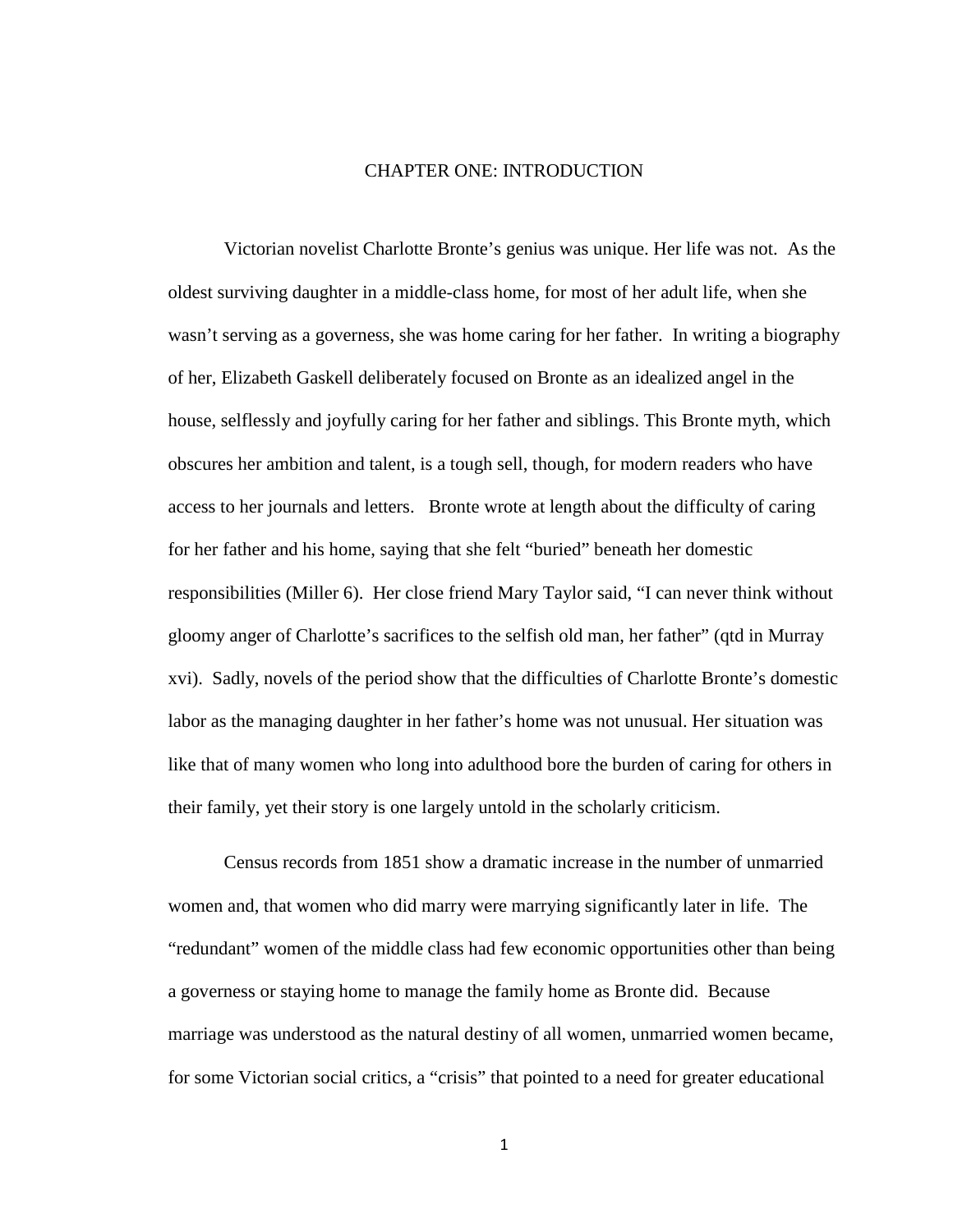# CHAPTER ONE: INTRODUCTION

Victorian novelist Charlotte Bronte's genius was unique. Her life was not. As the oldest surviving daughter in a middle-class home, for most of her adult life, when she wasn't serving as a governess, she was home caring for her father. In writing a biography of her, Elizabeth Gaskell deliberately focused on Bronte as an idealized angel in the house, selflessly and joyfully caring for her father and siblings. This Bronte myth, which obscures her ambition and talent, is a tough sell, though, for modern readers who have access to her journals and letters. Bronte wrote at length about the difficulty of caring for her father and his home, saying that she felt "buried" beneath her domestic responsibilities (Miller 6). Her close friend Mary Taylor said, "I can never think without gloomy anger of Charlotte's sacrifices to the selfish old man, her father" (qtd in Murray xvi). Sadly, novels of the period show that the difficulties of Charlotte Bronte's domestic labor as the managing daughter in her father's home was not unusual. Her situation was like that of many women who long into adulthood bore the burden of caring for others in their family, yet their story is one largely untold in the scholarly criticism.

Census records from 1851 show a dramatic increase in the number of unmarried women and, that women who did marry were marrying significantly later in life. The "redundant" women of the middle class had few economic opportunities other than being a governess or staying home to manage the family home as Bronte did. Because marriage was understood as the natural destiny of all women, unmarried women became, for some Victorian social critics, a "crisis" that pointed to a need for greater educational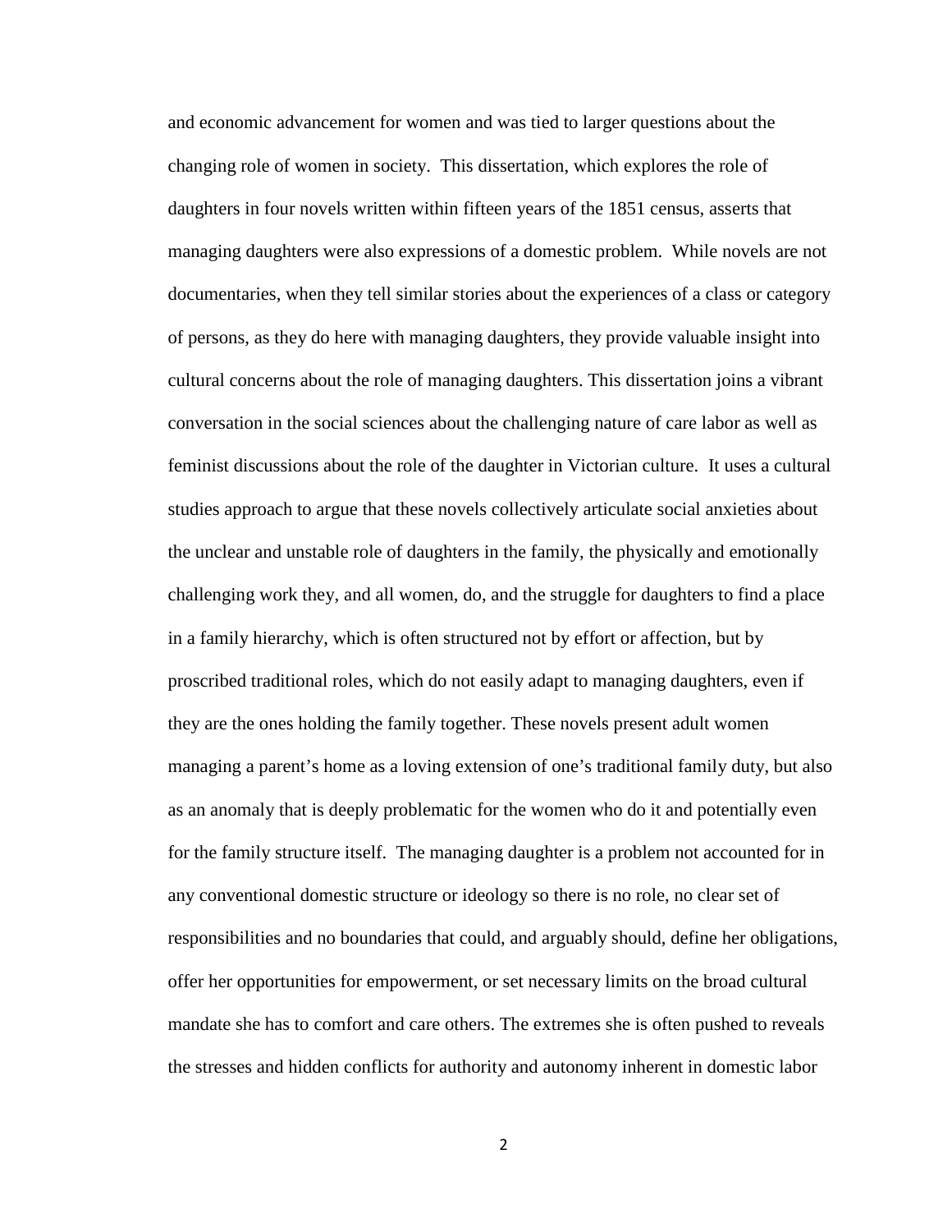and economic advancement for women and was tied to larger questions about the changing role of women in society. This dissertation, which explores the role of daughters in four novels written within fifteen years of the 1851 census, asserts that managing daughters were also expressions of a domestic problem. While novels are not documentaries, when they tell similar stories about the experiences of a class or category of persons, as they do here with managing daughters, they provide valuable insight into cultural concerns about the role of managing daughters. This dissertation joins a vibrant conversation in the social sciences about the challenging nature of care labor as well as feminist discussions about the role of the daughter in Victorian culture. It uses a cultural studies approach to argue that these novels collectively articulate social anxieties about the unclear and unstable role of daughters in the family, the physically and emotionally challenging work they, and all women, do, and the struggle for daughters to find a place in a family hierarchy, which is often structured not by effort or affection, but by proscribed traditional roles, which do not easily adapt to managing daughters, even if they are the ones holding the family together. These novels present adult women managing a parent's home as a loving extension of one's traditional family duty, but also as an anomaly that is deeply problematic for the women who do it and potentially even for the family structure itself. The managing daughter is a problem not accounted for in any conventional domestic structure or ideology so there is no role, no clear set of responsibilities and no boundaries that could, and arguably should, define her obligations, offer her opportunities for empowerment, or set necessary limits on the broad cultural mandate she has to comfort and care others. The extremes she is often pushed to reveals the stresses and hidden conflicts for authority and autonomy inherent in domestic labor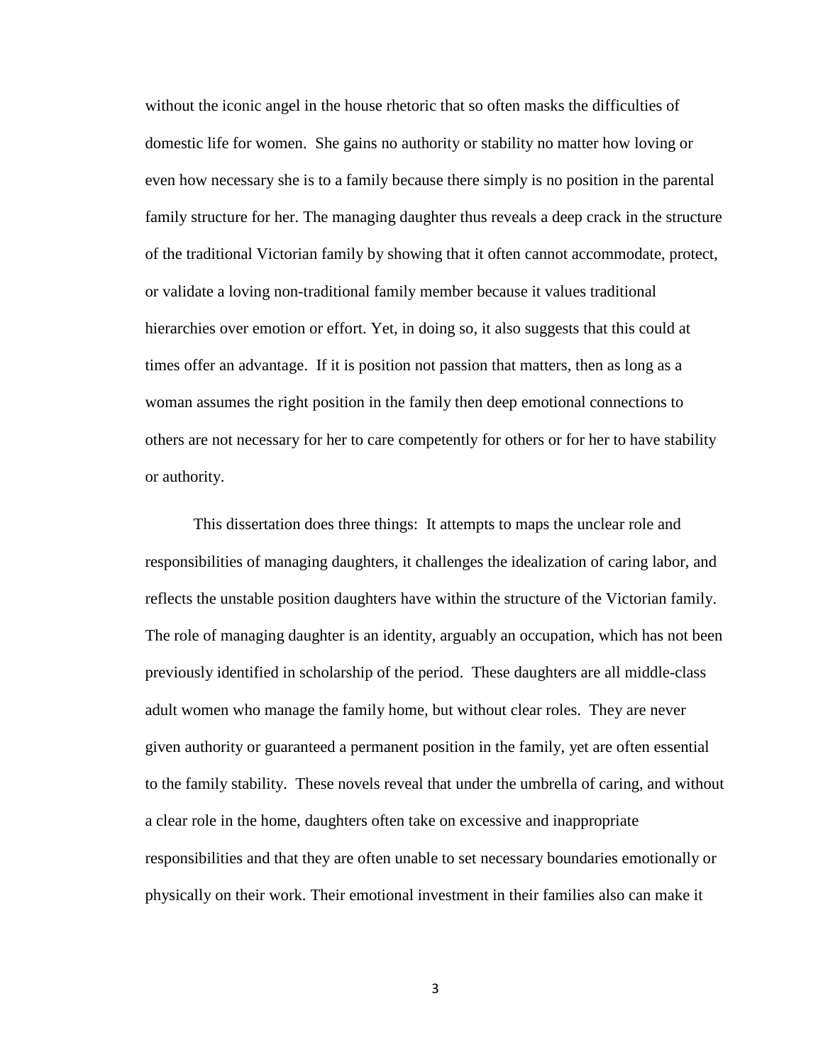without the iconic angel in the house rhetoric that so often masks the difficulties of domestic life for women. She gains no authority or stability no matter how loving or even how necessary she is to a family because there simply is no position in the parental family structure for her. The managing daughter thus reveals a deep crack in the structure of the traditional Victorian family by showing that it often cannot accommodate, protect, or validate a loving non-traditional family member because it values traditional hierarchies over emotion or effort. Yet, in doing so, it also suggests that this could at times offer an advantage. If it is position not passion that matters, then as long as a woman assumes the right position in the family then deep emotional connections to others are not necessary for her to care competently for others or for her to have stability or authority.

This dissertation does three things: It attempts to maps the unclear role and responsibilities of managing daughters, it challenges the idealization of caring labor, and reflects the unstable position daughters have within the structure of the Victorian family. The role of managing daughter is an identity, arguably an occupation, which has not been previously identified in scholarship of the period. These daughters are all middle-class adult women who manage the family home, but without clear roles. They are never given authority or guaranteed a permanent position in the family, yet are often essential to the family stability. These novels reveal that under the umbrella of caring, and without a clear role in the home, daughters often take on excessive and inappropriate responsibilities and that they are often unable to set necessary boundaries emotionally or physically on their work. Their emotional investment in their families also can make it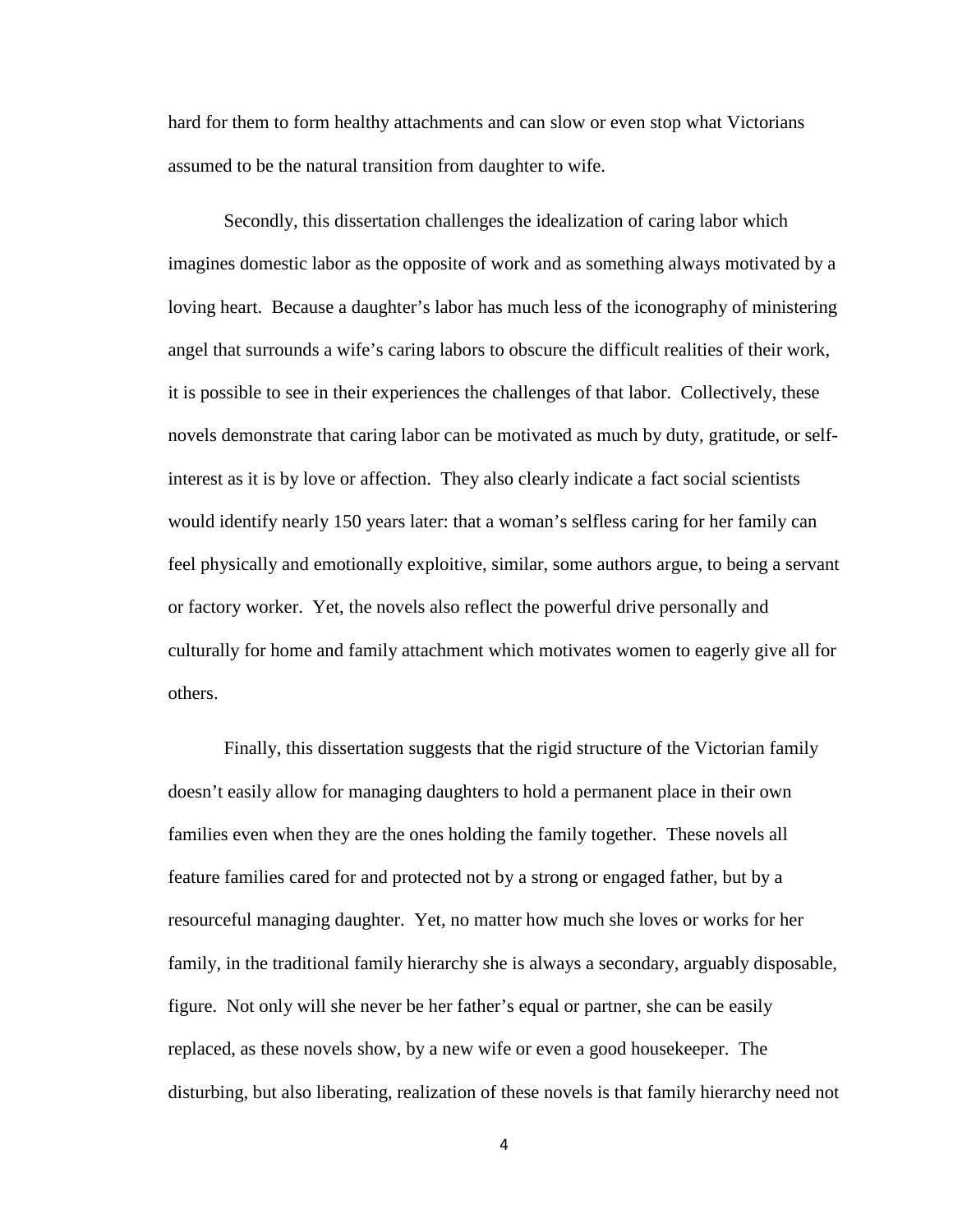hard for them to form healthy attachments and can slow or even stop what Victorians assumed to be the natural transition from daughter to wife.

Secondly, this dissertation challenges the idealization of caring labor which imagines domestic labor as the opposite of work and as something always motivated by a loving heart. Because a daughter's labor has much less of the iconography of ministering angel that surrounds a wife's caring labors to obscure the difficult realities of their work, it is possible to see in their experiences the challenges of that labor. Collectively, these novels demonstrate that caring labor can be motivated as much by duty, gratitude, or self-interest as it is by love or affection. They also clearly indicate a fact social scientists would identify nearly 150 years later: that a woman's selfless caring for her family can feel physically and emotionally exploitive, similar, some authors argue, to being a servant or factory worker. Yet, the novels also reflect the powerful drive personally and culturally for home and family attachment which motivates women to eagerly give all for others.

Finally, this dissertation suggests that the rigid structure of the Victorian family doesn't easily allow for managing daughters to hold a permanent place in their own families even when they are the ones holding the family together. These novels all feature families cared for and protected not by a strong or engaged father, but by a resourceful managing daughter. Yet, no matter how much she loves or works for her family, in the traditional family hierarchy she is always a secondary, arguably disposable, figure. Not only will she never be her father's equal or partner, she can be easily replaced, as these novels show, by a new wife or even a good housekeeper. The disturbing, but also liberating, realization of these novels is that family hierarchy need not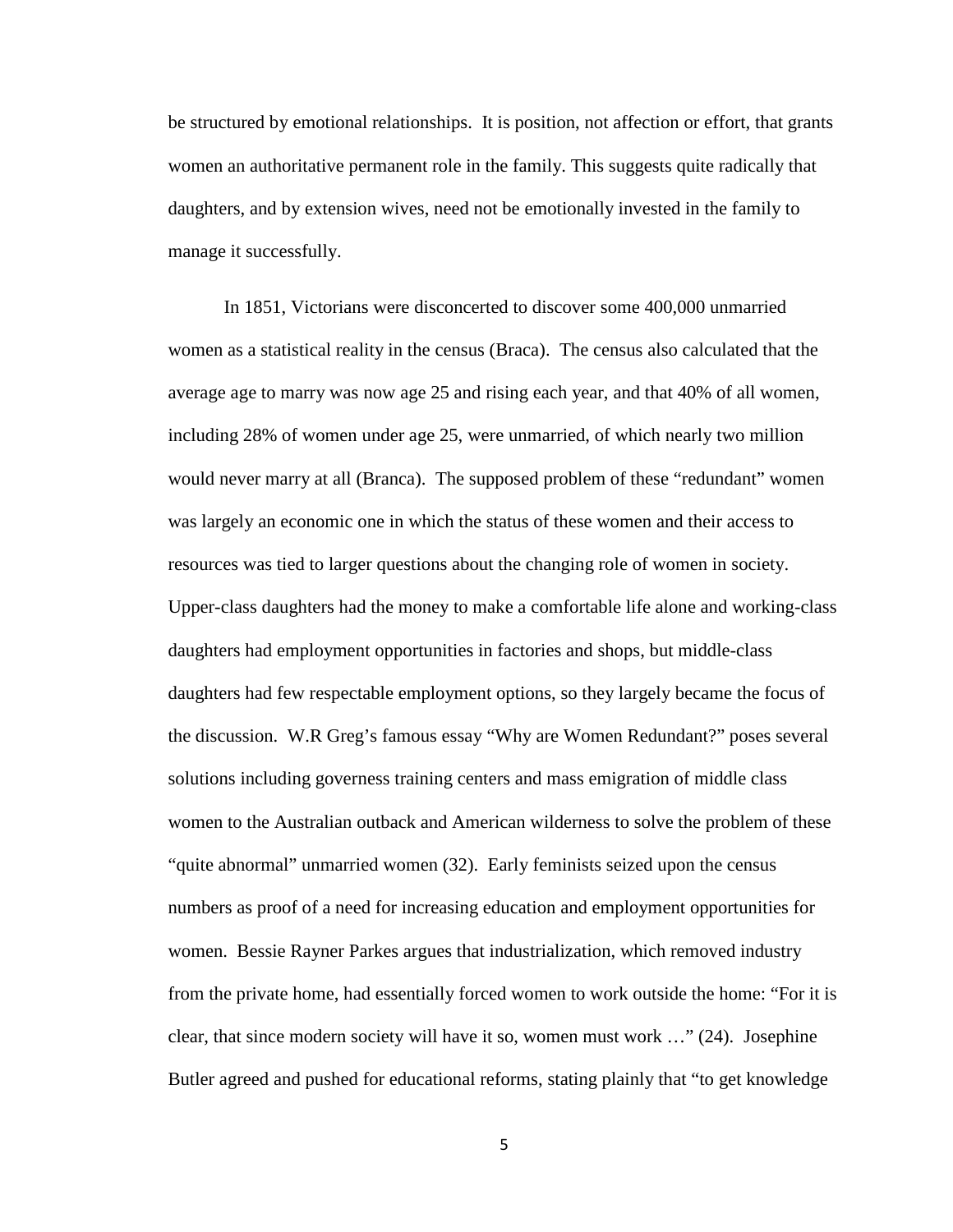be structured by emotional relationships. It is position, not affection or effort, that grants women an authoritative permanent role in the family. This suggests quite radically that daughters, and by extension wives, need not be emotionally invested in the family to manage it successfully.

In 1851, Victorians were disconcerted to discover some 400,000 unmarried women as a statistical reality in the census (Braca). The census also calculated that the average age to marry was now age 25 and rising each year, and that 40% of all women, including 28% of women under age 25, were unmarried, of which nearly two million would never marry at all (Branca). The supposed problem of these "redundant" women was largely an economic one in which the status of these women and their access to resources was tied to larger questions about the changing role of women in society. Upper-class daughters had the money to make a comfortable life alone and working-class daughters had employment opportunities in factories and shops, but middle-class daughters had few respectable employment options, so they largely became the focus of the discussion. W.R Greg's famous essay "Why are Women Redundant?" poses several solutions including governess training centers and mass emigration of middle class women to the Australian outback and American wilderness to solve the problem of these "quite abnormal" unmarried women (32). Early feminists seized upon the census numbers as proof of a need for increasing education and employment opportunities for women. Bessie Rayner Parkes argues that industrialization, which removed industry from the private home, had essentially forced women to work outside the home: "For it is clear, that since modern society will have it so, women must work …" (24). Josephine Butler agreed and pushed for educational reforms, stating plainly that "to get knowledge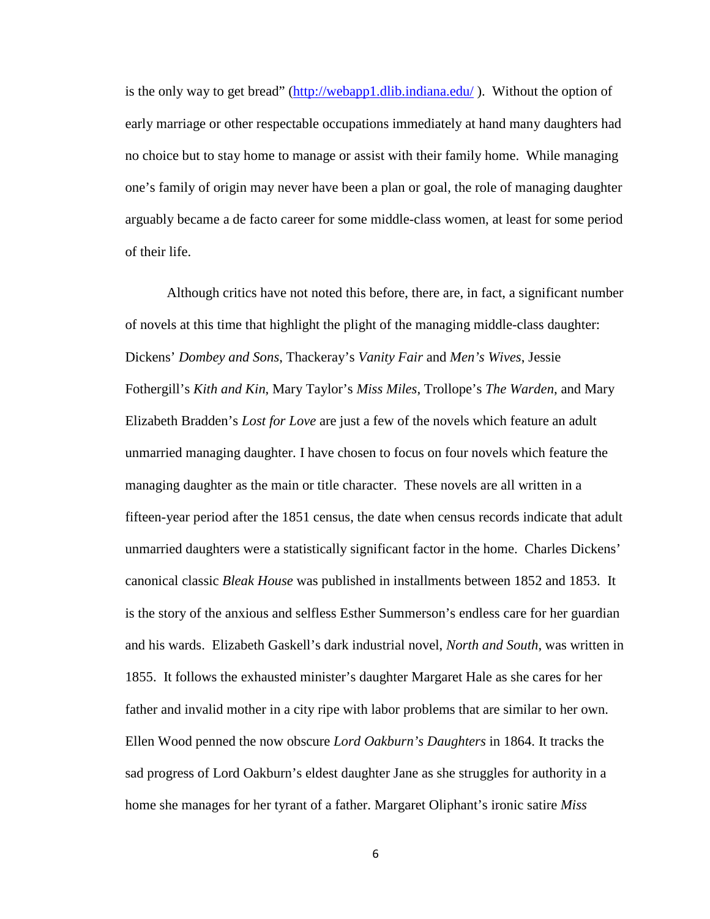is the only way to get bread" (http://webapp1.dlib.indiana.edu/ ). Without the option of early marriage or other respectable occupations immediately at hand many daughters had no choice but to stay home to manage or assist with their family home. While managing one's family of origin may never have been a plan or goal, the role of managing daughter arguably became a de facto career for some middle-class women, at least for some period of their life.

Although critics have not noted this before, there are, in fact, a significant number of novels at this time that highlight the plight of the managing middle-class daughter: Dickens' *Dombey and Sons*, Thackeray's *Vanity Fair* and *Men's Wives*, Jessie Fothergill's *Kith and Kin*, Mary Taylor's *Miss Miles*, Trollope's *The Warden*, and Mary Elizabeth Bradden's *Lost for Love* are just a few of the novels which feature an adult unmarried managing daughter. I have chosen to focus on four novels which feature the managing daughter as the main or title character. These novels are all written in a fifteen-year period after the 1851 census, the date when census records indicate that adult unmarried daughters were a statistically significant factor in the home. Charles Dickens' canonical classic *Bleak House* was published in installments between 1852 and 1853. It is the story of the anxious and selfless Esther Summerson's endless care for her guardian and his wards. Elizabeth Gaskell's dark industrial novel, *North and South*, was written in 1855. It follows the exhausted minister's daughter Margaret Hale as she cares for her father and invalid mother in a city ripe with labor problems that are similar to her own. Ellen Wood penned the now obscure *Lord Oakburn's Daughters* in 1864. It tracks the sad progress of Lord Oakburn's eldest daughter Jane as she struggles for authority in a home she manages for her tyrant of a father. Margaret Oliphant's ironic satire *Miss*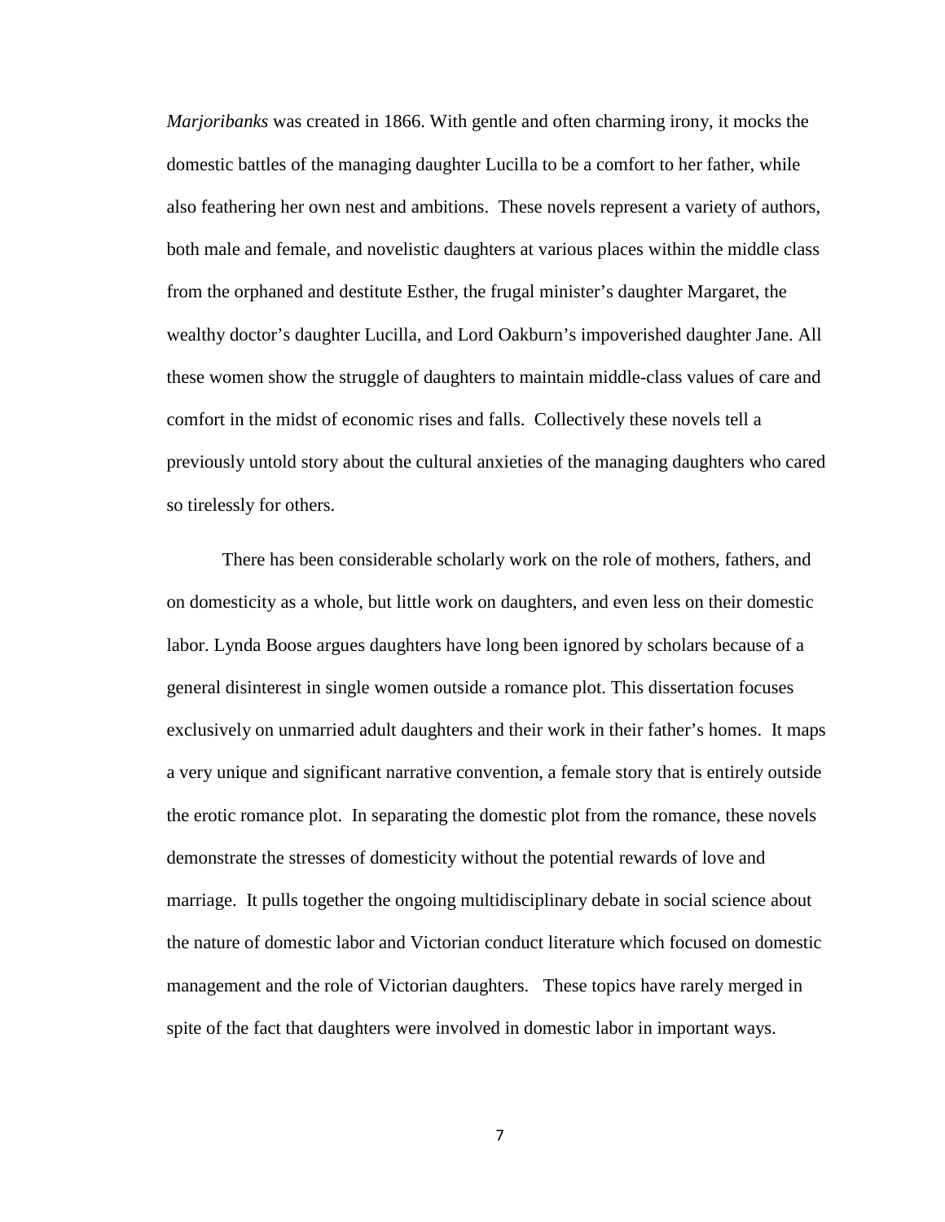*Marjoribanks* was created in 1866. With gentle and often charming irony, it mocks the domestic battles of the managing daughter Lucilla to be a comfort to her father, while also feathering her own nest and ambitions. These novels represent a variety of authors, both male and female, and novelistic daughters at various places within the middle class from the orphaned and destitute Esther, the frugal minister's daughter Margaret, the wealthy doctor's daughter Lucilla, and Lord Oakburn's impoverished daughter Jane. All these women show the struggle of daughters to maintain middle-class values of care and comfort in the midst of economic rises and falls. Collectively these novels tell a previously untold story about the cultural anxieties of the managing daughters who cared so tirelessly for others.

There has been considerable scholarly work on the role of mothers, fathers, and on domesticity as a whole, but little work on daughters, and even less on their domestic labor. Lynda Boose argues daughters have long been ignored by scholars because of a general disinterest in single women outside a romance plot. This dissertation focuses exclusively on unmarried adult daughters and their work in their father's homes. It maps a very unique and significant narrative convention, a female story that is entirely outside the erotic romance plot. In separating the domestic plot from the romance, these novels demonstrate the stresses of domesticity without the potential rewards of love and marriage. It pulls together the ongoing multidisciplinary debate in social science about the nature of domestic labor and Victorian conduct literature which focused on domestic management and the role of Victorian daughters. These topics have rarely merged in spite of the fact that daughters were involved in domestic labor in important ways.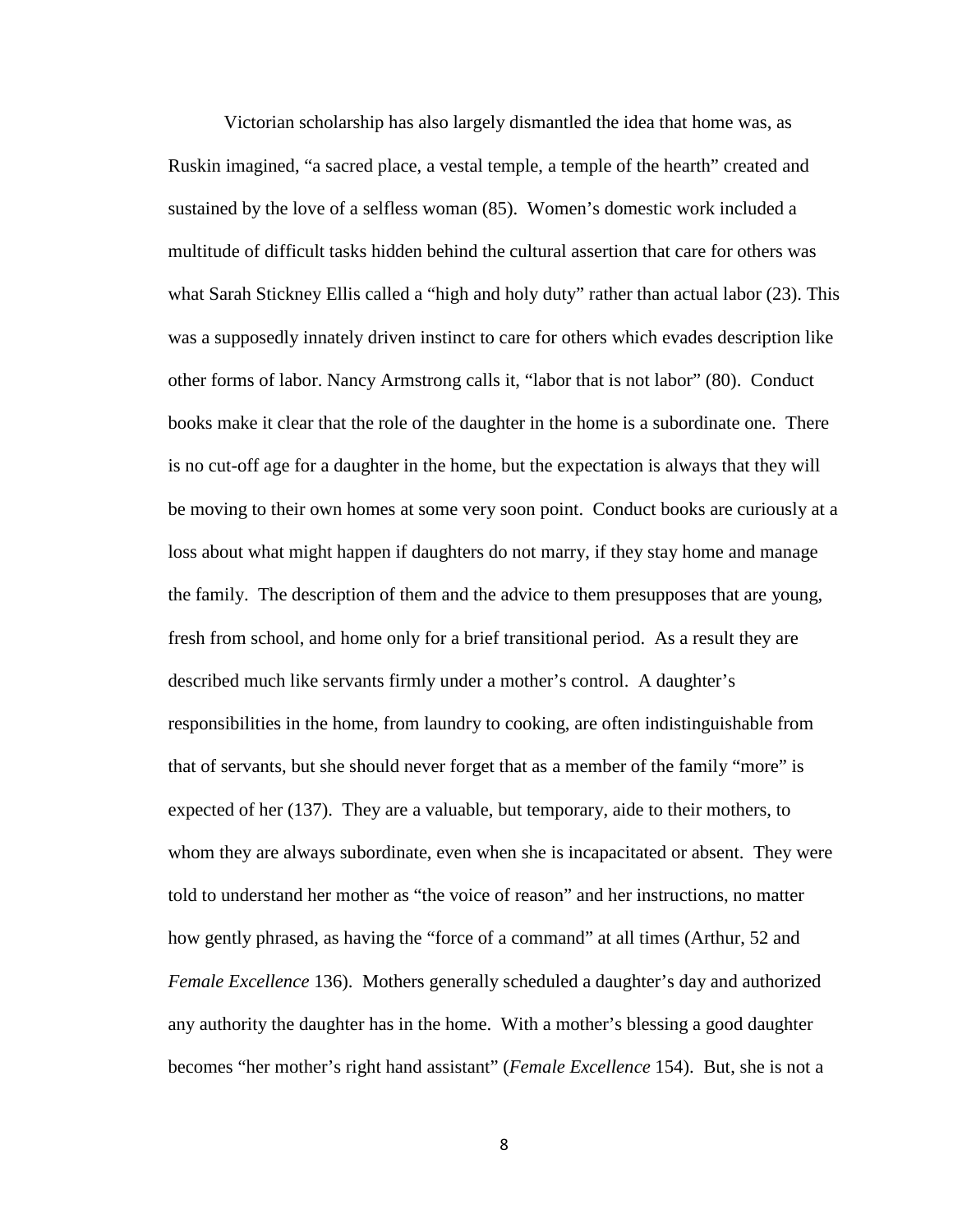Victorian scholarship has also largely dismantled the idea that home was, as Ruskin imagined, "a sacred place, a vestal temple, a temple of the hearth" created and sustained by the love of a selfless woman (85). Women's domestic work included a multitude of difficult tasks hidden behind the cultural assertion that care for others was what Sarah Stickney Ellis called a "high and holy duty" rather than actual labor (23). This was a supposedly innately driven instinct to care for others which evades description like other forms of labor. Nancy Armstrong calls it, "labor that is not labor" (80). Conduct books make it clear that the role of the daughter in the home is a subordinate one. There is no cut-off age for a daughter in the home, but the expectation is always that they will be moving to their own homes at some very soon point. Conduct books are curiously at a loss about what might happen if daughters do not marry, if they stay home and manage the family. The description of them and the advice to them presupposes that are young, fresh from school, and home only for a brief transitional period. As a result they are described much like servants firmly under a mother's control. A daughter's responsibilities in the home, from laundry to cooking, are often indistinguishable from that of servants, but she should never forget that as a member of the family "more" is expected of her (137). They are a valuable, but temporary, aide to their mothers, to whom they are always subordinate, even when she is incapacitated or absent. They were told to understand her mother as "the voice of reason" and her instructions, no matter how gently phrased, as having the "force of a command" at all times (Arthur, 52 and *Female Excellence* 136). Mothers generally scheduled a daughter's day and authorized any authority the daughter has in the home. With a mother's blessing a good daughter becomes "her mother's right hand assistant" (*Female Excellence* 154). But, she is not a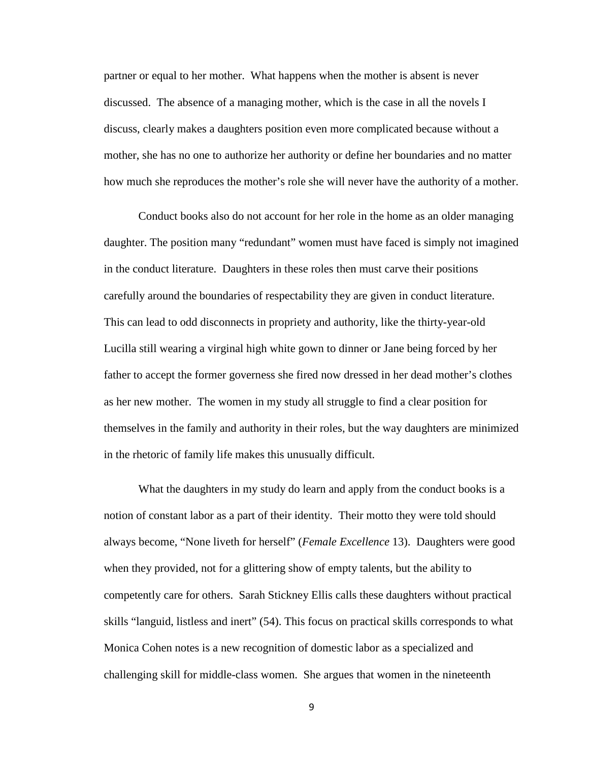partner or equal to her mother. What happens when the mother is absent is never discussed. The absence of a managing mother, which is the case in all the novels I discuss, clearly makes a daughters position even more complicated because without a mother, she has no one to authorize her authority or define her boundaries and no matter how much she reproduces the mother's role she will never have the authority of a mother.

Conduct books also do not account for her role in the home as an older managing daughter. The position many "redundant" women must have faced is simply not imagined in the conduct literature. Daughters in these roles then must carve their positions carefully around the boundaries of respectability they are given in conduct literature. This can lead to odd disconnects in propriety and authority, like the thirty-year-old Lucilla still wearing a virginal high white gown to dinner or Jane being forced by her father to accept the former governess she fired now dressed in her dead mother's clothes as her new mother. The women in my study all struggle to find a clear position for themselves in the family and authority in their roles, but the way daughters are minimized in the rhetoric of family life makes this unusually difficult.

What the daughters in my study do learn and apply from the conduct books is a notion of constant labor as a part of their identity. Their motto they were told should always become, "None liveth for herself" (*Female Excellence* 13). Daughters were good when they provided, not for a glittering show of empty talents, but the ability to competently care for others. Sarah Stickney Ellis calls these daughters without practical skills "languid, listless and inert" (54). This focus on practical skills corresponds to what Monica Cohen notes is a new recognition of domestic labor as a specialized and challenging skill for middle-class women. She argues that women in the nineteenth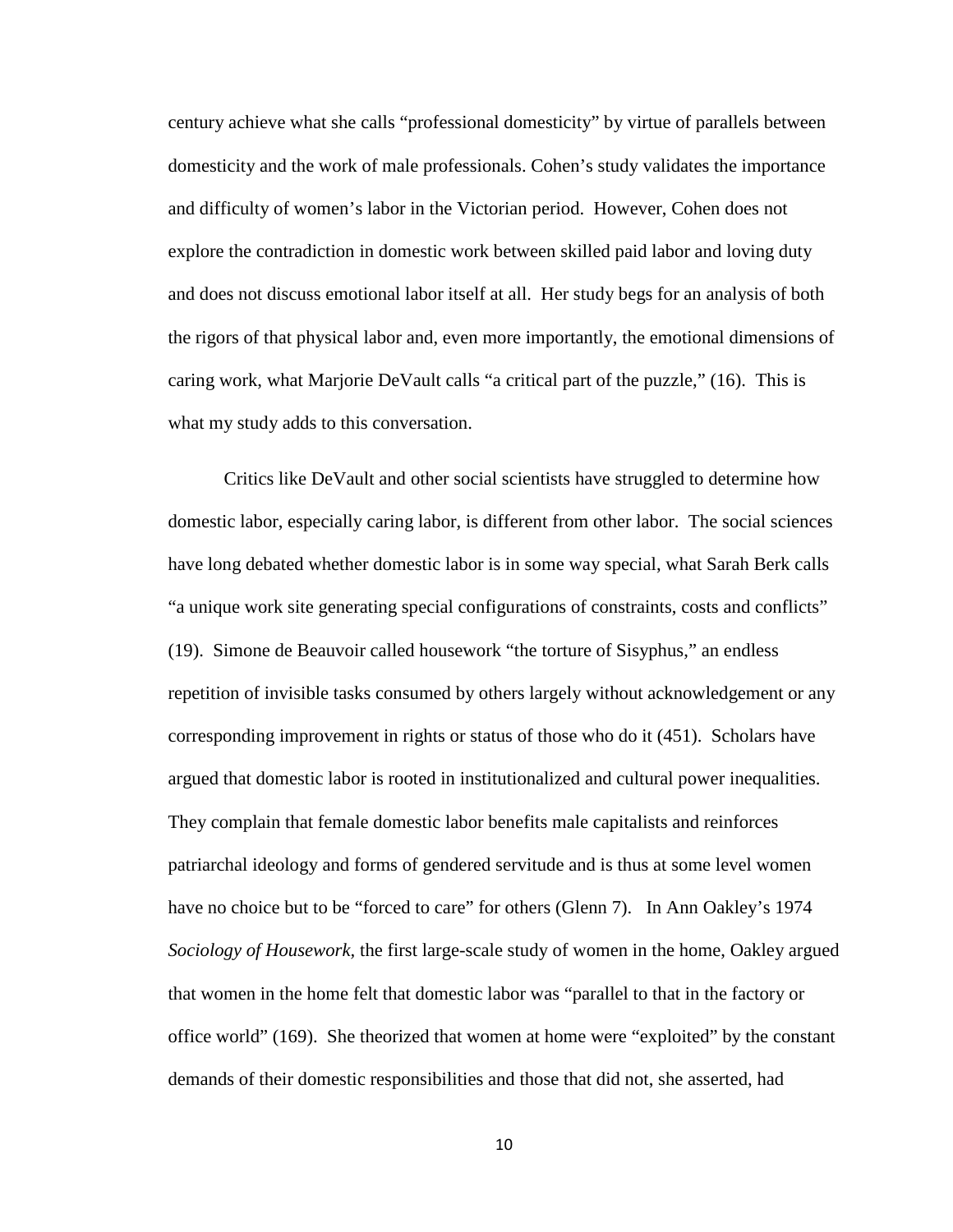century achieve what she calls "professional domesticity" by virtue of parallels between domesticity and the work of male professionals. Cohen's study validates the importance and difficulty of women's labor in the Victorian period. However, Cohen does not explore the contradiction in domestic work between skilled paid labor and loving duty and does not discuss emotional labor itself at all. Her study begs for an analysis of both the rigors of that physical labor and, even more importantly, the emotional dimensions of caring work, what Marjorie DeVault calls "a critical part of the puzzle," (16). This is what my study adds to this conversation.

Critics like DeVault and other social scientists have struggled to determine how domestic labor, especially caring labor, is different from other labor. The social sciences have long debated whether domestic labor is in some way special, what Sarah Berk calls "a unique work site generating special configurations of constraints, costs and conflicts" (19). Simone de Beauvoir called housework "the torture of Sisyphus," an endless repetition of invisible tasks consumed by others largely without acknowledgement or any corresponding improvement in rights or status of those who do it (451). Scholars have argued that domestic labor is rooted in institutionalized and cultural power inequalities. They complain that female domestic labor benefits male capitalists and reinforces patriarchal ideology and forms of gendered servitude and is thus at some level women have no choice but to be "forced to care" for others (Glenn 7). In Ann Oakley's 1974 *Sociology of Housework,* the first large-scale study of women in the home, Oakley argued that women in the home felt that domestic labor was "parallel to that in the factory or office world" (169). She theorized that women at home were "exploited" by the constant demands of their domestic responsibilities and those that did not, she asserted, had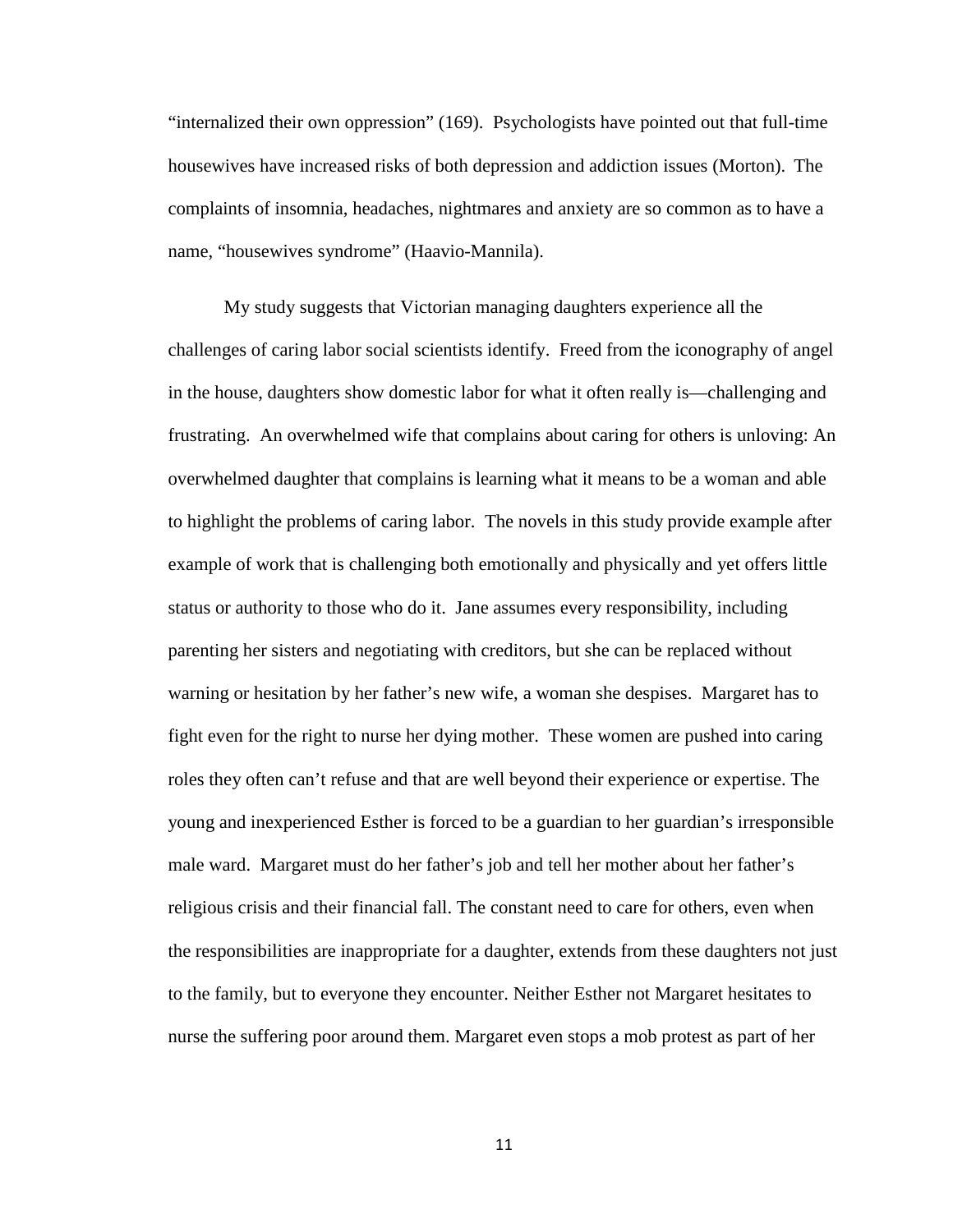"internalized their own oppression" (169). Psychologists have pointed out that full-time housewives have increased risks of both depression and addiction issues (Morton). The complaints of insomnia, headaches, nightmares and anxiety are so common as to have a name, "housewives syndrome" (Haavio-Mannila).

My study suggests that Victorian managing daughters experience all the challenges of caring labor social scientists identify. Freed from the iconography of angel in the house, daughters show domestic labor for what it often really is—challenging and frustrating. An overwhelmed wife that complains about caring for others is unloving: An overwhelmed daughter that complains is learning what it means to be a woman and able to highlight the problems of caring labor. The novels in this study provide example after example of work that is challenging both emotionally and physically and yet offers little status or authority to those who do it. Jane assumes every responsibility, including parenting her sisters and negotiating with creditors, but she can be replaced without warning or hesitation by her father's new wife, a woman she despises. Margaret has to fight even for the right to nurse her dying mother. These women are pushed into caring roles they often can't refuse and that are well beyond their experience or expertise. The young and inexperienced Esther is forced to be a guardian to her guardian's irresponsible male ward. Margaret must do her father's job and tell her mother about her father's religious crisis and their financial fall. The constant need to care for others, even when the responsibilities are inappropriate for a daughter, extends from these daughters not just to the family, but to everyone they encounter. Neither Esther not Margaret hesitates to nurse the suffering poor around them. Margaret even stops a mob protest as part of her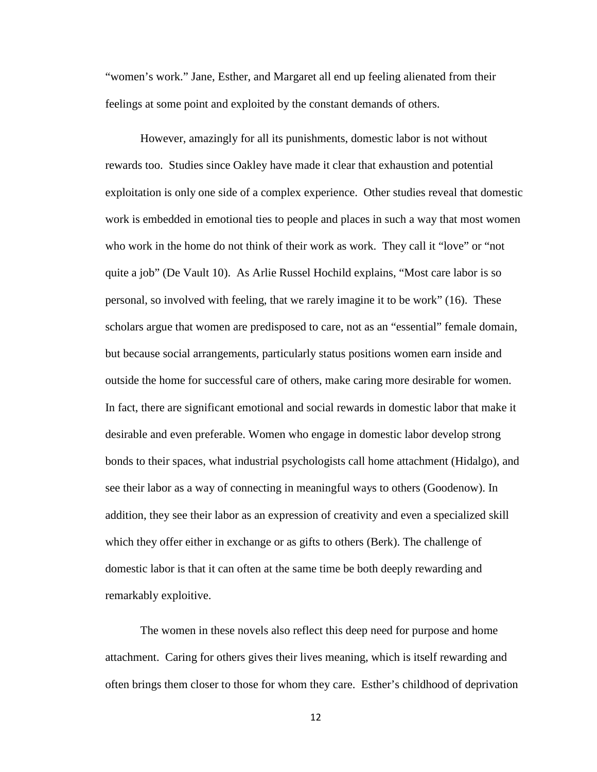"women's work." Jane, Esther, and Margaret all end up feeling alienated from their feelings at some point and exploited by the constant demands of others.

However, amazingly for all its punishments, domestic labor is not without rewards too. Studies since Oakley have made it clear that exhaustion and potential exploitation is only one side of a complex experience. Other studies reveal that domestic work is embedded in emotional ties to people and places in such a way that most women who work in the home do not think of their work as work. They call it "love" or "not quite a job" (De Vault 10). As Arlie Russel Hochild explains, "Most care labor is so personal, so involved with feeling, that we rarely imagine it to be work" (16). These scholars argue that women are predisposed to care, not as an "essential" female domain, but because social arrangements, particularly status positions women earn inside and outside the home for successful care of others, make caring more desirable for women. In fact, there are significant emotional and social rewards in domestic labor that make it desirable and even preferable. Women who engage in domestic labor develop strong bonds to their spaces, what industrial psychologists call home attachment (Hidalgo), and see their labor as a way of connecting in meaningful ways to others (Goodenow). In addition, they see their labor as an expression of creativity and even a specialized skill which they offer either in exchange or as gifts to others (Berk). The challenge of domestic labor is that it can often at the same time be both deeply rewarding and remarkably exploitive.

The women in these novels also reflect this deep need for purpose and home attachment. Caring for others gives their lives meaning, which is itself rewarding and often brings them closer to those for whom they care. Esther's childhood of deprivation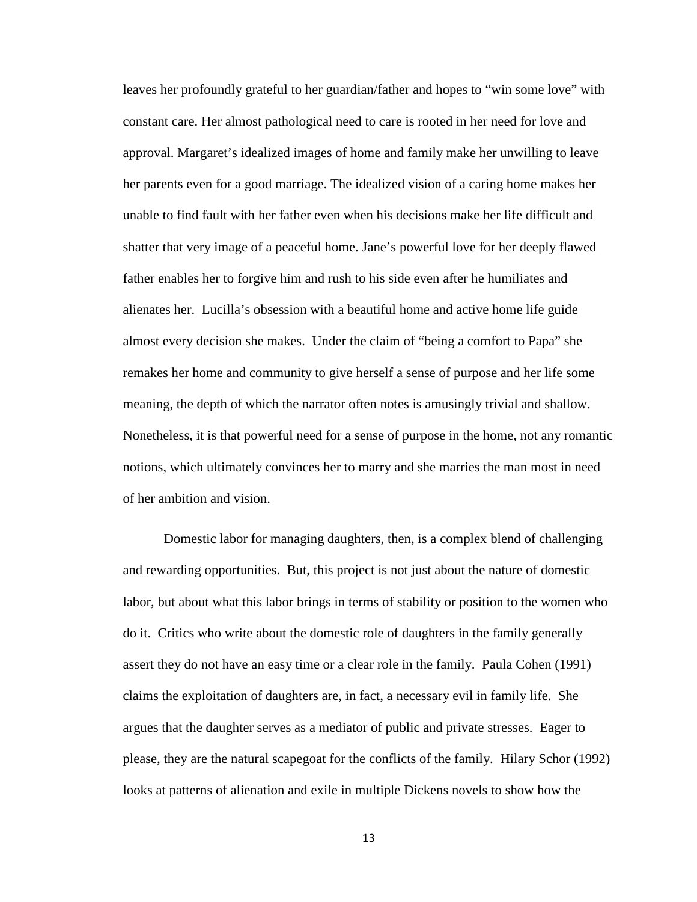leaves her profoundly grateful to her guardian/father and hopes to "win some love" with constant care. Her almost pathological need to care is rooted in her need for love and approval. Margaret's idealized images of home and family make her unwilling to leave her parents even for a good marriage. The idealized vision of a caring home makes her unable to find fault with her father even when his decisions make her life difficult and shatter that very image of a peaceful home. Jane's powerful love for her deeply flawed father enables her to forgive him and rush to his side even after he humiliates and alienates her.  Lucilla's obsession with a beautiful home and active home life guide almost every decision she makes.  Under the claim of "being a comfort to Papa" she remakes her home and community to give herself a sense of purpose and her life some meaning, the depth of which the narrator often notes is amusingly trivial and shallow. Nonetheless, it is that powerful need for a sense of purpose in the home, not any romantic notions, which ultimately convinces her to marry and she marries the man most in need of her ambition and vision.

Domestic labor for managing daughters, then, is a complex blend of challenging and rewarding opportunities.  But, this project is not just about the nature of domestic labor, but about what this labor brings in terms of stability or position to the women who do it.  Critics who write about the domestic role of daughters in the family generally assert they do not have an easy time or a clear role in the family.  Paula Cohen (1991) claims the exploitation of daughters are, in fact, a necessary evil in family life.  She argues that the daughter serves as a mediator of public and private stresses.  Eager to please, they are the natural scapegoat for the conflicts of the family.  Hilary Schor (1992) looks at patterns of alienation and exile in multiple Dickens novels to show how the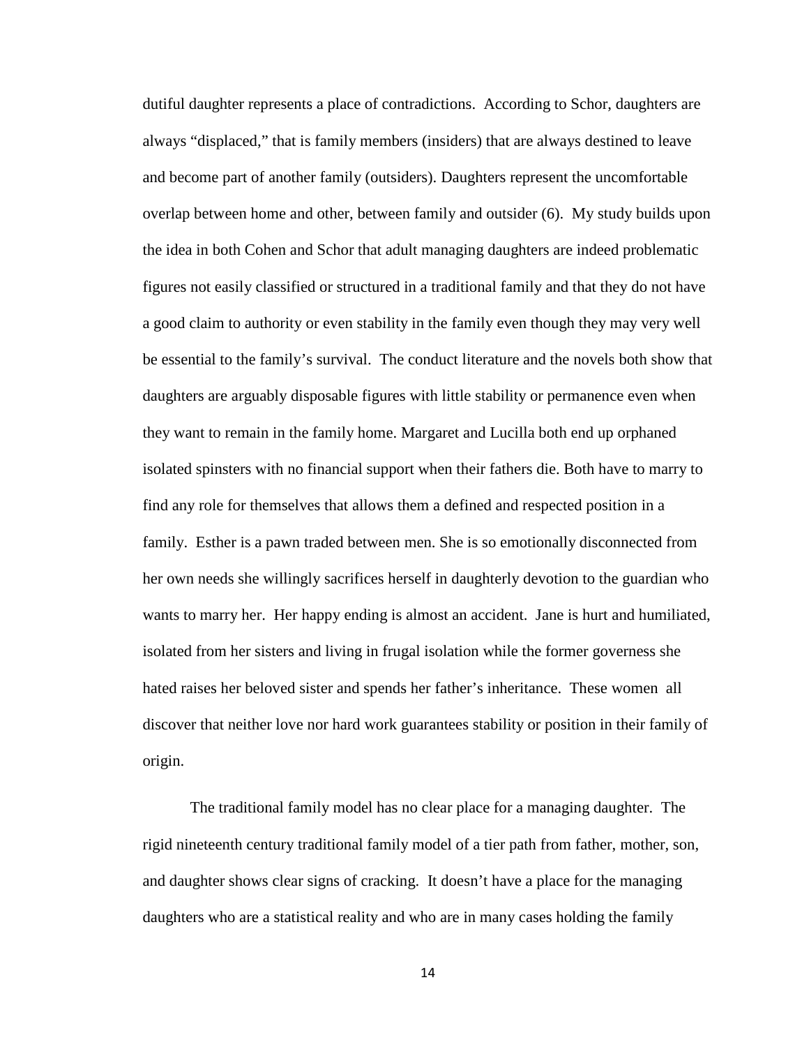dutiful daughter represents a place of contradictions. According to Schor, daughters are always "displaced," that is family members (insiders) that are always destined to leave and become part of another family (outsiders). Daughters represent the uncomfortable overlap between home and other, between family and outsider (6). My study builds upon the idea in both Cohen and Schor that adult managing daughters are indeed problematic figures not easily classified or structured in a traditional family and that they do not have a good claim to authority or even stability in the family even though they may very well be essential to the family's survival. The conduct literature and the novels both show that daughters are arguably disposable figures with little stability or permanence even when they want to remain in the family home. Margaret and Lucilla both end up orphaned isolated spinsters with no financial support when their fathers die. Both have to marry to find any role for themselves that allows them a defined and respected position in a family. Esther is a pawn traded between men. She is so emotionally disconnected from her own needs she willingly sacrifices herself in daughterly devotion to the guardian who wants to marry her. Her happy ending is almost an accident. Jane is hurt and humiliated, isolated from her sisters and living in frugal isolation while the former governess she hated raises her beloved sister and spends her father's inheritance. These women all discover that neither love nor hard work guarantees stability or position in their family of origin.

The traditional family model has no clear place for a managing daughter. The rigid nineteenth century traditional family model of a tier path from father, mother, son, and daughter shows clear signs of cracking. It doesn't have a place for the managing daughters who are a statistical reality and who are in many cases holding the family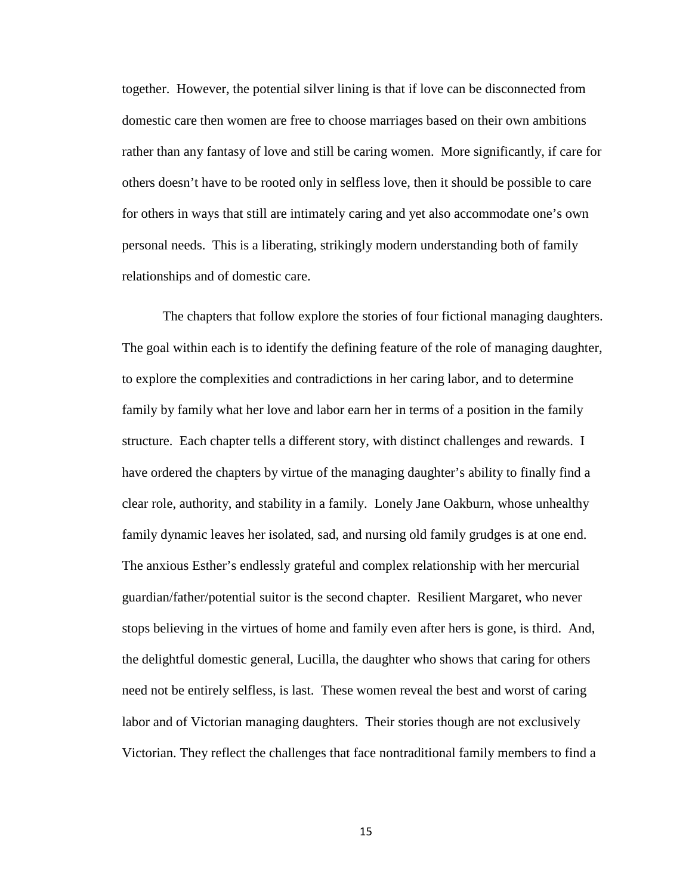together. However, the potential silver lining is that if love can be disconnected from domestic care then women are free to choose marriages based on their own ambitions rather than any fantasy of love and still be caring women. More significantly, if care for others doesn't have to be rooted only in selfless love, then it should be possible to care for others in ways that still are intimately caring and yet also accommodate one's own personal needs. This is a liberating, strikingly modern understanding both of family relationships and of domestic care.

The chapters that follow explore the stories of four fictional managing daughters. The goal within each is to identify the defining feature of the role of managing daughter, to explore the complexities and contradictions in her caring labor, and to determine family by family what her love and labor earn her in terms of a position in the family structure. Each chapter tells a different story, with distinct challenges and rewards. I have ordered the chapters by virtue of the managing daughter's ability to finally find a clear role, authority, and stability in a family. Lonely Jane Oakburn, whose unhealthy family dynamic leaves her isolated, sad, and nursing old family grudges is at one end. The anxious Esther's endlessly grateful and complex relationship with her mercurial guardian/father/potential suitor is the second chapter. Resilient Margaret, who never stops believing in the virtues of home and family even after hers is gone, is third. And, the delightful domestic general, Lucilla, the daughter who shows that caring for others need not be entirely selfless, is last. These women reveal the best and worst of caring labor and of Victorian managing daughters. Their stories though are not exclusively Victorian. They reflect the challenges that face nontraditional family members to find a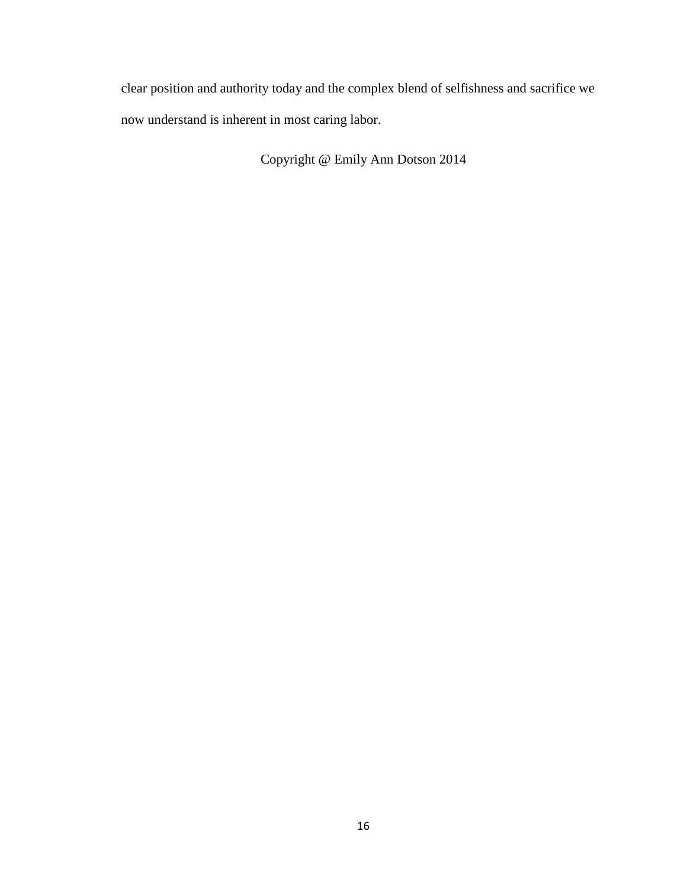clear position and authority today and the complex blend of selfishness and sacrifice we now understand is inherent in most caring labor.

Copyright @ Emily Ann Dotson 2014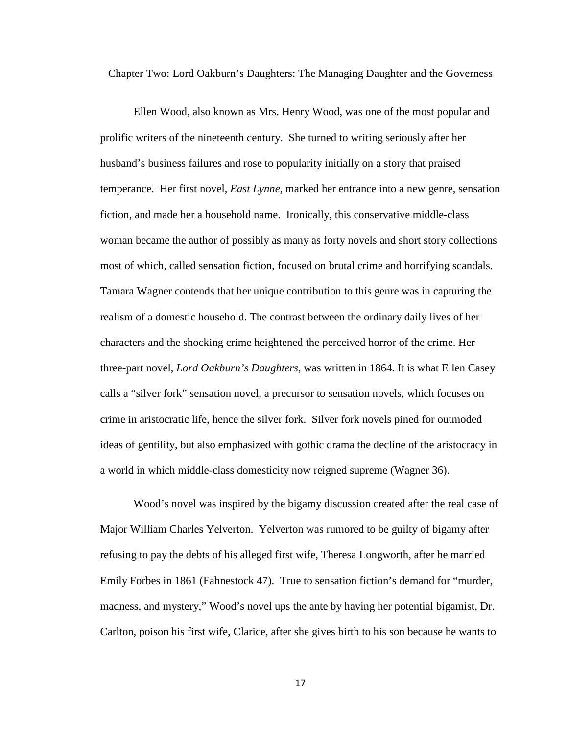## Chapter Two: Lord Oakburn's Daughters: The Managing Daughter and the Governess

Ellen Wood, also known as Mrs. Henry Wood, was one of the most popular and prolific writers of the nineteenth century. She turned to writing seriously after her husband's business failures and rose to popularity initially on a story that praised temperance. Her first novel, *East Lynne*, marked her entrance into a new genre, sensation fiction, and made her a household name. Ironically, this conservative middle-class woman became the author of possibly as many as forty novels and short story collections most of which, called sensation fiction, focused on brutal crime and horrifying scandals. Tamara Wagner contends that her unique contribution to this genre was in capturing the realism of a domestic household. The contrast between the ordinary daily lives of her characters and the shocking crime heightened the perceived horror of the crime. Her three-part novel, *Lord Oakburn's Daughters*, was written in 1864. It is what Ellen Casey calls a "silver fork" sensation novel, a precursor to sensation novels, which focuses on crime in aristocratic life, hence the silver fork. Silver fork novels pined for outmoded ideas of gentility, but also emphasized with gothic drama the decline of the aristocracy in a world in which middle-class domesticity now reigned supreme (Wagner 36).

Wood's novel was inspired by the bigamy discussion created after the real case of Major William Charles Yelverton. Yelverton was rumored to be guilty of bigamy after refusing to pay the debts of his alleged first wife, Theresa Longworth, after he married Emily Forbes in 1861 (Fahnestock 47). True to sensation fiction's demand for "murder, madness, and mystery," Wood's novel ups the ante by having her potential bigamist, Dr. Carlton, poison his first wife, Clarice, after she gives birth to his son because he wants to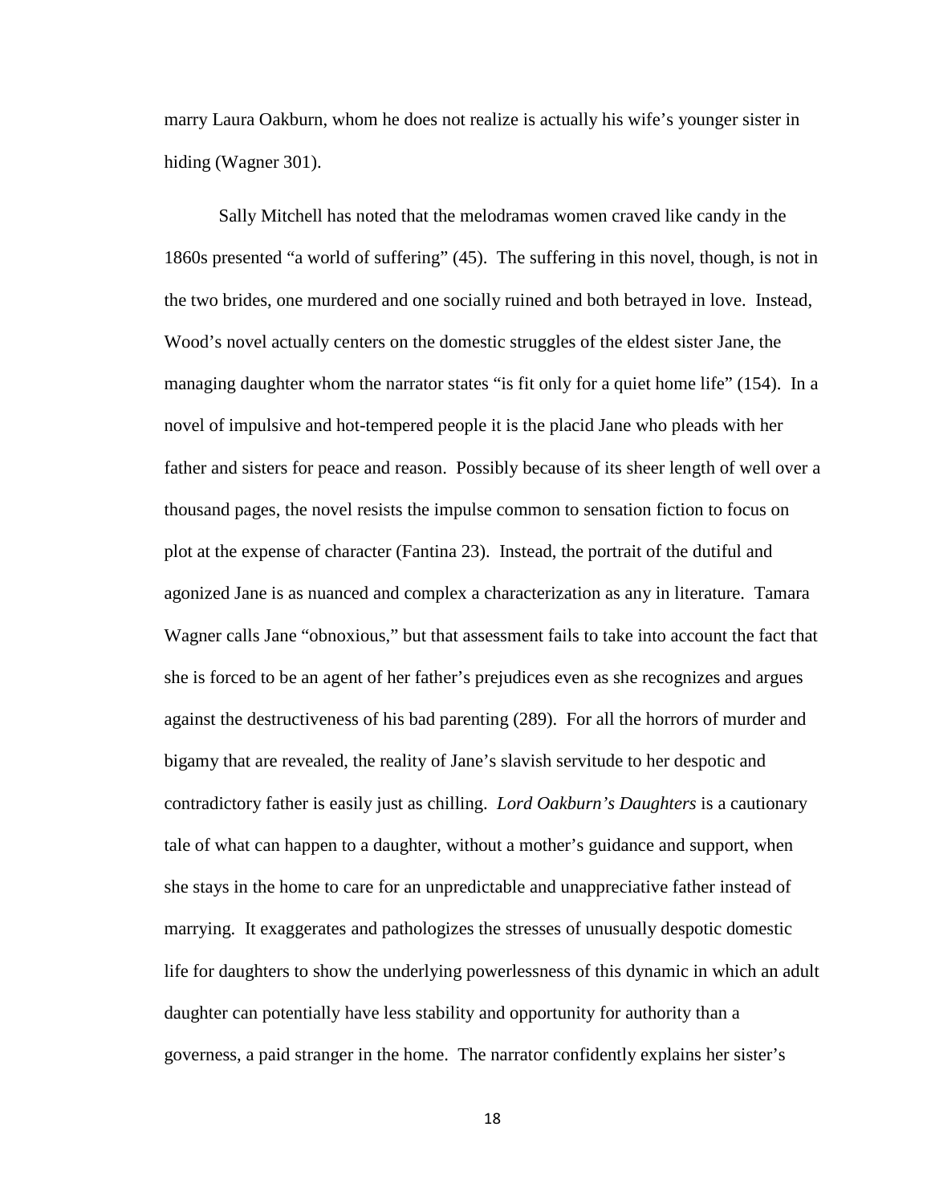marry Laura Oakburn, whom he does not realize is actually his wife's younger sister in hiding (Wagner 301).

Sally Mitchell has noted that the melodramas women craved like candy in the 1860s presented "a world of suffering" (45). The suffering in this novel, though, is not in the two brides, one murdered and one socially ruined and both betrayed in love. Instead, Wood's novel actually centers on the domestic struggles of the eldest sister Jane, the managing daughter whom the narrator states "is fit only for a quiet home life" (154). In a novel of impulsive and hot-tempered people it is the placid Jane who pleads with her father and sisters for peace and reason. Possibly because of its sheer length of well over a thousand pages, the novel resists the impulse common to sensation fiction to focus on plot at the expense of character (Fantina 23). Instead, the portrait of the dutiful and agonized Jane is as nuanced and complex a characterization as any in literature. Tamara Wagner calls Jane "obnoxious," but that assessment fails to take into account the fact that she is forced to be an agent of her father's prejudices even as she recognizes and argues against the destructiveness of his bad parenting (289). For all the horrors of murder and bigamy that are revealed, the reality of Jane's slavish servitude to her despotic and contradictory father is easily just as chilling. *Lord Oakburn's Daughters* is a cautionary tale of what can happen to a daughter, without a mother's guidance and support, when she stays in the home to care for an unpredictable and unappreciative father instead of marrying. It exaggerates and pathologizes the stresses of unusually despotic domestic life for daughters to show the underlying powerlessness of this dynamic in which an adult daughter can potentially have less stability and opportunity for authority than a governess, a paid stranger in the home. The narrator confidently explains her sister's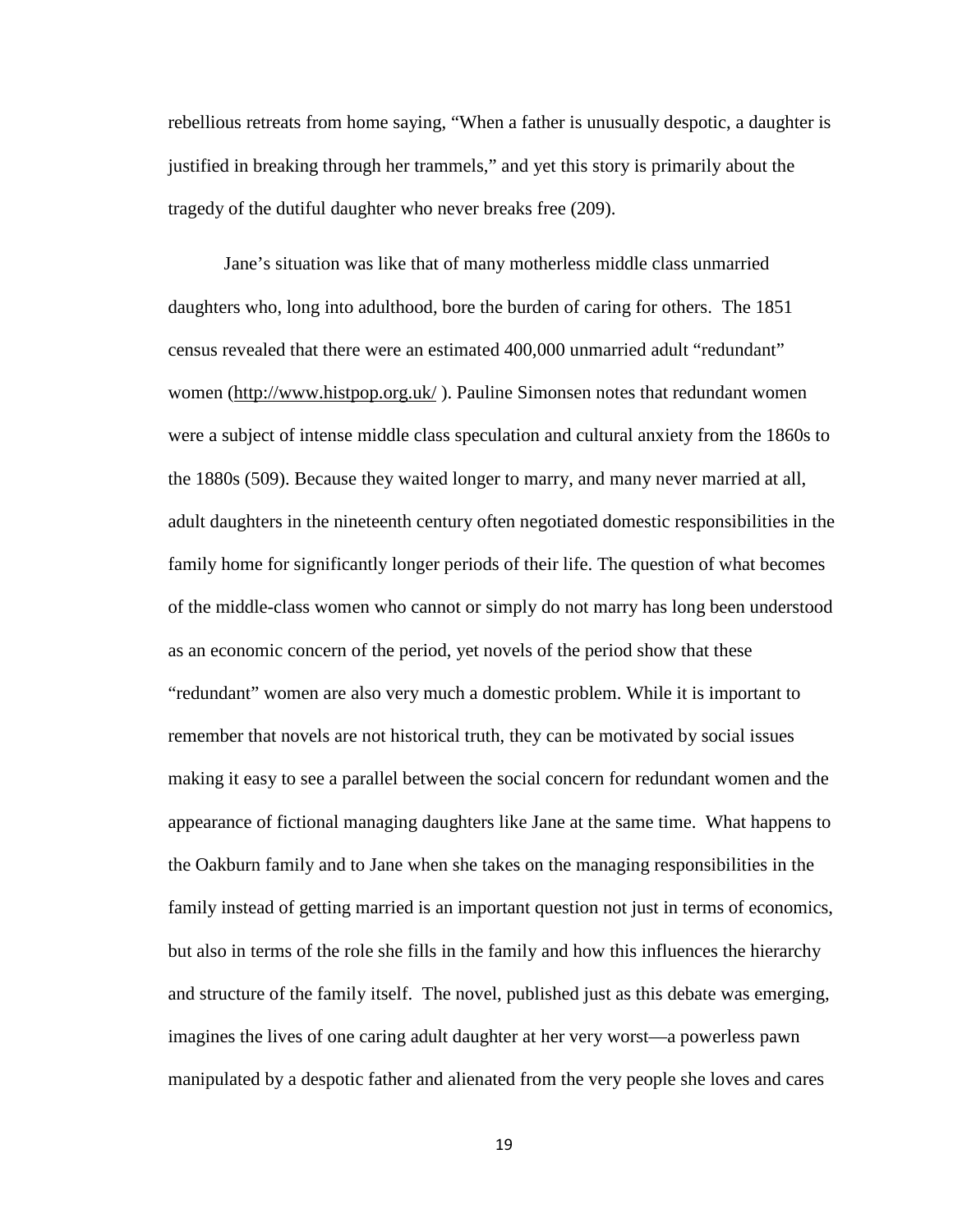rebellious retreats from home saying, "When a father is unusually despotic, a daughter is justified in breaking through her trammels," and yet this story is primarily about the tragedy of the dutiful daughter who never breaks free (209).

Jane's situation was like that of many motherless middle class unmarried daughters who, long into adulthood, bore the burden of caring for others. The 1851 census revealed that there were an estimated 400,000 unmarried adult "redundant" women (http://www.histpop.org.uk/ ). Pauline Simonsen notes that redundant women were a subject of intense middle class speculation and cultural anxiety from the 1860s to the 1880s (509). Because they waited longer to marry, and many never married at all, adult daughters in the nineteenth century often negotiated domestic responsibilities in the family home for significantly longer periods of their life. The question of what becomes of the middle-class women who cannot or simply do not marry has long been understood as an economic concern of the period, yet novels of the period show that these "redundant" women are also very much a domestic problem. While it is important to remember that novels are not historical truth, they can be motivated by social issues making it easy to see a parallel between the social concern for redundant women and the appearance of fictional managing daughters like Jane at the same time. What happens to the Oakburn family and to Jane when she takes on the managing responsibilities in the family instead of getting married is an important question not just in terms of economics, but also in terms of the role she fills in the family and how this influences the hierarchy and structure of the family itself. The novel, published just as this debate was emerging, imagines the lives of one caring adult daughter at her very worst—a powerless pawn manipulated by a despotic father and alienated from the very people she loves and cares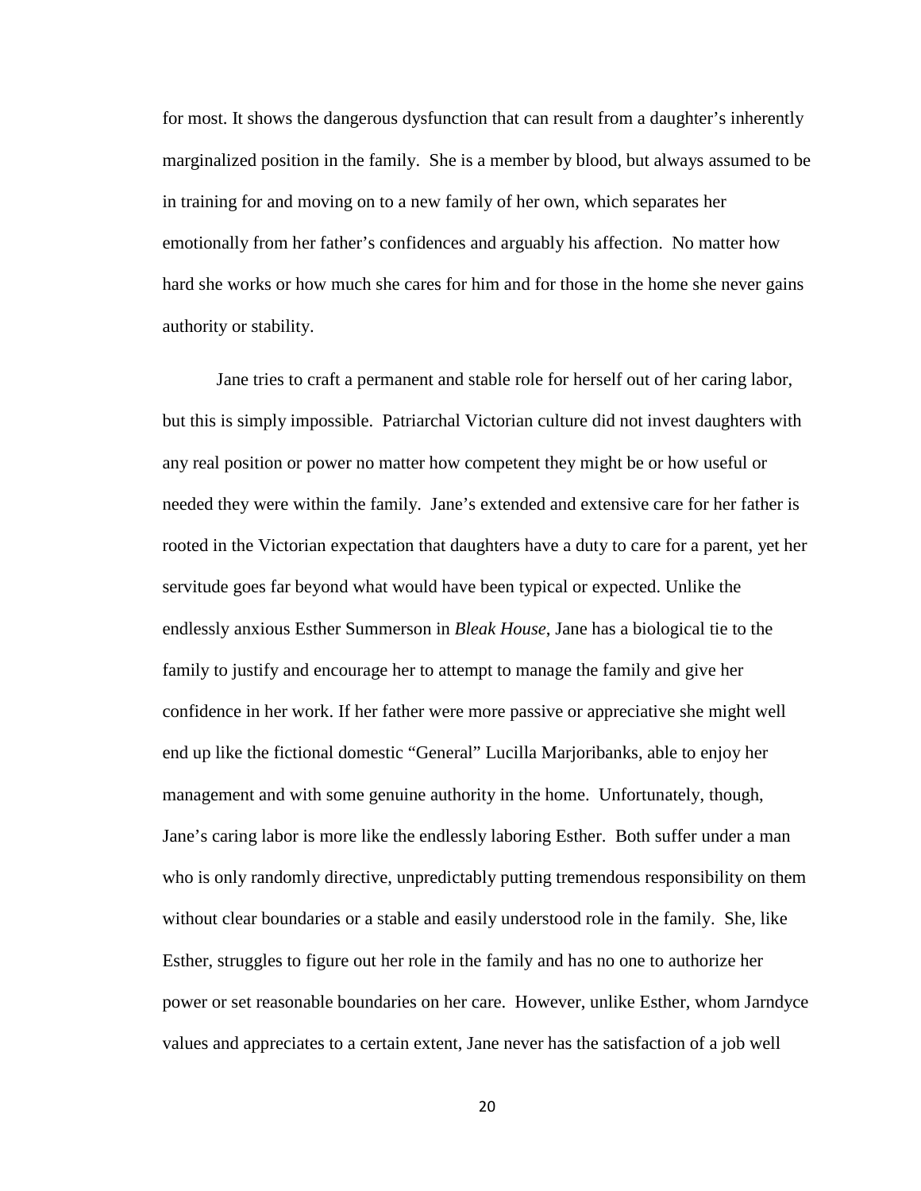for most. It shows the dangerous dysfunction that can result from a daughter's inherently marginalized position in the family. She is a member by blood, but always assumed to be in training for and moving on to a new family of her own, which separates her emotionally from her father's confidences and arguably his affection. No matter how hard she works or how much she cares for him and for those in the home she never gains authority or stability.

Jane tries to craft a permanent and stable role for herself out of her caring labor, but this is simply impossible. Patriarchal Victorian culture did not invest daughters with any real position or power no matter how competent they might be or how useful or needed they were within the family. Jane's extended and extensive care for her father is rooted in the Victorian expectation that daughters have a duty to care for a parent, yet her servitude goes far beyond what would have been typical or expected. Unlike the endlessly anxious Esther Summerson in *Bleak House*, Jane has a biological tie to the family to justify and encourage her to attempt to manage the family and give her confidence in her work. If her father were more passive or appreciative she might well end up like the fictional domestic "General" Lucilla Marjoribanks, able to enjoy her management and with some genuine authority in the home. Unfortunately, though, Jane's caring labor is more like the endlessly laboring Esther. Both suffer under a man who is only randomly directive, unpredictably putting tremendous responsibility on them without clear boundaries or a stable and easily understood role in the family. She, like Esther, struggles to figure out her role in the family and has no one to authorize her power or set reasonable boundaries on her care. However, unlike Esther, whom Jarndyce values and appreciates to a certain extent, Jane never has the satisfaction of a job well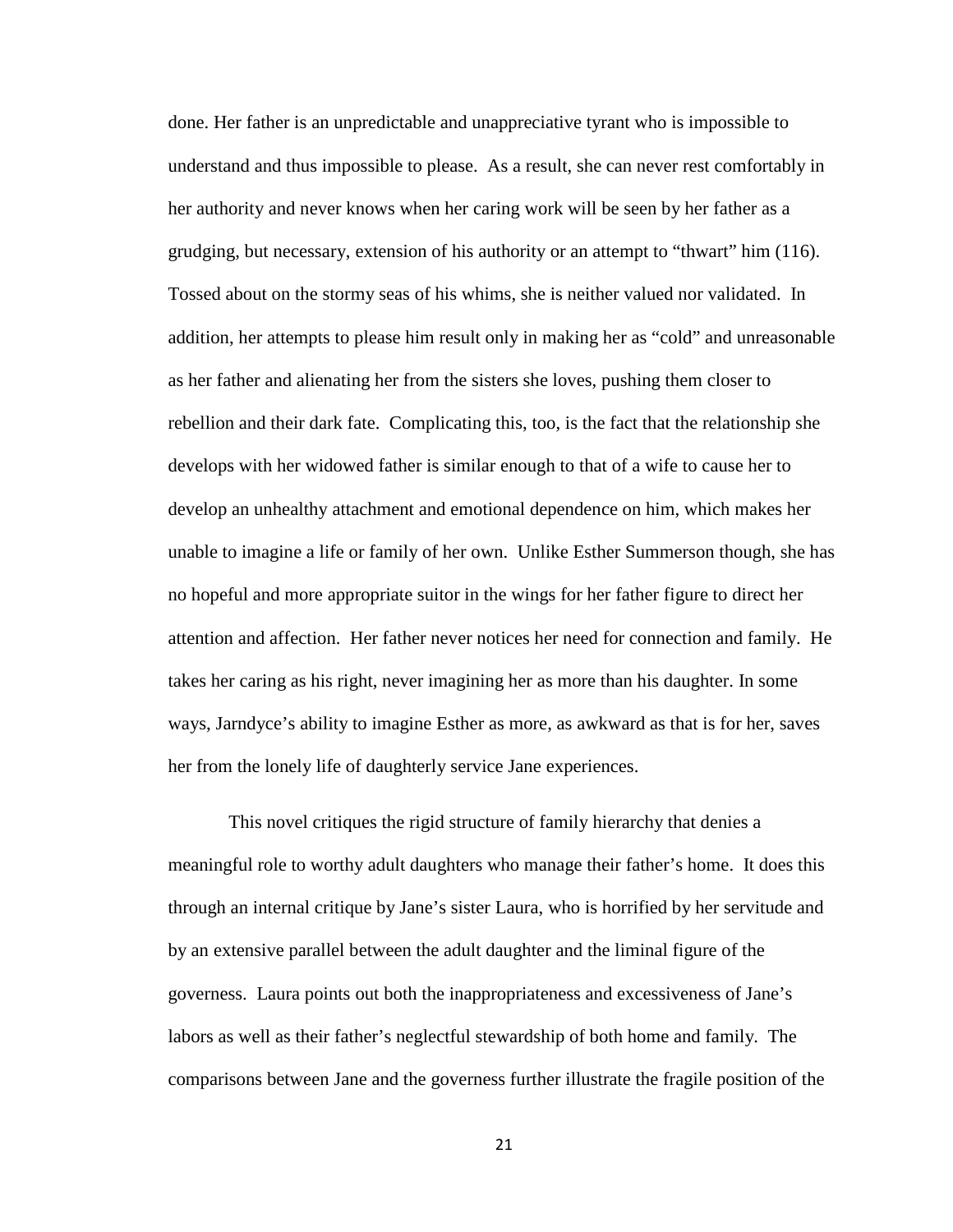done. Her father is an unpredictable and unappreciative tyrant who is impossible to understand and thus impossible to please. As a result, she can never rest comfortably in her authority and never knows when her caring work will be seen by her father as a grudging, but necessary, extension of his authority or an attempt to "thwart" him (116). Tossed about on the stormy seas of his whims, she is neither valued nor validated. In addition, her attempts to please him result only in making her as "cold" and unreasonable as her father and alienating her from the sisters she loves, pushing them closer to rebellion and their dark fate. Complicating this, too, is the fact that the relationship she develops with her widowed father is similar enough to that of a wife to cause her to develop an unhealthy attachment and emotional dependence on him, which makes her unable to imagine a life or family of her own. Unlike Esther Summerson though, she has no hopeful and more appropriate suitor in the wings for her father figure to direct her attention and affection. Her father never notices her need for connection and family. He takes her caring as his right, never imagining her as more than his daughter. In some ways, Jarndyce's ability to imagine Esther as more, as awkward as that is for her, saves her from the lonely life of daughterly service Jane experiences.

This novel critiques the rigid structure of family hierarchy that denies a meaningful role to worthy adult daughters who manage their father's home. It does this through an internal critique by Jane's sister Laura, who is horrified by her servitude and by an extensive parallel between the adult daughter and the liminal figure of the governess. Laura points out both the inappropriateness and excessiveness of Jane's labors as well as their father's neglectful stewardship of both home and family. The comparisons between Jane and the governess further illustrate the fragile position of the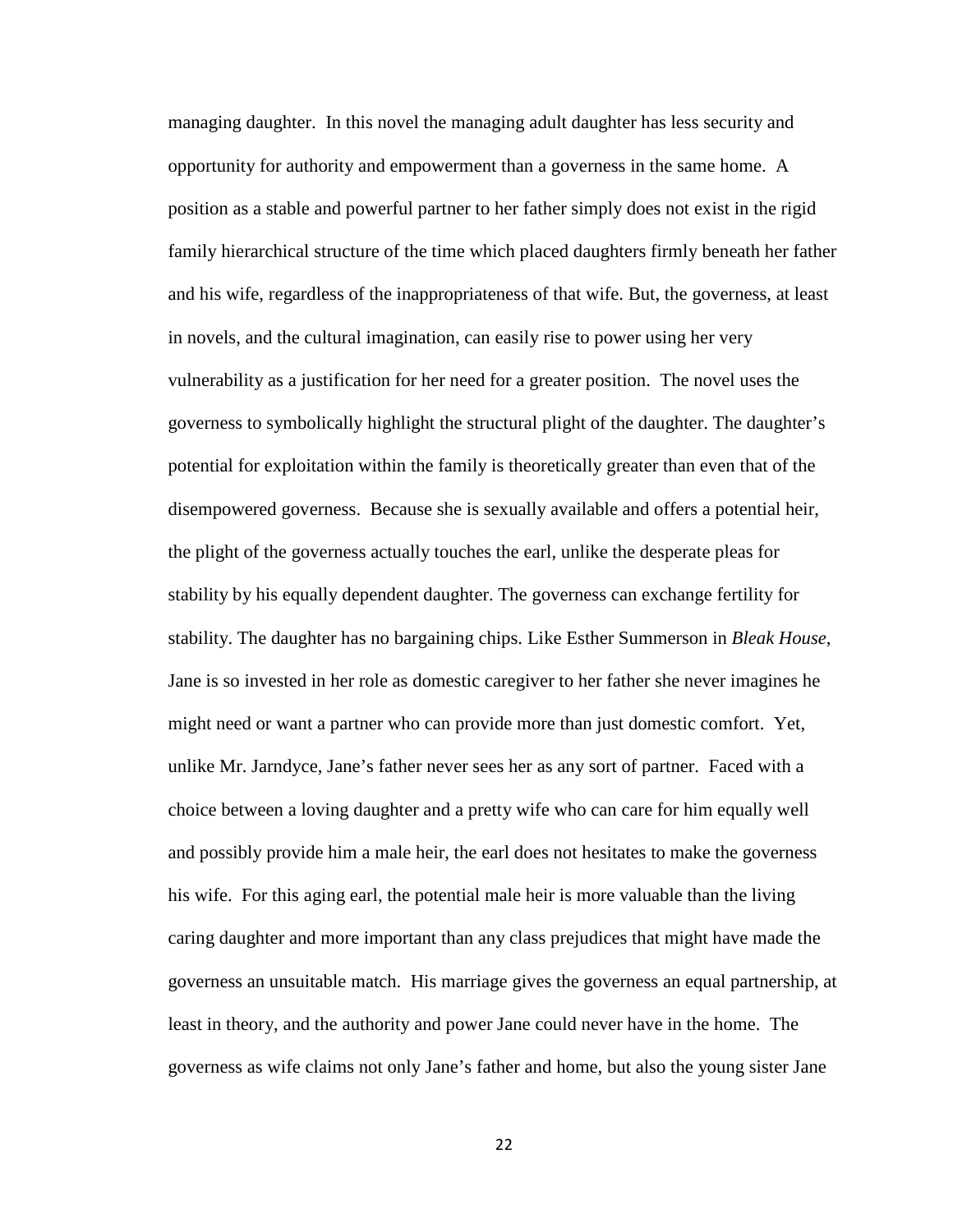managing daughter. In this novel the managing adult daughter has less security and opportunity for authority and empowerment than a governess in the same home. A position as a stable and powerful partner to her father simply does not exist in the rigid family hierarchical structure of the time which placed daughters firmly beneath her father and his wife, regardless of the inappropriateness of that wife. But, the governess, at least in novels, and the cultural imagination, can easily rise to power using her very vulnerability as a justification for her need for a greater position. The novel uses the governess to symbolically highlight the structural plight of the daughter. The daughter's potential for exploitation within the family is theoretically greater than even that of the disempowered governess. Because she is sexually available and offers a potential heir, the plight of the governess actually touches the earl, unlike the desperate pleas for stability by his equally dependent daughter. The governess can exchange fertility for stability. The daughter has no bargaining chips. Like Esther Summerson in *Bleak House*, Jane is so invested in her role as domestic caregiver to her father she never imagines he might need or want a partner who can provide more than just domestic comfort. Yet, unlike Mr. Jarndyce, Jane's father never sees her as any sort of partner. Faced with a choice between a loving daughter and a pretty wife who can care for him equally well and possibly provide him a male heir, the earl does not hesitates to make the governess his wife. For this aging earl, the potential male heir is more valuable than the living caring daughter and more important than any class prejudices that might have made the governess an unsuitable match. His marriage gives the governess an equal partnership, at least in theory, and the authority and power Jane could never have in the home. The governess as wife claims not only Jane's father and home, but also the young sister Jane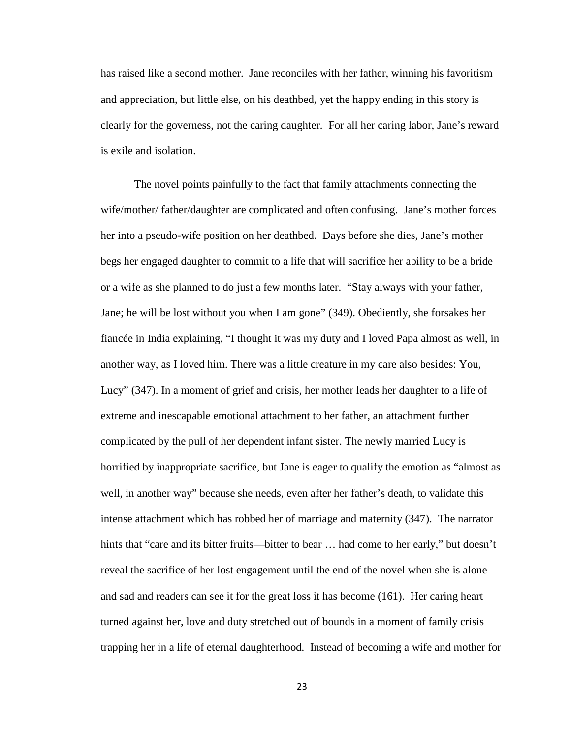has raised like a second mother. Jane reconciles with her father, winning his favoritism and appreciation, but little else, on his deathbed, yet the happy ending in this story is clearly for the governess, not the caring daughter. For all her caring labor, Jane's reward is exile and isolation.

The novel points painfully to the fact that family attachments connecting the wife/mother/ father/daughter are complicated and often confusing. Jane's mother forces her into a pseudo-wife position on her deathbed. Days before she dies, Jane's mother begs her engaged daughter to commit to a life that will sacrifice her ability to be a bride or a wife as she planned to do just a few months later. "Stay always with your father, Jane; he will be lost without you when I am gone" (349). Obediently, she forsakes her fiancée in India explaining, "I thought it was my duty and I loved Papa almost as well, in another way, as I loved him. There was a little creature in my care also besides: You, Lucy" (347). In a moment of grief and crisis, her mother leads her daughter to a life of extreme and inescapable emotional attachment to her father, an attachment further complicated by the pull of her dependent infant sister. The newly married Lucy is horrified by inappropriate sacrifice, but Jane is eager to qualify the emotion as "almost as well, in another way" because she needs, even after her father's death, to validate this intense attachment which has robbed her of marriage and maternity (347). The narrator hints that "care and its bitter fruits—bitter to bear … had come to her early," but doesn't reveal the sacrifice of her lost engagement until the end of the novel when she is alone and sad and readers can see it for the great loss it has become (161). Her caring heart turned against her, love and duty stretched out of bounds in a moment of family crisis trapping her in a life of eternal daughterhood. Instead of becoming a wife and mother for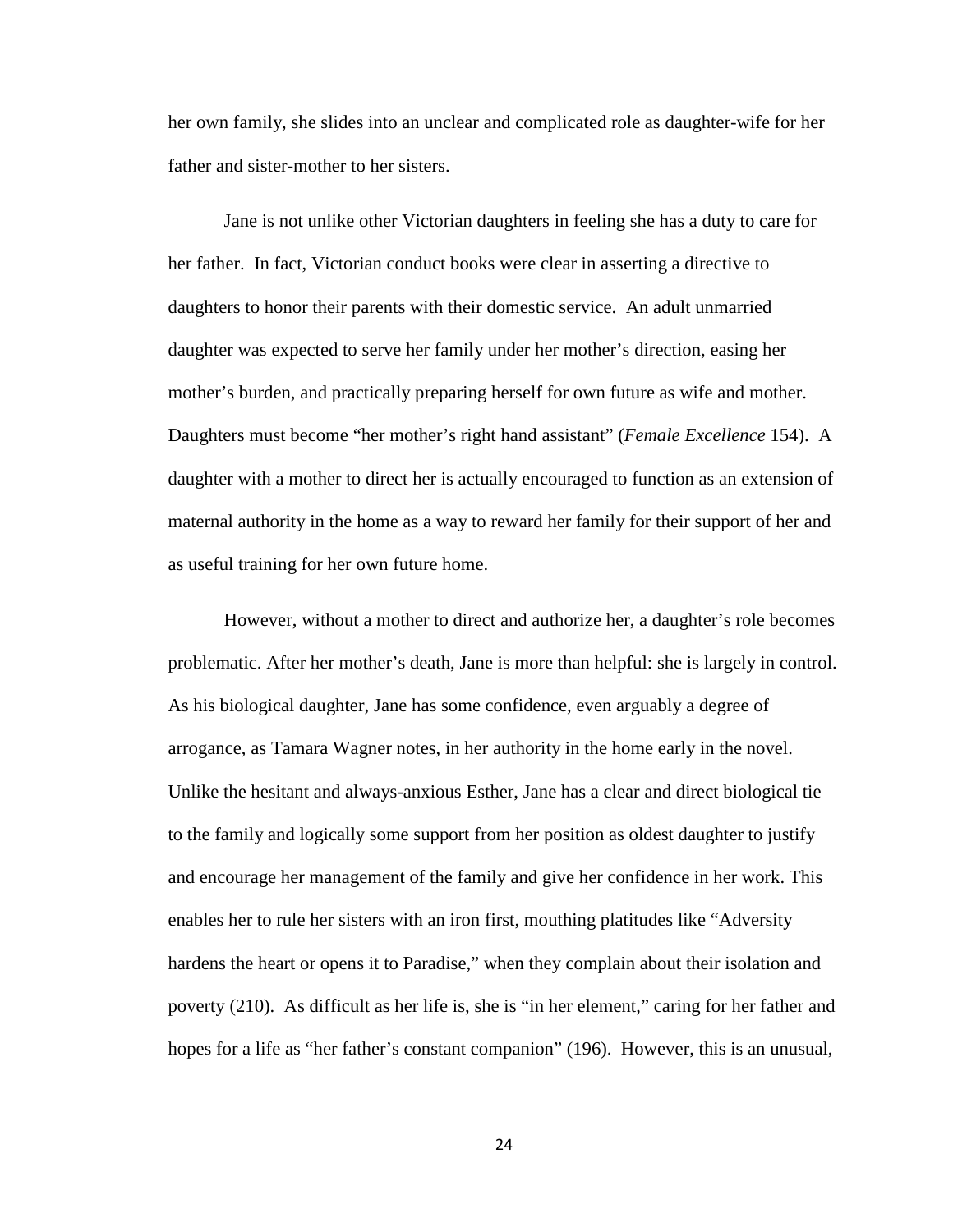her own family, she slides into an unclear and complicated role as daughter-wife for her father and sister-mother to her sisters.

Jane is not unlike other Victorian daughters in feeling she has a duty to care for her father. In fact, Victorian conduct books were clear in asserting a directive to daughters to honor their parents with their domestic service. An adult unmarried daughter was expected to serve her family under her mother's direction, easing her mother's burden, and practically preparing herself for own future as wife and mother. Daughters must become "her mother's right hand assistant" (*Female Excellence* 154). A daughter with a mother to direct her is actually encouraged to function as an extension of maternal authority in the home as a way to reward her family for their support of her and as useful training for her own future home.

However, without a mother to direct and authorize her, a daughter's role becomes problematic. After her mother's death, Jane is more than helpful: she is largely in control. As his biological daughter, Jane has some confidence, even arguably a degree of arrogance, as Tamara Wagner notes, in her authority in the home early in the novel. Unlike the hesitant and always-anxious Esther, Jane has a clear and direct biological tie to the family and logically some support from her position as oldest daughter to justify and encourage her management of the family and give her confidence in her work. This enables her to rule her sisters with an iron first, mouthing platitudes like "Adversity hardens the heart or opens it to Paradise," when they complain about their isolation and poverty (210). As difficult as her life is, she is "in her element," caring for her father and hopes for a life as "her father's constant companion" (196). However, this is an unusual,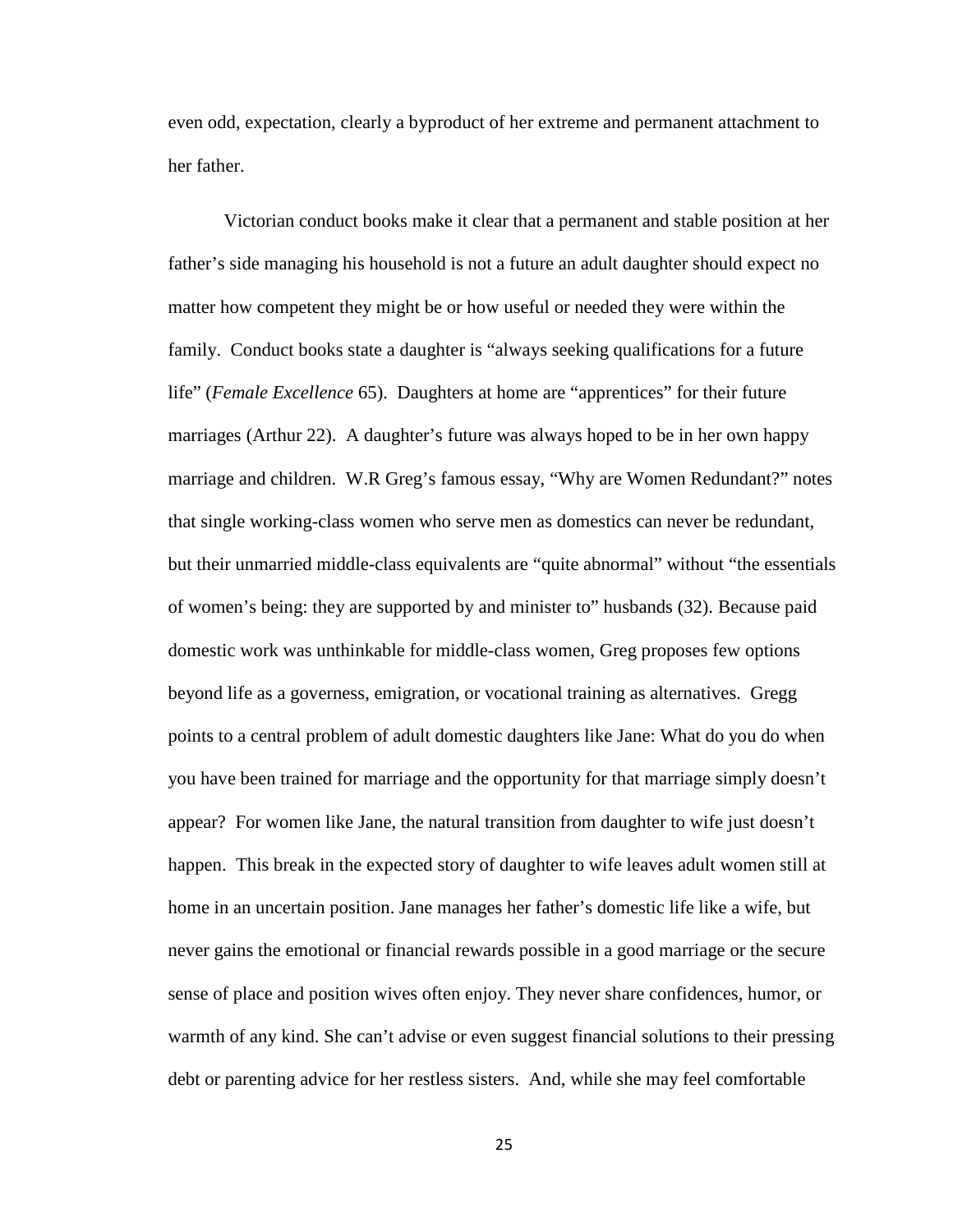even odd, expectation, clearly a byproduct of her extreme and permanent attachment to her father.

Victorian conduct books make it clear that a permanent and stable position at her father's side managing his household is not a future an adult daughter should expect no matter how competent they might be or how useful or needed they were within the family. Conduct books state a daughter is "always seeking qualifications for a future life" (*Female Excellence* 65). Daughters at home are "apprentices" for their future marriages (Arthur 22). A daughter's future was always hoped to be in her own happy marriage and children. W.R Greg's famous essay, "Why are Women Redundant?" notes that single working-class women who serve men as domestics can never be redundant, but their unmarried middle-class equivalents are "quite abnormal" without "the essentials of women's being: they are supported by and minister to" husbands (32). Because paid domestic work was unthinkable for middle-class women, Greg proposes few options beyond life as a governess, emigration, or vocational training as alternatives. Gregg points to a central problem of adult domestic daughters like Jane: What do you do when you have been trained for marriage and the opportunity for that marriage simply doesn't appear? For women like Jane, the natural transition from daughter to wife just doesn't happen. This break in the expected story of daughter to wife leaves adult women still at home in an uncertain position. Jane manages her father's domestic life like a wife, but never gains the emotional or financial rewards possible in a good marriage or the secure sense of place and position wives often enjoy. They never share confidences, humor, or warmth of any kind. She can't advise or even suggest financial solutions to their pressing debt or parenting advice for her restless sisters. And, while she may feel comfortable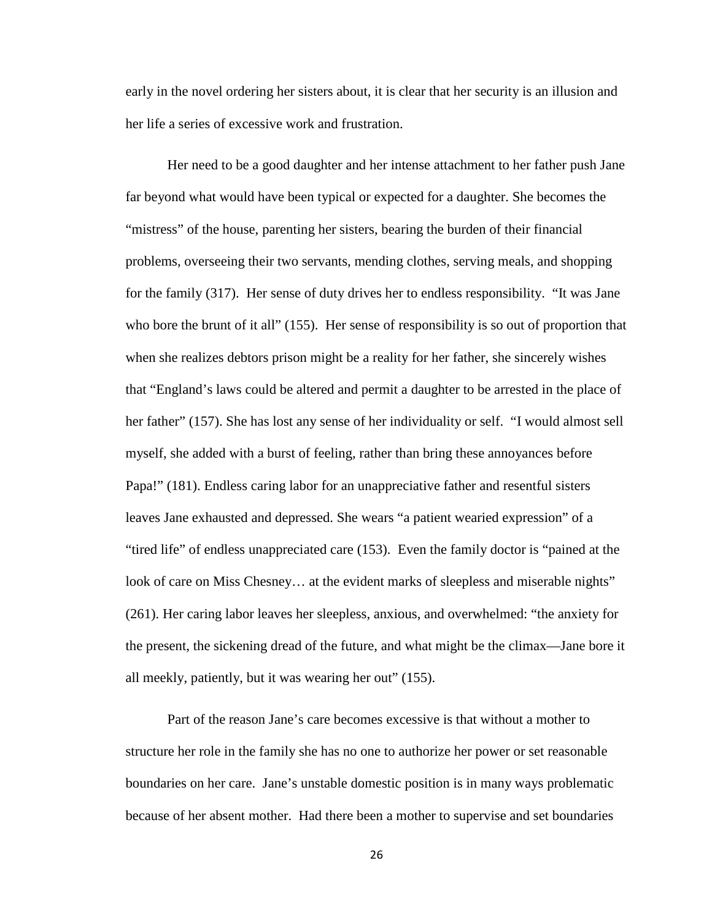early in the novel ordering her sisters about, it is clear that her security is an illusion and her life a series of excessive work and frustration.

Her need to be a good daughter and her intense attachment to her father push Jane far beyond what would have been typical or expected for a daughter. She becomes the "mistress" of the house, parenting her sisters, bearing the burden of their financial problems, overseeing their two servants, mending clothes, serving meals, and shopping for the family (317). Her sense of duty drives her to endless responsibility. "It was Jane who bore the brunt of it all" (155). Her sense of responsibility is so out of proportion that when she realizes debtors prison might be a reality for her father, she sincerely wishes that "England's laws could be altered and permit a daughter to be arrested in the place of her father" (157). She has lost any sense of her individuality or self. "I would almost sell myself, she added with a burst of feeling, rather than bring these annoyances before Papa!" (181). Endless caring labor for an unappreciative father and resentful sisters leaves Jane exhausted and depressed. She wears "a patient wearied expression" of a "tired life" of endless unappreciated care (153). Even the family doctor is "pained at the look of care on Miss Chesney… at the evident marks of sleepless and miserable nights" (261). Her caring labor leaves her sleepless, anxious, and overwhelmed: "the anxiety for the present, the sickening dread of the future, and what might be the climax—Jane bore it all meekly, patiently, but it was wearing her out" (155).

Part of the reason Jane's care becomes excessive is that without a mother to structure her role in the family she has no one to authorize her power or set reasonable boundaries on her care. Jane's unstable domestic position is in many ways problematic because of her absent mother. Had there been a mother to supervise and set boundaries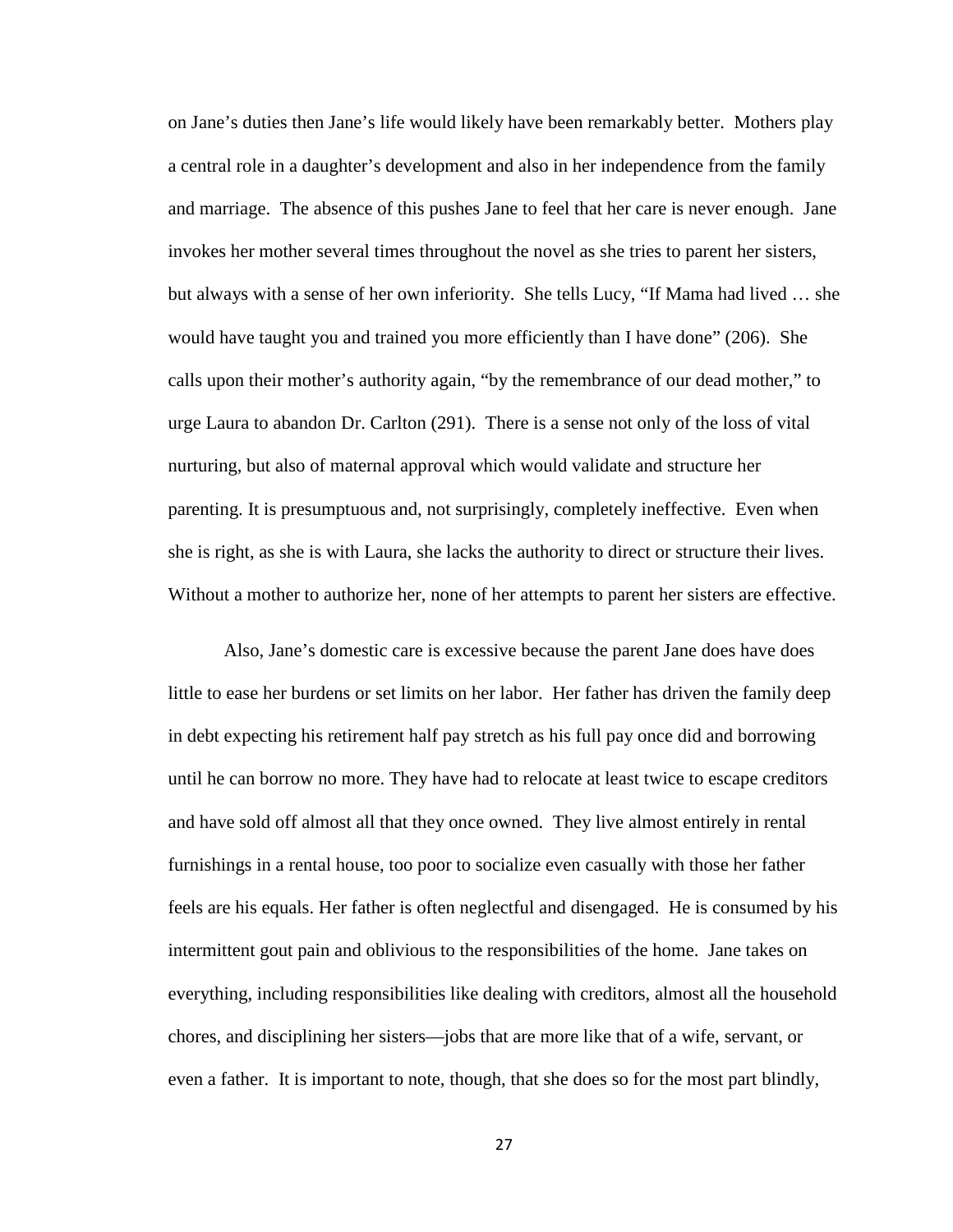on Jane's duties then Jane's life would likely have been remarkably better. Mothers play a central role in a daughter's development and also in her independence from the family and marriage. The absence of this pushes Jane to feel that her care is never enough. Jane invokes her mother several times throughout the novel as she tries to parent her sisters, but always with a sense of her own inferiority. She tells Lucy, "If Mama had lived … she would have taught you and trained you more efficiently than I have done" (206). She calls upon their mother's authority again, "by the remembrance of our dead mother," to urge Laura to abandon Dr. Carlton (291). There is a sense not only of the loss of vital nurturing, but also of maternal approval which would validate and structure her parenting. It is presumptuous and, not surprisingly, completely ineffective. Even when she is right, as she is with Laura, she lacks the authority to direct or structure their lives. Without a mother to authorize her, none of her attempts to parent her sisters are effective.

Also, Jane's domestic care is excessive because the parent Jane does have does little to ease her burdens or set limits on her labor. Her father has driven the family deep in debt expecting his retirement half pay stretch as his full pay once did and borrowing until he can borrow no more. They have had to relocate at least twice to escape creditors and have sold off almost all that they once owned. They live almost entirely in rental furnishings in a rental house, too poor to socialize even casually with those her father feels are his equals. Her father is often neglectful and disengaged. He is consumed by his intermittent gout pain and oblivious to the responsibilities of the home. Jane takes on everything, including responsibilities like dealing with creditors, almost all the household chores, and disciplining her sisters—jobs that are more like that of a wife, servant, or even a father. It is important to note, though, that she does so for the most part blindly,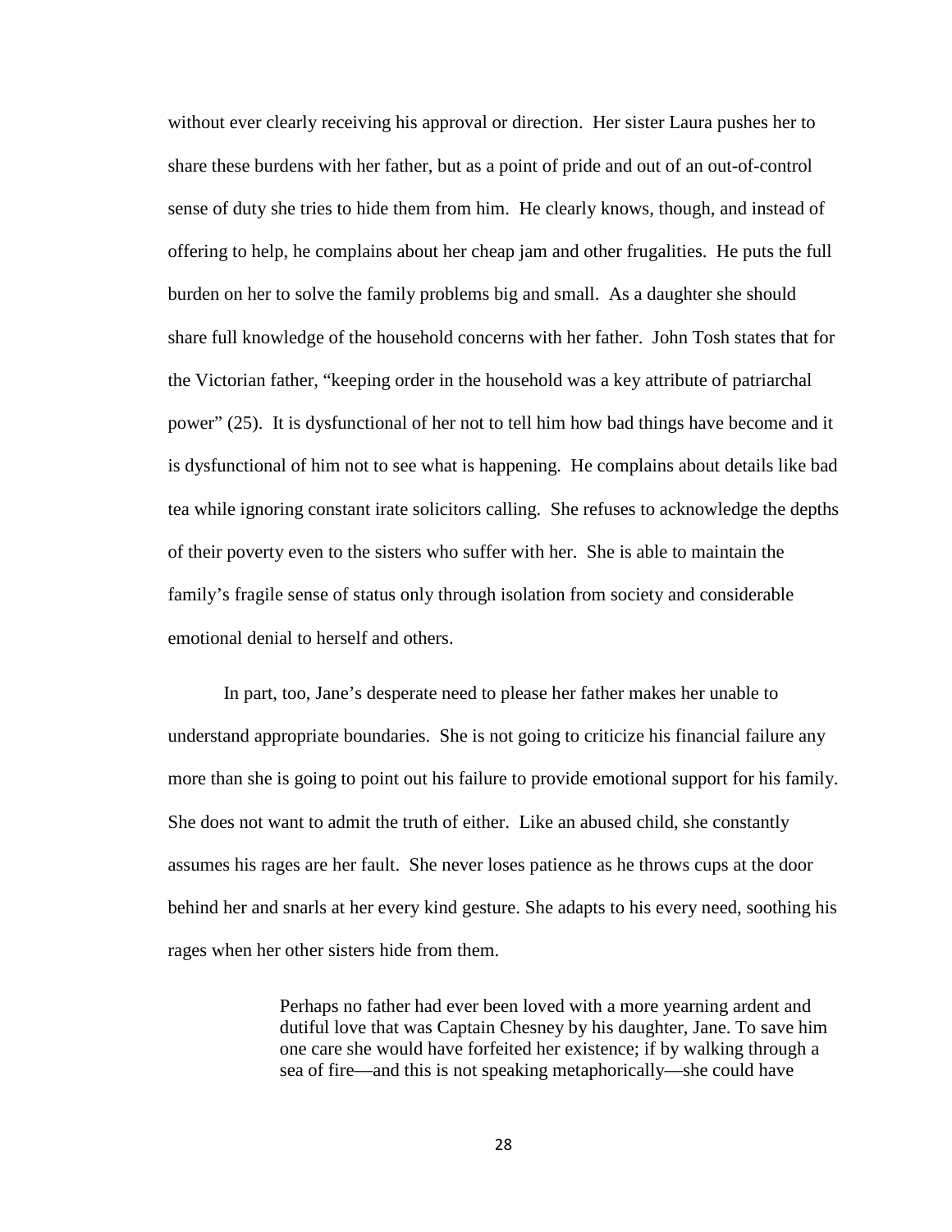without ever clearly receiving his approval or direction. Her sister Laura pushes her to share these burdens with her father, but as a point of pride and out of an out-of-control sense of duty she tries to hide them from him. He clearly knows, though, and instead of offering to help, he complains about her cheap jam and other frugalities. He puts the full burden on her to solve the family problems big and small. As a daughter she should share full knowledge of the household concerns with her father. John Tosh states that for the Victorian father, "keeping order in the household was a key attribute of patriarchal power" (25). It is dysfunctional of her not to tell him how bad things have become and it is dysfunctional of him not to see what is happening. He complains about details like bad tea while ignoring constant irate solicitors calling. She refuses to acknowledge the depths of their poverty even to the sisters who suffer with her. She is able to maintain the family's fragile sense of status only through isolation from society and considerable emotional denial to herself and others.

In part, too, Jane's desperate need to please her father makes her unable to understand appropriate boundaries. She is not going to criticize his financial failure any more than she is going to point out his failure to provide emotional support for his family. She does not want to admit the truth of either. Like an abused child, she constantly assumes his rages are her fault. She never loses patience as he throws cups at the door behind her and snarls at her every kind gesture. She adapts to his every need, soothing his rages when her other sisters hide from them.

> Perhaps no father had ever been loved with a more yearning ardent and dutiful love that was Captain Chesney by his daughter, Jane. To save him one care she would have forfeited her existence; if by walking through a sea of fire—and this is not speaking metaphorically—she could have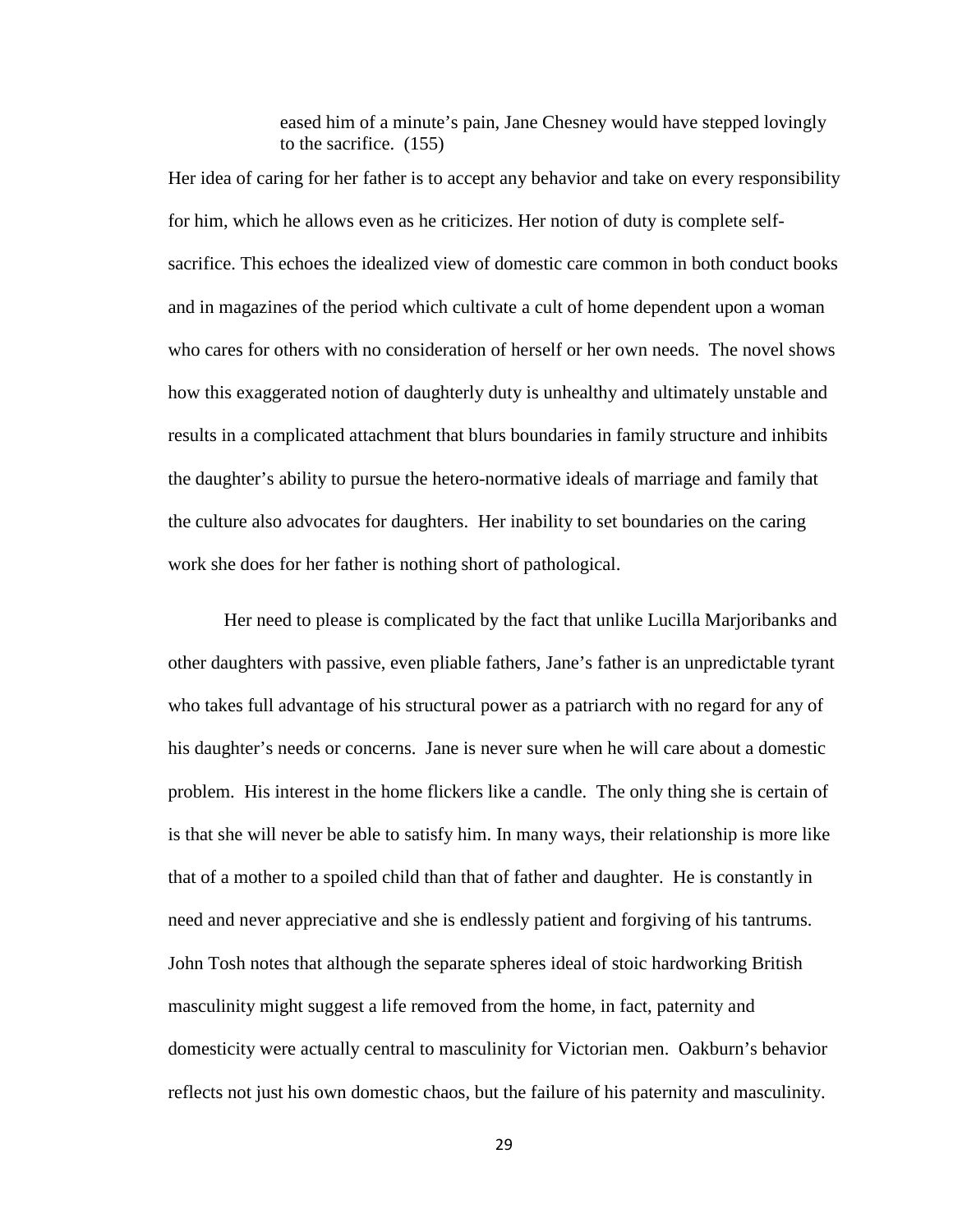> eased him of a minute's pain, Jane Chesney would have stepped lovingly to the sacrifice. (155)

Her idea of caring for her father is to accept any behavior and take on every responsibility for him, which he allows even as he criticizes. Her notion of duty is complete self-sacrifice. This echoes the idealized view of domestic care common in both conduct books and in magazines of the period which cultivate a cult of home dependent upon a woman who cares for others with no consideration of herself or her own needs. The novel shows how this exaggerated notion of daughterly duty is unhealthy and ultimately unstable and results in a complicated attachment that blurs boundaries in family structure and inhibits the daughter's ability to pursue the hetero-normative ideals of marriage and family that the culture also advocates for daughters. Her inability to set boundaries on the caring work she does for her father is nothing short of pathological.

Her need to please is complicated by the fact that unlike Lucilla Marjoribanks and other daughters with passive, even pliable fathers, Jane's father is an unpredictable tyrant who takes full advantage of his structural power as a patriarch with no regard for any of his daughter's needs or concerns. Jane is never sure when he will care about a domestic problem. His interest in the home flickers like a candle. The only thing she is certain of is that she will never be able to satisfy him. In many ways, their relationship is more like that of a mother to a spoiled child than that of father and daughter. He is constantly in need and never appreciative and she is endlessly patient and forgiving of his tantrums. John Tosh notes that although the separate spheres ideal of stoic hardworking British masculinity might suggest a life removed from the home, in fact, paternity and domesticity were actually central to masculinity for Victorian men. Oakburn's behavior reflects not just his own domestic chaos, but the failure of his paternity and masculinity.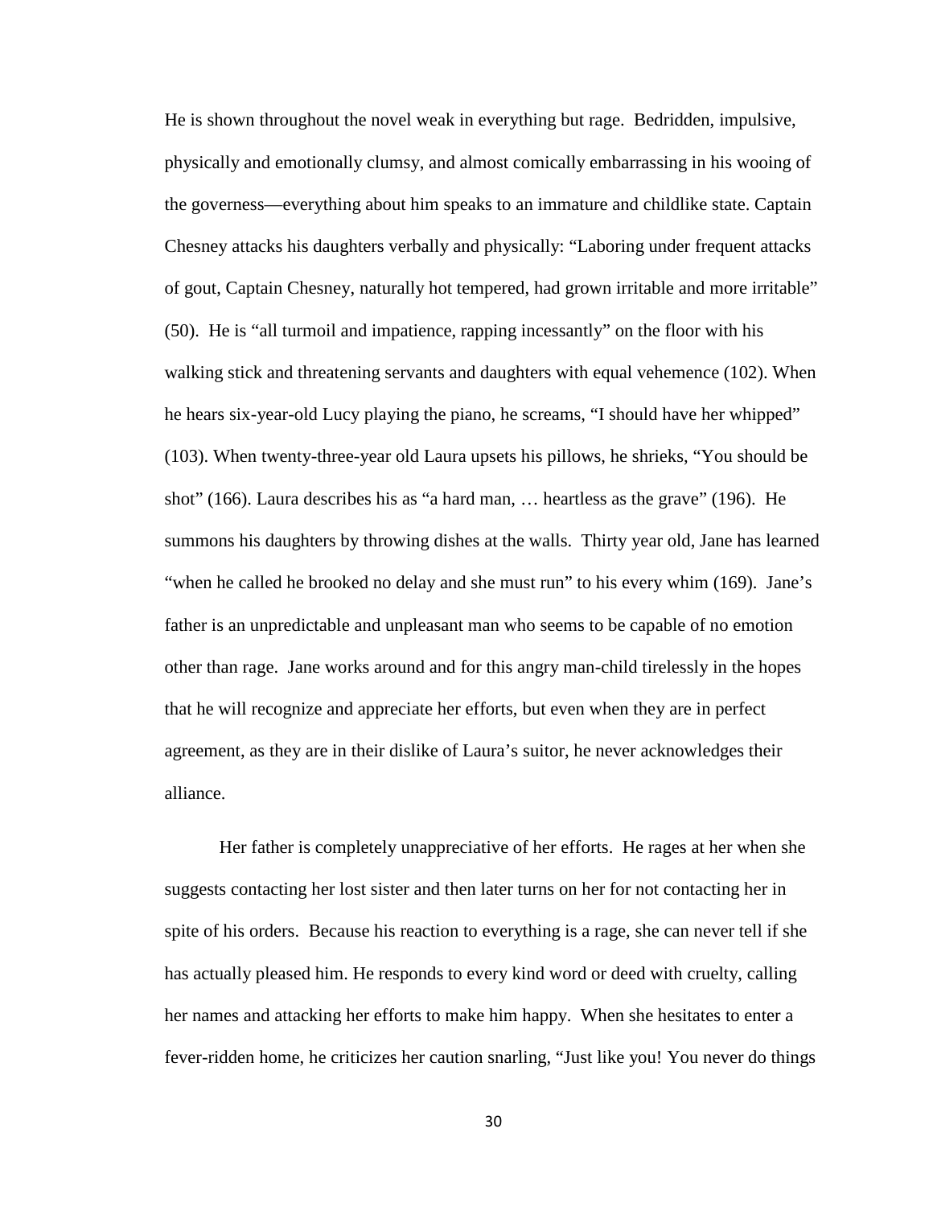He is shown throughout the novel weak in everything but rage. Bedridden, impulsive, physically and emotionally clumsy, and almost comically embarrassing in his wooing of the governess—everything about him speaks to an immature and childlike state. Captain Chesney attacks his daughters verbally and physically: "Laboring under frequent attacks of gout, Captain Chesney, naturally hot tempered, had grown irritable and more irritable" (50). He is "all turmoil and impatience, rapping incessantly" on the floor with his walking stick and threatening servants and daughters with equal vehemence (102). When he hears six-year-old Lucy playing the piano, he screams, "I should have her whipped" (103). When twenty-three-year old Laura upsets his pillows, he shrieks, "You should be shot" (166). Laura describes his as "a hard man, … heartless as the grave" (196). He summons his daughters by throwing dishes at the walls. Thirty year old, Jane has learned "when he called he brooked no delay and she must run" to his every whim (169). Jane's father is an unpredictable and unpleasant man who seems to be capable of no emotion other than rage. Jane works around and for this angry man-child tirelessly in the hopes that he will recognize and appreciate her efforts, but even when they are in perfect agreement, as they are in their dislike of Laura's suitor, he never acknowledges their alliance.

Her father is completely unappreciative of her efforts. He rages at her when she suggests contacting her lost sister and then later turns on her for not contacting her in spite of his orders. Because his reaction to everything is a rage, she can never tell if she has actually pleased him. He responds to every kind word or deed with cruelty, calling her names and attacking her efforts to make him happy. When she hesitates to enter a fever-ridden home, he criticizes her caution snarling, "Just like you! You never do things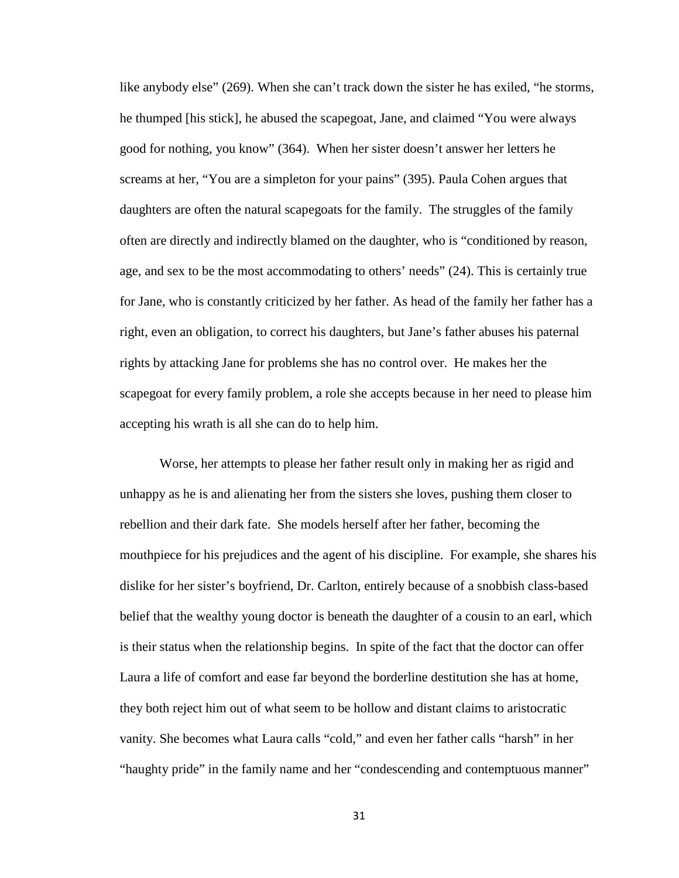like anybody else" (269). When she can't track down the sister he has exiled, "he storms, he thumped [his stick], he abused the scapegoat, Jane, and claimed "You were always good for nothing, you know" (364). When her sister doesn't answer her letters he screams at her, "You are a simpleton for your pains" (395). Paula Cohen argues that daughters are often the natural scapegoats for the family. The struggles of the family often are directly and indirectly blamed on the daughter, who is "conditioned by reason, age, and sex to be the most accommodating to others' needs" (24). This is certainly true for Jane, who is constantly criticized by her father. As head of the family her father has a right, even an obligation, to correct his daughters, but Jane's father abuses his paternal rights by attacking Jane for problems she has no control over. He makes her the scapegoat for every family problem, a role she accepts because in her need to please him accepting his wrath is all she can do to help him.

Worse, her attempts to please her father result only in making her as rigid and unhappy as he is and alienating her from the sisters she loves, pushing them closer to rebellion and their dark fate. She models herself after her father, becoming the mouthpiece for his prejudices and the agent of his discipline. For example, she shares his dislike for her sister's boyfriend, Dr. Carlton, entirely because of a snobbish class-based belief that the wealthy young doctor is beneath the daughter of a cousin to an earl, which is their status when the relationship begins. In spite of the fact that the doctor can offer Laura a life of comfort and ease far beyond the borderline destitution she has at home, they both reject him out of what seem to be hollow and distant claims to aristocratic vanity. She becomes what Laura calls "cold," and even her father calls "harsh" in her "haughty pride" in the family name and her "condescending and contemptuous manner"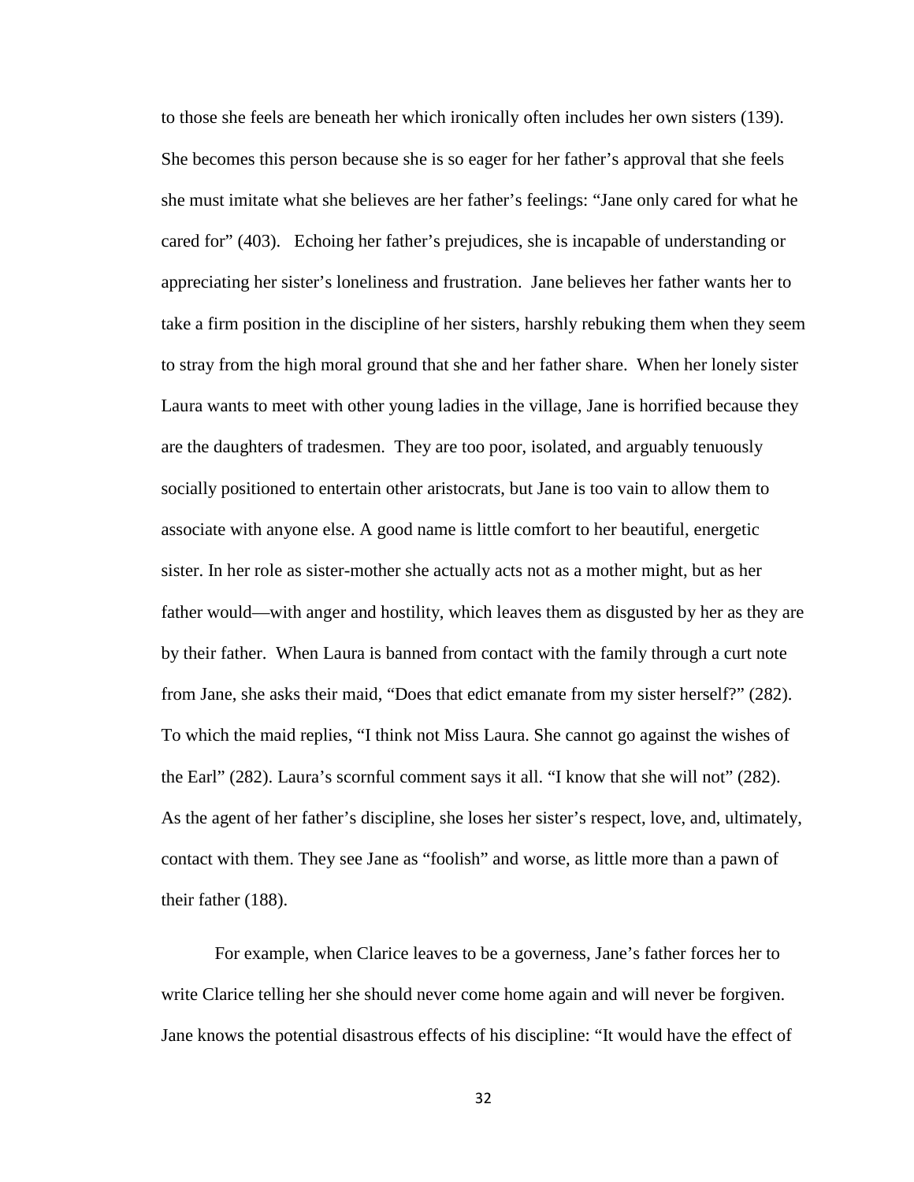to those she feels are beneath her which ironically often includes her own sisters (139). She becomes this person because she is so eager for her father's approval that she feels she must imitate what she believes are her father's feelings: "Jane only cared for what he cared for" (403). Echoing her father's prejudices, she is incapable of understanding or appreciating her sister's loneliness and frustration. Jane believes her father wants her to take a firm position in the discipline of her sisters, harshly rebuking them when they seem to stray from the high moral ground that she and her father share. When her lonely sister Laura wants to meet with other young ladies in the village, Jane is horrified because they are the daughters of tradesmen. They are too poor, isolated, and arguably tenuously socially positioned to entertain other aristocrats, but Jane is too vain to allow them to associate with anyone else. A good name is little comfort to her beautiful, energetic sister. In her role as sister-mother she actually acts not as a mother might, but as her father would—with anger and hostility, which leaves them as disgusted by her as they are by their father. When Laura is banned from contact with the family through a curt note from Jane, she asks their maid, "Does that edict emanate from my sister herself?" (282). To which the maid replies, "I think not Miss Laura. She cannot go against the wishes of the Earl" (282). Laura's scornful comment says it all. "I know that she will not" (282). As the agent of her father's discipline, she loses her sister's respect, love, and, ultimately, contact with them. They see Jane as "foolish" and worse, as little more than a pawn of their father (188).

For example, when Clarice leaves to be a governess, Jane's father forces her to write Clarice telling her she should never come home again and will never be forgiven. Jane knows the potential disastrous effects of his discipline: "It would have the effect of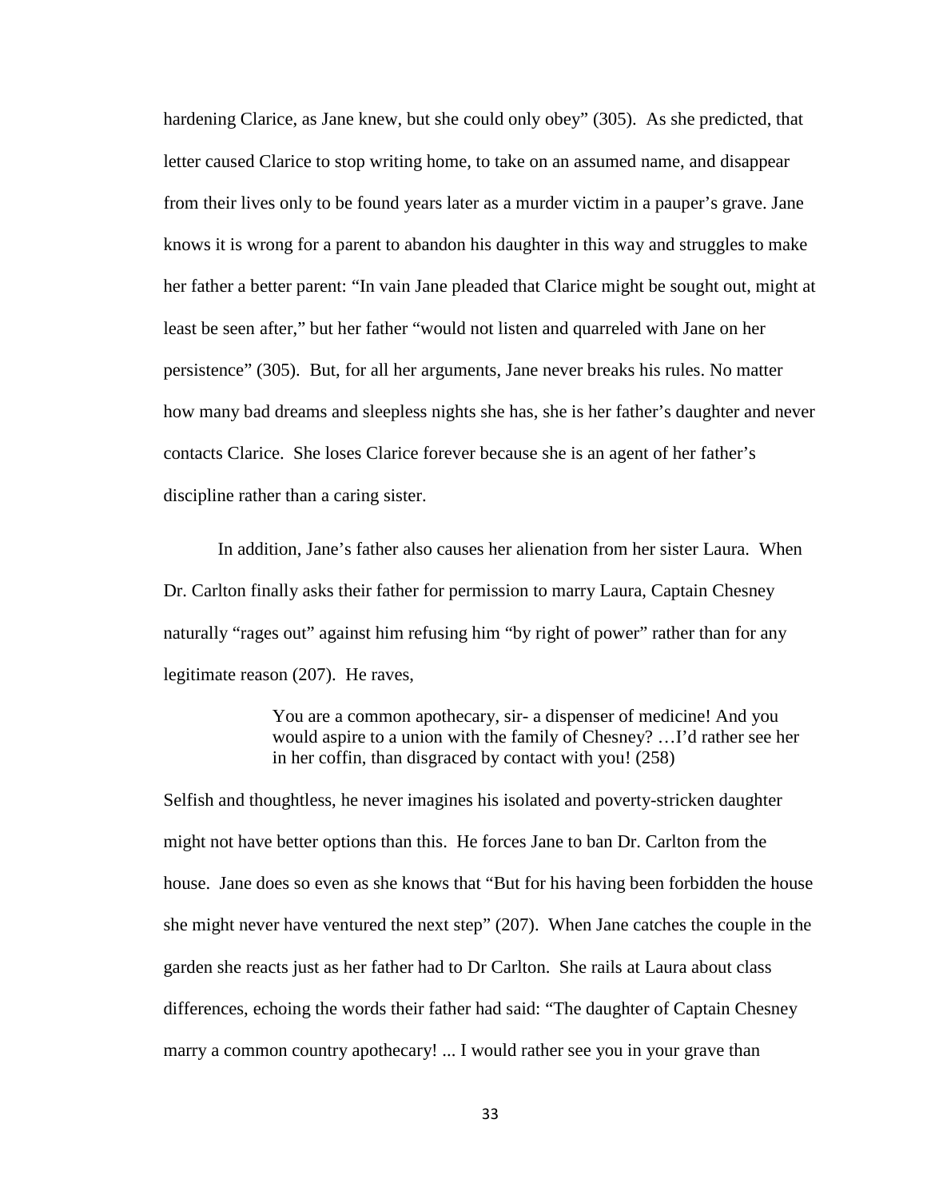hardening Clarice, as Jane knew, but she could only obey" (305). As she predicted, that letter caused Clarice to stop writing home, to take on an assumed name, and disappear from their lives only to be found years later as a murder victim in a pauper's grave. Jane knows it is wrong for a parent to abandon his daughter in this way and struggles to make her father a better parent: "In vain Jane pleaded that Clarice might be sought out, might at least be seen after," but her father "would not listen and quarreled with Jane on her persistence" (305). But, for all her arguments, Jane never breaks his rules. No matter how many bad dreams and sleepless nights she has, she is her father's daughter and never contacts Clarice. She loses Clarice forever because she is an agent of her father's discipline rather than a caring sister.

In addition, Jane's father also causes her alienation from her sister Laura. When Dr. Carlton finally asks their father for permission to marry Laura, Captain Chesney naturally "rages out" against him refusing him "by right of power" rather than for any legitimate reason (207). He raves,

> You are a common apothecary, sir- a dispenser of medicine! And you would aspire to a union with the family of Chesney? …I'd rather see her in her coffin, than disgraced by contact with you! (258)

Selfish and thoughtless, he never imagines his isolated and poverty-stricken daughter might not have better options than this. He forces Jane to ban Dr. Carlton from the house. Jane does so even as she knows that "But for his having been forbidden the house she might never have ventured the next step" (207). When Jane catches the couple in the garden she reacts just as her father had to Dr Carlton. She rails at Laura about class differences, echoing the words their father had said: "The daughter of Captain Chesney marry a common country apothecary! ... I would rather see you in your grave than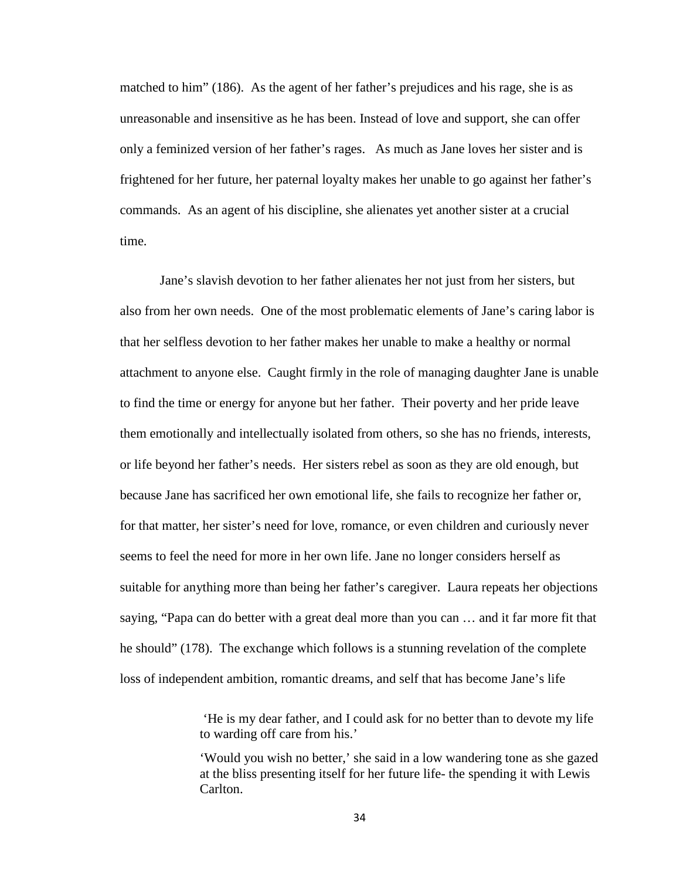matched to him" (186). As the agent of her father's prejudices and his rage, she is as unreasonable and insensitive as he has been. Instead of love and support, she can offer only a feminized version of her father's rages. As much as Jane loves her sister and is frightened for her future, her paternal loyalty makes her unable to go against her father's commands. As an agent of his discipline, she alienates yet another sister at a crucial time.

Jane's slavish devotion to her father alienates her not just from her sisters, but also from her own needs. One of the most problematic elements of Jane's caring labor is that her selfless devotion to her father makes her unable to make a healthy or normal attachment to anyone else. Caught firmly in the role of managing daughter Jane is unable to find the time or energy for anyone but her father. Their poverty and her pride leave them emotionally and intellectually isolated from others, so she has no friends, interests, or life beyond her father's needs. Her sisters rebel as soon as they are old enough, but because Jane has sacrificed her own emotional life, she fails to recognize her father or, for that matter, her sister's need for love, romance, or even children and curiously never seems to feel the need for more in her own life. Jane no longer considers herself as suitable for anything more than being her father's caregiver. Laura repeats her objections saying, "Papa can do better with a great deal more than you can … and it far more fit that he should" (178). The exchange which follows is a stunning revelation of the complete loss of independent ambition, romantic dreams, and self that has become Jane's life

> 'He is my dear father, and I could ask for no better than to devote my life to warding off care from his.'
>
> 'Would you wish no better,' she said in a low wandering tone as she gazed at the bliss presenting itself for her future life- the spending it with Lewis Carlton.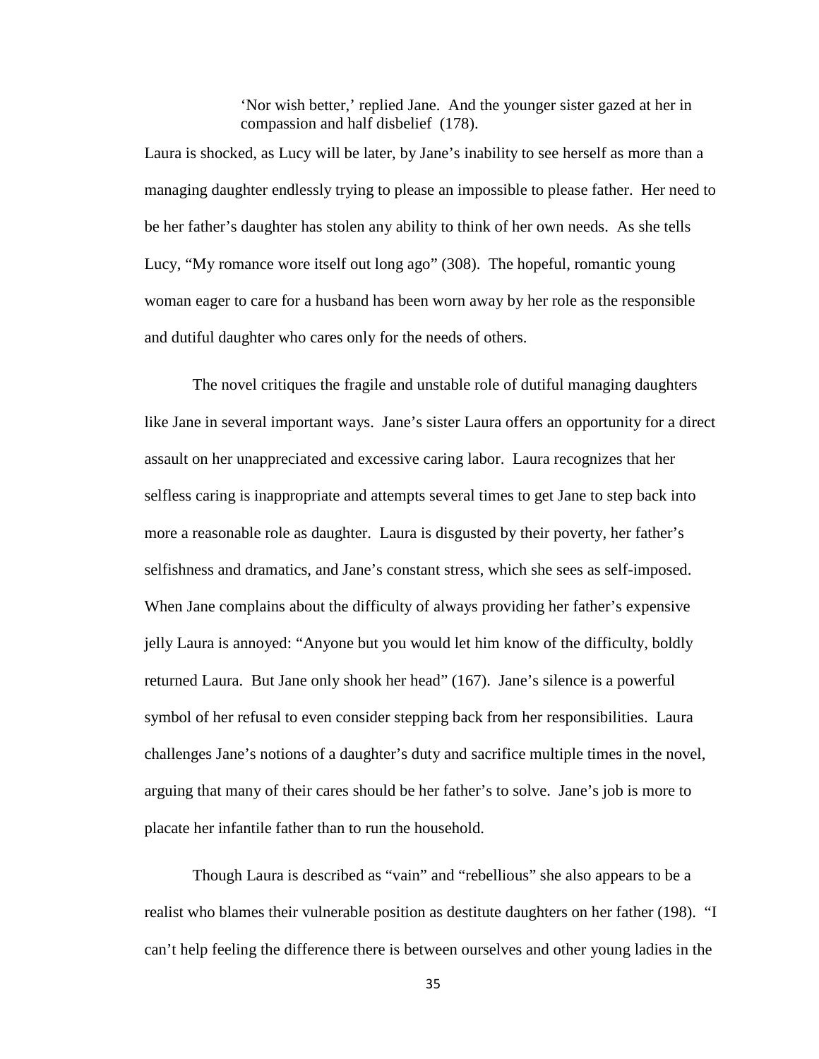> 'Nor wish better,' replied Jane. And the younger sister gazed at her in compassion and half disbelief (178).

Laura is shocked, as Lucy will be later, by Jane's inability to see herself as more than a managing daughter endlessly trying to please an impossible to please father. Her need to be her father's daughter has stolen any ability to think of her own needs. As she tells Lucy, "My romance wore itself out long ago" (308). The hopeful, romantic young woman eager to care for a husband has been worn away by her role as the responsible and dutiful daughter who cares only for the needs of others.

The novel critiques the fragile and unstable role of dutiful managing daughters like Jane in several important ways. Jane's sister Laura offers an opportunity for a direct assault on her unappreciated and excessive caring labor. Laura recognizes that her selfless caring is inappropriate and attempts several times to get Jane to step back into more a reasonable role as daughter. Laura is disgusted by their poverty, her father's selfishness and dramatics, and Jane's constant stress, which she sees as self-imposed. When Jane complains about the difficulty of always providing her father's expensive jelly Laura is annoyed: "Anyone but you would let him know of the difficulty, boldly returned Laura. But Jane only shook her head" (167). Jane's silence is a powerful symbol of her refusal to even consider stepping back from her responsibilities. Laura challenges Jane's notions of a daughter's duty and sacrifice multiple times in the novel, arguing that many of their cares should be her father's to solve. Jane's job is more to placate her infantile father than to run the household.

Though Laura is described as "vain" and "rebellious" she also appears to be a realist who blames their vulnerable position as destitute daughters on her father (198). "I can't help feeling the difference there is between ourselves and other young ladies in the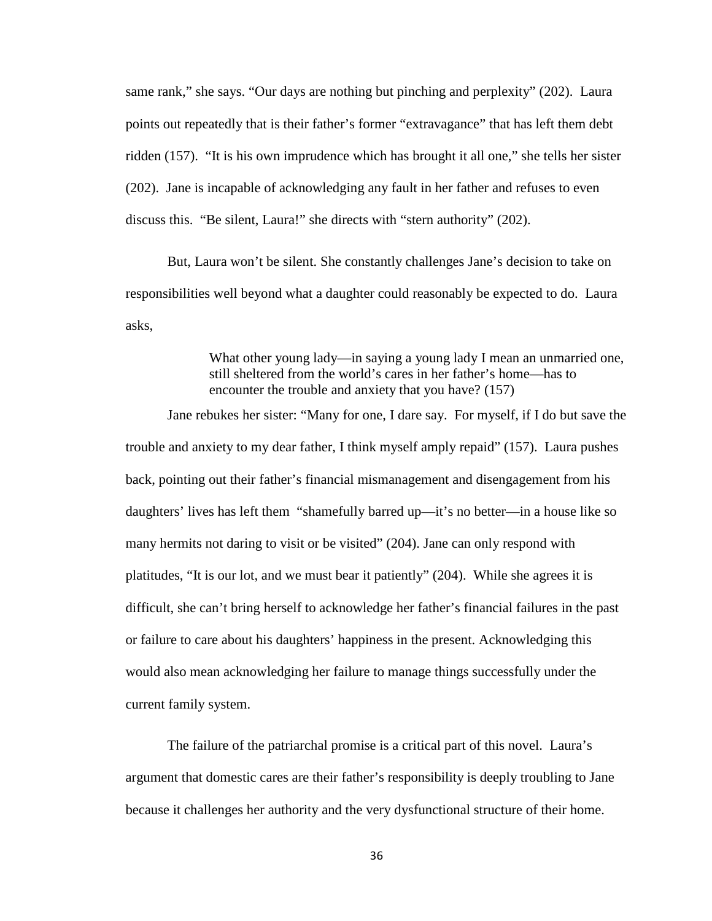same rank," she says. "Our days are nothing but pinching and perplexity" (202). Laura points out repeatedly that is their father's former "extravagance" that has left them debt ridden (157). "It is his own imprudence which has brought it all one," she tells her sister (202). Jane is incapable of acknowledging any fault in her father and refuses to even discuss this. "Be silent, Laura!" she directs with "stern authority" (202).

But, Laura won't be silent. She constantly challenges Jane's decision to take on responsibilities well beyond what a daughter could reasonably be expected to do. Laura asks,

> What other young lady—in saying a young lady I mean an unmarried one, still sheltered from the world's cares in her father's home—has to encounter the trouble and anxiety that you have? (157)

Jane rebukes her sister: "Many for one, I dare say. For myself, if I do but save the trouble and anxiety to my dear father, I think myself amply repaid" (157). Laura pushes back, pointing out their father's financial mismanagement and disengagement from his daughters' lives has left them "shamefully barred up—it's no better—in a house like so many hermits not daring to visit or be visited" (204). Jane can only respond with platitudes, "It is our lot, and we must bear it patiently" (204). While she agrees it is difficult, she can't bring herself to acknowledge her father's financial failures in the past or failure to care about his daughters' happiness in the present. Acknowledging this would also mean acknowledging her failure to manage things successfully under the current family system.

The failure of the patriarchal promise is a critical part of this novel. Laura's argument that domestic cares are their father's responsibility is deeply troubling to Jane because it challenges her authority and the very dysfunctional structure of their home.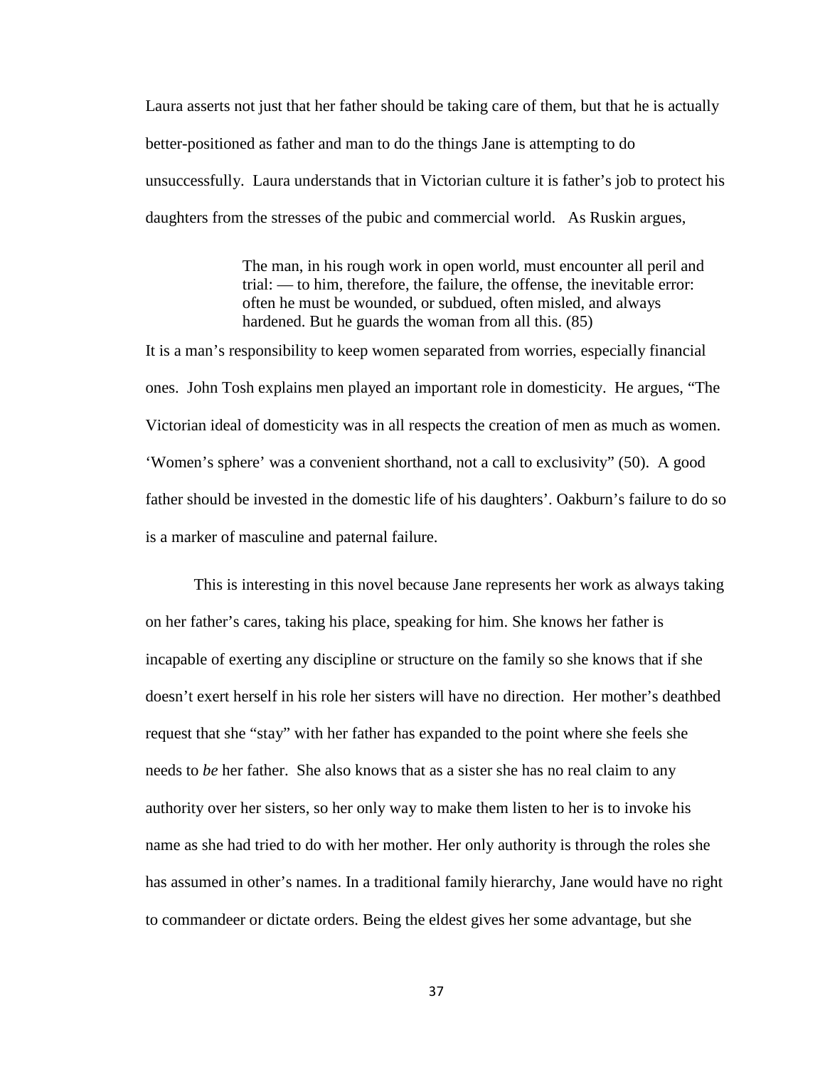Laura asserts not just that her father should be taking care of them, but that he is actually better-positioned as father and man to do the things Jane is attempting to do unsuccessfully. Laura understands that in Victorian culture it is father's job to protect his daughters from the stresses of the pubic and commercial world. As Ruskin argues,

> The man, in his rough work in open world, must encounter all peril and trial: — to him, therefore, the failure, the offense, the inevitable error: often he must be wounded, or subdued, often misled, and always hardened. But he guards the woman from all this. (85)

It is a man's responsibility to keep women separated from worries, especially financial ones. John Tosh explains men played an important role in domesticity. He argues, "The Victorian ideal of domesticity was in all respects the creation of men as much as women. 'Women's sphere' was a convenient shorthand, not a call to exclusivity" (50). A good father should be invested in the domestic life of his daughters'. Oakburn's failure to do so is a marker of masculine and paternal failure.

This is interesting in this novel because Jane represents her work as always taking on her father's cares, taking his place, speaking for him. She knows her father is incapable of exerting any discipline or structure on the family so she knows that if she doesn't exert herself in his role her sisters will have no direction. Her mother's deathbed request that she "stay" with her father has expanded to the point where she feels she needs to *be* her father. She also knows that as a sister she has no real claim to any authority over her sisters, so her only way to make them listen to her is to invoke his name as she had tried to do with her mother. Her only authority is through the roles she has assumed in other's names. In a traditional family hierarchy, Jane would have no right to commandeer or dictate orders. Being the eldest gives her some advantage, but she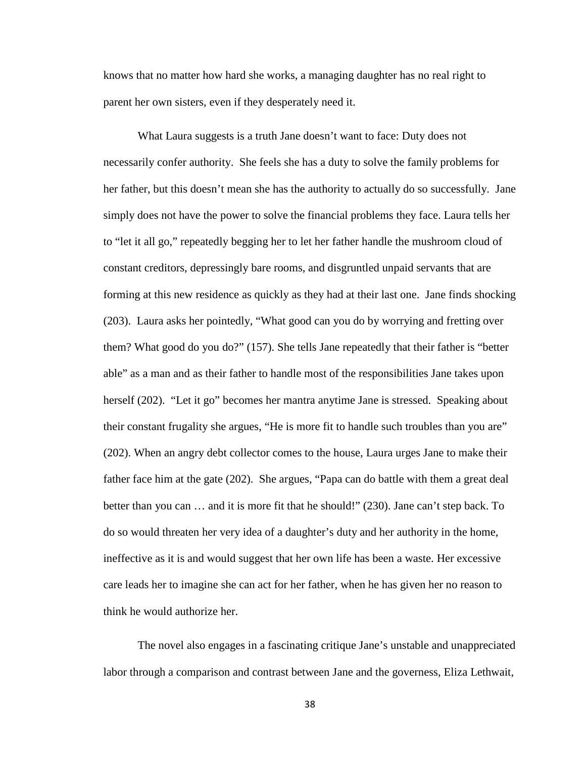knows that no matter how hard she works, a managing daughter has no real right to parent her own sisters, even if they desperately need it.

What Laura suggests is a truth Jane doesn't want to face: Duty does not necessarily confer authority. She feels she has a duty to solve the family problems for her father, but this doesn't mean she has the authority to actually do so successfully. Jane simply does not have the power to solve the financial problems they face. Laura tells her to "let it all go," repeatedly begging her to let her father handle the mushroom cloud of constant creditors, depressingly bare rooms, and disgruntled unpaid servants that are forming at this new residence as quickly as they had at their last one. Jane finds shocking (203). Laura asks her pointedly, "What good can you do by worrying and fretting over them? What good do you do?" (157). She tells Jane repeatedly that their father is "better able" as a man and as their father to handle most of the responsibilities Jane takes upon herself (202). "Let it go" becomes her mantra anytime Jane is stressed. Speaking about their constant frugality she argues, "He is more fit to handle such troubles than you are" (202). When an angry debt collector comes to the house, Laura urges Jane to make their father face him at the gate (202). She argues, "Papa can do battle with them a great deal better than you can … and it is more fit that he should!" (230). Jane can't step back. To do so would threaten her very idea of a daughter's duty and her authority in the home, ineffective as it is and would suggest that her own life has been a waste. Her excessive care leads her to imagine she can act for her father, when he has given her no reason to think he would authorize her.

The novel also engages in a fascinating critique Jane's unstable and unappreciated labor through a comparison and contrast between Jane and the governess, Eliza Lethwait,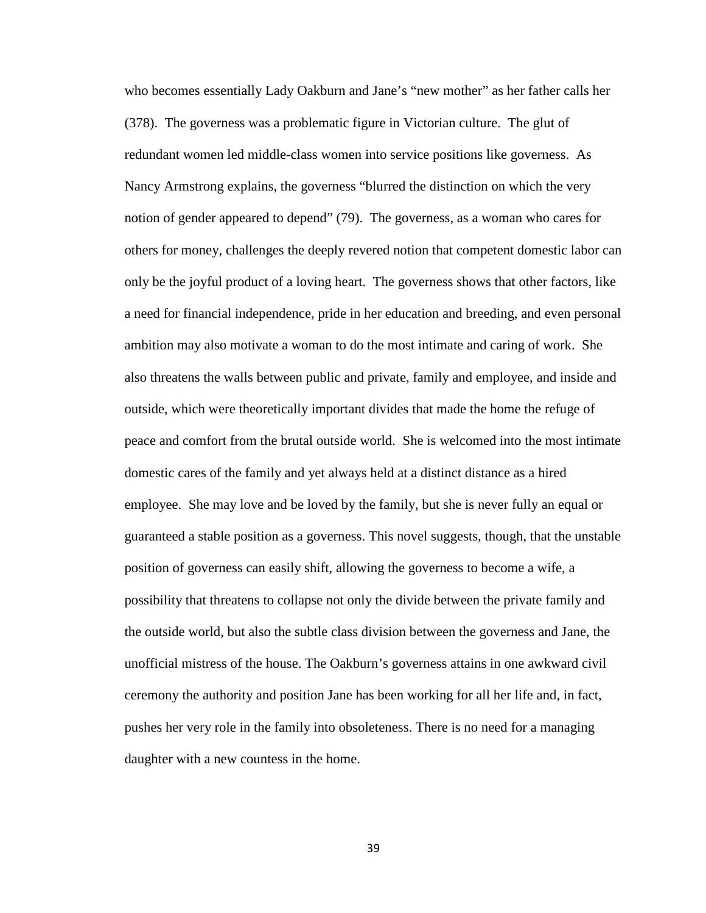who becomes essentially Lady Oakburn and Jane's "new mother" as her father calls her (378). The governess was a problematic figure in Victorian culture. The glut of redundant women led middle-class women into service positions like governess. As Nancy Armstrong explains, the governess "blurred the distinction on which the very notion of gender appeared to depend" (79). The governess, as a woman who cares for others for money, challenges the deeply revered notion that competent domestic labor can only be the joyful product of a loving heart. The governess shows that other factors, like a need for financial independence, pride in her education and breeding, and even personal ambition may also motivate a woman to do the most intimate and caring of work. She also threatens the walls between public and private, family and employee, and inside and outside, which were theoretically important divides that made the home the refuge of peace and comfort from the brutal outside world. She is welcomed into the most intimate domestic cares of the family and yet always held at a distinct distance as a hired employee. She may love and be loved by the family, but she is never fully an equal or guaranteed a stable position as a governess. This novel suggests, though, that the unstable position of governess can easily shift, allowing the governess to become a wife, a possibility that threatens to collapse not only the divide between the private family and the outside world, but also the subtle class division between the governess and Jane, the unofficial mistress of the house. The Oakburn's governess attains in one awkward civil ceremony the authority and position Jane has been working for all her life and, in fact, pushes her very role in the family into obsoleteness. There is no need for a managing daughter with a new countess in the home.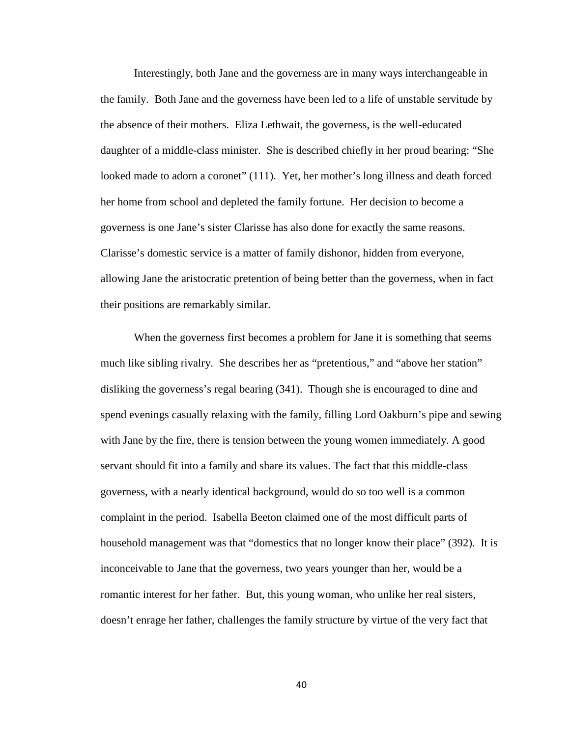Interestingly, both Jane and the governess are in many ways interchangeable in the family. Both Jane and the governess have been led to a life of unstable servitude by the absence of their mothers. Eliza Lethwait, the governess, is the well-educated daughter of a middle-class minister. She is described chiefly in her proud bearing: "She looked made to adorn a coronet" (111). Yet, her mother's long illness and death forced her home from school and depleted the family fortune. Her decision to become a governess is one Jane's sister Clarisse has also done for exactly the same reasons. Clarisse's domestic service is a matter of family dishonor, hidden from everyone, allowing Jane the aristocratic pretention of being better than the governess, when in fact their positions are remarkably similar.

When the governess first becomes a problem for Jane it is something that seems much like sibling rivalry. She describes her as "pretentious," and "above her station" disliking the governess's regal bearing (341). Though she is encouraged to dine and spend evenings casually relaxing with the family, filling Lord Oakburn's pipe and sewing with Jane by the fire, there is tension between the young women immediately. A good servant should fit into a family and share its values. The fact that this middle-class governess, with a nearly identical background, would do so too well is a common complaint in the period. Isabella Beeton claimed one of the most difficult parts of household management was that "domestics that no longer know their place" (392). It is inconceivable to Jane that the governess, two years younger than her, would be a romantic interest for her father. But, this young woman, who unlike her real sisters, doesn't enrage her father, challenges the family structure by virtue of the very fact that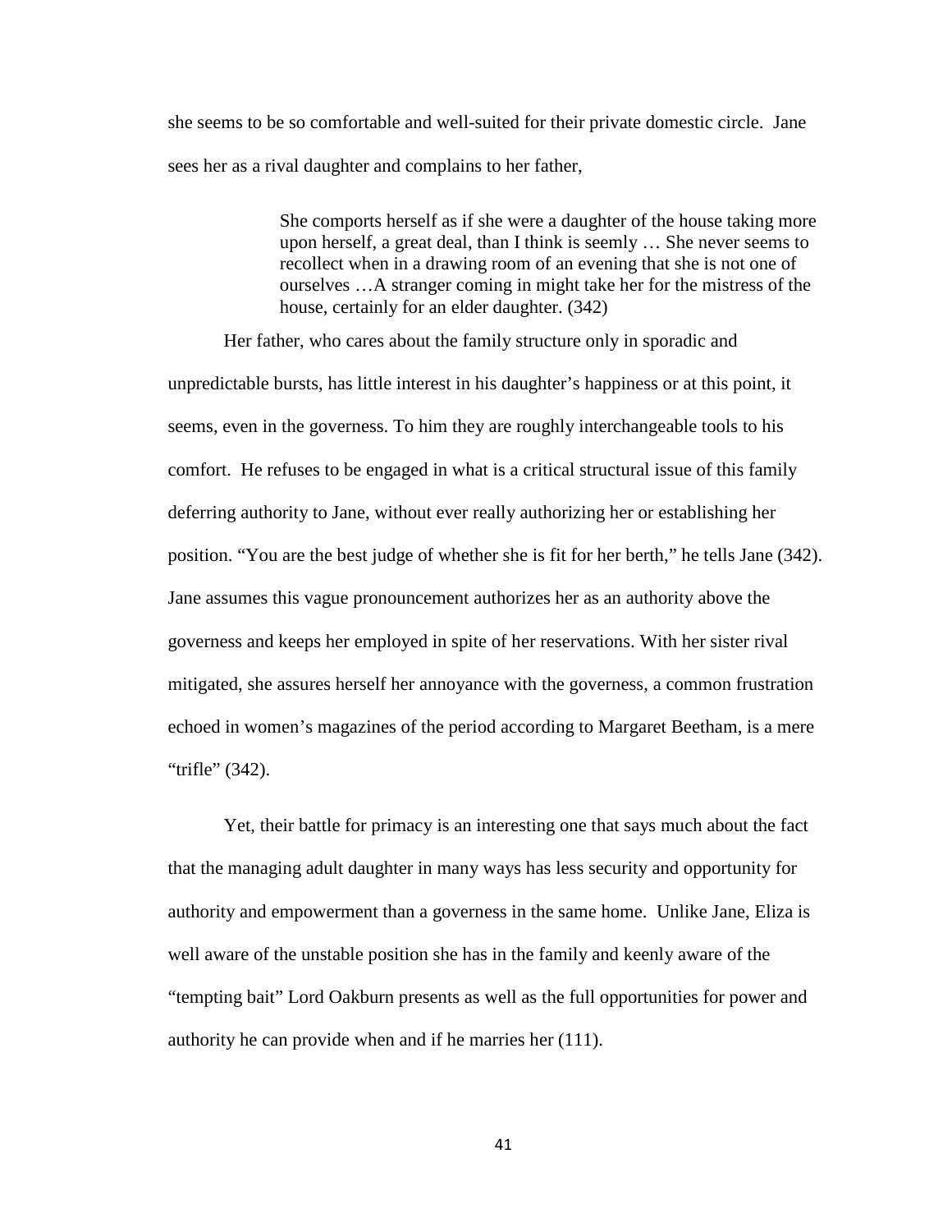she seems to be so comfortable and well-suited for their private domestic circle. Jane sees her as a rival daughter and complains to her father,

> She comports herself as if she were a daughter of the house taking more upon herself, a great deal, than I think is seemly … She never seems to recollect when in a drawing room of an evening that she is not one of ourselves …A stranger coming in might take her for the mistress of the house, certainly for an elder daughter. (342)

Her father, who cares about the family structure only in sporadic and unpredictable bursts, has little interest in his daughter's happiness or at this point, it seems, even in the governess. To him they are roughly interchangeable tools to his comfort. He refuses to be engaged in what is a critical structural issue of this family deferring authority to Jane, without ever really authorizing her or establishing her position. "You are the best judge of whether she is fit for her berth," he tells Jane (342). Jane assumes this vague pronouncement authorizes her as an authority above the governess and keeps her employed in spite of her reservations. With her sister rival mitigated, she assures herself her annoyance with the governess, a common frustration echoed in women's magazines of the period according to Margaret Beetham, is a mere "trifle" (342).

Yet, their battle for primacy is an interesting one that says much about the fact that the managing adult daughter in many ways has less security and opportunity for authority and empowerment than a governess in the same home. Unlike Jane, Eliza is well aware of the unstable position she has in the family and keenly aware of the "tempting bait" Lord Oakburn presents as well as the full opportunities for power and authority he can provide when and if he marries her (111).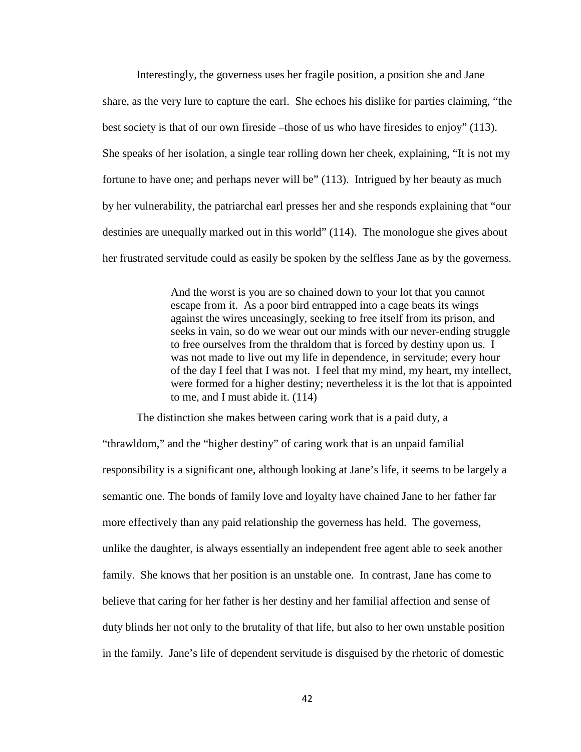Interestingly, the governess uses her fragile position, a position she and Jane share, as the very lure to capture the earl. She echoes his dislike for parties claiming, "the best society is that of our own fireside –those of us who have firesides to enjoy" (113). She speaks of her isolation, a single tear rolling down her cheek, explaining, "It is not my fortune to have one; and perhaps never will be" (113). Intrigued by her beauty as much by her vulnerability, the patriarchal earl presses her and she responds explaining that "our destinies are unequally marked out in this world" (114). The monologue she gives about her frustrated servitude could as easily be spoken by the selfless Jane as by the governess.

> And the worst is you are so chained down to your lot that you cannot escape from it. As a poor bird entrapped into a cage beats its wings against the wires unceasingly, seeking to free itself from its prison, and seeks in vain, so do we wear out our minds with our never-ending struggle to free ourselves from the thraldom that is forced by destiny upon us. I was not made to live out my life in dependence, in servitude; every hour of the day I feel that I was not. I feel that my mind, my heart, my intellect, were formed for a higher destiny; nevertheless it is the lot that is appointed to me, and I must abide it. (114)

The distinction she makes between caring work that is a paid duty, a "thrawldom," and the "higher destiny" of caring work that is an unpaid familial responsibility is a significant one, although looking at Jane's life, it seems to be largely a semantic one. The bonds of family love and loyalty have chained Jane to her father far more effectively than any paid relationship the governess has held. The governess, unlike the daughter, is always essentially an independent free agent able to seek another family. She knows that her position is an unstable one. In contrast, Jane has come to believe that caring for her father is her destiny and her familial affection and sense of duty blinds her not only to the brutality of that life, but also to her own unstable position in the family. Jane's life of dependent servitude is disguised by the rhetoric of domestic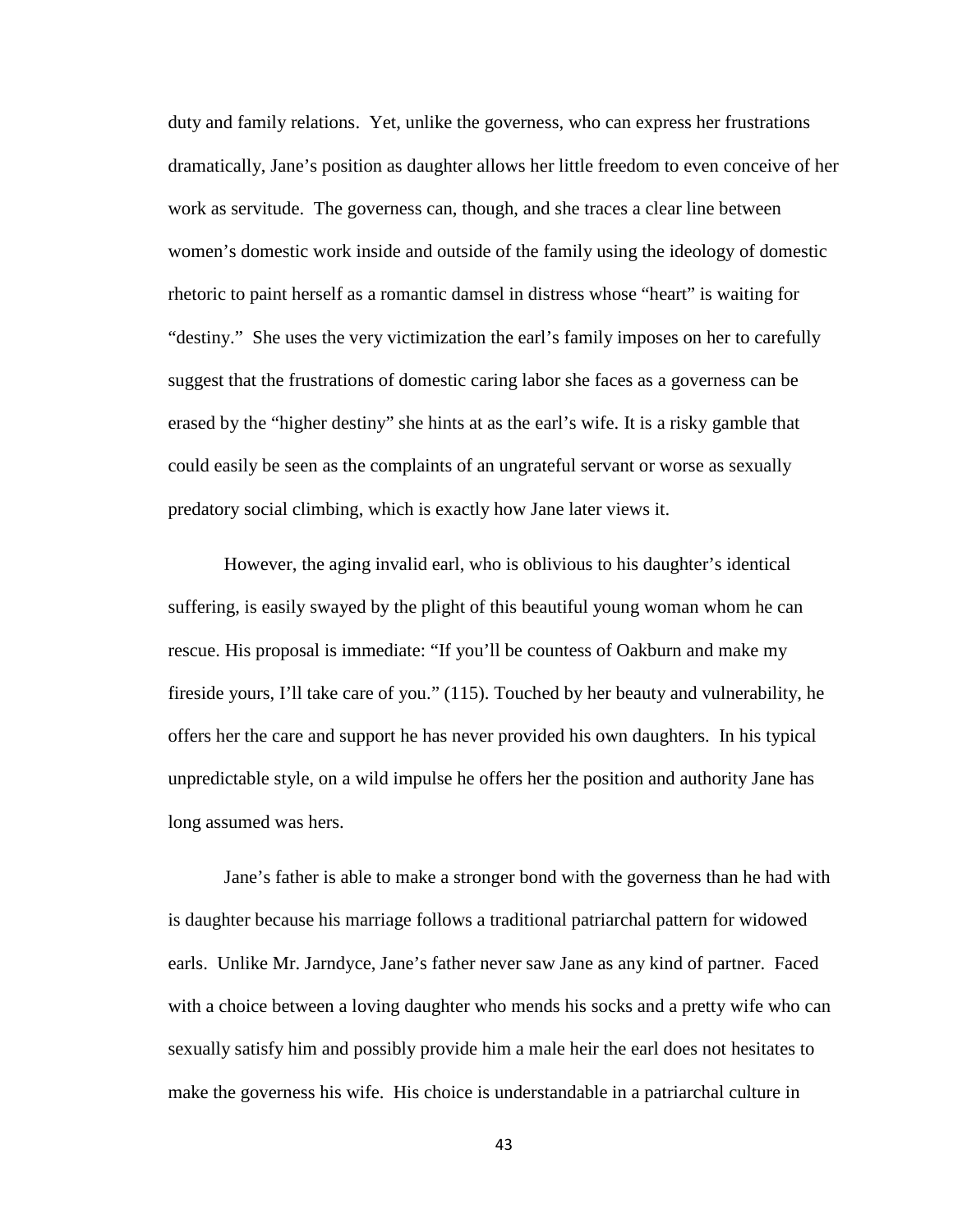duty and family relations. Yet, unlike the governess, who can express her frustrations dramatically, Jane's position as daughter allows her little freedom to even conceive of her work as servitude. The governess can, though, and she traces a clear line between women's domestic work inside and outside of the family using the ideology of domestic rhetoric to paint herself as a romantic damsel in distress whose "heart" is waiting for "destiny." She uses the very victimization the earl's family imposes on her to carefully suggest that the frustrations of domestic caring labor she faces as a governess can be erased by the "higher destiny" she hints at as the earl's wife. It is a risky gamble that could easily be seen as the complaints of an ungrateful servant or worse as sexually predatory social climbing, which is exactly how Jane later views it.

However, the aging invalid earl, who is oblivious to his daughter's identical suffering, is easily swayed by the plight of this beautiful young woman whom he can rescue. His proposal is immediate: "If you'll be countess of Oakburn and make my fireside yours, I'll take care of you." (115). Touched by her beauty and vulnerability, he offers her the care and support he has never provided his own daughters. In his typical unpredictable style, on a wild impulse he offers her the position and authority Jane has long assumed was hers.

Jane's father is able to make a stronger bond with the governess than he had with is daughter because his marriage follows a traditional patriarchal pattern for widowed earls. Unlike Mr. Jarndyce, Jane's father never saw Jane as any kind of partner. Faced with a choice between a loving daughter who mends his socks and a pretty wife who can sexually satisfy him and possibly provide him a male heir the earl does not hesitates to make the governess his wife. His choice is understandable in a patriarchal culture in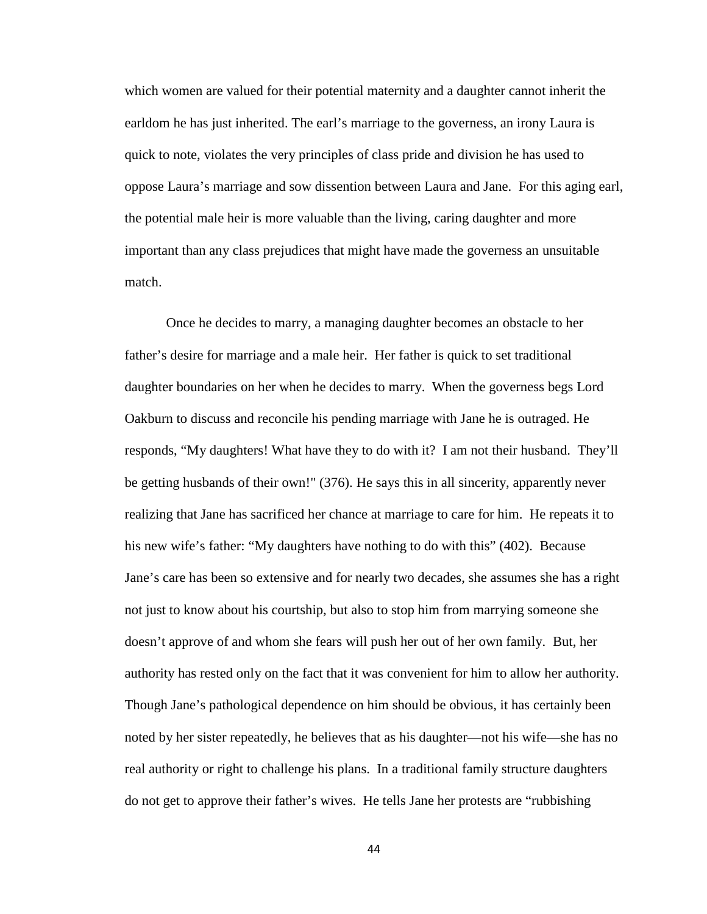which women are valued for their potential maternity and a daughter cannot inherit the earldom he has just inherited. The earl's marriage to the governess, an irony Laura is quick to note, violates the very principles of class pride and division he has used to oppose Laura's marriage and sow dissention between Laura and Jane. For this aging earl, the potential male heir is more valuable than the living, caring daughter and more important than any class prejudices that might have made the governess an unsuitable match.

Once he decides to marry, a managing daughter becomes an obstacle to her father's desire for marriage and a male heir. Her father is quick to set traditional daughter boundaries on her when he decides to marry. When the governess begs Lord Oakburn to discuss and reconcile his pending marriage with Jane he is outraged. He responds, "My daughters! What have they to do with it? I am not their husband. They'll be getting husbands of their own!" (376). He says this in all sincerity, apparently never realizing that Jane has sacrificed her chance at marriage to care for him. He repeats it to his new wife's father: "My daughters have nothing to do with this" (402). Because Jane's care has been so extensive and for nearly two decades, she assumes she has a right not just to know about his courtship, but also to stop him from marrying someone she doesn't approve of and whom she fears will push her out of her own family. But, her authority has rested only on the fact that it was convenient for him to allow her authority. Though Jane's pathological dependence on him should be obvious, it has certainly been noted by her sister repeatedly, he believes that as his daughter—not his wife—she has no real authority or right to challenge his plans. In a traditional family structure daughters do not get to approve their father's wives. He tells Jane her protests are "rubbishing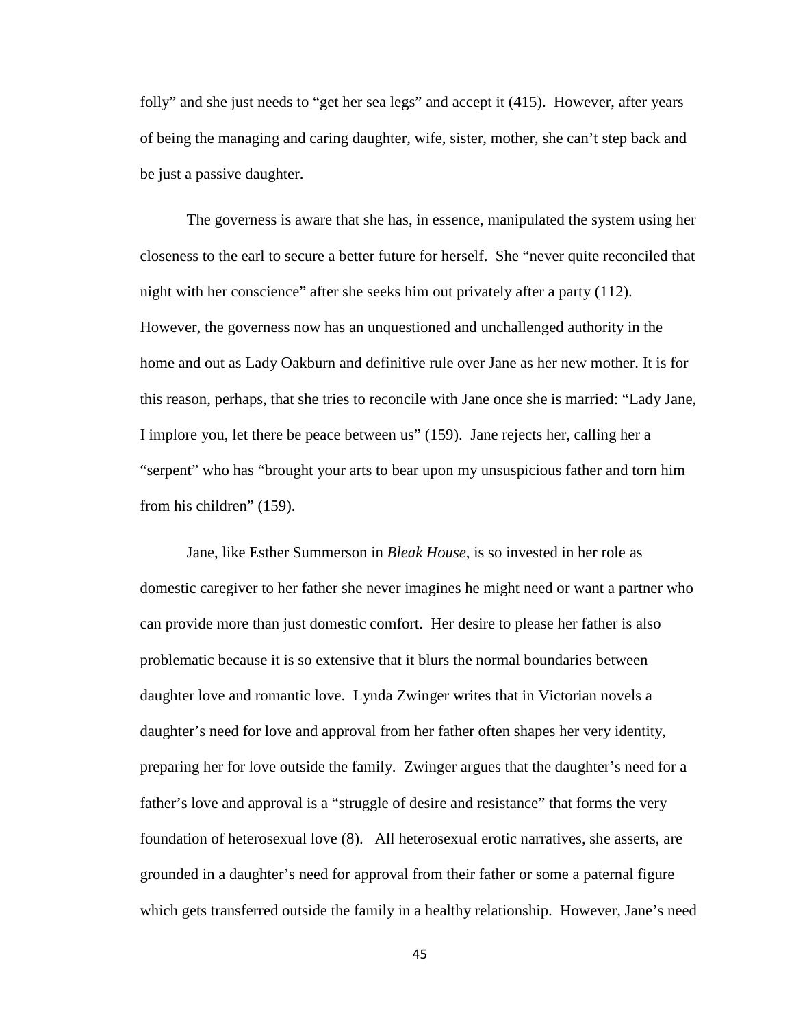folly" and she just needs to "get her sea legs" and accept it (415). However, after years of being the managing and caring daughter, wife, sister, mother, she can't step back and be just a passive daughter.

The governess is aware that she has, in essence, manipulated the system using her closeness to the earl to secure a better future for herself. She "never quite reconciled that night with her conscience" after she seeks him out privately after a party (112). However, the governess now has an unquestioned and unchallenged authority in the home and out as Lady Oakburn and definitive rule over Jane as her new mother. It is for this reason, perhaps, that she tries to reconcile with Jane once she is married: "Lady Jane, I implore you, let there be peace between us" (159). Jane rejects her, calling her a "serpent" who has "brought your arts to bear upon my unsuspicious father and torn him from his children" (159).

Jane, like Esther Summerson in *Bleak House*, is so invested in her role as domestic caregiver to her father she never imagines he might need or want a partner who can provide more than just domestic comfort. Her desire to please her father is also problematic because it is so extensive that it blurs the normal boundaries between daughter love and romantic love. Lynda Zwinger writes that in Victorian novels a daughter's need for love and approval from her father often shapes her very identity, preparing her for love outside the family. Zwinger argues that the daughter's need for a father's love and approval is a "struggle of desire and resistance" that forms the very foundation of heterosexual love (8). All heterosexual erotic narratives, she asserts, are grounded in a daughter's need for approval from their father or some a paternal figure which gets transferred outside the family in a healthy relationship. However, Jane's need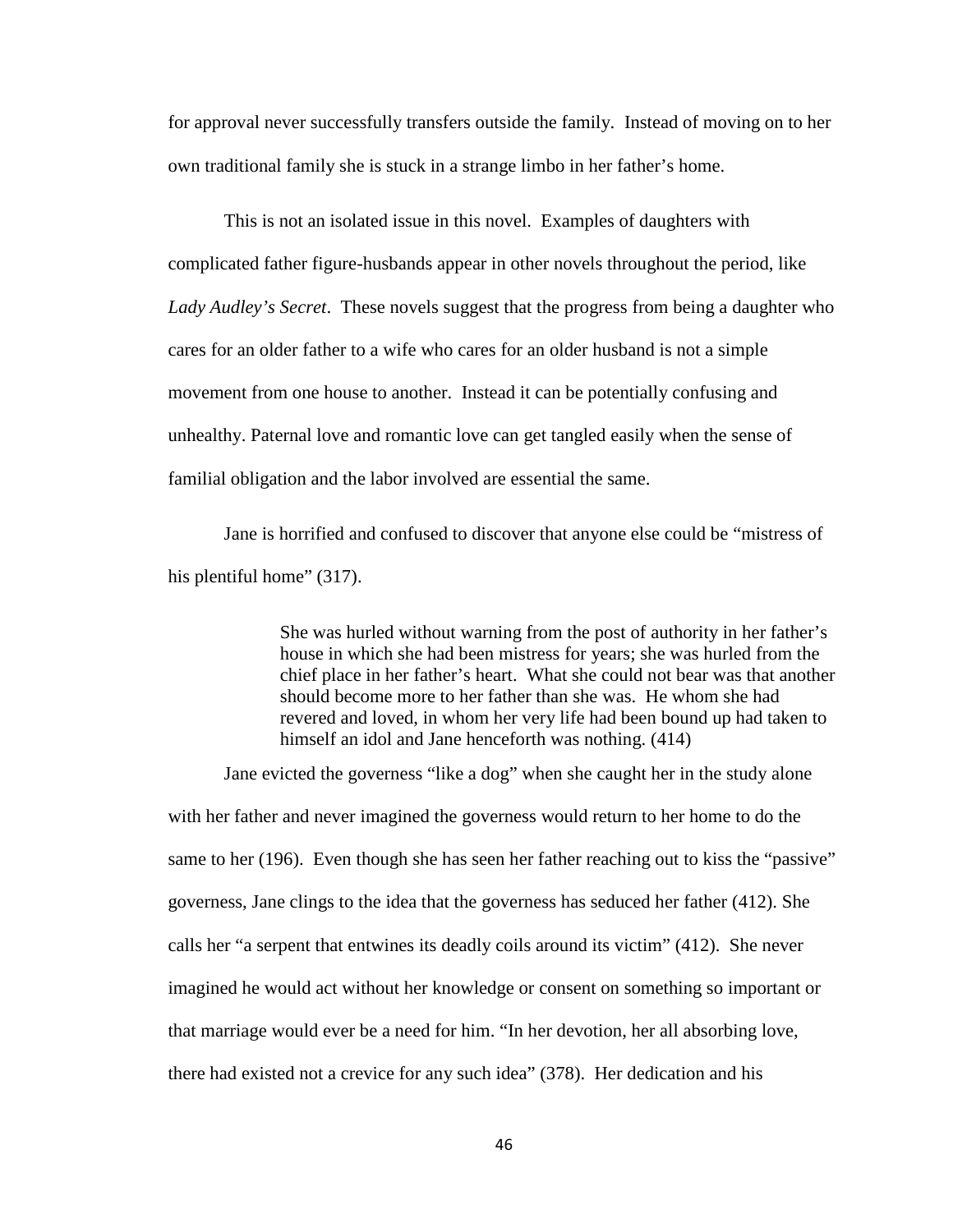for approval never successfully transfers outside the family. Instead of moving on to her own traditional family she is stuck in a strange limbo in her father's home.

This is not an isolated issue in this novel. Examples of daughters with complicated father figure-husbands appear in other novels throughout the period, like *Lady Audley's Secret*. These novels suggest that the progress from being a daughter who cares for an older father to a wife who cares for an older husband is not a simple movement from one house to another. Instead it can be potentially confusing and unhealthy. Paternal love and romantic love can get tangled easily when the sense of familial obligation and the labor involved are essential the same.

Jane is horrified and confused to discover that anyone else could be "mistress of his plentiful home" (317).

> She was hurled without warning from the post of authority in her father's house in which she had been mistress for years; she was hurled from the chief place in her father's heart. What she could not bear was that another should become more to her father than she was. He whom she had revered and loved, in whom her very life had been bound up had taken to himself an idol and Jane henceforth was nothing. (414)

Jane evicted the governess "like a dog" when she caught her in the study alone with her father and never imagined the governess would return to her home to do the same to her (196). Even though she has seen her father reaching out to kiss the "passive" governess, Jane clings to the idea that the governess has seduced her father (412). She calls her "a serpent that entwines its deadly coils around its victim" (412). She never imagined he would act without her knowledge or consent on something so important or that marriage would ever be a need for him. "In her devotion, her all absorbing love, there had existed not a crevice for any such idea" (378). Her dedication and his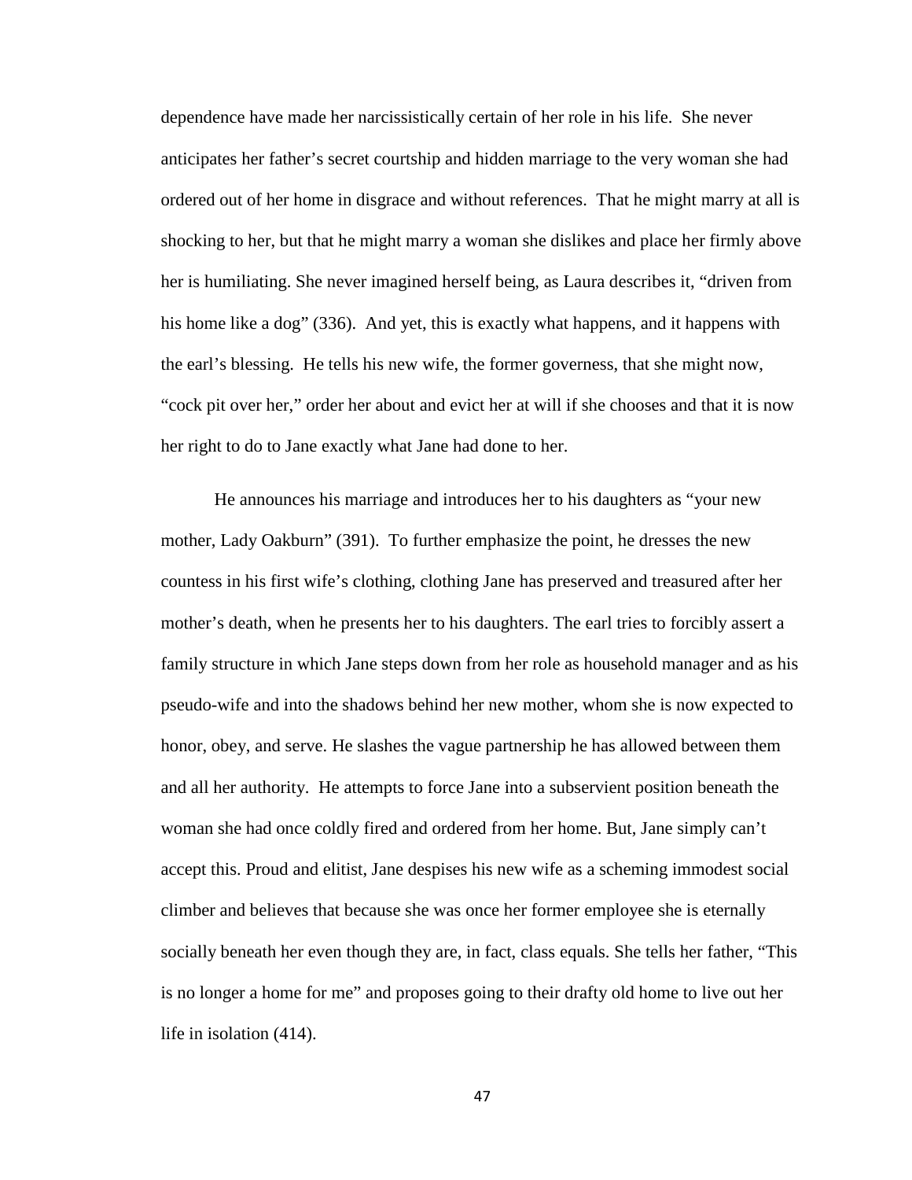dependence have made her narcissistically certain of her role in his life. She never anticipates her father's secret courtship and hidden marriage to the very woman she had ordered out of her home in disgrace and without references. That he might marry at all is shocking to her, but that he might marry a woman she dislikes and place her firmly above her is humiliating. She never imagined herself being, as Laura describes it, "driven from his home like a dog" (336). And yet, this is exactly what happens, and it happens with the earl's blessing. He tells his new wife, the former governess, that she might now, "cock pit over her," order her about and evict her at will if she chooses and that it is now her right to do to Jane exactly what Jane had done to her.

He announces his marriage and introduces her to his daughters as "your new mother, Lady Oakburn" (391). To further emphasize the point, he dresses the new countess in his first wife's clothing, clothing Jane has preserved and treasured after her mother's death, when he presents her to his daughters. The earl tries to forcibly assert a family structure in which Jane steps down from her role as household manager and as his pseudo-wife and into the shadows behind her new mother, whom she is now expected to honor, obey, and serve. He slashes the vague partnership he has allowed between them and all her authority. He attempts to force Jane into a subservient position beneath the woman she had once coldly fired and ordered from her home. But, Jane simply can't accept this. Proud and elitist, Jane despises his new wife as a scheming immodest social climber and believes that because she was once her former employee she is eternally socially beneath her even though they are, in fact, class equals. She tells her father, "This is no longer a home for me" and proposes going to their drafty old home to live out her life in isolation (414).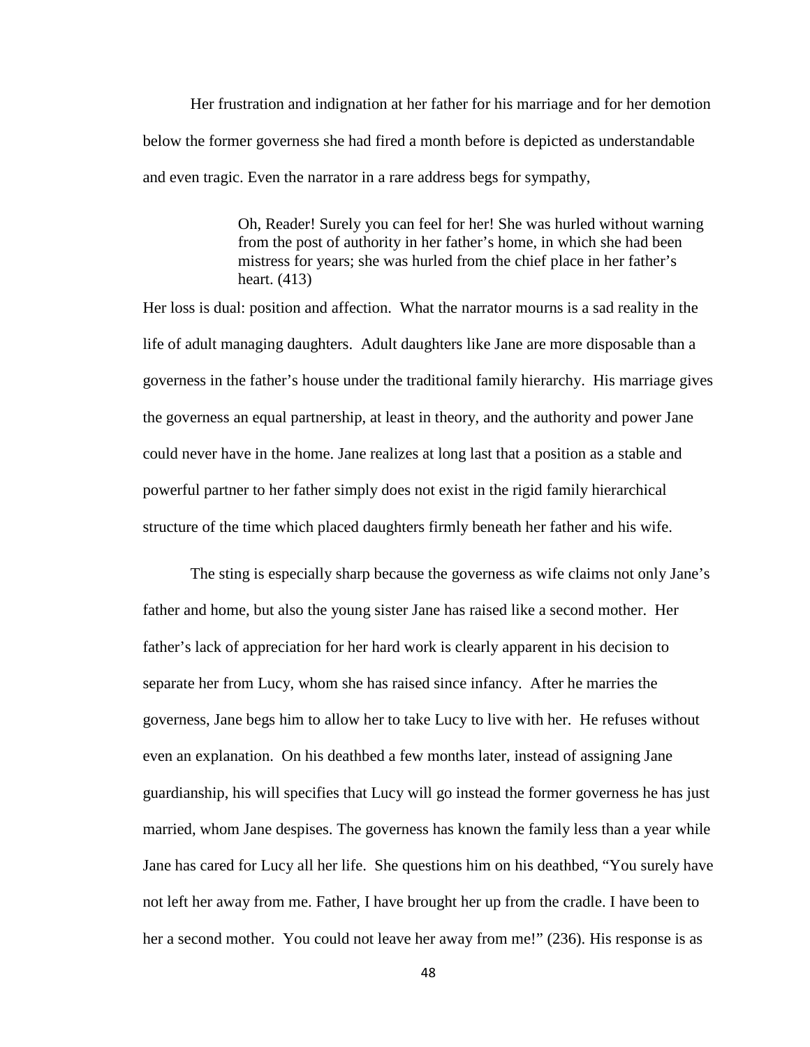Her frustration and indignation at her father for his marriage and for her demotion below the former governess she had fired a month before is depicted as understandable and even tragic. Even the narrator in a rare address begs for sympathy,

> Oh, Reader! Surely you can feel for her! She was hurled without warning from the post of authority in her father's home, in which she had been mistress for years; she was hurled from the chief place in her father's heart. (413)

Her loss is dual: position and affection. What the narrator mourns is a sad reality in the life of adult managing daughters. Adult daughters like Jane are more disposable than a governess in the father's house under the traditional family hierarchy. His marriage gives the governess an equal partnership, at least in theory, and the authority and power Jane could never have in the home. Jane realizes at long last that a position as a stable and powerful partner to her father simply does not exist in the rigid family hierarchical structure of the time which placed daughters firmly beneath her father and his wife.

The sting is especially sharp because the governess as wife claims not only Jane's father and home, but also the young sister Jane has raised like a second mother. Her father's lack of appreciation for her hard work is clearly apparent in his decision to separate her from Lucy, whom she has raised since infancy. After he marries the governess, Jane begs him to allow her to take Lucy to live with her. He refuses without even an explanation. On his deathbed a few months later, instead of assigning Jane guardianship, his will specifies that Lucy will go instead the former governess he has just married, whom Jane despises. The governess has known the family less than a year while Jane has cared for Lucy all her life. She questions him on his deathbed, "You surely have not left her away from me. Father, I have brought her up from the cradle. I have been to her a second mother. You could not leave her away from me!" (236). His response is as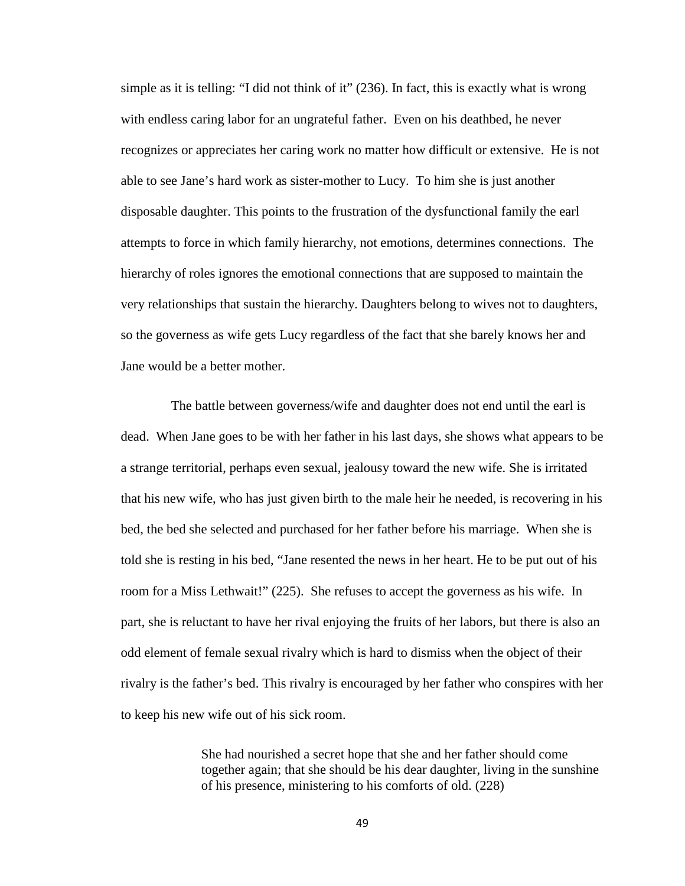simple as it is telling: “I did not think of it” (236). In fact, this is exactly what is wrong with endless caring labor for an ungrateful father. Even on his deathbed, he never recognizes or appreciates her caring work no matter how difficult or extensive. He is not able to see Jane’s hard work as sister-mother to Lucy. To him she is just another disposable daughter. This points to the frustration of the dysfunctional family the earl attempts to force in which family hierarchy, not emotions, determines connections. The hierarchy of roles ignores the emotional connections that are supposed to maintain the very relationships that sustain the hierarchy. Daughters belong to wives not to daughters, so the governess as wife gets Lucy regardless of the fact that she barely knows her and Jane would be a better mother.

The battle between governess/wife and daughter does not end until the earl is dead. When Jane goes to be with her father in his last days, she shows what appears to be a strange territorial, perhaps even sexual, jealousy toward the new wife. She is irritated that his new wife, who has just given birth to the male heir he needed, is recovering in his bed, the bed she selected and purchased for her father before his marriage. When she is told she is resting in his bed, “Jane resented the news in her heart. He to be put out of his room for a Miss Lethwait!” (225). She refuses to accept the governess as his wife. In part, she is reluctant to have her rival enjoying the fruits of her labors, but there is also an odd element of female sexual rivalry which is hard to dismiss when the object of their rivalry is the father’s bed. This rivalry is encouraged by her father who conspires with her to keep his new wife out of his sick room.

> She had nourished a secret hope that she and her father should come together again; that she should be his dear daughter, living in the sunshine of his presence, ministering to his comforts of old. (228)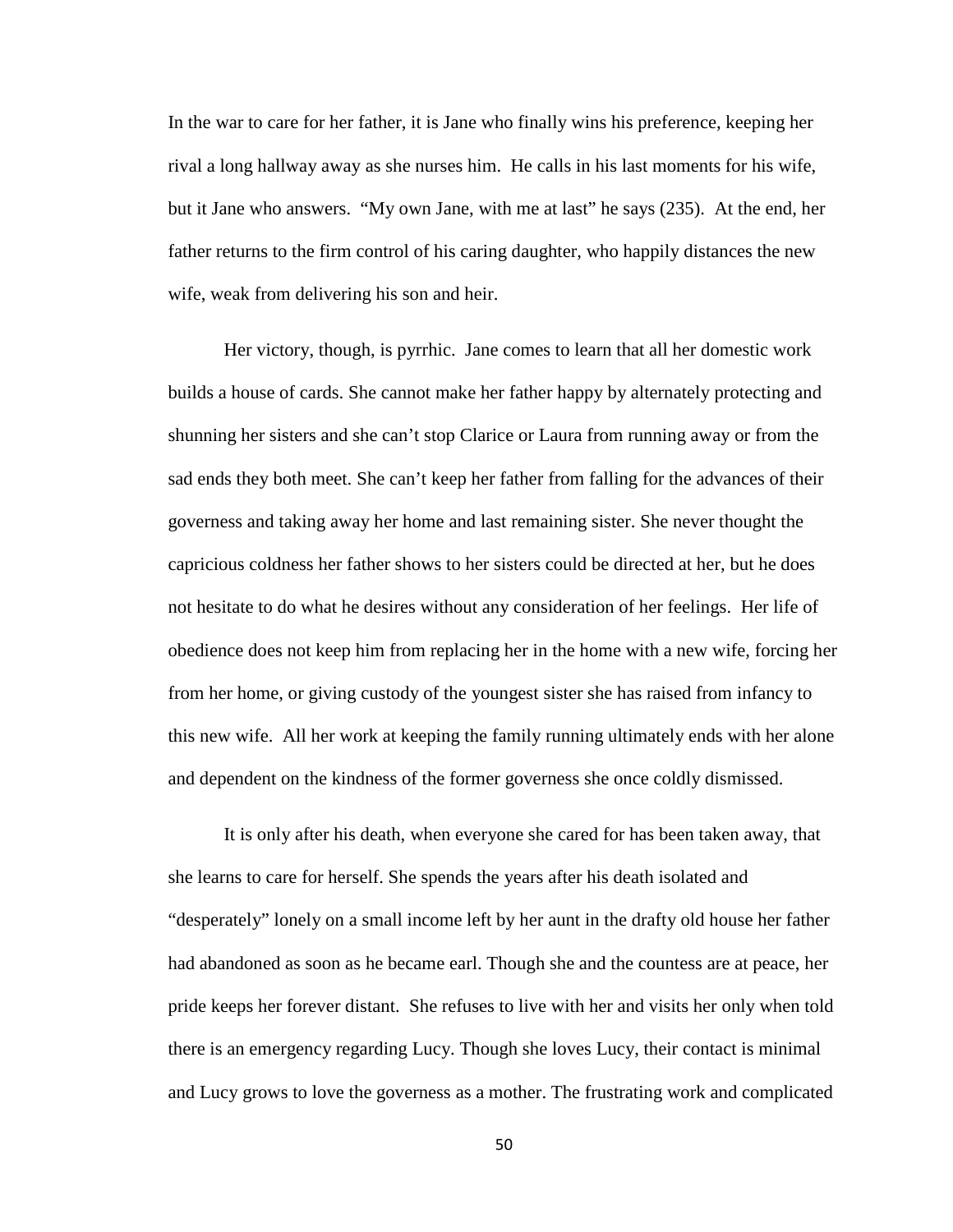In the war to care for her father, it is Jane who finally wins his preference, keeping her rival a long hallway away as she nurses him. He calls in his last moments for his wife, but it Jane who answers. "My own Jane, with me at last" he says (235). At the end, her father returns to the firm control of his caring daughter, who happily distances the new wife, weak from delivering his son and heir.

Her victory, though, is pyrrhic. Jane comes to learn that all her domestic work builds a house of cards. She cannot make her father happy by alternately protecting and shunning her sisters and she can't stop Clarice or Laura from running away or from the sad ends they both meet. She can't keep her father from falling for the advances of their governess and taking away her home and last remaining sister. She never thought the capricious coldness her father shows to her sisters could be directed at her, but he does not hesitate to do what he desires without any consideration of her feelings. Her life of obedience does not keep him from replacing her in the home with a new wife, forcing her from her home, or giving custody of the youngest sister she has raised from infancy to this new wife. All her work at keeping the family running ultimately ends with her alone and dependent on the kindness of the former governess she once coldly dismissed.

It is only after his death, when everyone she cared for has been taken away, that she learns to care for herself. She spends the years after his death isolated and "desperately" lonely on a small income left by her aunt in the drafty old house her father had abandoned as soon as he became earl. Though she and the countess are at peace, her pride keeps her forever distant. She refuses to live with her and visits her only when told there is an emergency regarding Lucy. Though she loves Lucy, their contact is minimal and Lucy grows to love the governess as a mother. The frustrating work and complicated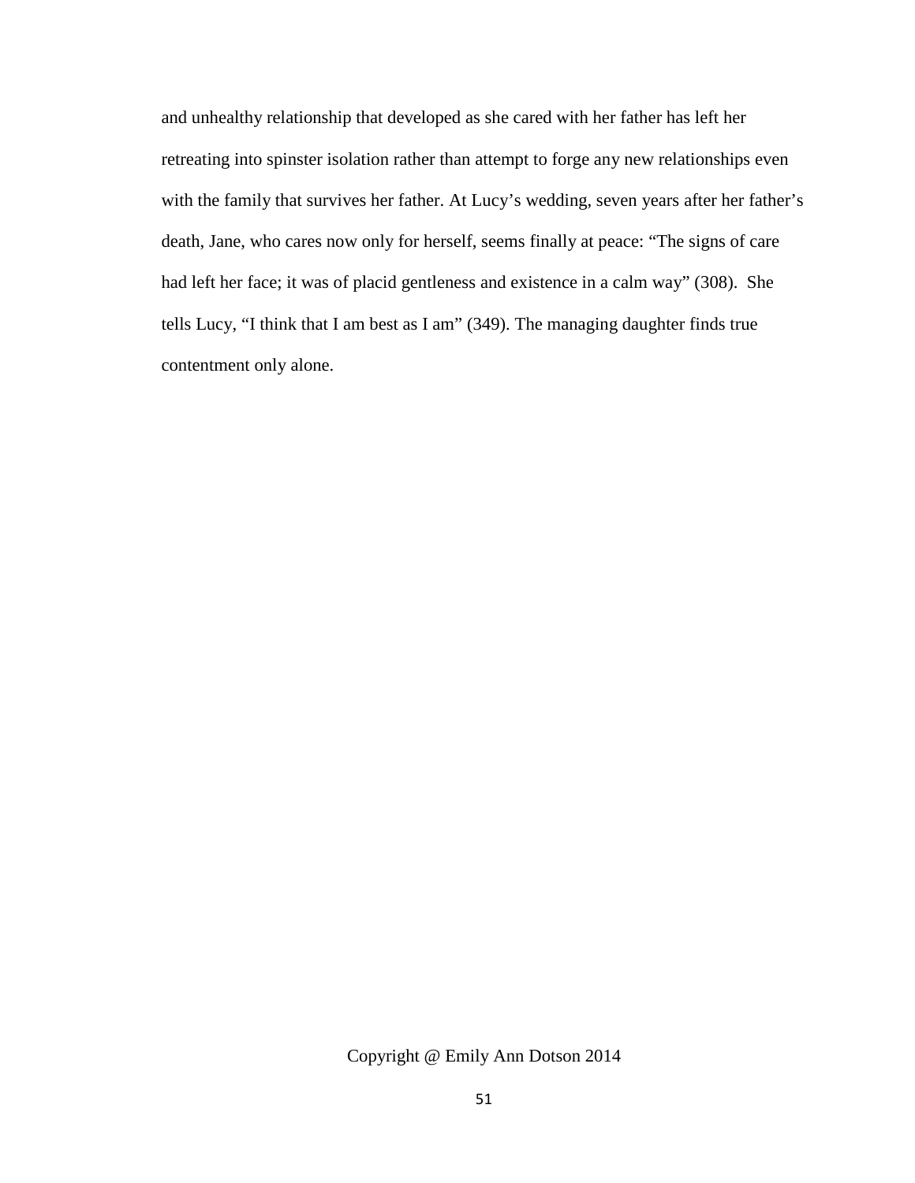and unhealthy relationship that developed as she cared with her father has left her retreating into spinster isolation rather than attempt to forge any new relationships even with the family that survives her father. At Lucy's wedding, seven years after her father's death, Jane, who cares now only for herself, seems finally at peace: "The signs of care had left her face; it was of placid gentleness and existence in a calm way" (308). She tells Lucy, "I think that I am best as I am" (349). The managing daughter finds true contentment only alone.

Copyright @ Emily Ann Dotson 2014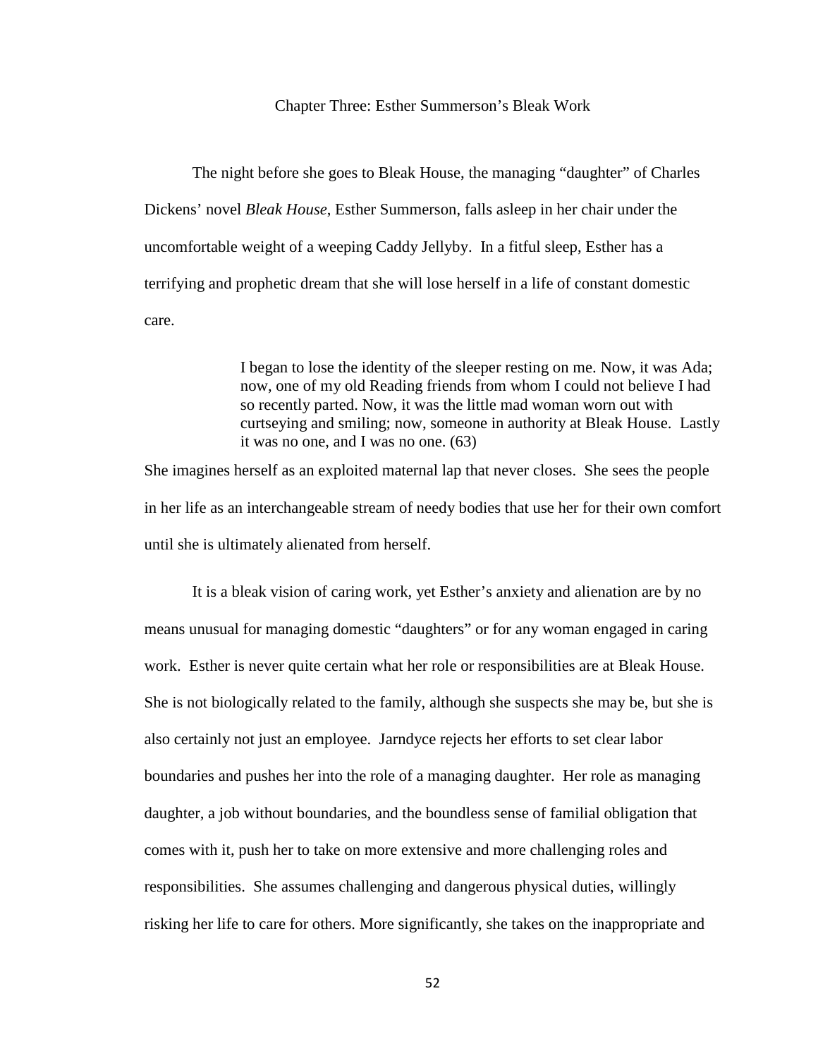# Chapter Three: Esther Summerson's Bleak Work

The night before she goes to Bleak House, the managing "daughter" of Charles Dickens' novel *Bleak House*, Esther Summerson, falls asleep in her chair under the uncomfortable weight of a weeping Caddy Jellyby. In a fitful sleep, Esther has a terrifying and prophetic dream that she will lose herself in a life of constant domestic care.

> I began to lose the identity of the sleeper resting on me. Now, it was Ada; now, one of my old Reading friends from whom I could not believe I had so recently parted. Now, it was the little mad woman worn out with curtseying and smiling; now, someone in authority at Bleak House. Lastly it was no one, and I was no one. (63)

She imagines herself as an exploited maternal lap that never closes. She sees the people in her life as an interchangeable stream of needy bodies that use her for their own comfort until she is ultimately alienated from herself.

It is a bleak vision of caring work, yet Esther's anxiety and alienation are by no means unusual for managing domestic "daughters" or for any woman engaged in caring work. Esther is never quite certain what her role or responsibilities are at Bleak House. She is not biologically related to the family, although she suspects she may be, but she is also certainly not just an employee. Jarndyce rejects her efforts to set clear labor boundaries and pushes her into the role of a managing daughter. Her role as managing daughter, a job without boundaries, and the boundless sense of familial obligation that comes with it, push her to take on more extensive and more challenging roles and responsibilities. She assumes challenging and dangerous physical duties, willingly risking her life to care for others. More significantly, she takes on the inappropriate and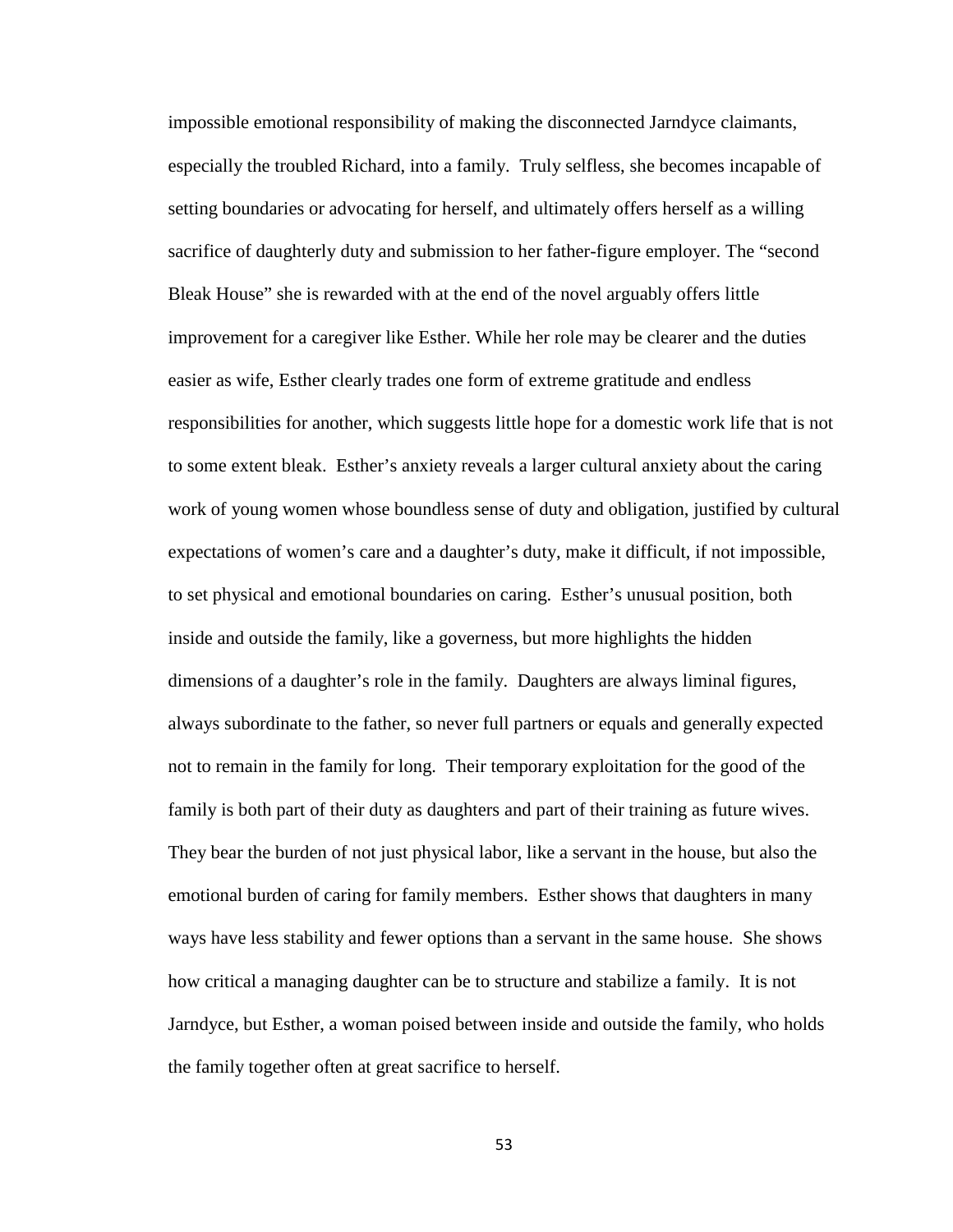impossible emotional responsibility of making the disconnected Jarndyce claimants, especially the troubled Richard, into a family. Truly selfless, she becomes incapable of setting boundaries or advocating for herself, and ultimately offers herself as a willing sacrifice of daughterly duty and submission to her father-figure employer. The "second Bleak House" she is rewarded with at the end of the novel arguably offers little improvement for a caregiver like Esther. While her role may be clearer and the duties easier as wife, Esther clearly trades one form of extreme gratitude and endless responsibilities for another, which suggests little hope for a domestic work life that is not to some extent bleak. Esther's anxiety reveals a larger cultural anxiety about the caring work of young women whose boundless sense of duty and obligation, justified by cultural expectations of women's care and a daughter's duty, make it difficult, if not impossible, to set physical and emotional boundaries on caring. Esther's unusual position, both inside and outside the family, like a governess, but more highlights the hidden dimensions of a daughter's role in the family. Daughters are always liminal figures, always subordinate to the father, so never full partners or equals and generally expected not to remain in the family for long. Their temporary exploitation for the good of the family is both part of their duty as daughters and part of their training as future wives. They bear the burden of not just physical labor, like a servant in the house, but also the emotional burden of caring for family members. Esther shows that daughters in many ways have less stability and fewer options than a servant in the same house. She shows how critical a managing daughter can be to structure and stabilize a family. It is not Jarndyce, but Esther, a woman poised between inside and outside the family, who holds the family together often at great sacrifice to herself.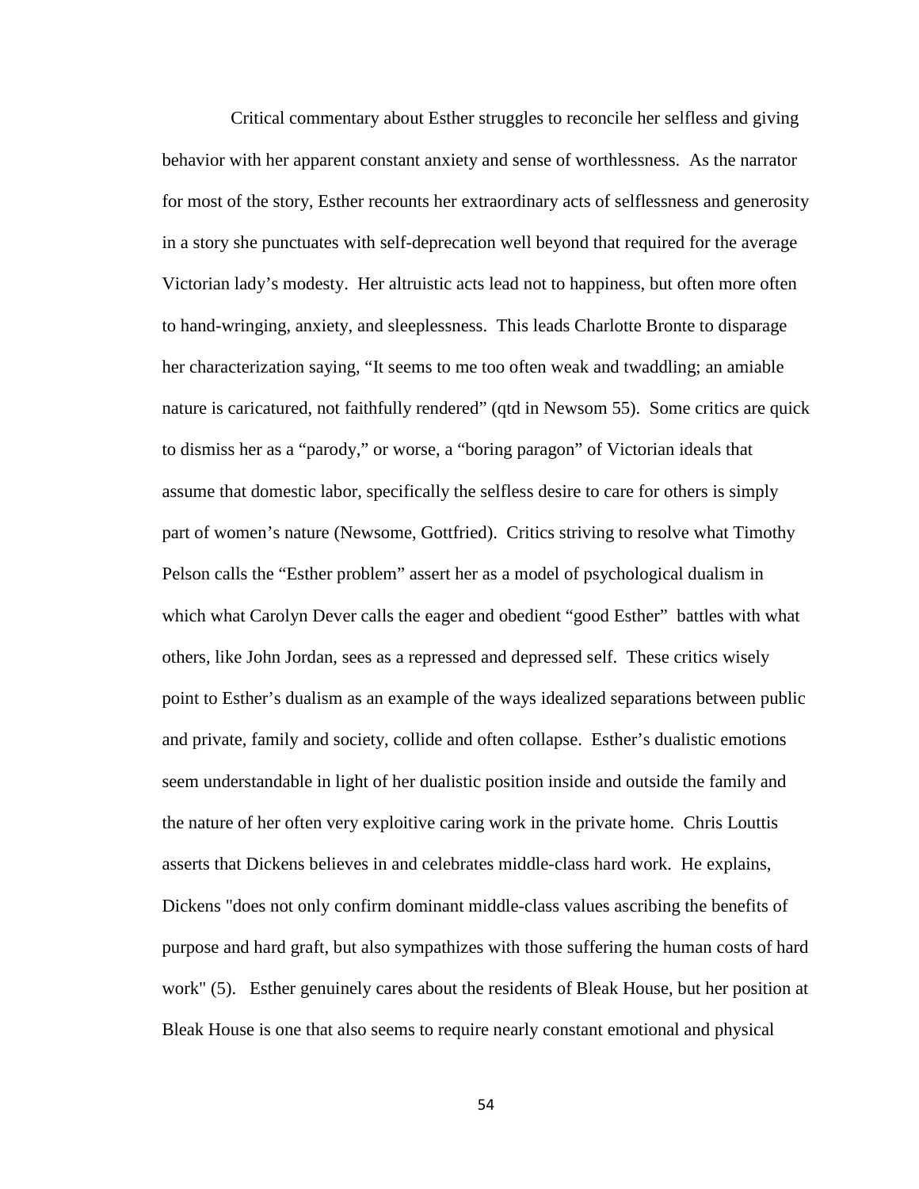Critical commentary about Esther struggles to reconcile her selfless and giving behavior with her apparent constant anxiety and sense of worthlessness. As the narrator for most of the story, Esther recounts her extraordinary acts of selflessness and generosity in a story she punctuates with self-deprecation well beyond that required for the average Victorian lady's modesty. Her altruistic acts lead not to happiness, but often more often to hand-wringing, anxiety, and sleeplessness. This leads Charlotte Bronte to disparage her characterization saying, "It seems to me too often weak and twaddling; an amiable nature is caricatured, not faithfully rendered" (qtd in Newsom 55). Some critics are quick to dismiss her as a "parody," or worse, a "boring paragon" of Victorian ideals that assume that domestic labor, specifically the selfless desire to care for others is simply part of women's nature (Newsome, Gottfried). Critics striving to resolve what Timothy Pelson calls the "Esther problem" assert her as a model of psychological dualism in which what Carolyn Dever calls the eager and obedient "good Esther" battles with what others, like John Jordan, sees as a repressed and depressed self. These critics wisely point to Esther's dualism as an example of the ways idealized separations between public and private, family and society, collide and often collapse. Esther's dualistic emotions seem understandable in light of her dualistic position inside and outside the family and the nature of her often very exploitive caring work in the private home. Chris Louttis asserts that Dickens believes in and celebrates middle-class hard work. He explains, Dickens "does not only confirm dominant middle-class values ascribing the benefits of purpose and hard graft, but also sympathizes with those suffering the human costs of hard work" (5). Esther genuinely cares about the residents of Bleak House, but her position at Bleak House is one that also seems to require nearly constant emotional and physical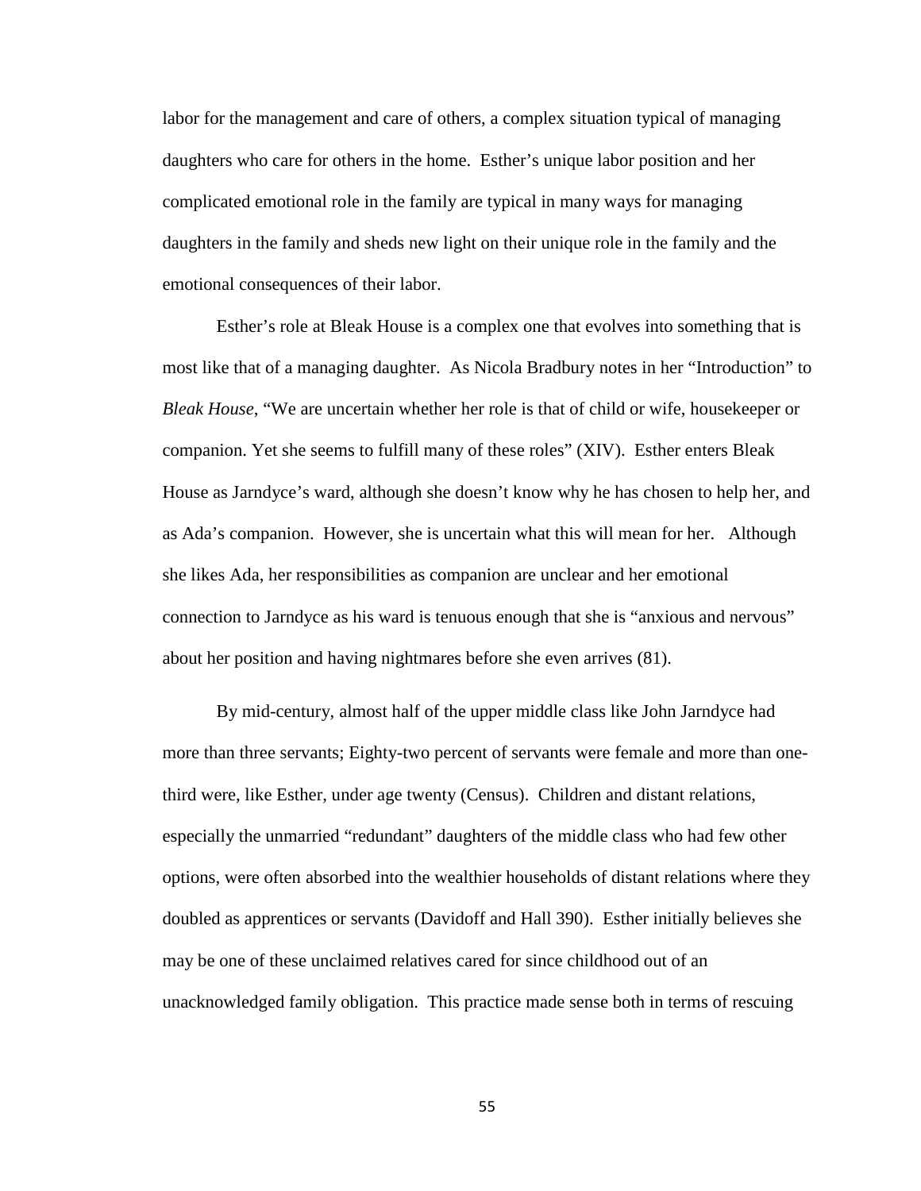labor for the management and care of others, a complex situation typical of managing daughters who care for others in the home. Esther's unique labor position and her complicated emotional role in the family are typical in many ways for managing daughters in the family and sheds new light on their unique role in the family and the emotional consequences of their labor.

Esther's role at Bleak House is a complex one that evolves into something that is most like that of a managing daughter. As Nicola Bradbury notes in her "Introduction" to *Bleak House*, "We are uncertain whether her role is that of child or wife, housekeeper or companion. Yet she seems to fulfill many of these roles" (XIV). Esther enters Bleak House as Jarndyce's ward, although she doesn't know why he has chosen to help her, and as Ada's companion. However, she is uncertain what this will mean for her. Although she likes Ada, her responsibilities as companion are unclear and her emotional connection to Jarndyce as his ward is tenuous enough that she is "anxious and nervous" about her position and having nightmares before she even arrives (81).

By mid-century, almost half of the upper middle class like John Jarndyce had more than three servants; Eighty-two percent of servants were female and more than one-third were, like Esther, under age twenty (Census). Children and distant relations, especially the unmarried "redundant" daughters of the middle class who had few other options, were often absorbed into the wealthier households of distant relations where they doubled as apprentices or servants (Davidoff and Hall 390). Esther initially believes she may be one of these unclaimed relatives cared for since childhood out of an unacknowledged family obligation. This practice made sense both in terms of rescuing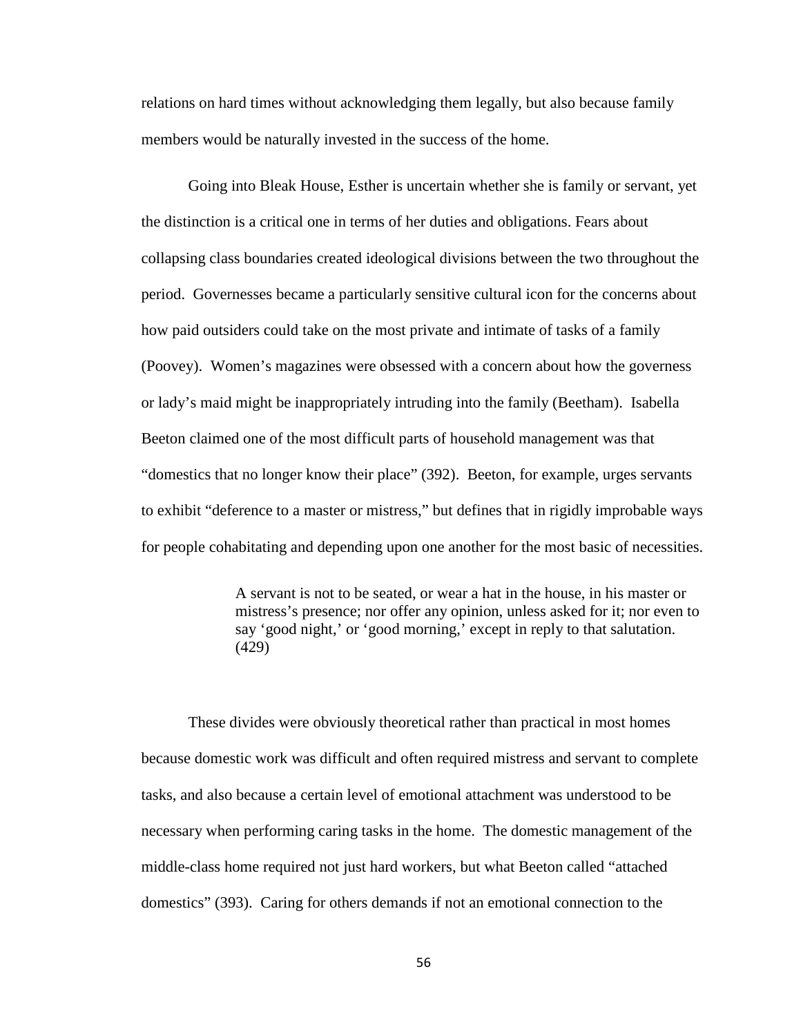relations on hard times without acknowledging them legally, but also because family members would be naturally invested in the success of the home.

Going into Bleak House, Esther is uncertain whether she is family or servant, yet the distinction is a critical one in terms of her duties and obligations. Fears about collapsing class boundaries created ideological divisions between the two throughout the period. Governesses became a particularly sensitive cultural icon for the concerns about how paid outsiders could take on the most private and intimate of tasks of a family (Poovey). Women's magazines were obsessed with a concern about how the governess or lady's maid might be inappropriately intruding into the family (Beetham). Isabella Beeton claimed one of the most difficult parts of household management was that "domestics that no longer know their place" (392). Beeton, for example, urges servants to exhibit "deference to a master or mistress," but defines that in rigidly improbable ways for people cohabitating and depending upon one another for the most basic of necessities.

> A servant is not to be seated, or wear a hat in the house, in his master or mistress's presence; nor offer any opinion, unless asked for it; nor even to say 'good night,' or 'good morning,' except in reply to that salutation. (429)

These divides were obviously theoretical rather than practical in most homes because domestic work was difficult and often required mistress and servant to complete tasks, and also because a certain level of emotional attachment was understood to be necessary when performing caring tasks in the home. The domestic management of the middle-class home required not just hard workers, but what Beeton called "attached domestics" (393). Caring for others demands if not an emotional connection to the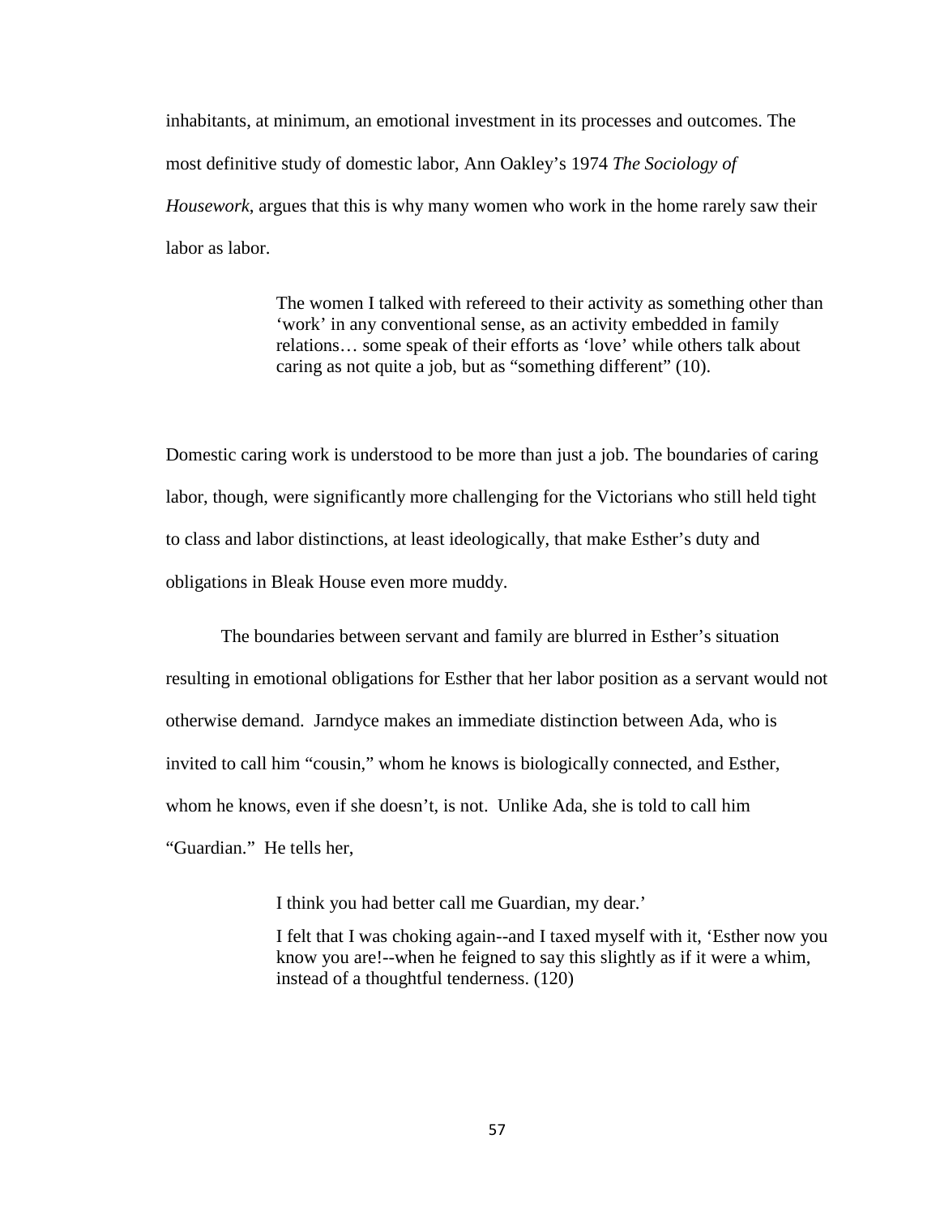inhabitants, at minimum, an emotional investment in its processes and outcomes. The most definitive study of domestic labor, Ann Oakley's 1974 *The Sociology of Housework*, argues that this is why many women who work in the home rarely saw their labor as labor.

> The women I talked with refereed to their activity as something other than 'work' in any conventional sense, as an activity embedded in family relations… some speak of their efforts as 'love' while others talk about caring as not quite a job, but as "something different" (10).

Domestic caring work is understood to be more than just a job. The boundaries of caring labor, though, were significantly more challenging for the Victorians who still held tight to class and labor distinctions, at least ideologically, that make Esther's duty and obligations in Bleak House even more muddy.

The boundaries between servant and family are blurred in Esther's situation resulting in emotional obligations for Esther that her labor position as a servant would not otherwise demand. Jarndyce makes an immediate distinction between Ada, who is invited to call him "cousin," whom he knows is biologically connected, and Esther, whom he knows, even if she doesn't, is not. Unlike Ada, she is told to call him "Guardian." He tells her,

> I think you had better call me Guardian, my dear.'
>
> I felt that I was choking again--and I taxed myself with it, 'Esther now you know you are!--when he feigned to say this slightly as if it were a whim, instead of a thoughtful tenderness. (120)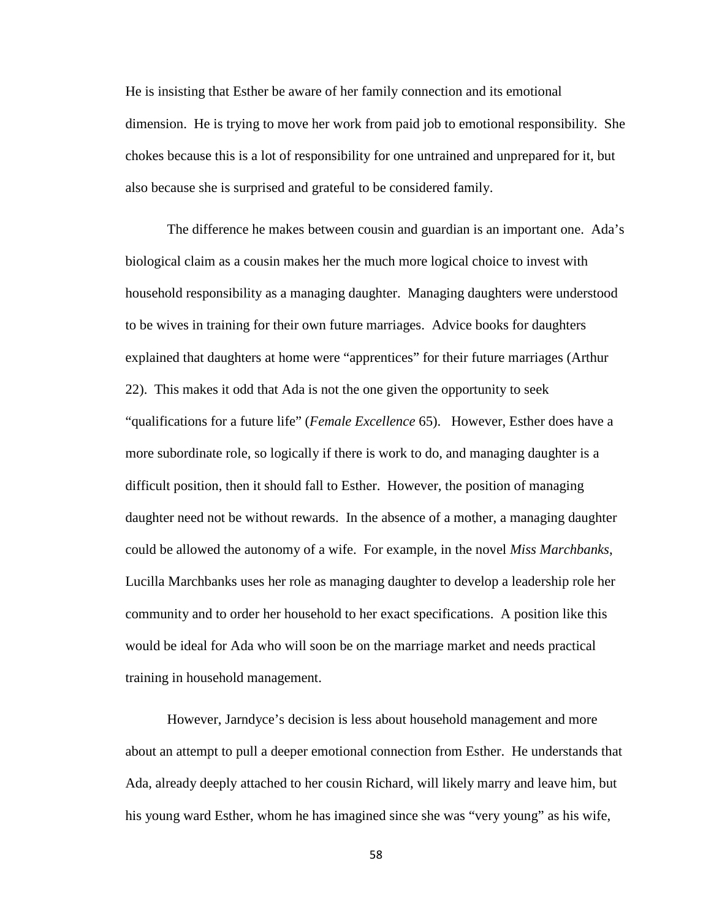He is insisting that Esther be aware of her family connection and its emotional dimension. He is trying to move her work from paid job to emotional responsibility. She chokes because this is a lot of responsibility for one untrained and unprepared for it, but also because she is surprised and grateful to be considered family.

The difference he makes between cousin and guardian is an important one. Ada's biological claim as a cousin makes her the much more logical choice to invest with household responsibility as a managing daughter. Managing daughters were understood to be wives in training for their own future marriages. Advice books for daughters explained that daughters at home were "apprentices" for their future marriages (Arthur 22). This makes it odd that Ada is not the one given the opportunity to seek "qualifications for a future life" (*Female Excellence* 65). However, Esther does have a more subordinate role, so logically if there is work to do, and managing daughter is a difficult position, then it should fall to Esther. However, the position of managing daughter need not be without rewards. In the absence of a mother, a managing daughter could be allowed the autonomy of a wife. For example, in the novel *Miss Marchbanks*, Lucilla Marchbanks uses her role as managing daughter to develop a leadership role her community and to order her household to her exact specifications. A position like this would be ideal for Ada who will soon be on the marriage market and needs practical training in household management.

However, Jarndyce's decision is less about household management and more about an attempt to pull a deeper emotional connection from Esther. He understands that Ada, already deeply attached to her cousin Richard, will likely marry and leave him, but his young ward Esther, whom he has imagined since she was "very young" as his wife,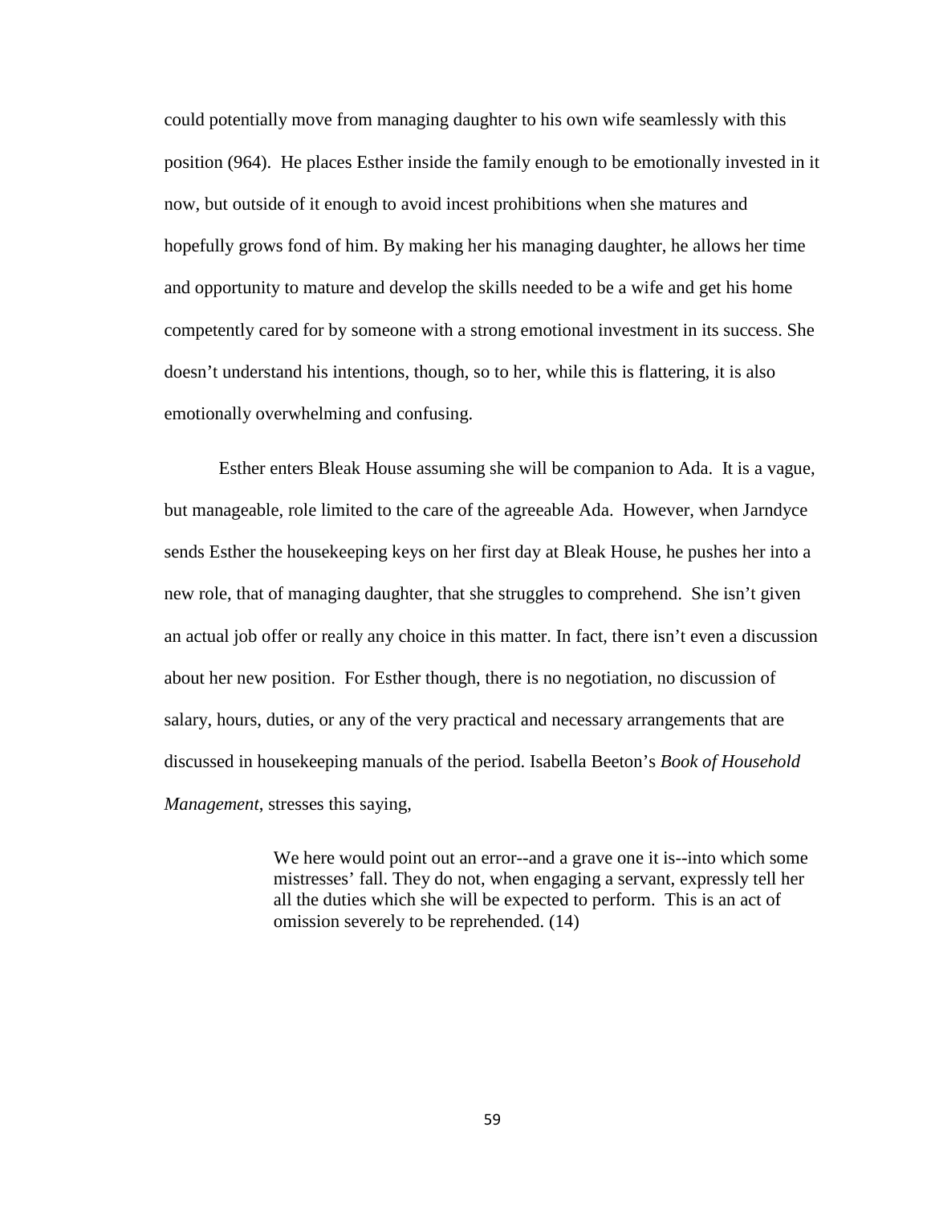could potentially move from managing daughter to his own wife seamlessly with this position (964). He places Esther inside the family enough to be emotionally invested in it now, but outside of it enough to avoid incest prohibitions when she matures and hopefully grows fond of him. By making her his managing daughter, he allows her time and opportunity to mature and develop the skills needed to be a wife and get his home competently cared for by someone with a strong emotional investment in its success. She doesn't understand his intentions, though, so to her, while this is flattering, it is also emotionally overwhelming and confusing.

Esther enters Bleak House assuming she will be companion to Ada. It is a vague, but manageable, role limited to the care of the agreeable Ada. However, when Jarndyce sends Esther the housekeeping keys on her first day at Bleak House, he pushes her into a new role, that of managing daughter, that she struggles to comprehend. She isn't given an actual job offer or really any choice in this matter. In fact, there isn't even a discussion about her new position. For Esther though, there is no negotiation, no discussion of salary, hours, duties, or any of the very practical and necessary arrangements that are discussed in housekeeping manuals of the period. Isabella Beeton's *Book of Household Management*, stresses this saying,

> We here would point out an error--and a grave one it is--into which some mistresses' fall. They do not, when engaging a servant, expressly tell her all the duties which she will be expected to perform. This is an act of omission severely to be reprehended. (14)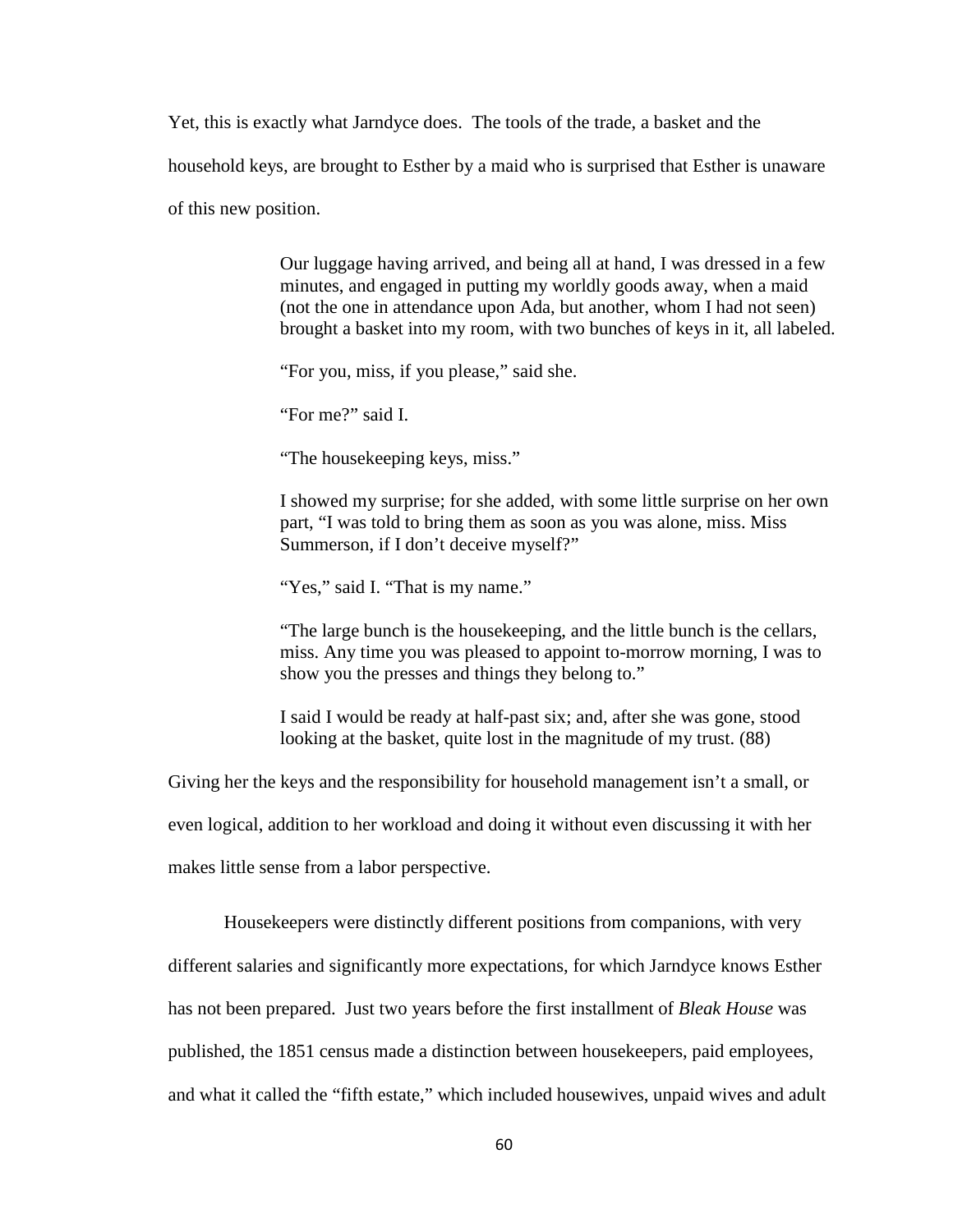Yet, this is exactly what Jarndyce does. The tools of the trade, a basket and the household keys, are brought to Esther by a maid who is surprised that Esther is unaware of this new position.

> Our luggage having arrived, and being all at hand, I was dressed in a few minutes, and engaged in putting my worldly goods away, when a maid (not the one in attendance upon Ada, but another, whom I had not seen) brought a basket into my room, with two bunches of keys in it, all labeled.
>
> "For you, miss, if you please," said she.
>
> "For me?" said I.
>
> "The housekeeping keys, miss."
>
> I showed my surprise; for she added, with some little surprise on her own part, "I was told to bring them as soon as you was alone, miss. Miss Summerson, if I don't deceive myself?"
>
> "Yes," said I. "That is my name."
>
> "The large bunch is the housekeeping, and the little bunch is the cellars, miss. Any time you was pleased to appoint to-morrow morning, I was to show you the presses and things they belong to."
>
> I said I would be ready at half-past six; and, after she was gone, stood looking at the basket, quite lost in the magnitude of my trust. (88)

Giving her the keys and the responsibility for household management isn't a small, or even logical, addition to her workload and doing it without even discussing it with her makes little sense from a labor perspective.

Housekeepers were distinctly different positions from companions, with very different salaries and significantly more expectations, for which Jarndyce knows Esther has not been prepared. Just two years before the first installment of *Bleak House* was published, the 1851 census made a distinction between housekeepers, paid employees, and what it called the "fifth estate," which included housewives, unpaid wives and adult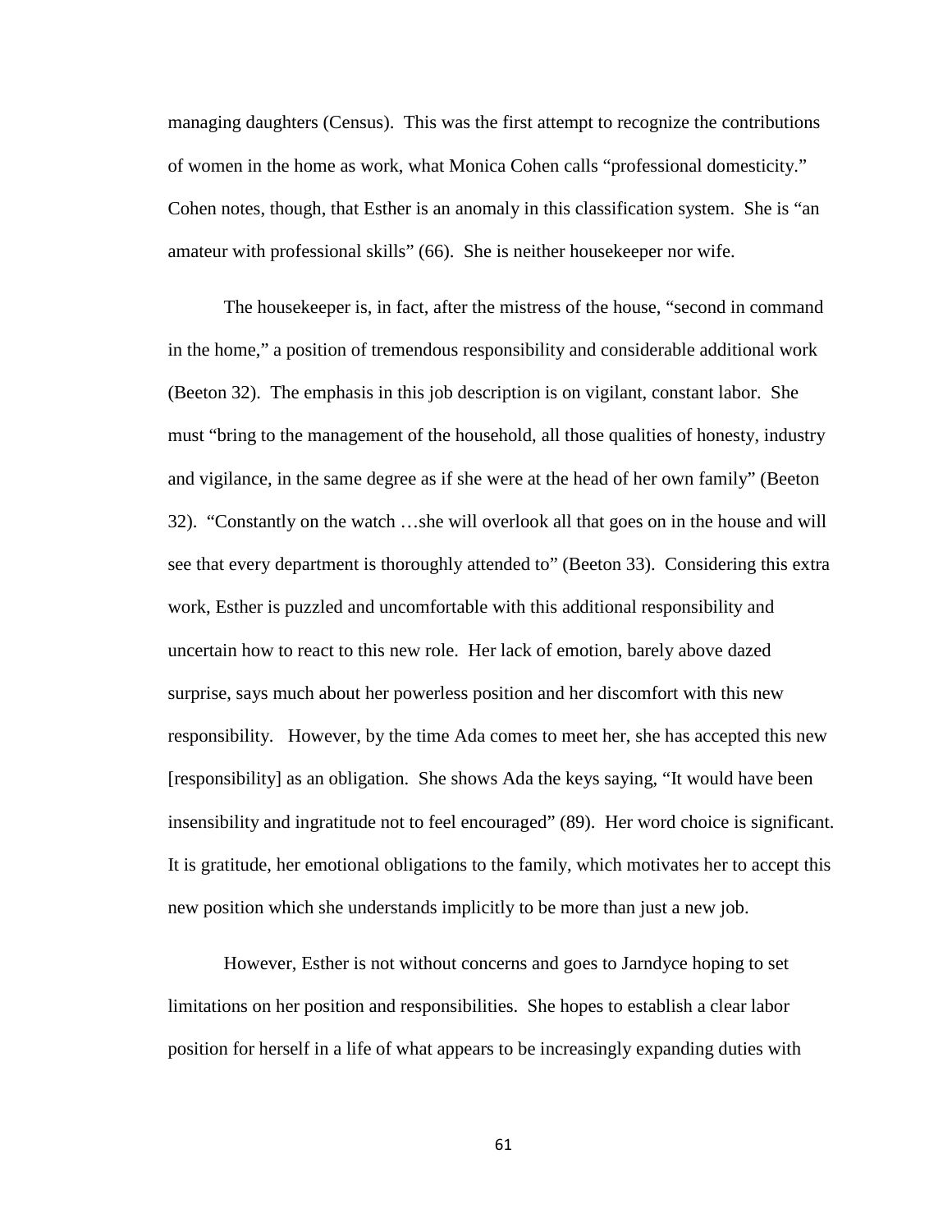managing daughters (Census). This was the first attempt to recognize the contributions of women in the home as work, what Monica Cohen calls "professional domesticity." Cohen notes, though, that Esther is an anomaly in this classification system. She is "an amateur with professional skills" (66). She is neither housekeeper nor wife.

The housekeeper is, in fact, after the mistress of the house, "second in command in the home," a position of tremendous responsibility and considerable additional work (Beeton 32). The emphasis in this job description is on vigilant, constant labor. She must "bring to the management of the household, all those qualities of honesty, industry and vigilance, in the same degree as if she were at the head of her own family" (Beeton 32). "Constantly on the watch …she will overlook all that goes on in the house and will see that every department is thoroughly attended to" (Beeton 33). Considering this extra work, Esther is puzzled and uncomfortable with this additional responsibility and uncertain how to react to this new role. Her lack of emotion, barely above dazed surprise, says much about her powerless position and her discomfort with this new responsibility. However, by the time Ada comes to meet her, she has accepted this new [responsibility] as an obligation. She shows Ada the keys saying, "It would have been insensibility and ingratitude not to feel encouraged" (89). Her word choice is significant. It is gratitude, her emotional obligations to the family, which motivates her to accept this new position which she understands implicitly to be more than just a new job.

However, Esther is not without concerns and goes to Jarndyce hoping to set limitations on her position and responsibilities. She hopes to establish a clear labor position for herself in a life of what appears to be increasingly expanding duties with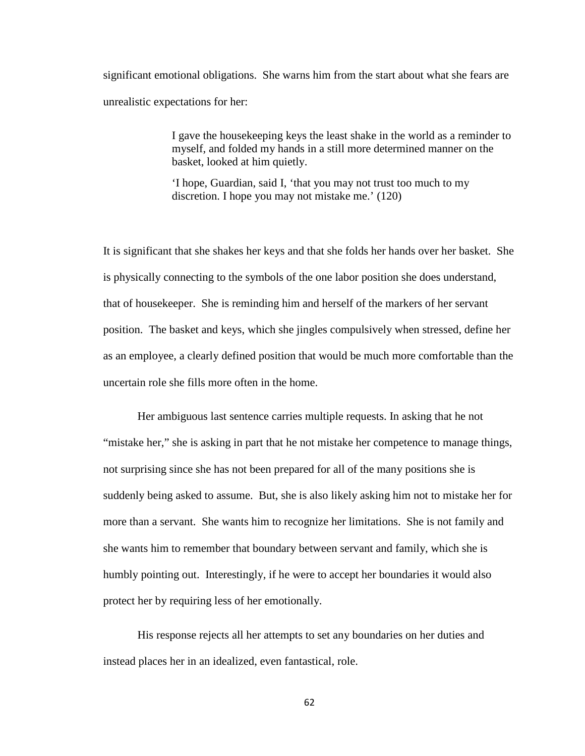significant emotional obligations. She warns him from the start about what she fears are unrealistic expectations for her:

> I gave the housekeeping keys the least shake in the world as a reminder to myself, and folded my hands in a still more determined manner on the basket, looked at him quietly.
>
> 'I hope, Guardian, said I, 'that you may not trust too much to my discretion. I hope you may not mistake me.' (120)

It is significant that she shakes her keys and that she folds her hands over her basket. She is physically connecting to the symbols of the one labor position she does understand, that of housekeeper. She is reminding him and herself of the markers of her servant position. The basket and keys, which she jingles compulsively when stressed, define her as an employee, a clearly defined position that would be much more comfortable than the uncertain role she fills more often in the home.

Her ambiguous last sentence carries multiple requests. In asking that he not "mistake her," she is asking in part that he not mistake her competence to manage things, not surprising since she has not been prepared for all of the many positions she is suddenly being asked to assume. But, she is also likely asking him not to mistake her for more than a servant. She wants him to recognize her limitations. She is not family and she wants him to remember that boundary between servant and family, which she is humbly pointing out. Interestingly, if he were to accept her boundaries it would also protect her by requiring less of her emotionally.

His response rejects all her attempts to set any boundaries on her duties and instead places her in an idealized, even fantastical, role.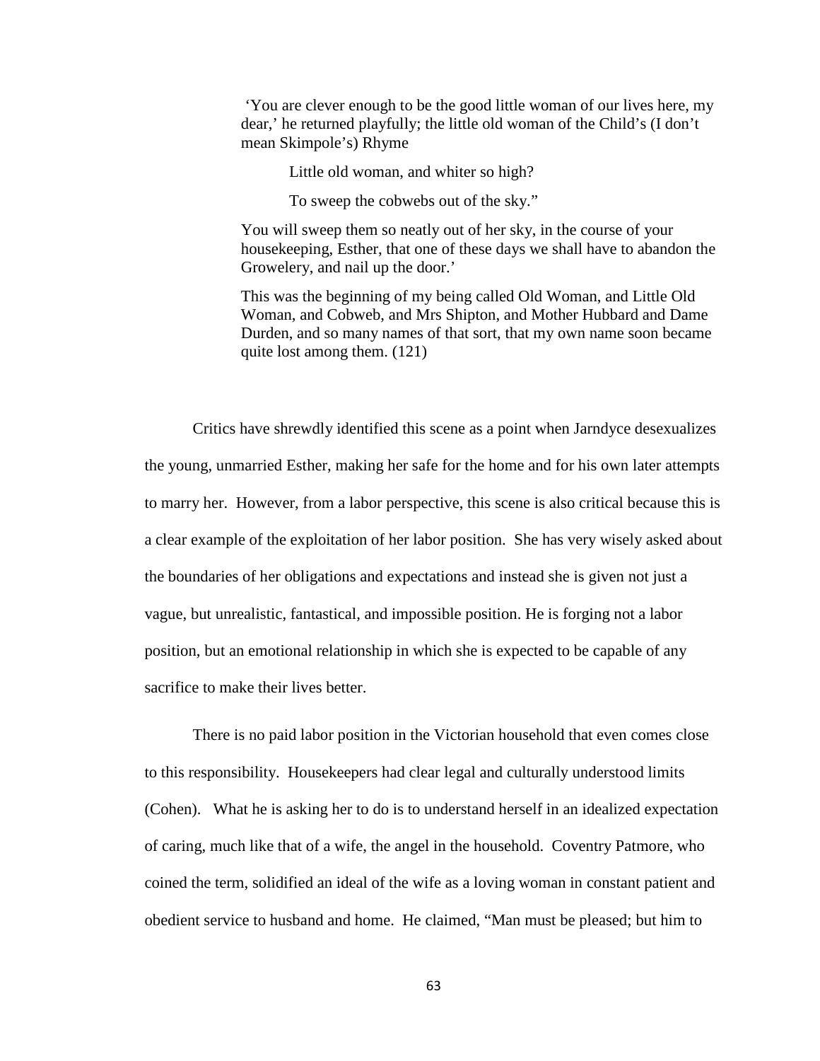> 'You are clever enough to be the good little woman of our lives here, my dear,' he returned playfully; the little old woman of the Child's (I don't mean Skimpole's) Rhyme
>
> Little old woman, and whiter so high?
>
> To sweep the cobwebs out of the sky."
>
> You will sweep them so neatly out of her sky, in the course of your housekeeping, Esther, that one of these days we shall have to abandon the Growelery, and nail up the door.'
>
> This was the beginning of my being called Old Woman, and Little Old Woman, and Cobweb, and Mrs Shipton, and Mother Hubbard and Dame Durden, and so many names of that sort, that my own name soon became quite lost among them. (121)

Critics have shrewdly identified this scene as a point when Jarndyce desexualizes the young, unmarried Esther, making her safe for the home and for his own later attempts to marry her. However, from a labor perspective, this scene is also critical because this is a clear example of the exploitation of her labor position. She has very wisely asked about the boundaries of her obligations and expectations and instead she is given not just a vague, but unrealistic, fantastical, and impossible position. He is forging not a labor position, but an emotional relationship in which she is expected to be capable of any sacrifice to make their lives better.

There is no paid labor position in the Victorian household that even comes close to this responsibility. Housekeepers had clear legal and culturally understood limits (Cohen). What he is asking her to do is to understand herself in an idealized expectation of caring, much like that of a wife, the angel in the household. Coventry Patmore, who coined the term, solidified an ideal of the wife as a loving woman in constant patient and obedient service to husband and home. He claimed, "Man must be pleased; but him to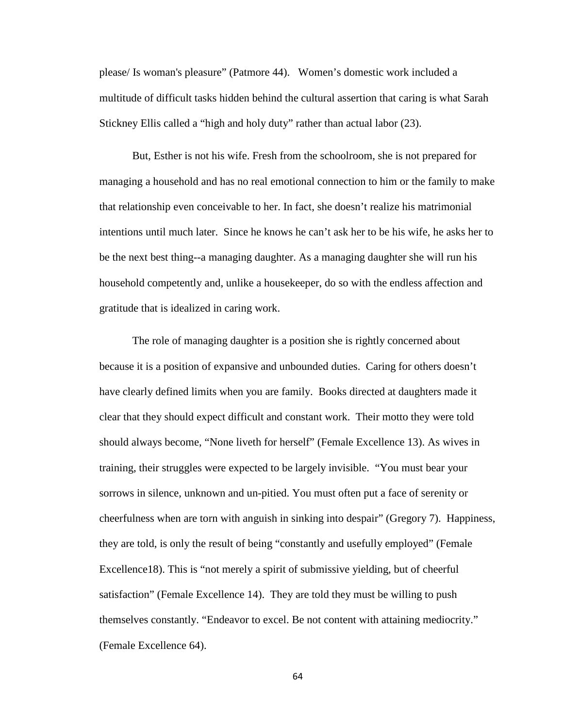please/ Is woman's pleasure" (Patmore 44). Women's domestic work included a multitude of difficult tasks hidden behind the cultural assertion that caring is what Sarah Stickney Ellis called a "high and holy duty" rather than actual labor (23).

But, Esther is not his wife. Fresh from the schoolroom, she is not prepared for managing a household and has no real emotional connection to him or the family to make that relationship even conceivable to her. In fact, she doesn't realize his matrimonial intentions until much later. Since he knows he can't ask her to be his wife, he asks her to be the next best thing--a managing daughter. As a managing daughter she will run his household competently and, unlike a housekeeper, do so with the endless affection and gratitude that is idealized in caring work.

The role of managing daughter is a position she is rightly concerned about because it is a position of expansive and unbounded duties. Caring for others doesn't have clearly defined limits when you are family. Books directed at daughters made it clear that they should expect difficult and constant work. Their motto they were told should always become, "None liveth for herself" (Female Excellence 13). As wives in training, their struggles were expected to be largely invisible. "You must bear your sorrows in silence, unknown and un-pitied. You must often put a face of serenity or cheerfulness when are torn with anguish in sinking into despair" (Gregory 7). Happiness, they are told, is only the result of being "constantly and usefully employed" (Female Excellence18). This is "not merely a spirit of submissive yielding, but of cheerful satisfaction" (Female Excellence 14). They are told they must be willing to push themselves constantly. "Endeavor to excel. Be not content with attaining mediocrity." (Female Excellence 64).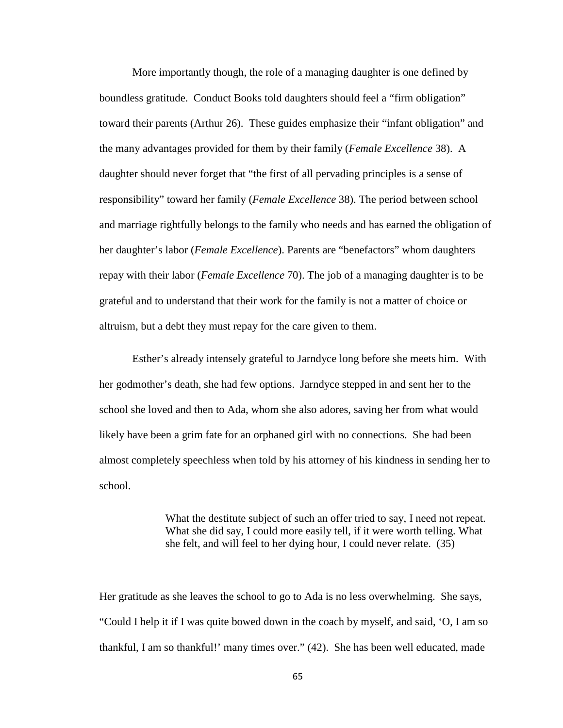More importantly though, the role of a managing daughter is one defined by boundless gratitude. Conduct Books told daughters should feel a "firm obligation" toward their parents (Arthur 26). These guides emphasize their "infant obligation" and the many advantages provided for them by their family (*Female Excellence* 38). A daughter should never forget that "the first of all pervading principles is a sense of responsibility" toward her family (*Female Excellence* 38). The period between school and marriage rightfully belongs to the family who needs and has earned the obligation of her daughter's labor (*Female Excellence*). Parents are "benefactors" whom daughters repay with their labor (*Female Excellence* 70). The job of a managing daughter is to be grateful and to understand that their work for the family is not a matter of choice or altruism, but a debt they must repay for the care given to them.

Esther's already intensely grateful to Jarndyce long before she meets him. With her godmother's death, she had few options. Jarndyce stepped in and sent her to the school she loved and then to Ada, whom she also adores, saving her from what would likely have been a grim fate for an orphaned girl with no connections. She had been almost completely speechless when told by his attorney of his kindness in sending her to school.

> What the destitute subject of such an offer tried to say, I need not repeat. What she did say, I could more easily tell, if it were worth telling. What she felt, and will feel to her dying hour, I could never relate. (35)

Her gratitude as she leaves the school to go to Ada is no less overwhelming. She says, "Could I help it if I was quite bowed down in the coach by myself, and said, 'O, I am so thankful, I am so thankful!' many times over." (42). She has been well educated, made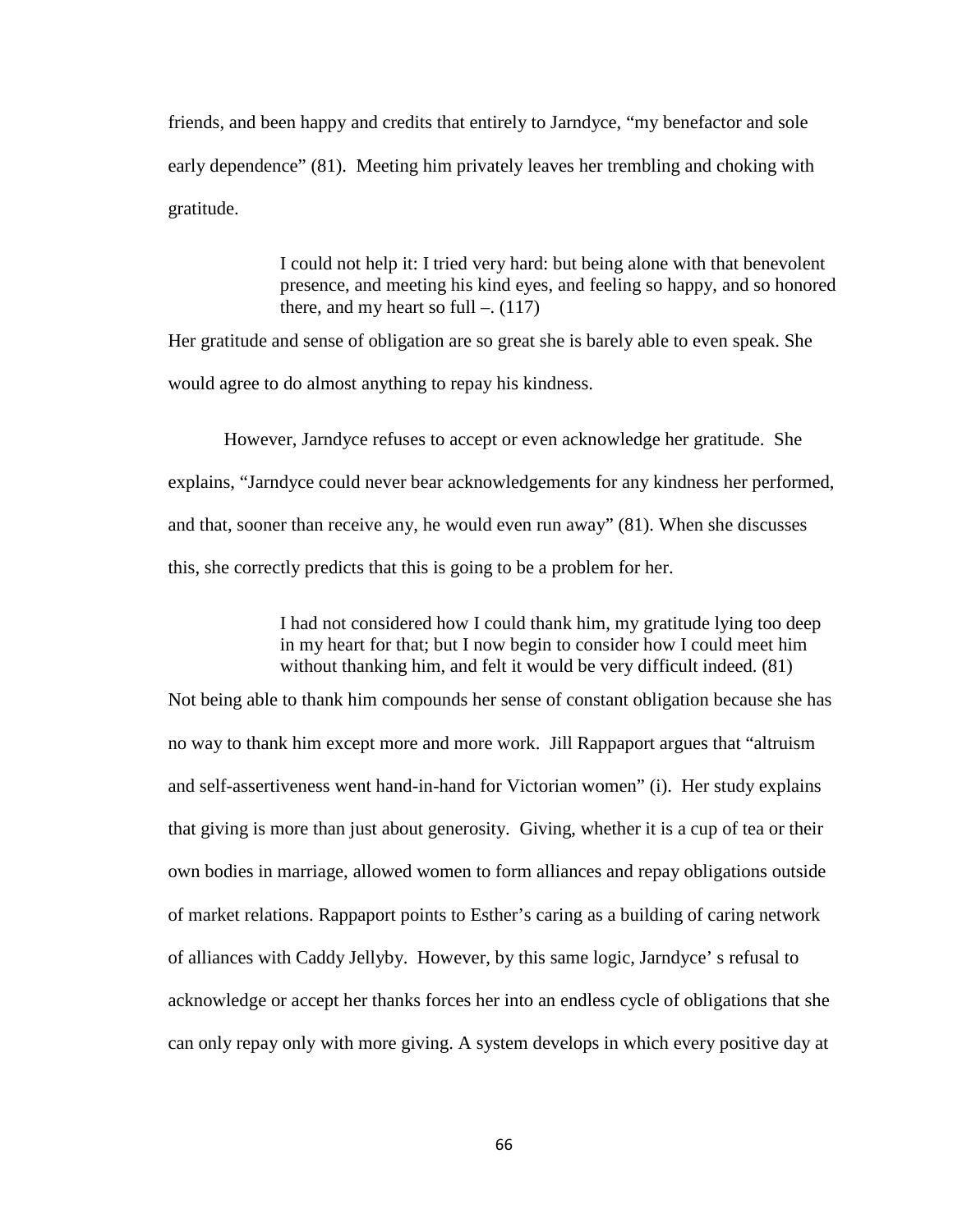friends, and been happy and credits that entirely to Jarndyce, "my benefactor and sole early dependence" (81). Meeting him privately leaves her trembling and choking with gratitude.

> I could not help it: I tried very hard: but being alone with that benevolent presence, and meeting his kind eyes, and feeling so happy, and so honored there, and my heart so full –. (117)

Her gratitude and sense of obligation are so great she is barely able to even speak. She would agree to do almost anything to repay his kindness.

However, Jarndyce refuses to accept or even acknowledge her gratitude. She explains, "Jarndyce could never bear acknowledgements for any kindness her performed, and that, sooner than receive any, he would even run away" (81). When she discusses this, she correctly predicts that this is going to be a problem for her.

> I had not considered how I could thank him, my gratitude lying too deep in my heart for that; but I now begin to consider how I could meet him without thanking him, and felt it would be very difficult indeed. (81)

Not being able to thank him compounds her sense of constant obligation because she has no way to thank him except more and more work. Jill Rappaport argues that "altruism and self-assertiveness went hand-in-hand for Victorian women" (i). Her study explains that giving is more than just about generosity. Giving, whether it is a cup of tea or their own bodies in marriage, allowed women to form alliances and repay obligations outside of market relations. Rappaport points to Esther's caring as a building of caring network of alliances with Caddy Jellyby. However, by this same logic, Jarndyce' s refusal to acknowledge or accept her thanks forces her into an endless cycle of obligations that she can only repay only with more giving. A system develops in which every positive day at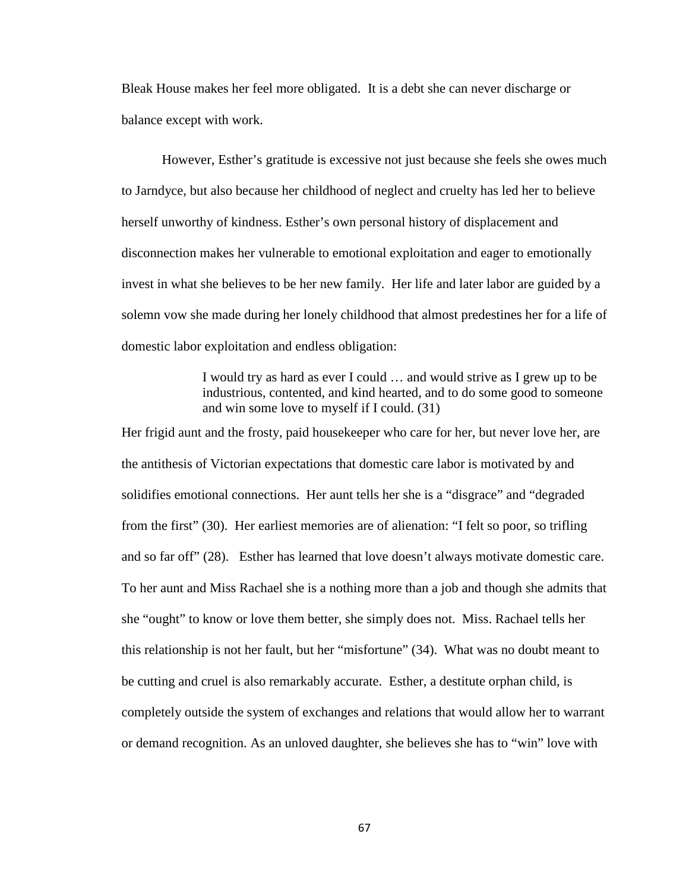Bleak House makes her feel more obligated. It is a debt she can never discharge or balance except with work.

However, Esther's gratitude is excessive not just because she feels she owes much to Jarndyce, but also because her childhood of neglect and cruelty has led her to believe herself unworthy of kindness. Esther's own personal history of displacement and disconnection makes her vulnerable to emotional exploitation and eager to emotionally invest in what she believes to be her new family. Her life and later labor are guided by a solemn vow she made during her lonely childhood that almost predestines her for a life of domestic labor exploitation and endless obligation:

> I would try as hard as ever I could … and would strive as I grew up to be industrious, contented, and kind hearted, and to do some good to someone and win some love to myself if I could. (31)

Her frigid aunt and the frosty, paid housekeeper who care for her, but never love her, are the antithesis of Victorian expectations that domestic care labor is motivated by and solidifies emotional connections. Her aunt tells her she is a "disgrace" and "degraded from the first" (30). Her earliest memories are of alienation: "I felt so poor, so trifling and so far off" (28). Esther has learned that love doesn't always motivate domestic care. To her aunt and Miss Rachael she is a nothing more than a job and though she admits that she "ought" to know or love them better, she simply does not. Miss. Rachael tells her this relationship is not her fault, but her "misfortune" (34). What was no doubt meant to be cutting and cruel is also remarkably accurate. Esther, a destitute orphan child, is completely outside the system of exchanges and relations that would allow her to warrant or demand recognition. As an unloved daughter, she believes she has to "win" love with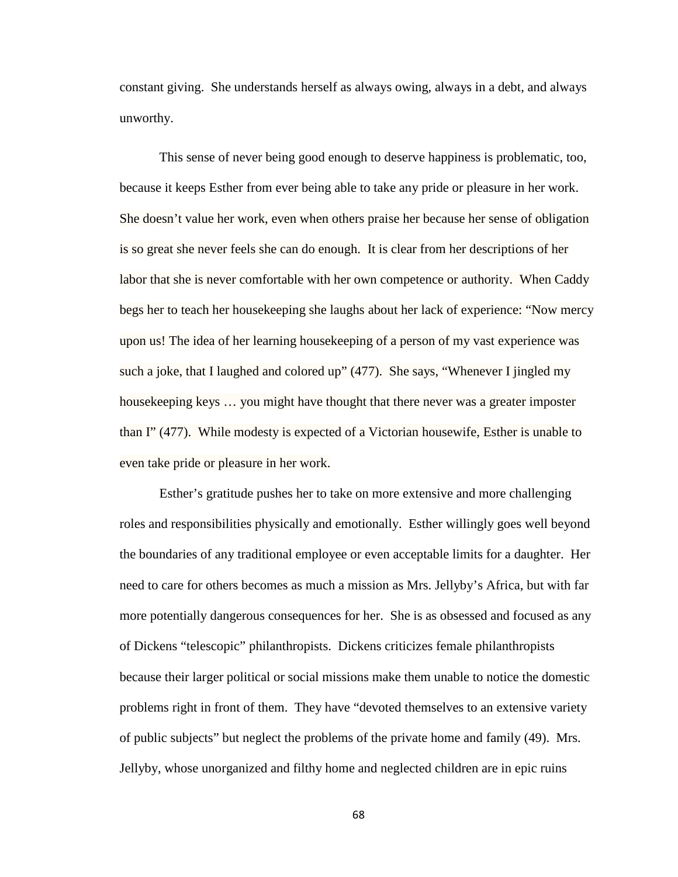constant giving. She understands herself as always owing, always in a debt, and always unworthy.

This sense of never being good enough to deserve happiness is problematic, too, because it keeps Esther from ever being able to take any pride or pleasure in her work. She doesn't value her work, even when others praise her because her sense of obligation is so great she never feels she can do enough. It is clear from her descriptions of her labor that she is never comfortable with her own competence or authority. When Caddy begs her to teach her housekeeping she laughs about her lack of experience: "Now mercy upon us! The idea of her learning housekeeping of a person of my vast experience was such a joke, that I laughed and colored up" (477). She says, "Whenever I jingled my housekeeping keys … you might have thought that there never was a greater imposter than I" (477). While modesty is expected of a Victorian housewife, Esther is unable to even take pride or pleasure in her work.

Esther's gratitude pushes her to take on more extensive and more challenging roles and responsibilities physically and emotionally. Esther willingly goes well beyond the boundaries of any traditional employee or even acceptable limits for a daughter. Her need to care for others becomes as much a mission as Mrs. Jellyby's Africa, but with far more potentially dangerous consequences for her. She is as obsessed and focused as any of Dickens "telescopic" philanthropists. Dickens criticizes female philanthropists because their larger political or social missions make them unable to notice the domestic problems right in front of them. They have "devoted themselves to an extensive variety of public subjects" but neglect the problems of the private home and family (49). Mrs. Jellyby, whose unorganized and filthy home and neglected children are in epic ruins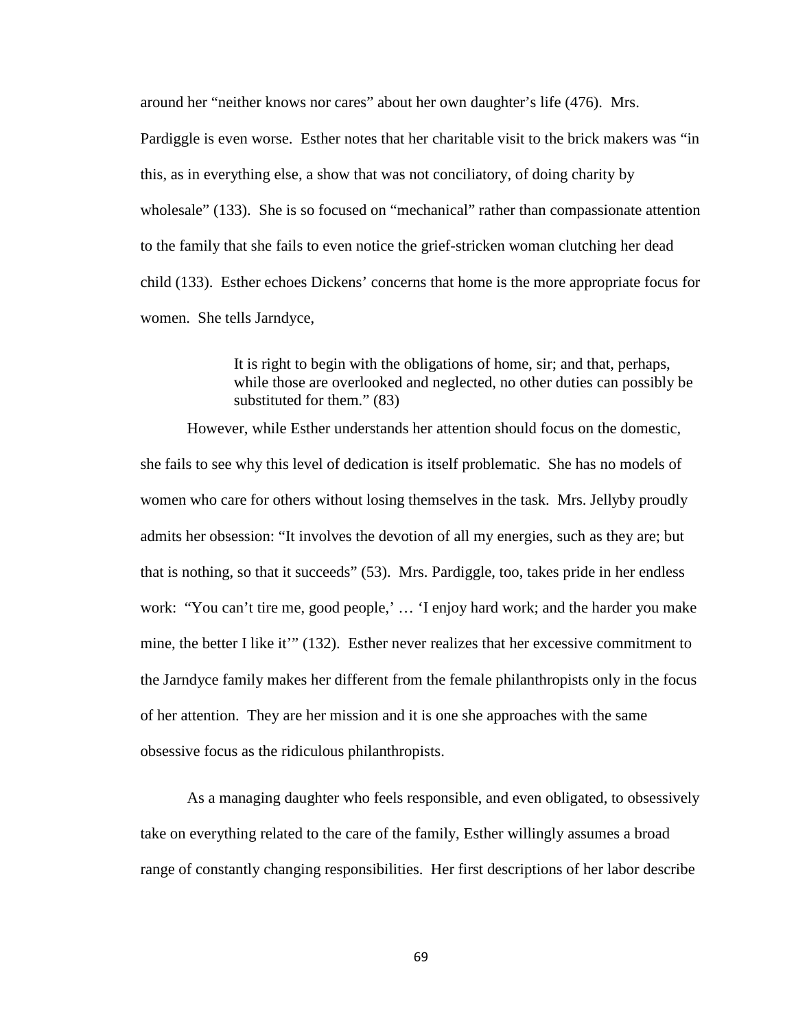around her "neither knows nor cares" about her own daughter's life (476). Mrs. Pardiggle is even worse. Esther notes that her charitable visit to the brick makers was "in this, as in everything else, a show that was not conciliatory, of doing charity by wholesale" (133). She is so focused on "mechanical" rather than compassionate attention to the family that she fails to even notice the grief-stricken woman clutching her dead child (133). Esther echoes Dickens' concerns that home is the more appropriate focus for women. She tells Jarndyce,

> It is right to begin with the obligations of home, sir; and that, perhaps, while those are overlooked and neglected, no other duties can possibly be substituted for them." (83)

However, while Esther understands her attention should focus on the domestic, she fails to see why this level of dedication is itself problematic. She has no models of women who care for others without losing themselves in the task. Mrs. Jellyby proudly admits her obsession: "It involves the devotion of all my energies, such as they are; but that is nothing, so that it succeeds" (53). Mrs. Pardiggle, too, takes pride in her endless work: "You can't tire me, good people,' … 'I enjoy hard work; and the harder you make mine, the better I like it'" (132). Esther never realizes that her excessive commitment to the Jarndyce family makes her different from the female philanthropists only in the focus of her attention. They are her mission and it is one she approaches with the same obsessive focus as the ridiculous philanthropists.

As a managing daughter who feels responsible, and even obligated, to obsessively take on everything related to the care of the family, Esther willingly assumes a broad range of constantly changing responsibilities. Her first descriptions of her labor describe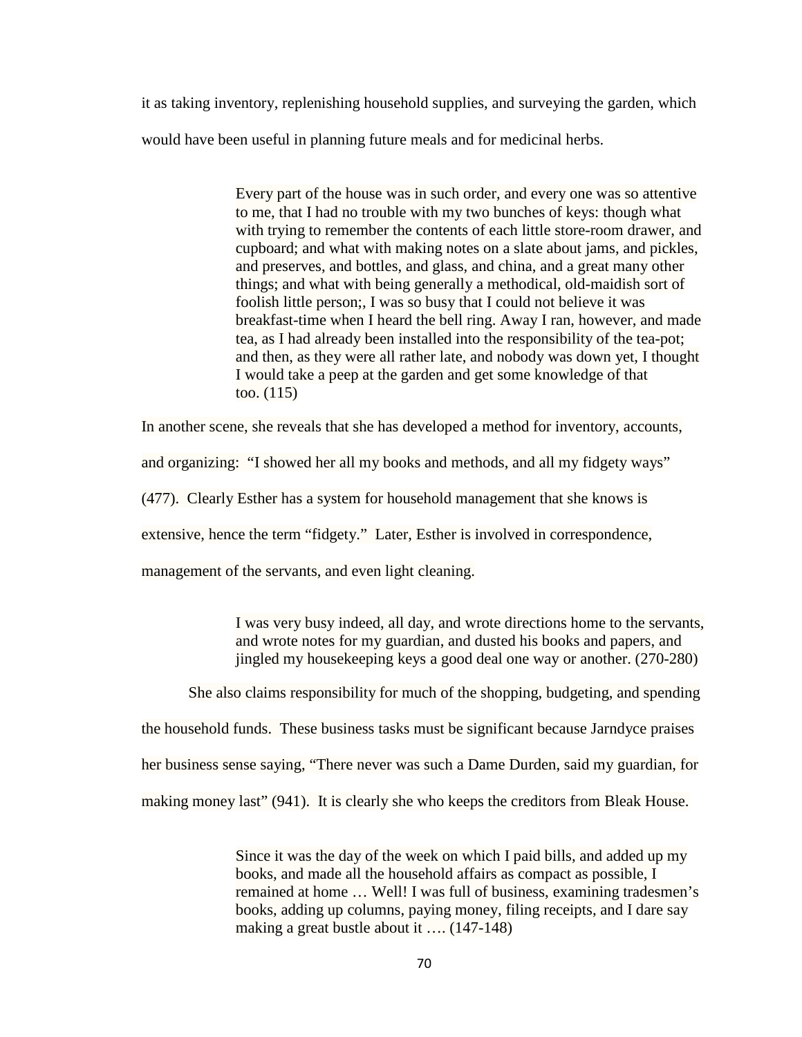it as taking inventory, replenishing household supplies, and surveying the garden, which would have been useful in planning future meals and for medicinal herbs.

> Every part of the house was in such order, and every one was so attentive to me, that I had no trouble with my two bunches of keys: though what with trying to remember the contents of each little store-room drawer, and cupboard; and what with making notes on a slate about jams, and pickles, and preserves, and bottles, and glass, and china, and a great many other things; and what with being generally a methodical, old-maidish sort of foolish little person;, I was so busy that I could not believe it was breakfast-time when I heard the bell ring. Away I ran, however, and made tea, as I had already been installed into the responsibility of the tea-pot; and then, as they were all rather late, and nobody was down yet, I thought I would take a peep at the garden and get some knowledge of that too. (115)

In another scene, she reveals that she has developed a method for inventory, accounts, and organizing: "I showed her all my books and methods, and all my fidgety ways" (477). Clearly Esther has a system for household management that she knows is extensive, hence the term "fidgety." Later, Esther is involved in correspondence, management of the servants, and even light cleaning.

> I was very busy indeed, all day, and wrote directions home to the servants, and wrote notes for my guardian, and dusted his books and papers, and jingled my housekeeping keys a good deal one way or another. (270-280)

She also claims responsibility for much of the shopping, budgeting, and spending the household funds. These business tasks must be significant because Jarndyce praises her business sense saying, "There never was such a Dame Durden, said my guardian, for making money last" (941). It is clearly she who keeps the creditors from Bleak House.

> Since it was the day of the week on which I paid bills, and added up my books, and made all the household affairs as compact as possible, I remained at home … Well! I was full of business, examining tradesmen's books, adding up columns, paying money, filing receipts, and I dare say making a great bustle about it …. (147-148)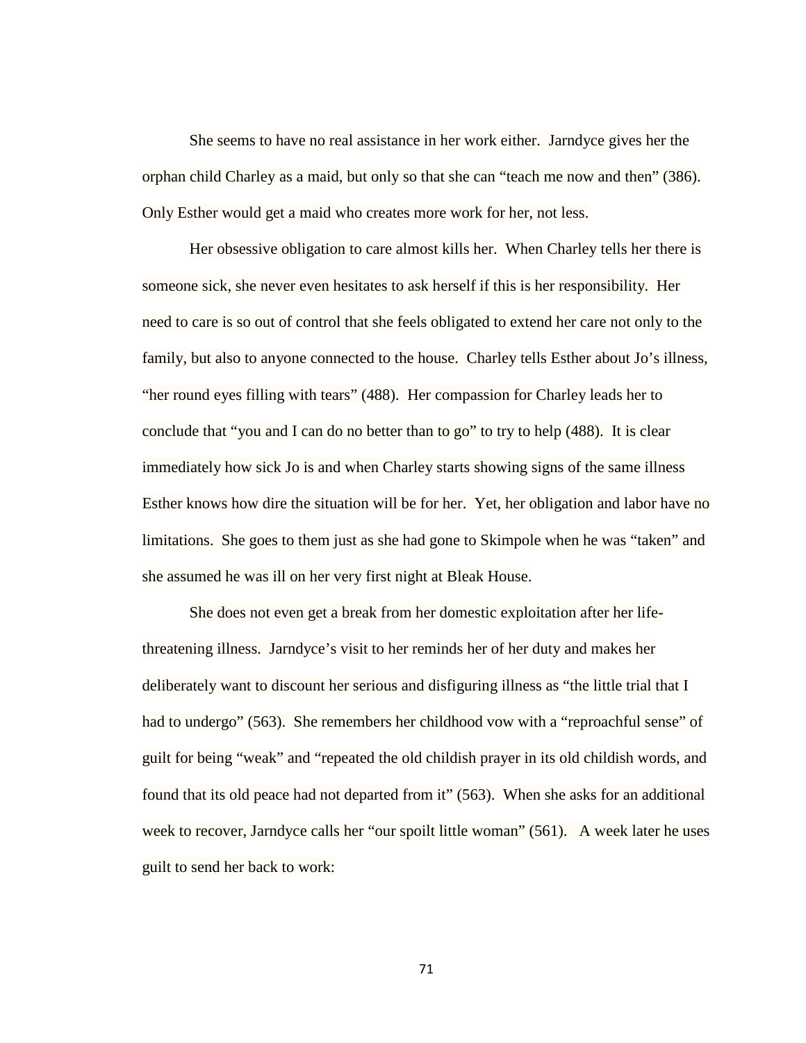She seems to have no real assistance in her work either. Jarndyce gives her the orphan child Charley as a maid, but only so that she can "teach me now and then" (386). Only Esther would get a maid who creates more work for her, not less.

Her obsessive obligation to care almost kills her. When Charley tells her there is someone sick, she never even hesitates to ask herself if this is her responsibility. Her need to care is so out of control that she feels obligated to extend her care not only to the family, but also to anyone connected to the house. Charley tells Esther about Jo's illness, "her round eyes filling with tears" (488). Her compassion for Charley leads her to conclude that "you and I can do no better than to go" to try to help (488). It is clear immediately how sick Jo is and when Charley starts showing signs of the same illness Esther knows how dire the situation will be for her. Yet, her obligation and labor have no limitations. She goes to them just as she had gone to Skimpole when he was "taken" and she assumed he was ill on her very first night at Bleak House.

She does not even get a break from her domestic exploitation after her life-threatening illness. Jarndyce's visit to her reminds her of her duty and makes her deliberately want to discount her serious and disfiguring illness as "the little trial that I had to undergo" (563). She remembers her childhood vow with a "reproachful sense" of guilt for being "weak" and "repeated the old childish prayer in its old childish words, and found that its old peace had not departed from it" (563). When she asks for an additional week to recover, Jarndyce calls her "our spoilt little woman" (561). A week later he uses guilt to send her back to work: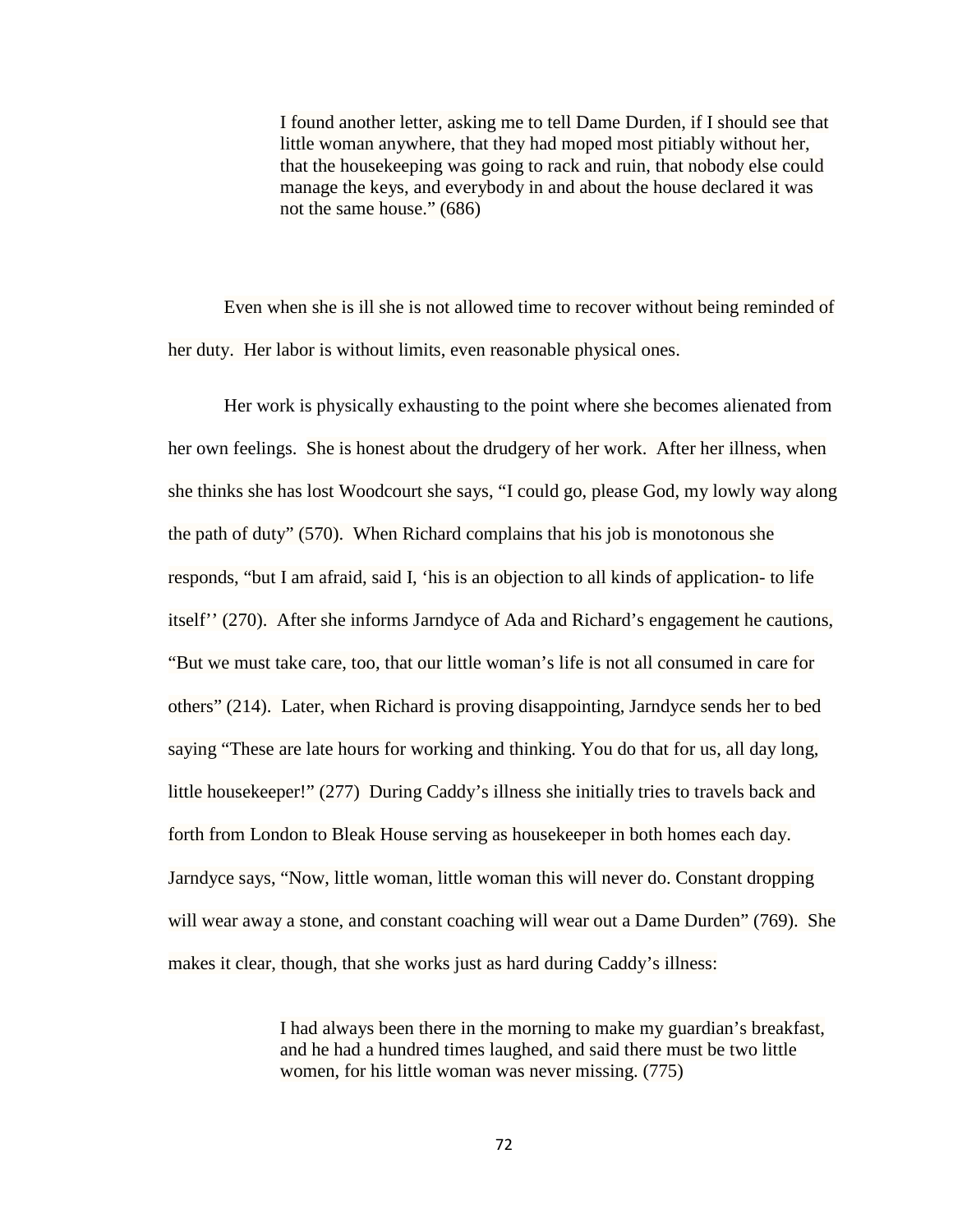> I found another letter, asking me to tell Dame Durden, if I should see that little woman anywhere, that they had moped most pitiably without her, that the housekeeping was going to rack and ruin, that nobody else could manage the keys, and everybody in and about the house declared it was not the same house." (686)

Even when she is ill she is not allowed time to recover without being reminded of her duty. Her labor is without limits, even reasonable physical ones.

Her work is physically exhausting to the point where she becomes alienated from her own feelings. She is honest about the drudgery of her work. After her illness, when she thinks she has lost Woodcourt she says, "I could go, please God, my lowly way along the path of duty" (570). When Richard complains that his job is monotonous she responds, "but I am afraid, said I, 'his is an objection to all kinds of application- to life itself'' (270). After she informs Jarndyce of Ada and Richard's engagement he cautions, "But we must take care, too, that our little woman's life is not all consumed in care for others" (214). Later, when Richard is proving disappointing, Jarndyce sends her to bed saying "These are late hours for working and thinking. You do that for us, all day long, little housekeeper!" (277) During Caddy's illness she initially tries to travels back and forth from London to Bleak House serving as housekeeper in both homes each day. Jarndyce says, "Now, little woman, little woman this will never do. Constant dropping will wear away a stone, and constant coaching will wear out a Dame Durden" (769). She makes it clear, though, that she works just as hard during Caddy's illness:

> I had always been there in the morning to make my guardian's breakfast, and he had a hundred times laughed, and said there must be two little women, for his little woman was never missing. (775)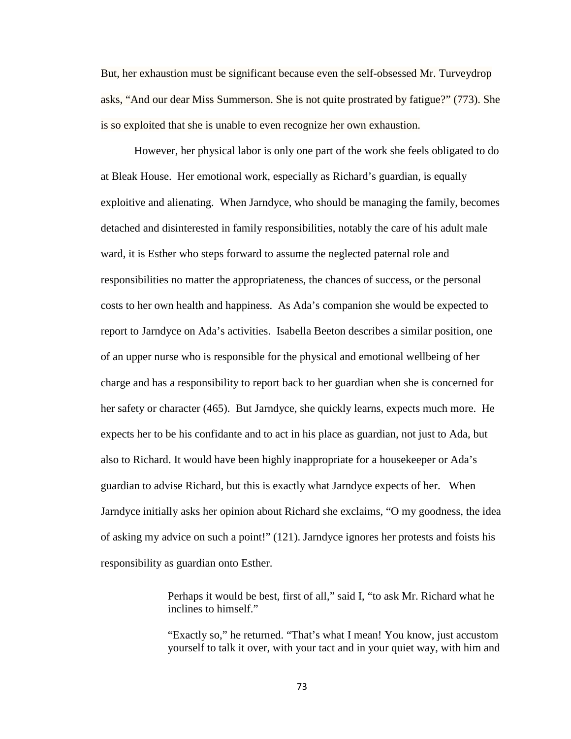But, her exhaustion must be significant because even the self-obsessed Mr. Turveydrop asks, "And our dear Miss Summerson. She is not quite prostrated by fatigue?" (773). She is so exploited that she is unable to even recognize her own exhaustion.

However, her physical labor is only one part of the work she feels obligated to do at Bleak House. Her emotional work, especially as Richard's guardian, is equally exploitive and alienating. When Jarndyce, who should be managing the family, becomes detached and disinterested in family responsibilities, notably the care of his adult male ward, it is Esther who steps forward to assume the neglected paternal role and responsibilities no matter the appropriateness, the chances of success, or the personal costs to her own health and happiness. As Ada's companion she would be expected to report to Jarndyce on Ada's activities. Isabella Beeton describes a similar position, one of an upper nurse who is responsible for the physical and emotional wellbeing of her charge and has a responsibility to report back to her guardian when she is concerned for her safety or character (465). But Jarndyce, she quickly learns, expects much more. He expects her to be his confidante and to act in his place as guardian, not just to Ada, but also to Richard. It would have been highly inappropriate for a housekeeper or Ada's guardian to advise Richard, but this is exactly what Jarndyce expects of her. When Jarndyce initially asks her opinion about Richard she exclaims, "O my goodness, the idea of asking my advice on such a point!" (121). Jarndyce ignores her protests and foists his responsibility as guardian onto Esther.

> Perhaps it would be best, first of all," said I, "to ask Mr. Richard what he inclines to himself."
>
> "Exactly so," he returned. "That's what I mean! You know, just accustom yourself to talk it over, with your tact and in your quiet way, with him and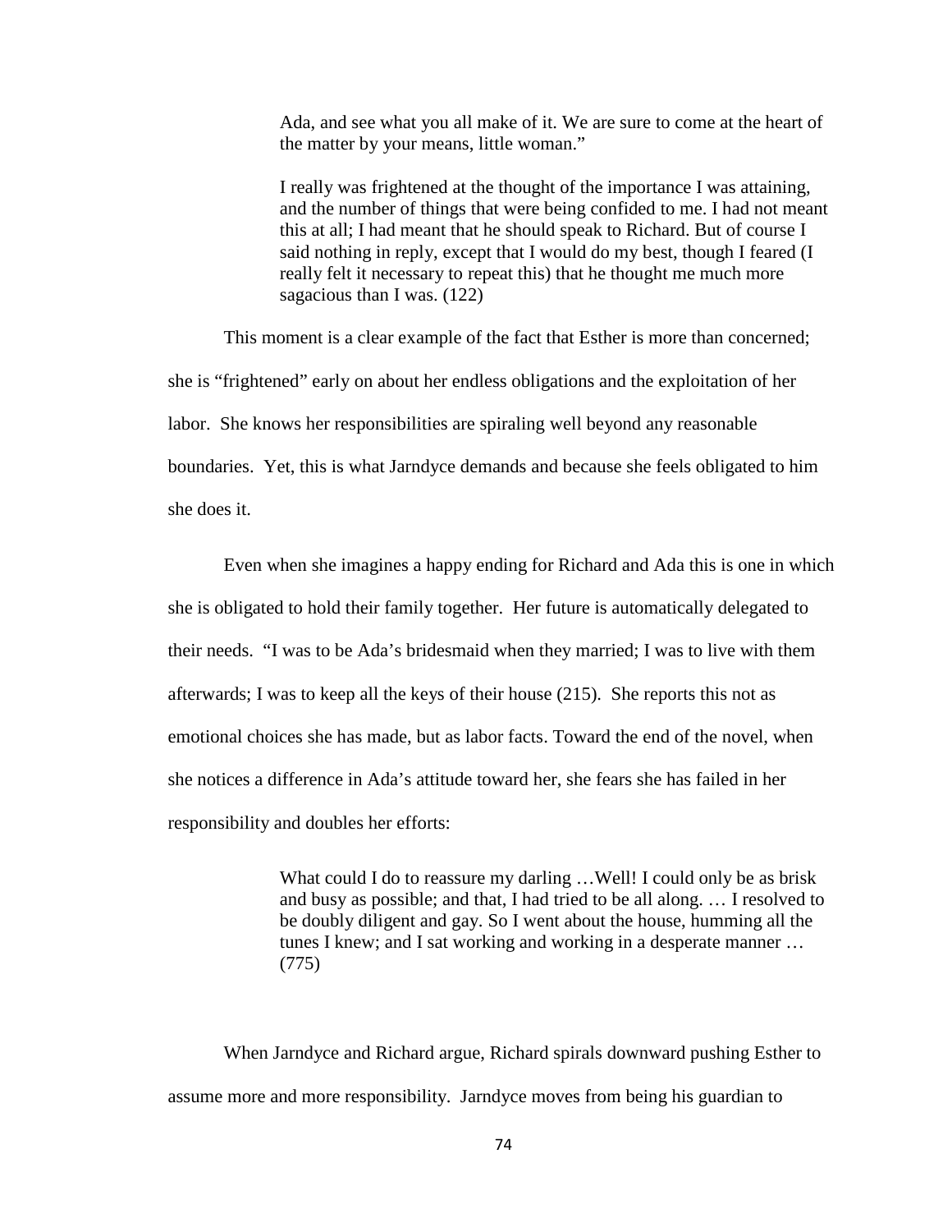> Ada, and see what you all make of it. We are sure to come at the heart of the matter by your means, little woman."
>
> I really was frightened at the thought of the importance I was attaining, and the number of things that were being confided to me. I had not meant this at all; I had meant that he should speak to Richard. But of course I said nothing in reply, except that I would do my best, though I feared (I really felt it necessary to repeat this) that he thought me much more sagacious than I was. (122)

This moment is a clear example of the fact that Esther is more than concerned; she is "frightened" early on about her endless obligations and the exploitation of her labor. She knows her responsibilities are spiraling well beyond any reasonable boundaries. Yet, this is what Jarndyce demands and because she feels obligated to him she does it.

Even when she imagines a happy ending for Richard and Ada this is one in which she is obligated to hold their family together. Her future is automatically delegated to their needs. "I was to be Ada's bridesmaid when they married; I was to live with them afterwards; I was to keep all the keys of their house (215). She reports this not as emotional choices she has made, but as labor facts. Toward the end of the novel, when she notices a difference in Ada's attitude toward her, she fears she has failed in her responsibility and doubles her efforts:

> What could I do to reassure my darling …Well! I could only be as brisk and busy as possible; and that, I had tried to be all along. … I resolved to be doubly diligent and gay. So I went about the house, humming all the tunes I knew; and I sat working and working in a desperate manner … (775)

When Jarndyce and Richard argue, Richard spirals downward pushing Esther to assume more and more responsibility. Jarndyce moves from being his guardian to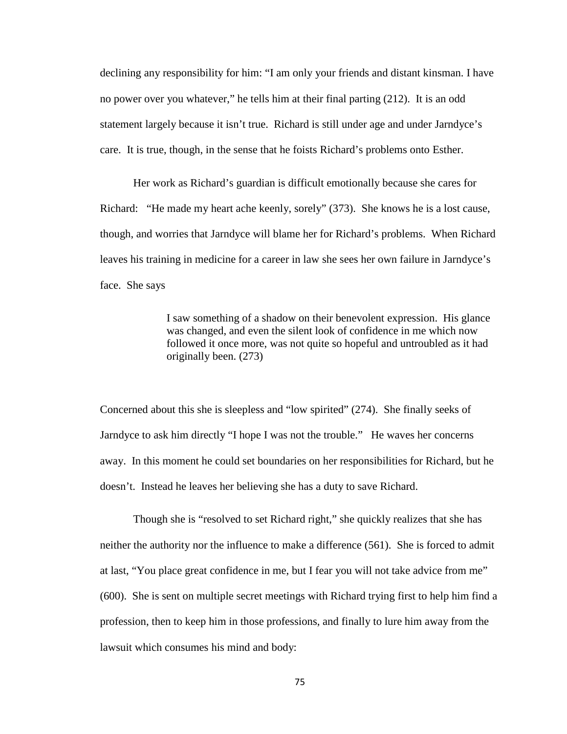declining any responsibility for him: "I am only your friends and distant kinsman. I have no power over you whatever," he tells him at their final parting (212). It is an odd statement largely because it isn't true. Richard is still under age and under Jarndyce's care. It is true, though, in the sense that he foists Richard's problems onto Esther.

Her work as Richard's guardian is difficult emotionally because she cares for Richard: "He made my heart ache keenly, sorely" (373). She knows he is a lost cause, though, and worries that Jarndyce will blame her for Richard's problems. When Richard leaves his training in medicine for a career in law she sees her own failure in Jarndyce's face. She says

> I saw something of a shadow on their benevolent expression. His glance was changed, and even the silent look of confidence in me which now followed it once more, was not quite so hopeful and untroubled as it had originally been. (273)

Concerned about this she is sleepless and "low spirited" (274). She finally seeks of Jarndyce to ask him directly "I hope I was not the trouble." He waves her concerns away. In this moment he could set boundaries on her responsibilities for Richard, but he doesn't. Instead he leaves her believing she has a duty to save Richard.

Though she is "resolved to set Richard right," she quickly realizes that she has neither the authority nor the influence to make a difference (561). She is forced to admit at last, "You place great confidence in me, but I fear you will not take advice from me" (600). She is sent on multiple secret meetings with Richard trying first to help him find a profession, then to keep him in those professions, and finally to lure him away from the lawsuit which consumes his mind and body: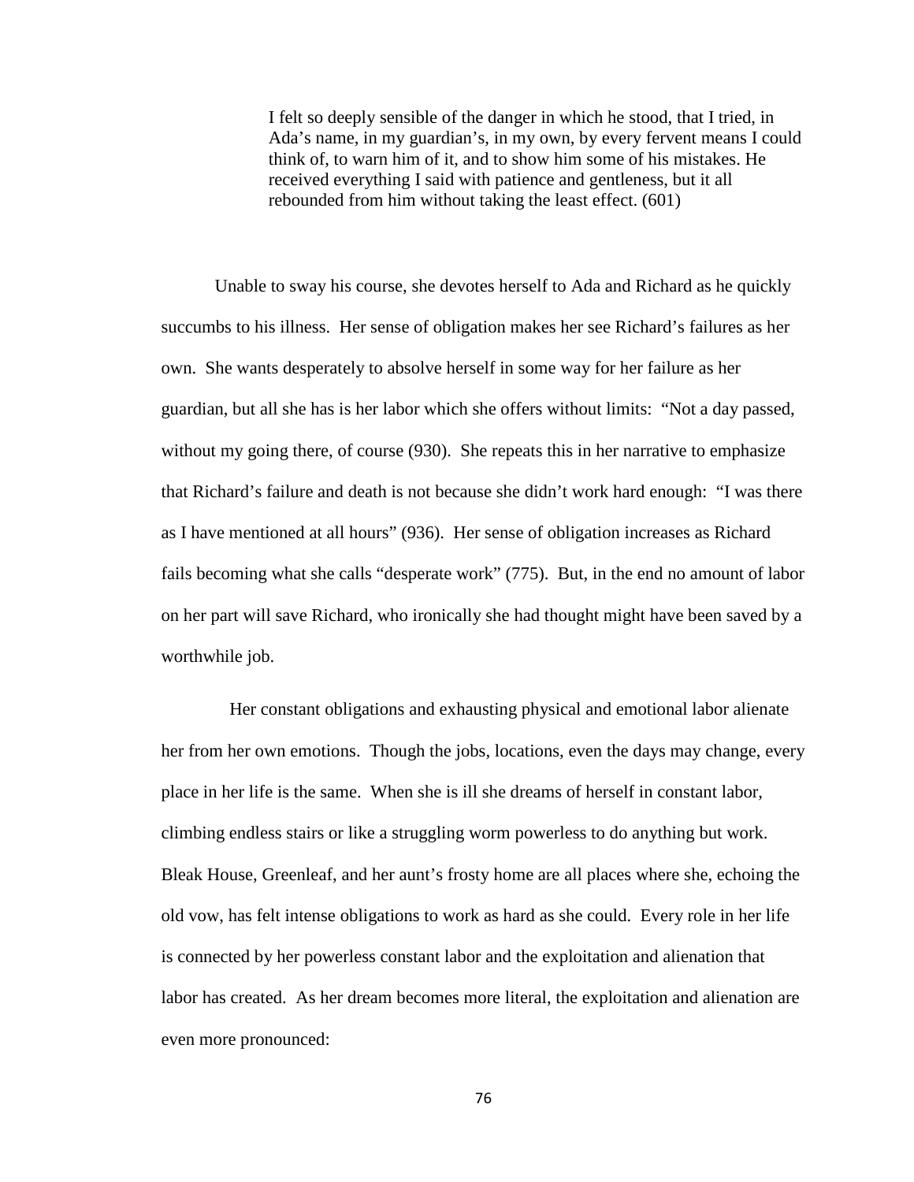> I felt so deeply sensible of the danger in which he stood, that I tried, in Ada's name, in my guardian's, in my own, by every fervent means I could think of, to warn him of it, and to show him some of his mistakes. He received everything I said with patience and gentleness, but it all rebounded from him without taking the least effect. (601)

Unable to sway his course, she devotes herself to Ada and Richard as he quickly succumbs to his illness. Her sense of obligation makes her see Richard's failures as her own. She wants desperately to absolve herself in some way for her failure as her guardian, but all she has is her labor which she offers without limits: "Not a day passed, without my going there, of course (930). She repeats this in her narrative to emphasize that Richard's failure and death is not because she didn't work hard enough: "I was there as I have mentioned at all hours" (936). Her sense of obligation increases as Richard fails becoming what she calls "desperate work" (775). But, in the end no amount of labor on her part will save Richard, who ironically she had thought might have been saved by a worthwhile job.

Her constant obligations and exhausting physical and emotional labor alienate her from her own emotions. Though the jobs, locations, even the days may change, every place in her life is the same. When she is ill she dreams of herself in constant labor, climbing endless stairs or like a struggling worm powerless to do anything but work. Bleak House, Greenleaf, and her aunt's frosty home are all places where she, echoing the old vow, has felt intense obligations to work as hard as she could. Every role in her life is connected by her powerless constant labor and the exploitation and alienation that labor has created. As her dream becomes more literal, the exploitation and alienation are even more pronounced: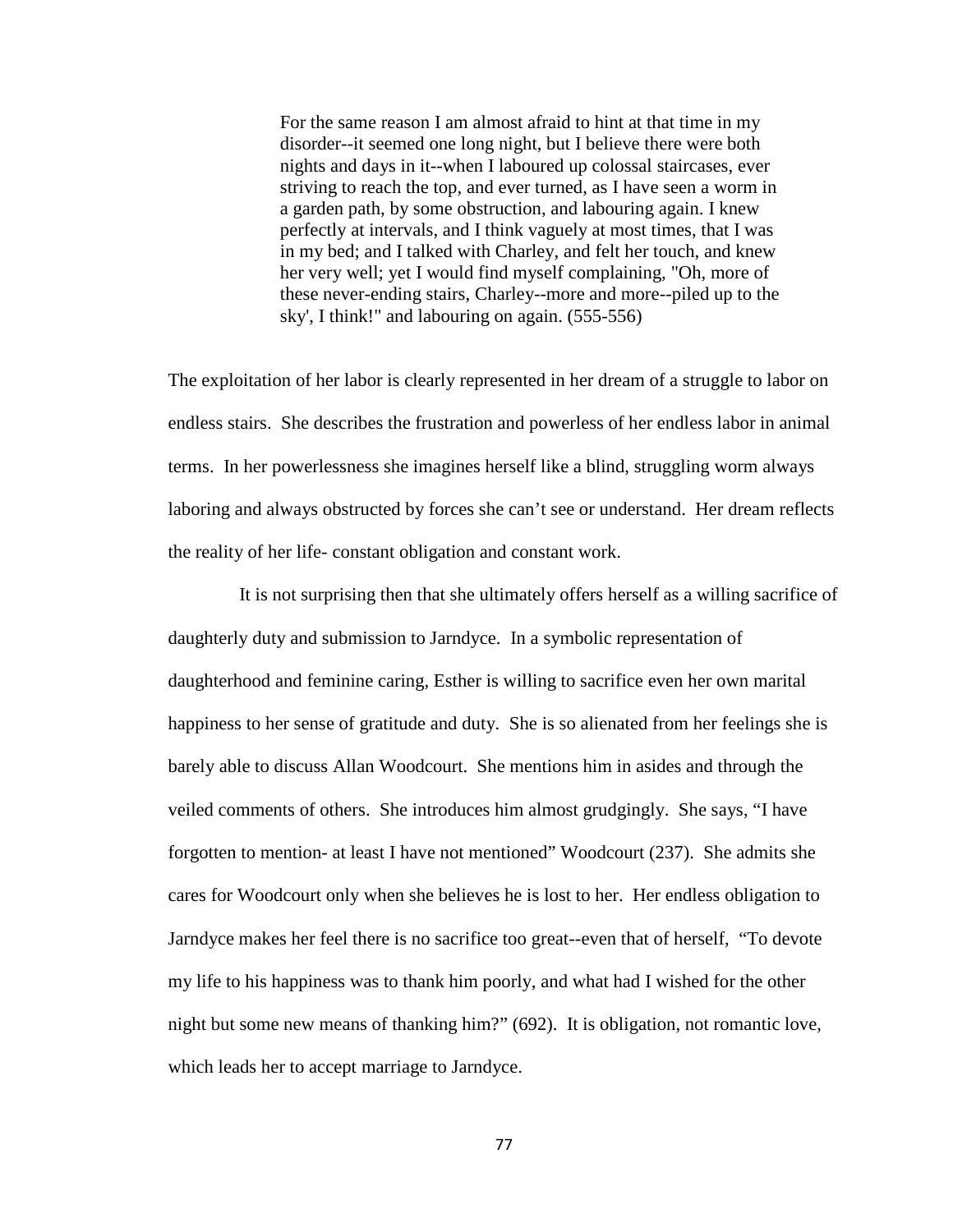> For the same reason I am almost afraid to hint at that time in my disorder--it seemed one long night, but I believe there were both nights and days in it--when I laboured up colossal staircases, ever striving to reach the top, and ever turned, as I have seen a worm in a garden path, by some obstruction, and labouring again. I knew perfectly at intervals, and I think vaguely at most times, that I was in my bed; and I talked with Charley, and felt her touch, and knew her very well; yet I would find myself complaining, "Oh, more of these never-ending stairs, Charley--more and more--piled up to the sky', I think!" and labouring on again. (555-556)

The exploitation of her labor is clearly represented in her dream of a struggle to labor on endless stairs. She describes the frustration and powerless of her endless labor in animal terms. In her powerlessness she imagines herself like a blind, struggling worm always laboring and always obstructed by forces she can't see or understand. Her dream reflects the reality of her life- constant obligation and constant work.

It is not surprising then that she ultimately offers herself as a willing sacrifice of daughterly duty and submission to Jarndyce. In a symbolic representation of daughterhood and feminine caring, Esther is willing to sacrifice even her own marital happiness to her sense of gratitude and duty. She is so alienated from her feelings she is barely able to discuss Allan Woodcourt. She mentions him in asides and through the veiled comments of others. She introduces him almost grudgingly. She says, "I have forgotten to mention- at least I have not mentioned" Woodcourt (237). She admits she cares for Woodcourt only when she believes he is lost to her. Her endless obligation to Jarndyce makes her feel there is no sacrifice too great--even that of herself, "To devote my life to his happiness was to thank him poorly, and what had I wished for the other night but some new means of thanking him?" (692). It is obligation, not romantic love, which leads her to accept marriage to Jarndyce.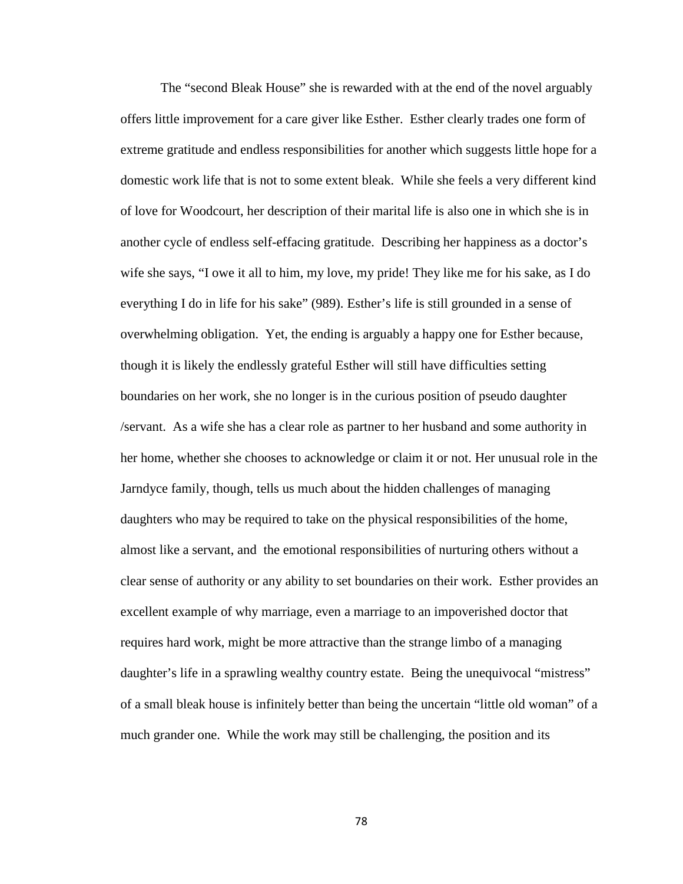The "second Bleak House" she is rewarded with at the end of the novel arguably offers little improvement for a care giver like Esther. Esther clearly trades one form of extreme gratitude and endless responsibilities for another which suggests little hope for a domestic work life that is not to some extent bleak. While she feels a very different kind of love for Woodcourt, her description of their marital life is also one in which she is in another cycle of endless self-effacing gratitude. Describing her happiness as a doctor's wife she says, "I owe it all to him, my love, my pride! They like me for his sake, as I do everything I do in life for his sake" (989). Esther's life is still grounded in a sense of overwhelming obligation. Yet, the ending is arguably a happy one for Esther because, though it is likely the endlessly grateful Esther will still have difficulties setting boundaries on her work, she no longer is in the curious position of pseudo daughter /servant. As a wife she has a clear role as partner to her husband and some authority in her home, whether she chooses to acknowledge or claim it or not. Her unusual role in the Jarndyce family, though, tells us much about the hidden challenges of managing daughters who may be required to take on the physical responsibilities of the home, almost like a servant, and the emotional responsibilities of nurturing others without a clear sense of authority or any ability to set boundaries on their work. Esther provides an excellent example of why marriage, even a marriage to an impoverished doctor that requires hard work, might be more attractive than the strange limbo of a managing daughter's life in a sprawling wealthy country estate. Being the unequivocal "mistress" of a small bleak house is infinitely better than being the uncertain "little old woman" of a much grander one. While the work may still be challenging, the position and its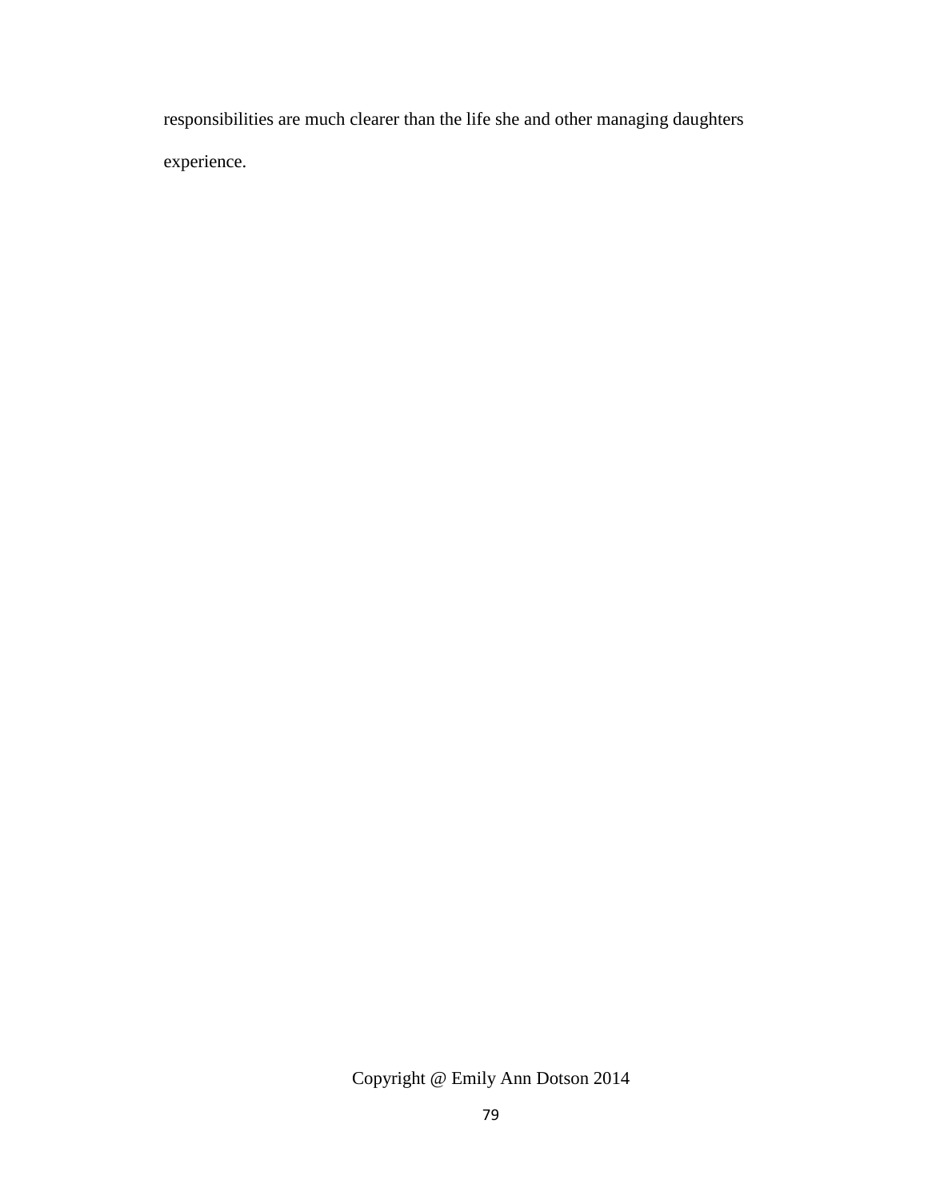responsibilities are much clearer than the life she and other managing daughters experience.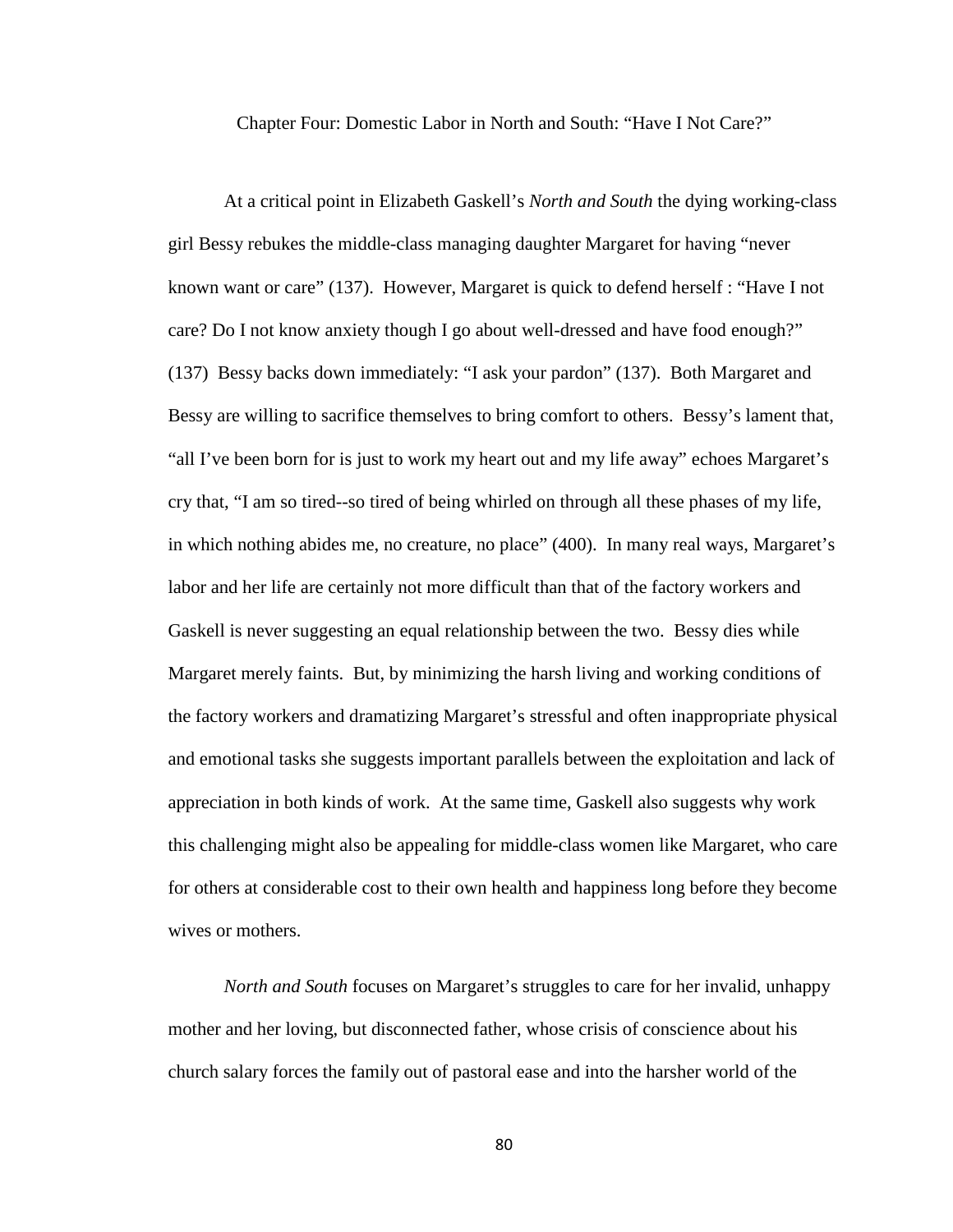# Chapter Four: Domestic Labor in North and South: "Have I Not Care?"

At a critical point in Elizabeth Gaskell's *North and South* the dying working-class girl Bessy rebukes the middle-class managing daughter Margaret for having "never known want or care" (137). However, Margaret is quick to defend herself : "Have I not care? Do I not know anxiety though I go about well-dressed and have food enough?" (137) Bessy backs down immediately: "I ask your pardon" (137). Both Margaret and Bessy are willing to sacrifice themselves to bring comfort to others. Bessy's lament that, "all I've been born for is just to work my heart out and my life away" echoes Margaret's cry that, "I am so tired--so tired of being whirled on through all these phases of my life, in which nothing abides me, no creature, no place" (400). In many real ways, Margaret's labor and her life are certainly not more difficult than that of the factory workers and Gaskell is never suggesting an equal relationship between the two. Bessy dies while Margaret merely faints. But, by minimizing the harsh living and working conditions of the factory workers and dramatizing Margaret's stressful and often inappropriate physical and emotional tasks she suggests important parallels between the exploitation and lack of appreciation in both kinds of work. At the same time, Gaskell also suggests why work this challenging might also be appealing for middle-class women like Margaret, who care for others at considerable cost to their own health and happiness long before they become wives or mothers.

*North and South* focuses on Margaret's struggles to care for her invalid, unhappy mother and her loving, but disconnected father, whose crisis of conscience about his church salary forces the family out of pastoral ease and into the harsher world of the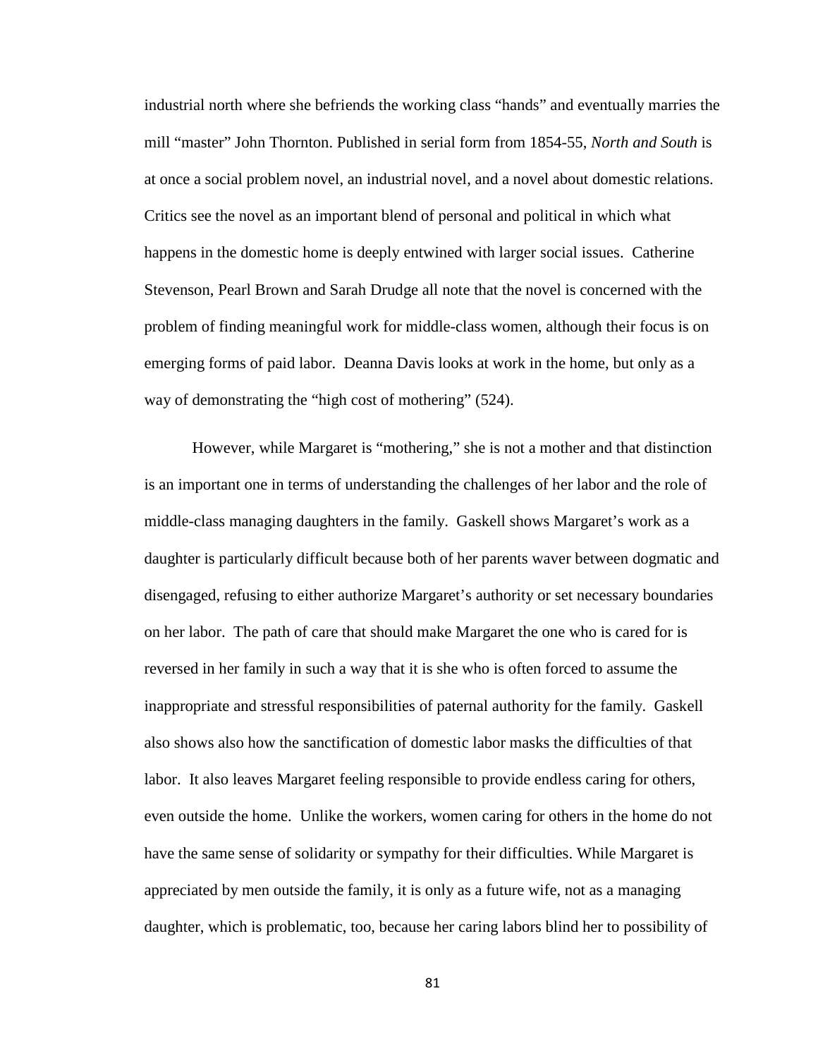industrial north where she befriends the working class "hands" and eventually marries the mill "master" John Thornton. Published in serial form from 1854-55, *North and South* is at once a social problem novel, an industrial novel, and a novel about domestic relations. Critics see the novel as an important blend of personal and political in which what happens in the domestic home is deeply entwined with larger social issues. Catherine Stevenson, Pearl Brown and Sarah Drudge all note that the novel is concerned with the problem of finding meaningful work for middle-class women, although their focus is on emerging forms of paid labor. Deanna Davis looks at work in the home, but only as a way of demonstrating the "high cost of mothering" (524).

However, while Margaret is "mothering," she is not a mother and that distinction is an important one in terms of understanding the challenges of her labor and the role of middle-class managing daughters in the family. Gaskell shows Margaret's work as a daughter is particularly difficult because both of her parents waver between dogmatic and disengaged, refusing to either authorize Margaret's authority or set necessary boundaries on her labor. The path of care that should make Margaret the one who is cared for is reversed in her family in such a way that it is she who is often forced to assume the inappropriate and stressful responsibilities of paternal authority for the family. Gaskell also shows also how the sanctification of domestic labor masks the difficulties of that labor. It also leaves Margaret feeling responsible to provide endless caring for others, even outside the home. Unlike the workers, women caring for others in the home do not have the same sense of solidarity or sympathy for their difficulties. While Margaret is appreciated by men outside the family, it is only as a future wife, not as a managing daughter, which is problematic, too, because her caring labors blind her to possibility of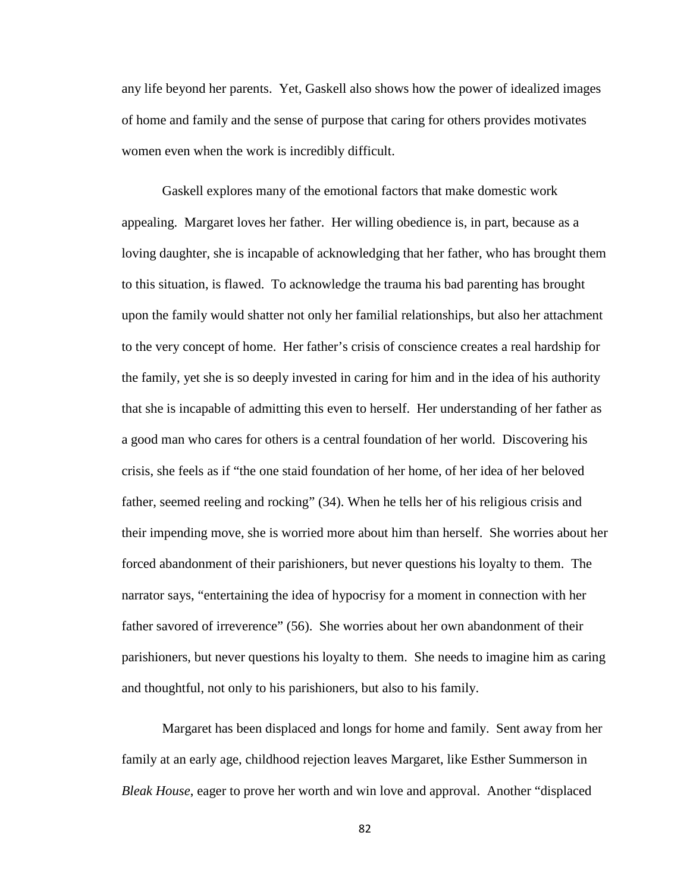any life beyond her parents. Yet, Gaskell also shows how the power of idealized images of home and family and the sense of purpose that caring for others provides motivates women even when the work is incredibly difficult.

Gaskell explores many of the emotional factors that make domestic work appealing. Margaret loves her father. Her willing obedience is, in part, because as a loving daughter, she is incapable of acknowledging that her father, who has brought them to this situation, is flawed. To acknowledge the trauma his bad parenting has brought upon the family would shatter not only her familial relationships, but also her attachment to the very concept of home. Her father's crisis of conscience creates a real hardship for the family, yet she is so deeply invested in caring for him and in the idea of his authority that she is incapable of admitting this even to herself. Her understanding of her father as a good man who cares for others is a central foundation of her world. Discovering his crisis, she feels as if "the one staid foundation of her home, of her idea of her beloved father, seemed reeling and rocking" (34). When he tells her of his religious crisis and their impending move, she is worried more about him than herself. She worries about her forced abandonment of their parishioners, but never questions his loyalty to them. The narrator says, "entertaining the idea of hypocrisy for a moment in connection with her father savored of irreverence" (56). She worries about her own abandonment of their parishioners, but never questions his loyalty to them. She needs to imagine him as caring and thoughtful, not only to his parishioners, but also to his family.

Margaret has been displaced and longs for home and family. Sent away from her family at an early age, childhood rejection leaves Margaret, like Esther Summerson in *Bleak House*, eager to prove her worth and win love and approval. Another "displaced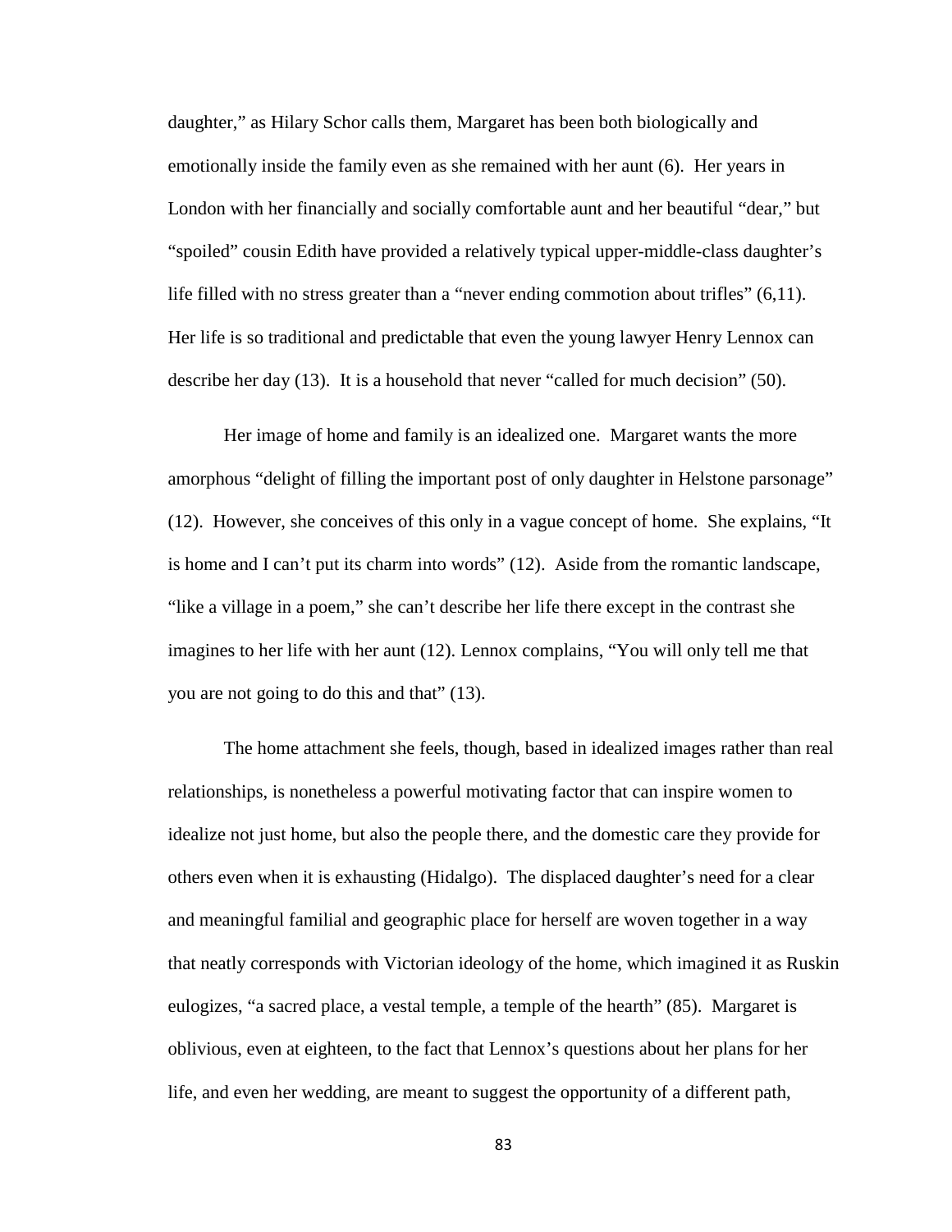daughter," as Hilary Schor calls them, Margaret has been both biologically and emotionally inside the family even as she remained with her aunt (6). Her years in London with her financially and socially comfortable aunt and her beautiful "dear," but "spoiled" cousin Edith have provided a relatively typical upper-middle-class daughter's life filled with no stress greater than a "never ending commotion about trifles" (6,11). Her life is so traditional and predictable that even the young lawyer Henry Lennox can describe her day (13). It is a household that never "called for much decision" (50).

Her image of home and family is an idealized one. Margaret wants the more amorphous "delight of filling the important post of only daughter in Helstone parsonage" (12). However, she conceives of this only in a vague concept of home. She explains, "It is home and I can't put its charm into words" (12). Aside from the romantic landscape, "like a village in a poem," she can't describe her life there except in the contrast she imagines to her life with her aunt (12). Lennox complains, "You will only tell me that you are not going to do this and that" (13).

The home attachment she feels, though, based in idealized images rather than real relationships, is nonetheless a powerful motivating factor that can inspire women to idealize not just home, but also the people there, and the domestic care they provide for others even when it is exhausting (Hidalgo). The displaced daughter's need for a clear and meaningful familial and geographic place for herself are woven together in a way that neatly corresponds with Victorian ideology of the home, which imagined it as Ruskin eulogizes, "a sacred place, a vestal temple, a temple of the hearth" (85). Margaret is oblivious, even at eighteen, to the fact that Lennox's questions about her plans for her life, and even her wedding, are meant to suggest the opportunity of a different path,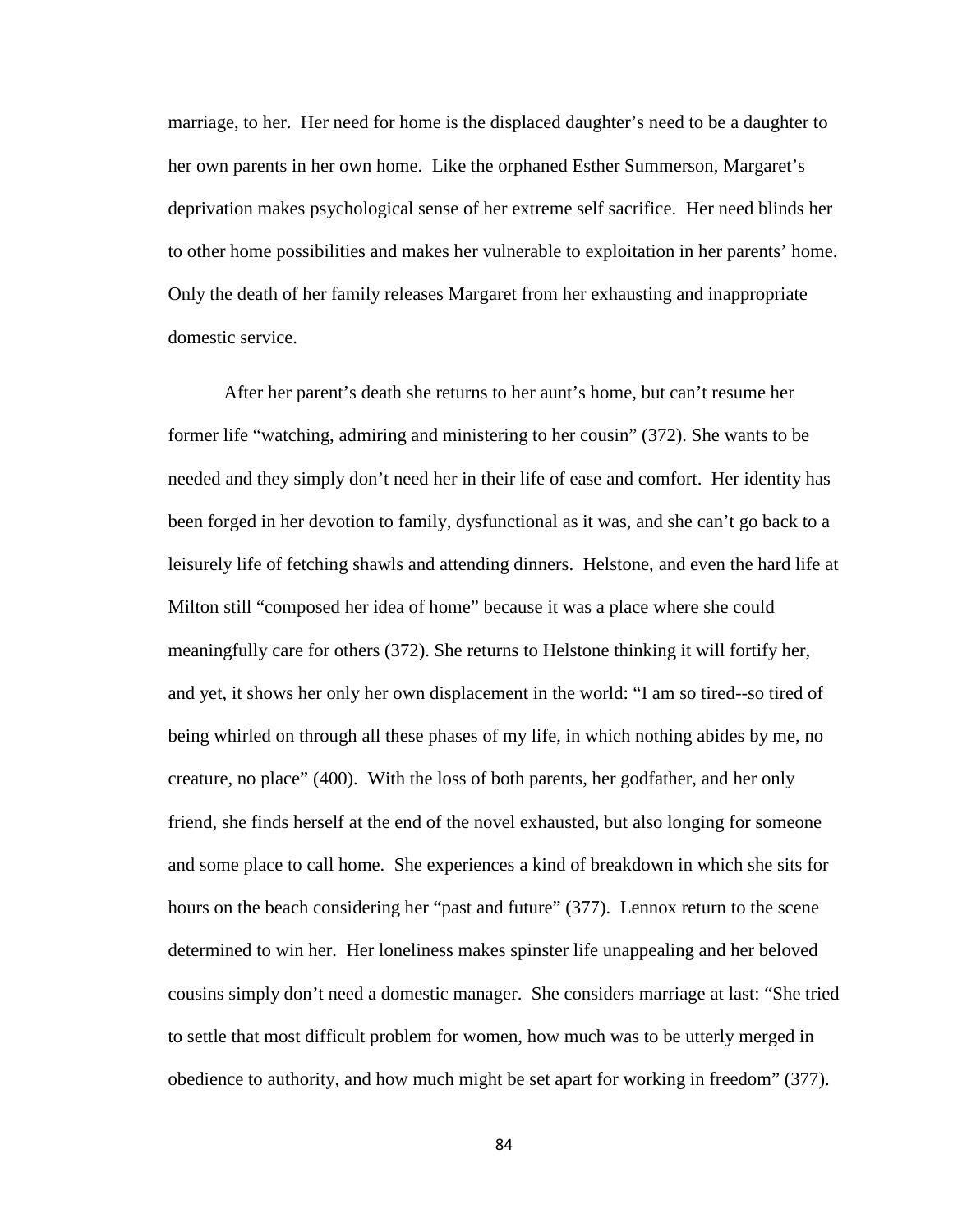marriage, to her. Her need for home is the displaced daughter's need to be a daughter to her own parents in her own home. Like the orphaned Esther Summerson, Margaret's deprivation makes psychological sense of her extreme self sacrifice. Her need blinds her to other home possibilities and makes her vulnerable to exploitation in her parents' home. Only the death of her family releases Margaret from her exhausting and inappropriate domestic service.

After her parent's death she returns to her aunt's home, but can't resume her former life "watching, admiring and ministering to her cousin" (372). She wants to be needed and they simply don't need her in their life of ease and comfort. Her identity has been forged in her devotion to family, dysfunctional as it was, and she can't go back to a leisurely life of fetching shawls and attending dinners. Helstone, and even the hard life at Milton still "composed her idea of home" because it was a place where she could meaningfully care for others (372). She returns to Helstone thinking it will fortify her, and yet, it shows her only her own displacement in the world: "I am so tired--so tired of being whirled on through all these phases of my life, in which nothing abides by me, no creature, no place" (400). With the loss of both parents, her godfather, and her only friend, she finds herself at the end of the novel exhausted, but also longing for someone and some place to call home. She experiences a kind of breakdown in which she sits for hours on the beach considering her "past and future" (377). Lennox return to the scene determined to win her. Her loneliness makes spinster life unappealing and her beloved cousins simply don't need a domestic manager. She considers marriage at last: "She tried to settle that most difficult problem for women, how much was to be utterly merged in obedience to authority, and how much might be set apart for working in freedom" (377).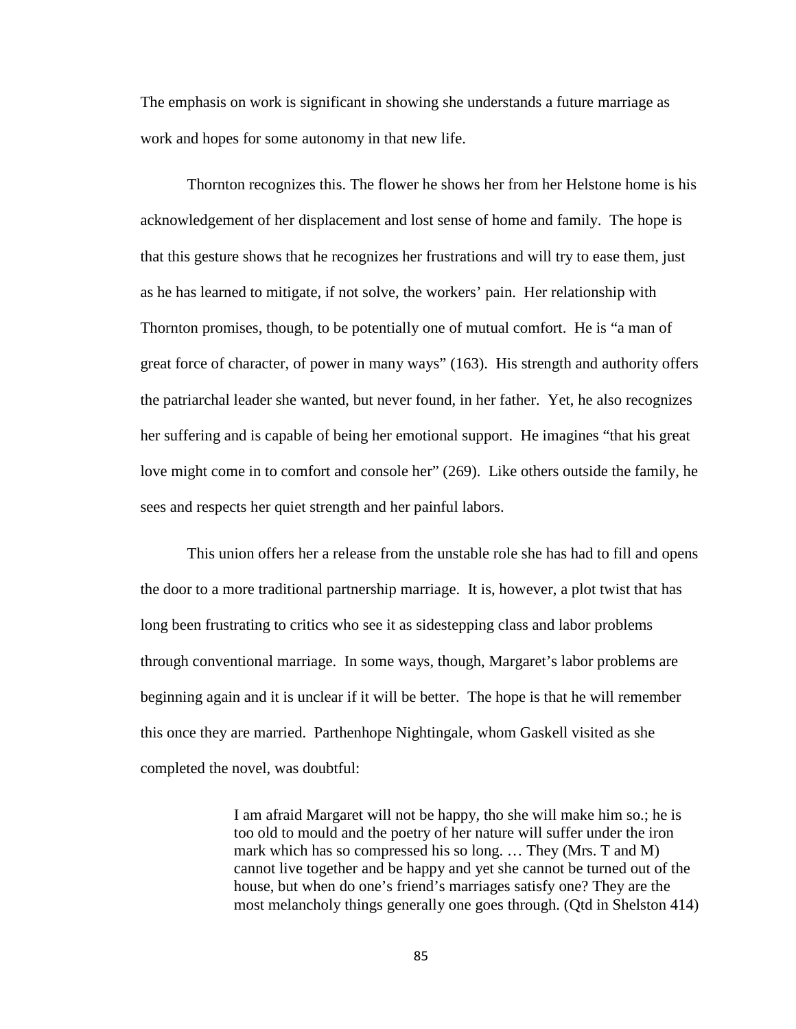The emphasis on work is significant in showing she understands a future marriage as work and hopes for some autonomy in that new life.

Thornton recognizes this. The flower he shows her from her Helstone home is his acknowledgement of her displacement and lost sense of home and family. The hope is that this gesture shows that he recognizes her frustrations and will try to ease them, just as he has learned to mitigate, if not solve, the workers' pain. Her relationship with Thornton promises, though, to be potentially one of mutual comfort. He is "a man of great force of character, of power in many ways" (163). His strength and authority offers the patriarchal leader she wanted, but never found, in her father. Yet, he also recognizes her suffering and is capable of being her emotional support. He imagines "that his great love might come in to comfort and console her" (269). Like others outside the family, he sees and respects her quiet strength and her painful labors.

This union offers her a release from the unstable role she has had to fill and opens the door to a more traditional partnership marriage. It is, however, a plot twist that has long been frustrating to critics who see it as sidestepping class and labor problems through conventional marriage. In some ways, though, Margaret's labor problems are beginning again and it is unclear if it will be better. The hope is that he will remember this once they are married. Parthenhope Nightingale, whom Gaskell visited as she completed the novel, was doubtful:

> I am afraid Margaret will not be happy, tho she will make him so.; he is too old to mould and the poetry of her nature will suffer under the iron mark which has so compressed his so long. … They (Mrs. T and M) cannot live together and be happy and yet she cannot be turned out of the house, but when do one's friend's marriages satisfy one? They are the most melancholy things generally one goes through. (Qtd in Shelston 414)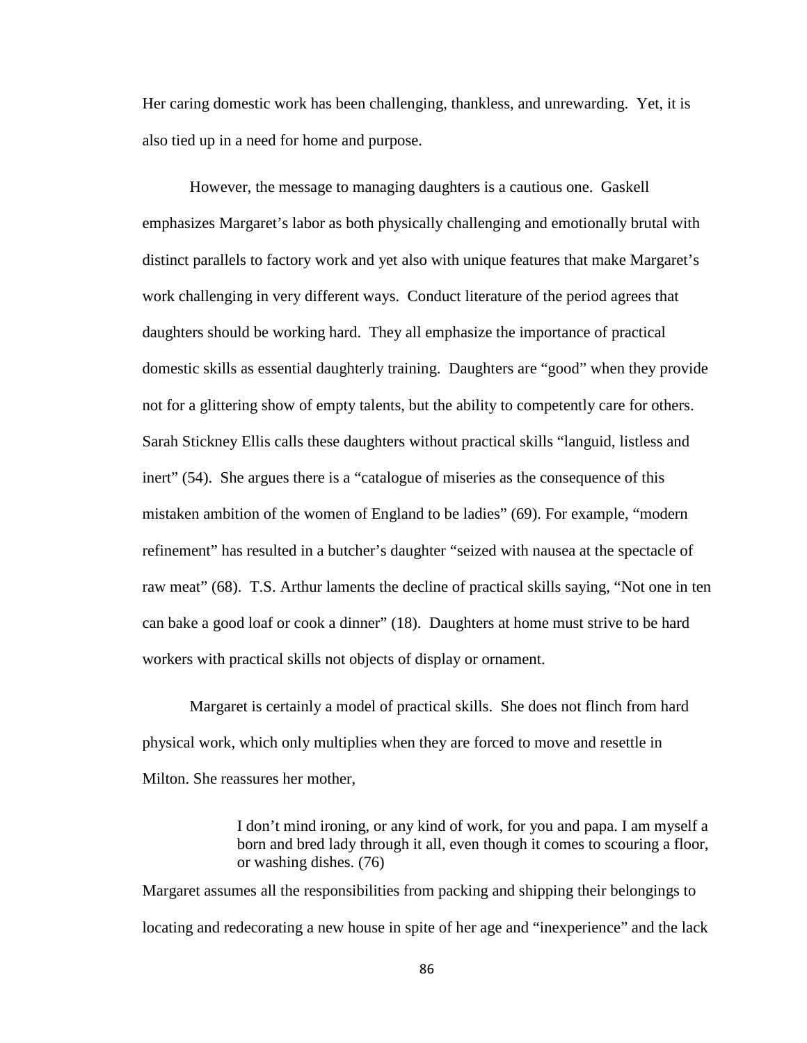Her caring domestic work has been challenging, thankless, and unrewarding. Yet, it is also tied up in a need for home and purpose.

However, the message to managing daughters is a cautious one. Gaskell emphasizes Margaret's labor as both physically challenging and emotionally brutal with distinct parallels to factory work and yet also with unique features that make Margaret's work challenging in very different ways. Conduct literature of the period agrees that daughters should be working hard. They all emphasize the importance of practical domestic skills as essential daughterly training. Daughters are "good" when they provide not for a glittering show of empty talents, but the ability to competently care for others. Sarah Stickney Ellis calls these daughters without practical skills "languid, listless and inert" (54). She argues there is a "catalogue of miseries as the consequence of this mistaken ambition of the women of England to be ladies" (69). For example, "modern refinement" has resulted in a butcher's daughter "seized with nausea at the spectacle of raw meat" (68). T.S. Arthur laments the decline of practical skills saying, "Not one in ten can bake a good loaf or cook a dinner" (18). Daughters at home must strive to be hard workers with practical skills not objects of display or ornament.

Margaret is certainly a model of practical skills. She does not flinch from hard physical work, which only multiplies when they are forced to move and resettle in Milton. She reassures her mother,

> I don't mind ironing, or any kind of work, for you and papa. I am myself a born and bred lady through it all, even though it comes to scouring a floor, or washing dishes. (76)

Margaret assumes all the responsibilities from packing and shipping their belongings to locating and redecorating a new house in spite of her age and "inexperience" and the lack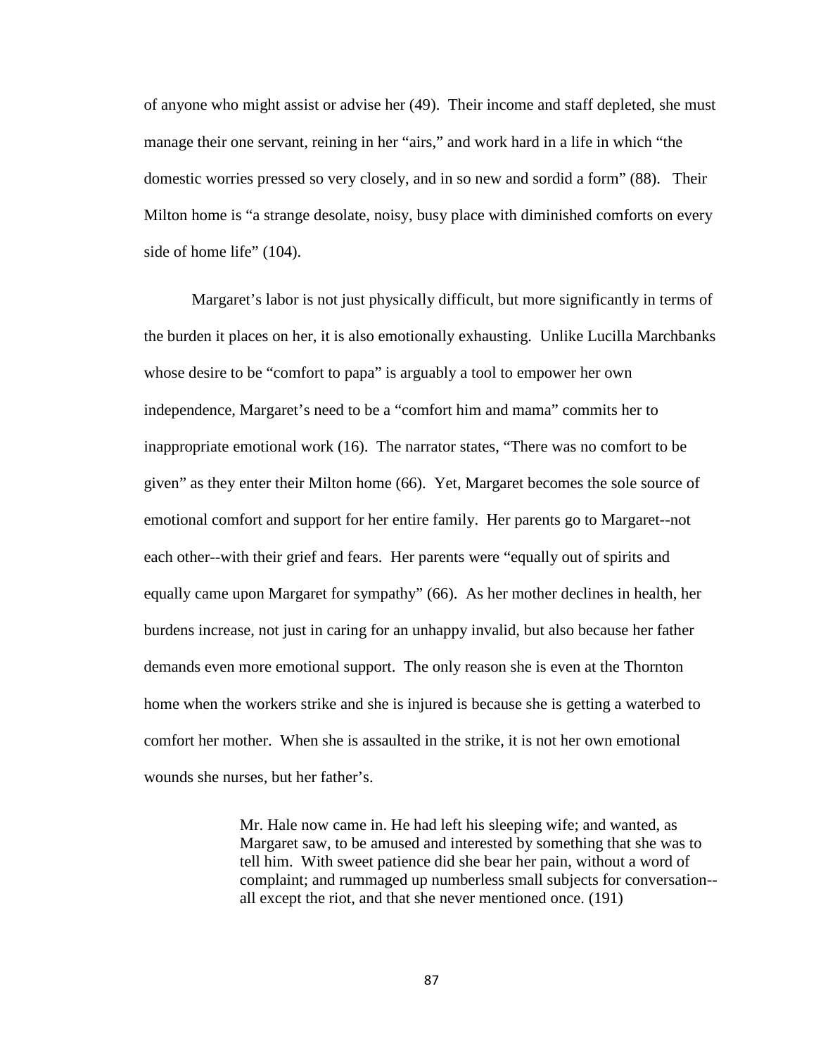of anyone who might assist or advise her (49). Their income and staff depleted, she must manage their one servant, reining in her "airs," and work hard in a life in which "the domestic worries pressed so very closely, and in so new and sordid a form" (88). Their Milton home is "a strange desolate, noisy, busy place with diminished comforts on every side of home life" (104).

Margaret's labor is not just physically difficult, but more significantly in terms of the burden it places on her, it is also emotionally exhausting. Unlike Lucilla Marchbanks whose desire to be "comfort to papa" is arguably a tool to empower her own independence, Margaret's need to be a "comfort him and mama" commits her to inappropriate emotional work (16). The narrator states, "There was no comfort to be given" as they enter their Milton home (66). Yet, Margaret becomes the sole source of emotional comfort and support for her entire family. Her parents go to Margaret--not each other--with their grief and fears. Her parents were "equally out of spirits and equally came upon Margaret for sympathy" (66). As her mother declines in health, her burdens increase, not just in caring for an unhappy invalid, but also because her father demands even more emotional support. The only reason she is even at the Thornton home when the workers strike and she is injured is because she is getting a waterbed to comfort her mother. When she is assaulted in the strike, it is not her own emotional wounds she nurses, but her father's.

> Mr. Hale now came in. He had left his sleeping wife; and wanted, as Margaret saw, to be amused and interested by something that she was to tell him. With sweet patience did she bear her pain, without a word of complaint; and rummaged up numberless small subjects for conversation--all except the riot, and that she never mentioned once. (191)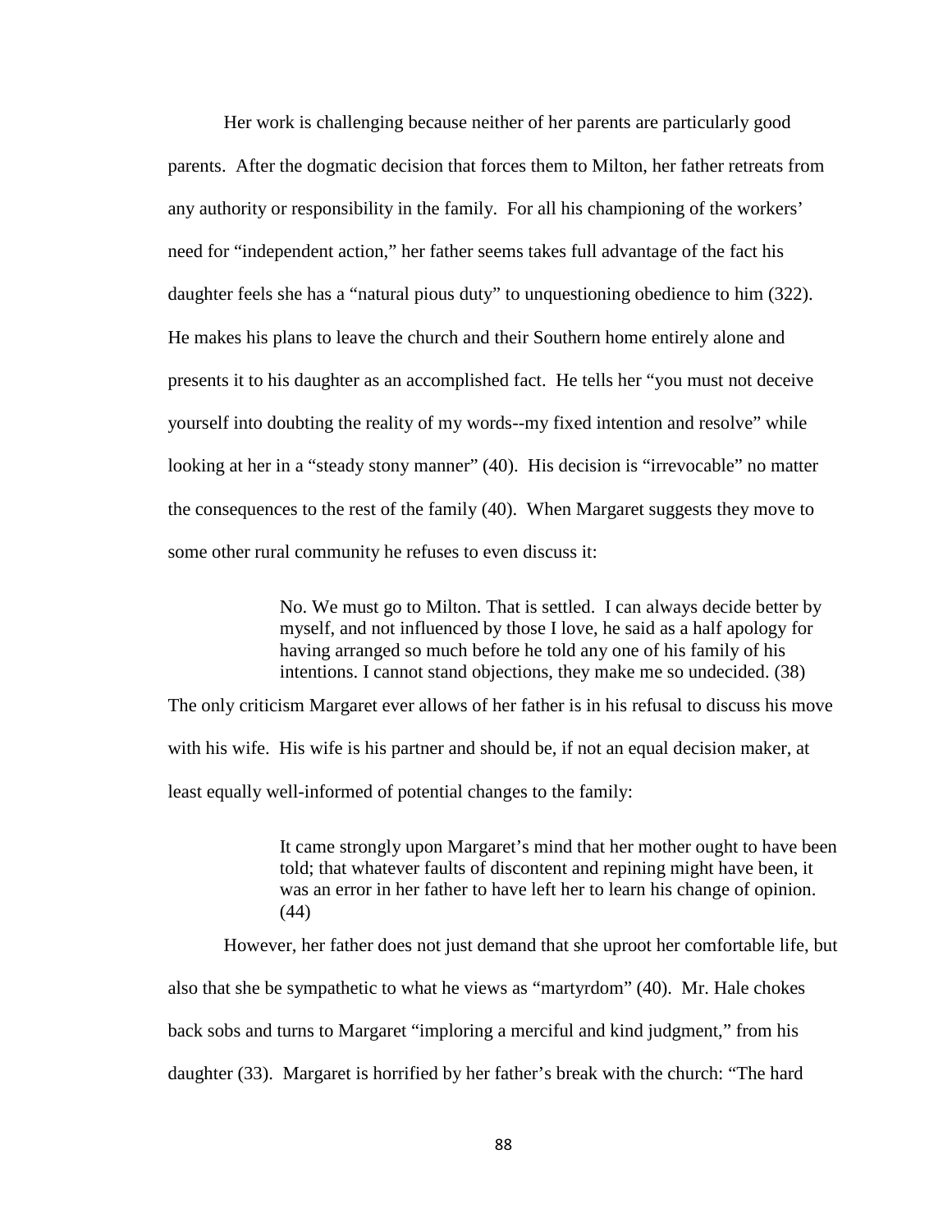Her work is challenging because neither of her parents are particularly good parents. After the dogmatic decision that forces them to Milton, her father retreats from any authority or responsibility in the family. For all his championing of the workers' need for "independent action," her father seems takes full advantage of the fact his daughter feels she has a "natural pious duty" to unquestioning obedience to him (322). He makes his plans to leave the church and their Southern home entirely alone and presents it to his daughter as an accomplished fact. He tells her "you must not deceive yourself into doubting the reality of my words--my fixed intention and resolve" while looking at her in a "steady stony manner" (40). His decision is "irrevocable" no matter the consequences to the rest of the family (40). When Margaret suggests they move to some other rural community he refuses to even discuss it:

> No. We must go to Milton. That is settled. I can always decide better by myself, and not influenced by those I love, he said as a half apology for having arranged so much before he told any one of his family of his intentions. I cannot stand objections, they make me so undecided. (38)

The only criticism Margaret ever allows of her father is in his refusal to discuss his move with his wife. His wife is his partner and should be, if not an equal decision maker, at least equally well-informed of potential changes to the family:

> It came strongly upon Margaret's mind that her mother ought to have been told; that whatever faults of discontent and repining might have been, it was an error in her father to have left her to learn his change of opinion. (44)

However, her father does not just demand that she uproot her comfortable life, but also that she be sympathetic to what he views as "martyrdom" (40). Mr. Hale chokes back sobs and turns to Margaret "imploring a merciful and kind judgment," from his daughter (33). Margaret is horrified by her father's break with the church: "The hard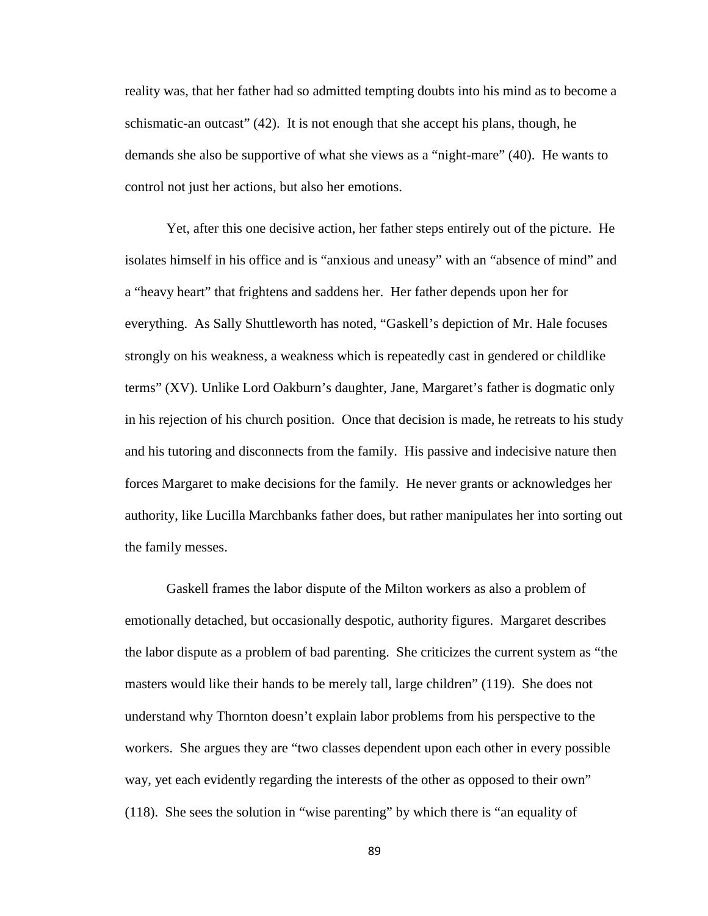reality was, that her father had so admitted tempting doubts into his mind as to become a schismatic-an outcast" (42). It is not enough that she accept his plans, though, he demands she also be supportive of what she views as a "night-mare" (40). He wants to control not just her actions, but also her emotions.

Yet, after this one decisive action, her father steps entirely out of the picture. He isolates himself in his office and is "anxious and uneasy" with an "absence of mind" and a "heavy heart" that frightens and saddens her. Her father depends upon her for everything. As Sally Shuttleworth has noted, "Gaskell's depiction of Mr. Hale focuses strongly on his weakness, a weakness which is repeatedly cast in gendered or childlike terms" (XV). Unlike Lord Oakburn's daughter, Jane, Margaret's father is dogmatic only in his rejection of his church position. Once that decision is made, he retreats to his study and his tutoring and disconnects from the family. His passive and indecisive nature then forces Margaret to make decisions for the family. He never grants or acknowledges her authority, like Lucilla Marchbanks father does, but rather manipulates her into sorting out the family messes.

Gaskell frames the labor dispute of the Milton workers as also a problem of emotionally detached, but occasionally despotic, authority figures. Margaret describes the labor dispute as a problem of bad parenting. She criticizes the current system as "the masters would like their hands to be merely tall, large children" (119). She does not understand why Thornton doesn't explain labor problems from his perspective to the workers. She argues they are "two classes dependent upon each other in every possible way, yet each evidently regarding the interests of the other as opposed to their own" (118). She sees the solution in "wise parenting" by which there is "an equality of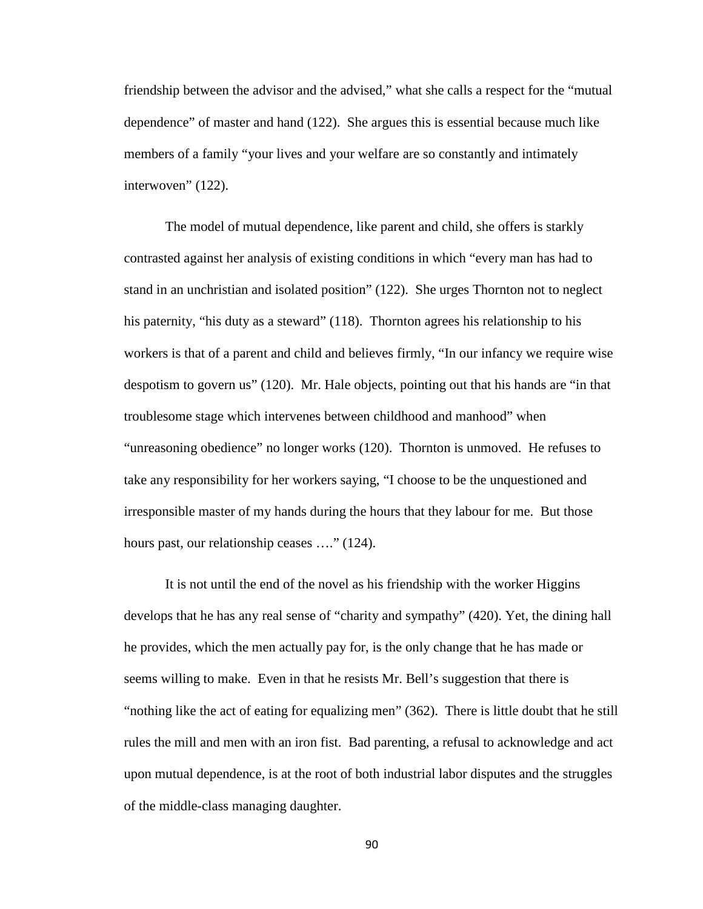friendship between the advisor and the advised," what she calls a respect for the "mutual dependence" of master and hand (122). She argues this is essential because much like members of a family "your lives and your welfare are so constantly and intimately interwoven" (122).

The model of mutual dependence, like parent and child, she offers is starkly contrasted against her analysis of existing conditions in which "every man has had to stand in an unchristian and isolated position" (122). She urges Thornton not to neglect his paternity, "his duty as a steward" (118). Thornton agrees his relationship to his workers is that of a parent and child and believes firmly, "In our infancy we require wise despotism to govern us" (120). Mr. Hale objects, pointing out that his hands are "in that troublesome stage which intervenes between childhood and manhood" when "unreasoning obedience" no longer works (120). Thornton is unmoved. He refuses to take any responsibility for her workers saying, "I choose to be the unquestioned and irresponsible master of my hands during the hours that they labour for me. But those hours past, our relationship ceases …." (124).

It is not until the end of the novel as his friendship with the worker Higgins develops that he has any real sense of "charity and sympathy" (420). Yet, the dining hall he provides, which the men actually pay for, is the only change that he has made or seems willing to make. Even in that he resists Mr. Bell's suggestion that there is "nothing like the act of eating for equalizing men" (362). There is little doubt that he still rules the mill and men with an iron fist. Bad parenting, a refusal to acknowledge and act upon mutual dependence, is at the root of both industrial labor disputes and the struggles of the middle-class managing daughter.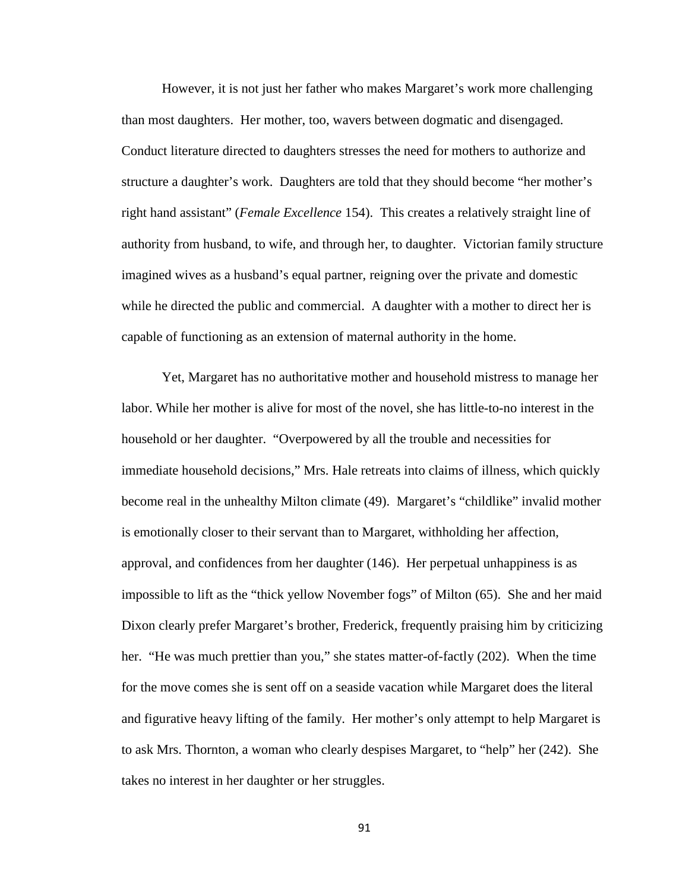However, it is not just her father who makes Margaret's work more challenging than most daughters. Her mother, too, wavers between dogmatic and disengaged. Conduct literature directed to daughters stresses the need for mothers to authorize and structure a daughter's work. Daughters are told that they should become "her mother's right hand assistant" (*Female Excellence* 154). This creates a relatively straight line of authority from husband, to wife, and through her, to daughter. Victorian family structure imagined wives as a husband's equal partner, reigning over the private and domestic while he directed the public and commercial. A daughter with a mother to direct her is capable of functioning as an extension of maternal authority in the home.

Yet, Margaret has no authoritative mother and household mistress to manage her labor. While her mother is alive for most of the novel, she has little-to-no interest in the household or her daughter. "Overpowered by all the trouble and necessities for immediate household decisions," Mrs. Hale retreats into claims of illness, which quickly become real in the unhealthy Milton climate (49). Margaret's "childlike" invalid mother is emotionally closer to their servant than to Margaret, withholding her affection, approval, and confidences from her daughter (146). Her perpetual unhappiness is as impossible to lift as the "thick yellow November fogs" of Milton (65). She and her maid Dixon clearly prefer Margaret's brother, Frederick, frequently praising him by criticizing her. "He was much prettier than you," she states matter-of-factly (202). When the time for the move comes she is sent off on a seaside vacation while Margaret does the literal and figurative heavy lifting of the family. Her mother's only attempt to help Margaret is to ask Mrs. Thornton, a woman who clearly despises Margaret, to "help" her (242). She takes no interest in her daughter or her struggles.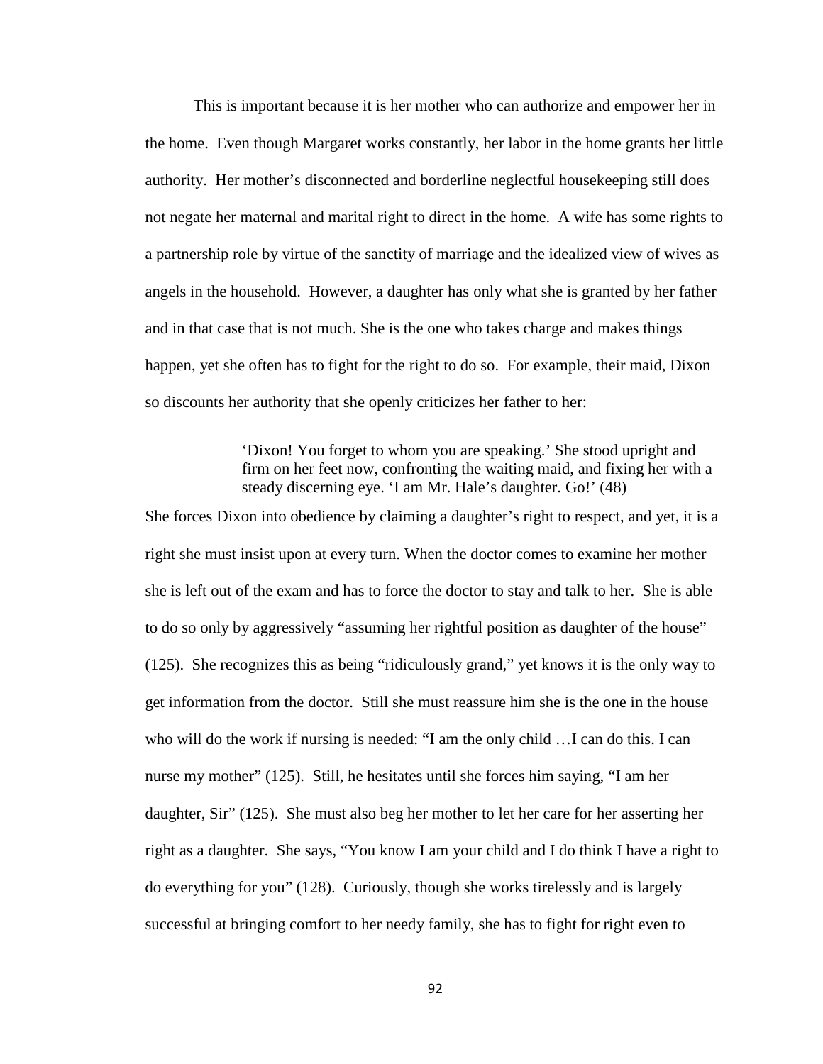This is important because it is her mother who can authorize and empower her in the home. Even though Margaret works constantly, her labor in the home grants her little authority. Her mother's disconnected and borderline neglectful housekeeping still does not negate her maternal and marital right to direct in the home. A wife has some rights to a partnership role by virtue of the sanctity of marriage and the idealized view of wives as angels in the household. However, a daughter has only what she is granted by her father and in that case that is not much. She is the one who takes charge and makes things happen, yet she often has to fight for the right to do so. For example, their maid, Dixon so discounts her authority that she openly criticizes her father to her:

> 'Dixon! You forget to whom you are speaking.' She stood upright and firm on her feet now, confronting the waiting maid, and fixing her with a steady discerning eye. 'I am Mr. Hale's daughter. Go!' (48)

She forces Dixon into obedience by claiming a daughter's right to respect, and yet, it is a right she must insist upon at every turn. When the doctor comes to examine her mother she is left out of the exam and has to force the doctor to stay and talk to her. She is able to do so only by aggressively "assuming her rightful position as daughter of the house" (125). She recognizes this as being "ridiculously grand," yet knows it is the only way to get information from the doctor. Still she must reassure him she is the one in the house who will do the work if nursing is needed: "I am the only child …I can do this. I can nurse my mother" (125). Still, he hesitates until she forces him saying, "I am her daughter, Sir" (125). She must also beg her mother to let her care for her asserting her right as a daughter. She says, "You know I am your child and I do think I have a right to do everything for you" (128). Curiously, though she works tirelessly and is largely successful at bringing comfort to her needy family, she has to fight for right even to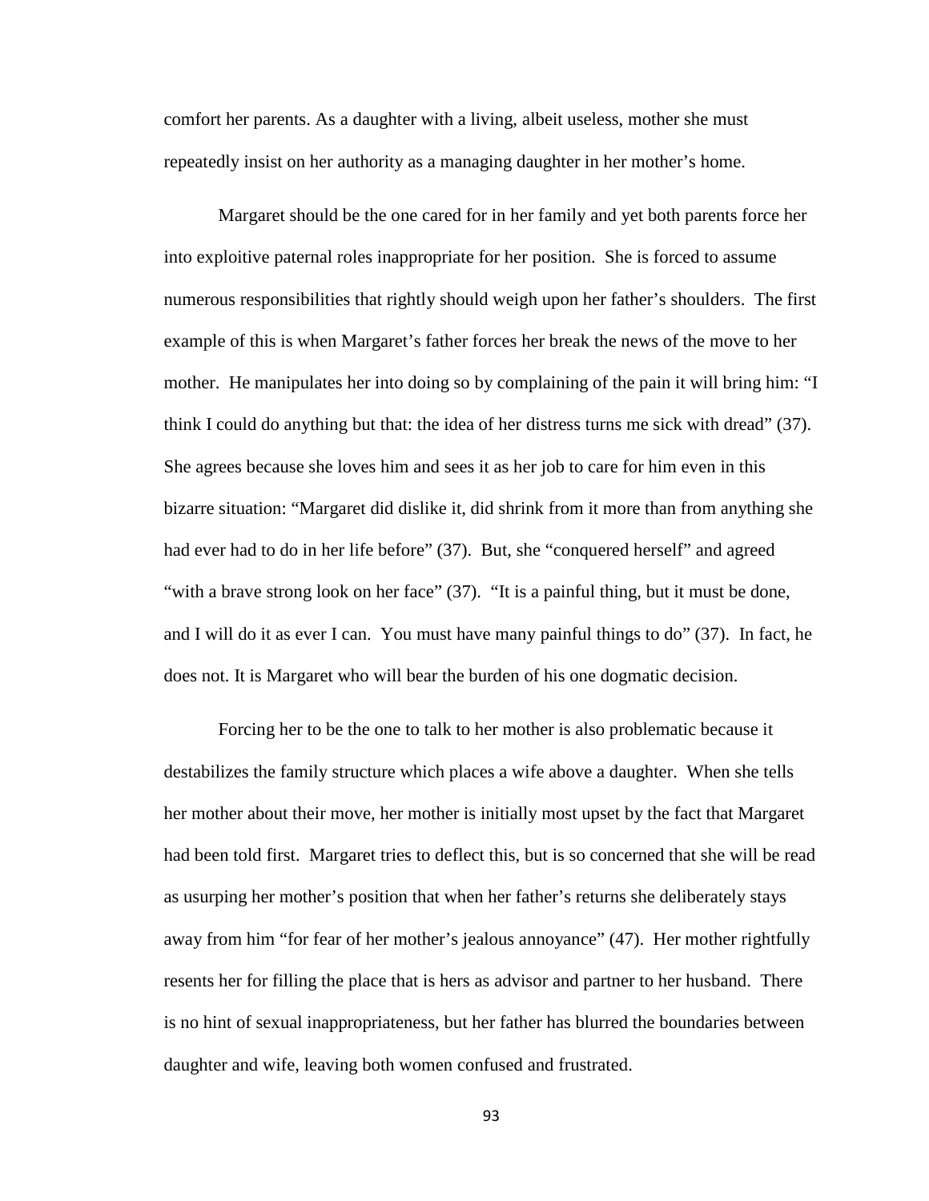comfort her parents. As a daughter with a living, albeit useless, mother she must repeatedly insist on her authority as a managing daughter in her mother's home.

Margaret should be the one cared for in her family and yet both parents force her into exploitive paternal roles inappropriate for her position. She is forced to assume numerous responsibilities that rightly should weigh upon her father's shoulders. The first example of this is when Margaret's father forces her break the news of the move to her mother. He manipulates her into doing so by complaining of the pain it will bring him: "I think I could do anything but that: the idea of her distress turns me sick with dread" (37). She agrees because she loves him and sees it as her job to care for him even in this bizarre situation: "Margaret did dislike it, did shrink from it more than from anything she had ever had to do in her life before" (37). But, she "conquered herself" and agreed "with a brave strong look on her face" (37). "It is a painful thing, but it must be done, and I will do it as ever I can. You must have many painful things to do" (37). In fact, he does not. It is Margaret who will bear the burden of his one dogmatic decision.

Forcing her to be the one to talk to her mother is also problematic because it destabilizes the family structure which places a wife above a daughter. When she tells her mother about their move, her mother is initially most upset by the fact that Margaret had been told first. Margaret tries to deflect this, but is so concerned that she will be read as usurping her mother's position that when her father's returns she deliberately stays away from him "for fear of her mother's jealous annoyance" (47). Her mother rightfully resents her for filling the place that is hers as advisor and partner to her husband. There is no hint of sexual inappropriateness, but her father has blurred the boundaries between daughter and wife, leaving both women confused and frustrated.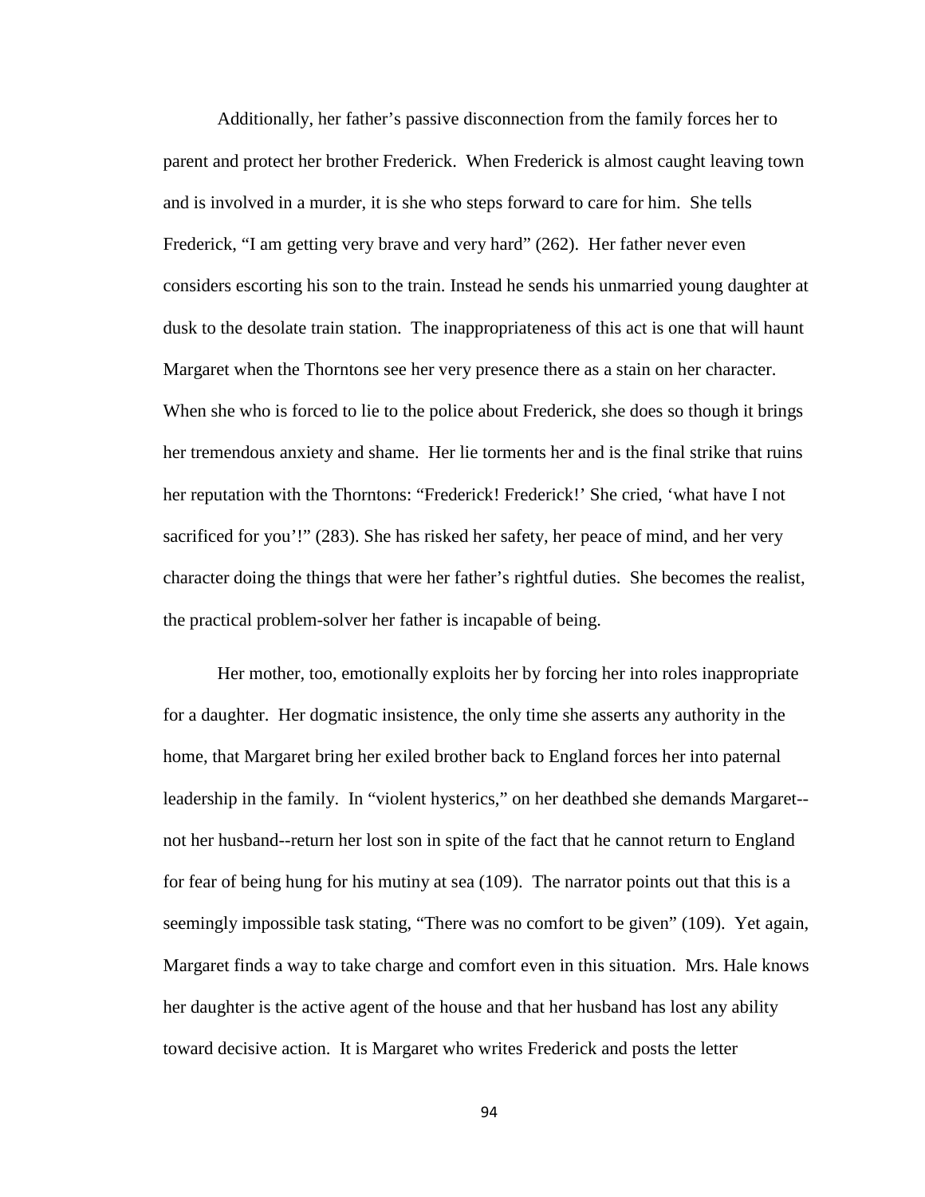Additionally, her father's passive disconnection from the family forces her to parent and protect her brother Frederick. When Frederick is almost caught leaving town and is involved in a murder, it is she who steps forward to care for him. She tells Frederick, "I am getting very brave and very hard" (262). Her father never even considers escorting his son to the train. Instead he sends his unmarried young daughter at dusk to the desolate train station. The inappropriateness of this act is one that will haunt Margaret when the Thorntons see her very presence there as a stain on her character. When she who is forced to lie to the police about Frederick, she does so though it brings her tremendous anxiety and shame. Her lie torments her and is the final strike that ruins her reputation with the Thorntons: "Frederick! Frederick!' She cried, 'what have I not sacrificed for you'!" (283). She has risked her safety, her peace of mind, and her very character doing the things that were her father's rightful duties. She becomes the realist, the practical problem-solver her father is incapable of being.

Her mother, too, emotionally exploits her by forcing her into roles inappropriate for a daughter. Her dogmatic insistence, the only time she asserts any authority in the home, that Margaret bring her exiled brother back to England forces her into paternal leadership in the family. In "violent hysterics," on her deathbed she demands Margaret--not her husband--return her lost son in spite of the fact that he cannot return to England for fear of being hung for his mutiny at sea (109). The narrator points out that this is a seemingly impossible task stating, "There was no comfort to be given" (109). Yet again, Margaret finds a way to take charge and comfort even in this situation. Mrs. Hale knows her daughter is the active agent of the house and that her husband has lost any ability toward decisive action. It is Margaret who writes Frederick and posts the letter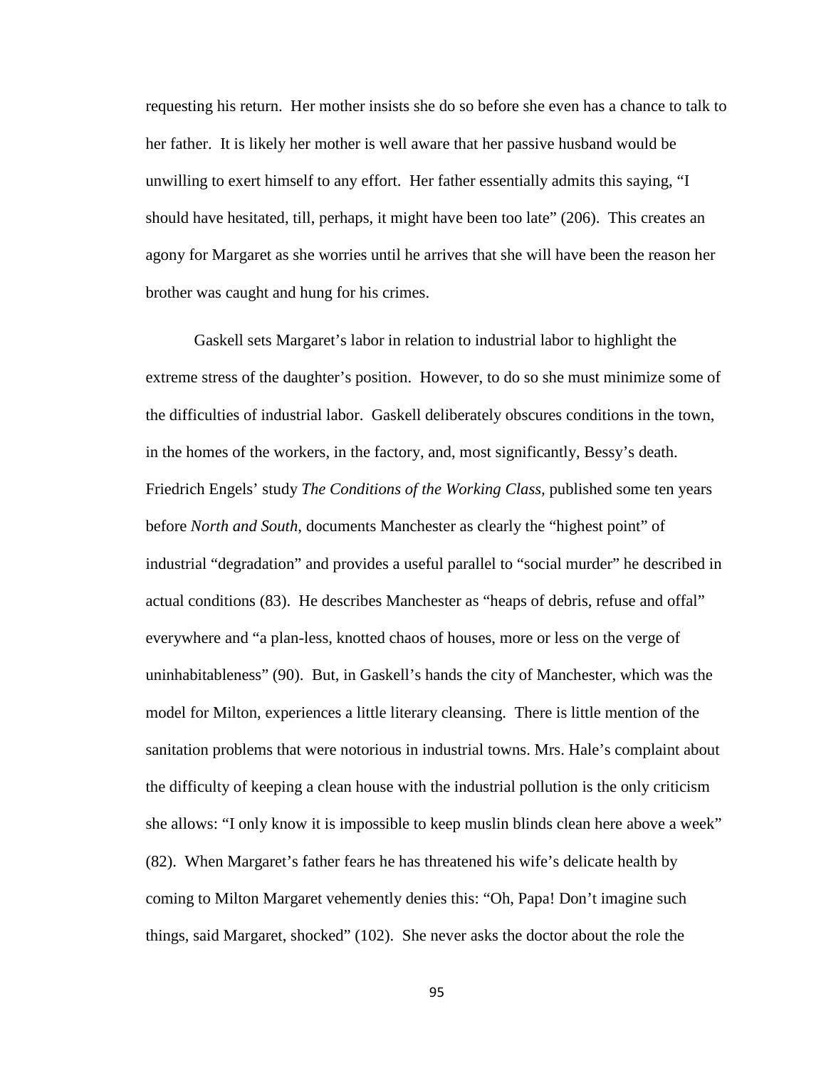requesting his return. Her mother insists she do so before she even has a chance to talk to her father. It is likely her mother is well aware that her passive husband would be unwilling to exert himself to any effort. Her father essentially admits this saying, "I should have hesitated, till, perhaps, it might have been too late" (206). This creates an agony for Margaret as she worries until he arrives that she will have been the reason her brother was caught and hung for his crimes.

Gaskell sets Margaret's labor in relation to industrial labor to highlight the extreme stress of the daughter's position. However, to do so she must minimize some of the difficulties of industrial labor. Gaskell deliberately obscures conditions in the town, in the homes of the workers, in the factory, and, most significantly, Bessy's death. Friedrich Engels' study *The Conditions of the Working Class*, published some ten years before *North and South*, documents Manchester as clearly the "highest point" of industrial "degradation" and provides a useful parallel to "social murder" he described in actual conditions (83). He describes Manchester as "heaps of debris, refuse and offal" everywhere and "a plan-less, knotted chaos of houses, more or less on the verge of uninhabitableness" (90). But, in Gaskell's hands the city of Manchester, which was the model for Milton, experiences a little literary cleansing. There is little mention of the sanitation problems that were notorious in industrial towns. Mrs. Hale's complaint about the difficulty of keeping a clean house with the industrial pollution is the only criticism she allows: "I only know it is impossible to keep muslin blinds clean here above a week" (82). When Margaret's father fears he has threatened his wife's delicate health by coming to Milton Margaret vehemently denies this: "Oh, Papa! Don't imagine such things, said Margaret, shocked" (102). She never asks the doctor about the role the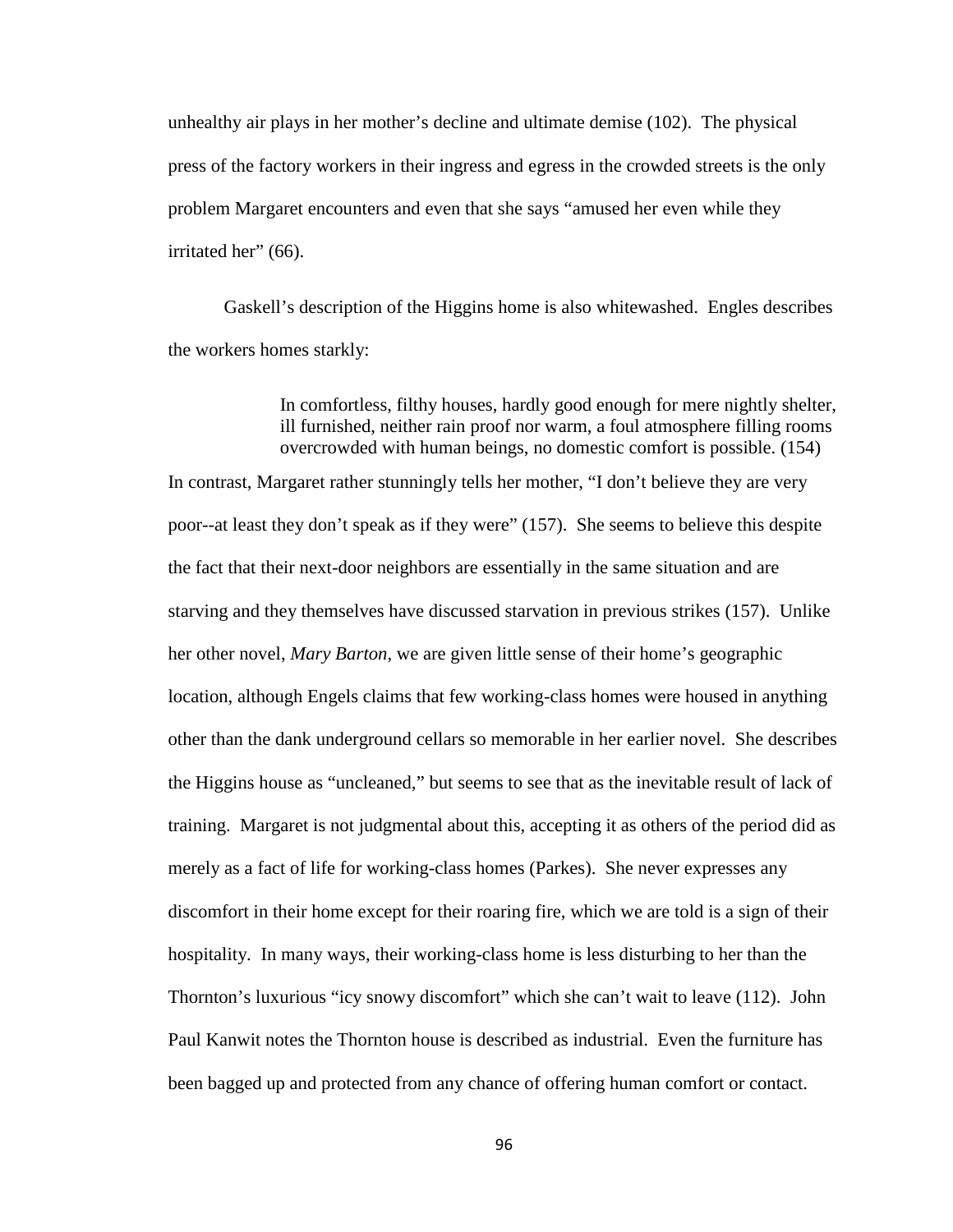unhealthy air plays in her mother's decline and ultimate demise (102). The physical press of the factory workers in their ingress and egress in the crowded streets is the only problem Margaret encounters and even that she says "amused her even while they irritated her" (66).

Gaskell's description of the Higgins home is also whitewashed. Engles describes the workers homes starkly:

> In comfortless, filthy houses, hardly good enough for mere nightly shelter, ill furnished, neither rain proof nor warm, a foul atmosphere filling rooms overcrowded with human beings, no domestic comfort is possible. (154)

In contrast, Margaret rather stunningly tells her mother, "I don't believe they are very poor--at least they don't speak as if they were" (157). She seems to believe this despite the fact that their next-door neighbors are essentially in the same situation and are starving and they themselves have discussed starvation in previous strikes (157). Unlike her other novel, *Mary Barton*, we are given little sense of their home's geographic location, although Engels claims that few working-class homes were housed in anything other than the dank underground cellars so memorable in her earlier novel. She describes the Higgins house as "uncleaned," but seems to see that as the inevitable result of lack of training. Margaret is not judgmental about this, accepting it as others of the period did as merely as a fact of life for working-class homes (Parkes). She never expresses any discomfort in their home except for their roaring fire, which we are told is a sign of their hospitality. In many ways, their working-class home is less disturbing to her than the Thornton's luxurious "icy snowy discomfort" which she can't wait to leave (112). John Paul Kanwit notes the Thornton house is described as industrial. Even the furniture has been bagged up and protected from any chance of offering human comfort or contact.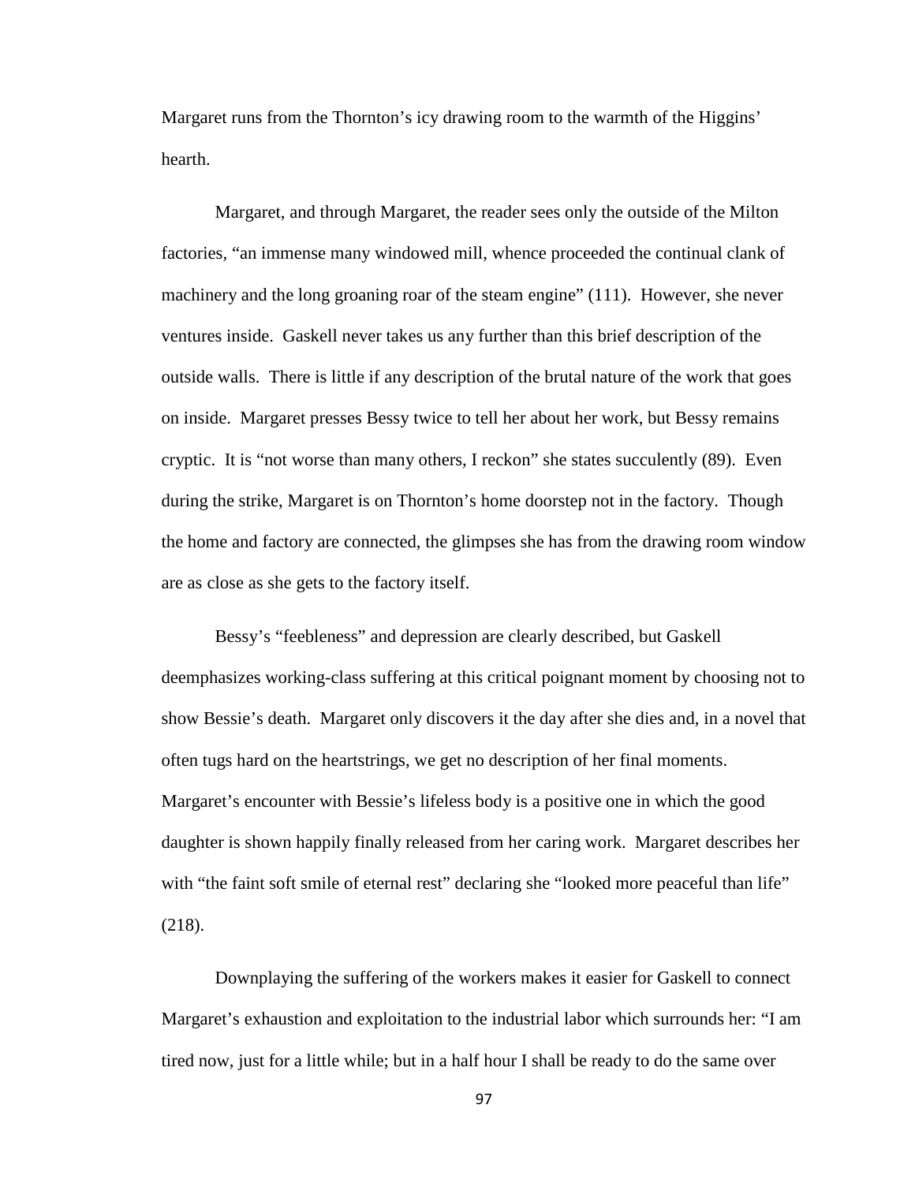Margaret runs from the Thornton's icy drawing room to the warmth of the Higgins' hearth.

Margaret, and through Margaret, the reader sees only the outside of the Milton factories, "an immense many windowed mill, whence proceeded the continual clank of machinery and the long groaning roar of the steam engine" (111). However, she never ventures inside. Gaskell never takes us any further than this brief description of the outside walls. There is little if any description of the brutal nature of the work that goes on inside. Margaret presses Bessy twice to tell her about her work, but Bessy remains cryptic. It is "not worse than many others, I reckon" she states succulently (89). Even during the strike, Margaret is on Thornton's home doorstep not in the factory. Though the home and factory are connected, the glimpses she has from the drawing room window are as close as she gets to the factory itself.

Bessy's "feebleness" and depression are clearly described, but Gaskell deemphasizes working-class suffering at this critical poignant moment by choosing not to show Bessie's death. Margaret only discovers it the day after she dies and, in a novel that often tugs hard on the heartstrings, we get no description of her final moments. Margaret's encounter with Bessie's lifeless body is a positive one in which the good daughter is shown happily finally released from her caring work. Margaret describes her with "the faint soft smile of eternal rest" declaring she "looked more peaceful than life" (218).

Downplaying the suffering of the workers makes it easier for Gaskell to connect Margaret's exhaustion and exploitation to the industrial labor which surrounds her: "I am tired now, just for a little while; but in a half hour I shall be ready to do the same over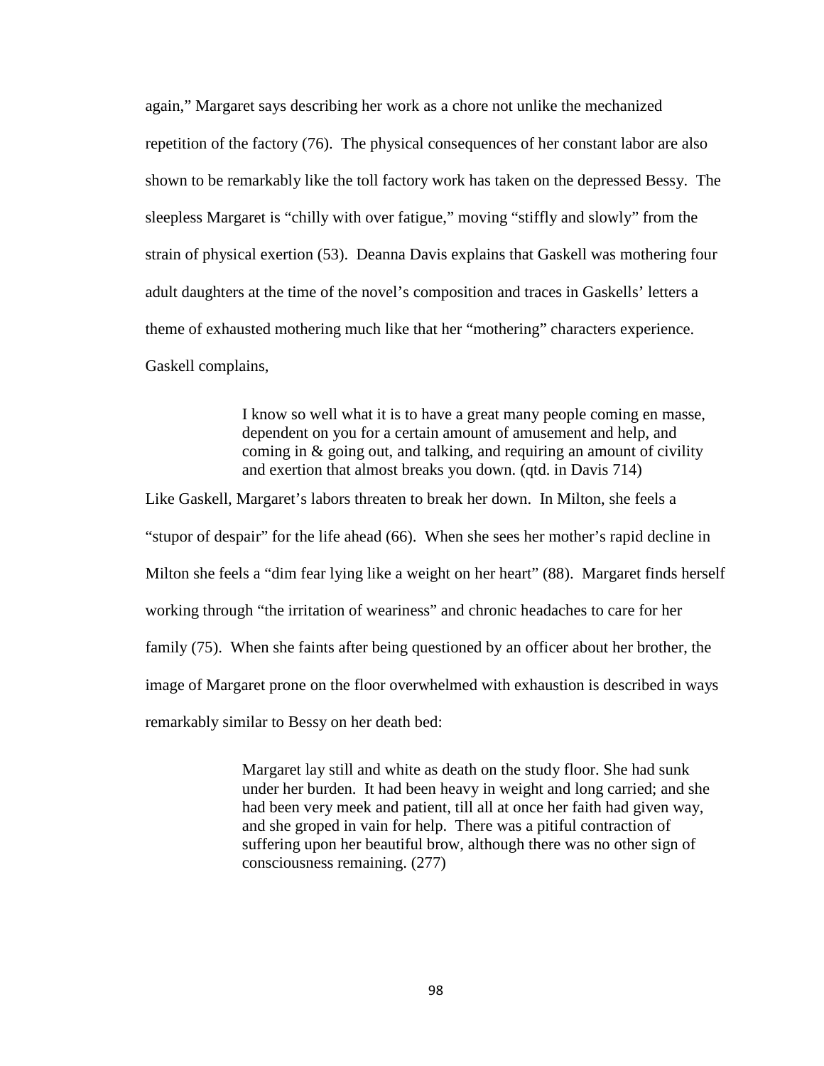again," Margaret says describing her work as a chore not unlike the mechanized repetition of the factory (76). The physical consequences of her constant labor are also shown to be remarkably like the toll factory work has taken on the depressed Bessy. The sleepless Margaret is "chilly with over fatigue," moving "stiffly and slowly" from the strain of physical exertion (53). Deanna Davis explains that Gaskell was mothering four adult daughters at the time of the novel's composition and traces in Gaskells' letters a theme of exhausted mothering much like that her "mothering" characters experience. Gaskell complains,

> I know so well what it is to have a great many people coming en masse, dependent on you for a certain amount of amusement and help, and coming in & going out, and talking, and requiring an amount of civility and exertion that almost breaks you down. (qtd. in Davis 714)

Like Gaskell, Margaret's labors threaten to break her down. In Milton, she feels a "stupor of despair" for the life ahead (66). When she sees her mother's rapid decline in Milton she feels a "dim fear lying like a weight on her heart" (88). Margaret finds herself working through "the irritation of weariness" and chronic headaches to care for her family (75). When she faints after being questioned by an officer about her brother, the image of Margaret prone on the floor overwhelmed with exhaustion is described in ways remarkably similar to Bessy on her death bed:

> Margaret lay still and white as death on the study floor. She had sunk under her burden. It had been heavy in weight and long carried; and she had been very meek and patient, till all at once her faith had given way, and she groped in vain for help. There was a pitiful contraction of suffering upon her beautiful brow, although there was no other sign of consciousness remaining. (277)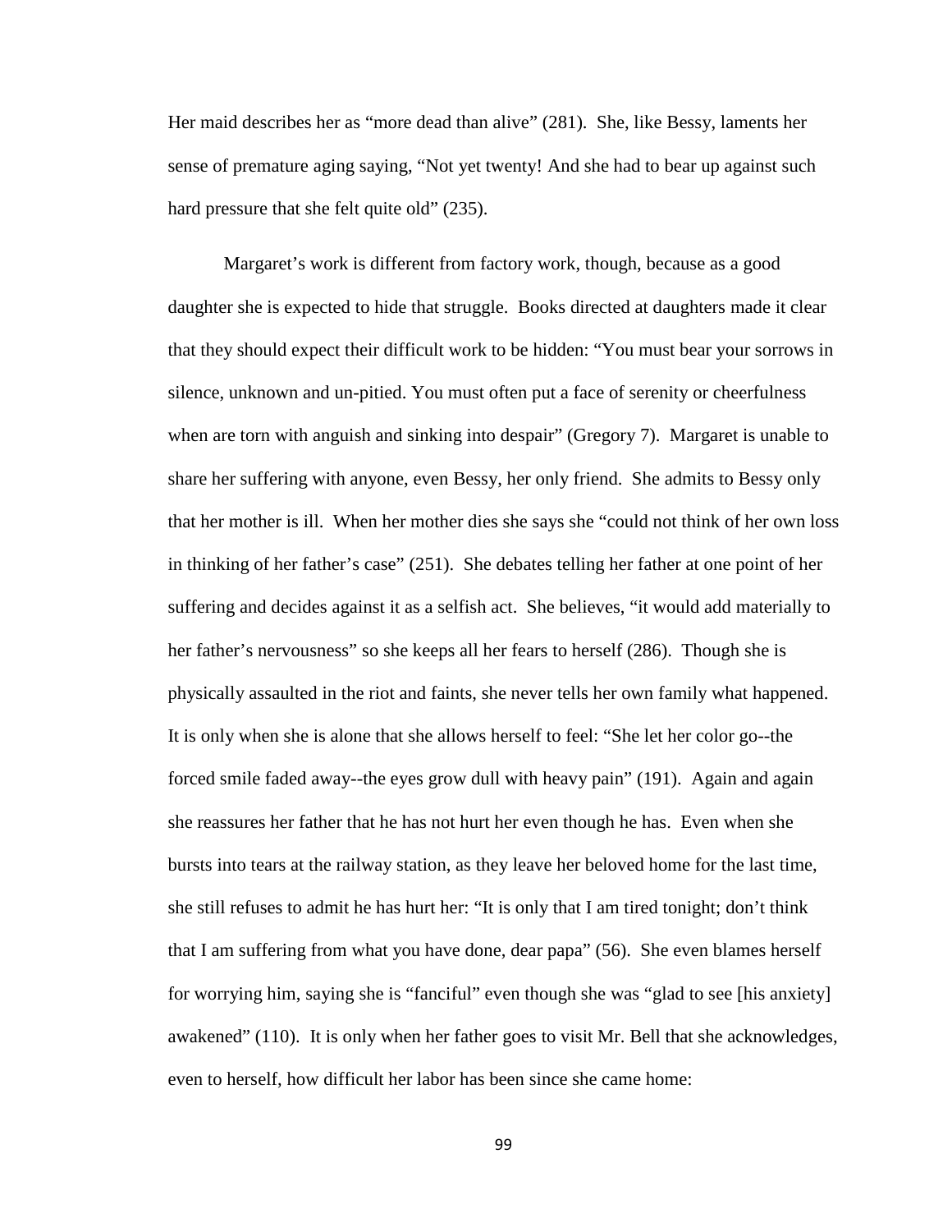Her maid describes her as "more dead than alive" (281). She, like Bessy, laments her sense of premature aging saying, "Not yet twenty! And she had to bear up against such hard pressure that she felt quite old" (235).

Margaret's work is different from factory work, though, because as a good daughter she is expected to hide that struggle. Books directed at daughters made it clear that they should expect their difficult work to be hidden: "You must bear your sorrows in silence, unknown and un-pitied. You must often put a face of serenity or cheerfulness when are torn with anguish and sinking into despair" (Gregory 7). Margaret is unable to share her suffering with anyone, even Bessy, her only friend. She admits to Bessy only that her mother is ill. When her mother dies she says she "could not think of her own loss in thinking of her father's case" (251). She debates telling her father at one point of her suffering and decides against it as a selfish act. She believes, "it would add materially to her father's nervousness" so she keeps all her fears to herself (286). Though she is physically assaulted in the riot and faints, she never tells her own family what happened. It is only when she is alone that she allows herself to feel: "She let her color go--the forced smile faded away--the eyes grow dull with heavy pain" (191). Again and again she reassures her father that he has not hurt her even though he has. Even when she bursts into tears at the railway station, as they leave her beloved home for the last time, she still refuses to admit he has hurt her: "It is only that I am tired tonight; don't think that I am suffering from what you have done, dear papa" (56). She even blames herself for worrying him, saying she is "fanciful" even though she was "glad to see [his anxiety] awakened" (110). It is only when her father goes to visit Mr. Bell that she acknowledges, even to herself, how difficult her labor has been since she came home: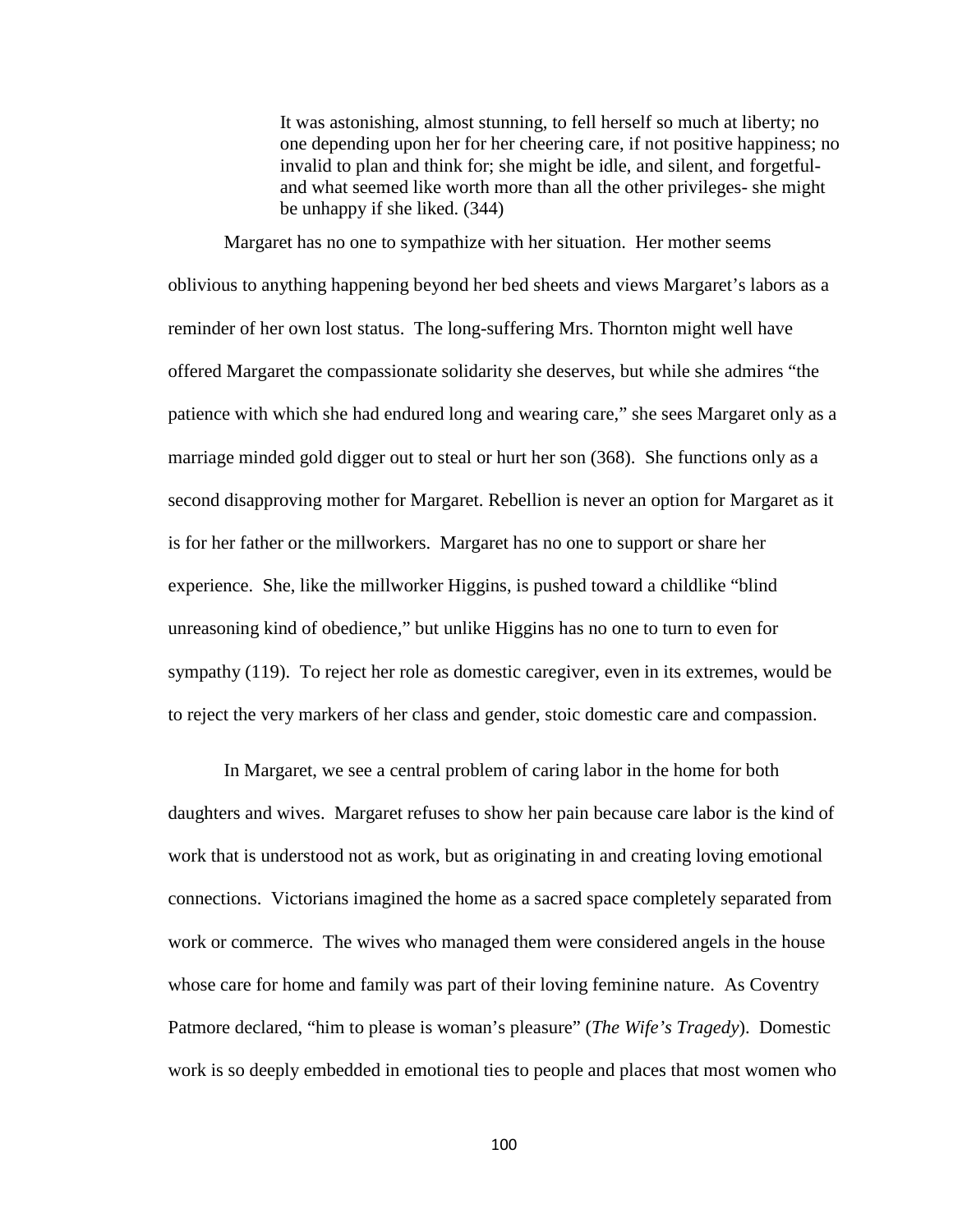> It was astonishing, almost stunning, to fell herself so much at liberty; no one depending upon her for her cheering care, if not positive happiness; no invalid to plan and think for; she might be idle, and silent, and forgetful- and what seemed like worth more than all the other privileges- she might be unhappy if she liked. (344)

Margaret has no one to sympathize with her situation. Her mother seems oblivious to anything happening beyond her bed sheets and views Margaret's labors as a reminder of her own lost status. The long-suffering Mrs. Thornton might well have offered Margaret the compassionate solidarity she deserves, but while she admires "the patience with which she had endured long and wearing care," she sees Margaret only as a marriage minded gold digger out to steal or hurt her son (368). She functions only as a second disapproving mother for Margaret. Rebellion is never an option for Margaret as it is for her father or the millworkers. Margaret has no one to support or share her experience. She, like the millworker Higgins, is pushed toward a childlike "blind unreasoning kind of obedience," but unlike Higgins has no one to turn to even for sympathy (119). To reject her role as domestic caregiver, even in its extremes, would be to reject the very markers of her class and gender, stoic domestic care and compassion.

In Margaret, we see a central problem of caring labor in the home for both daughters and wives. Margaret refuses to show her pain because care labor is the kind of work that is understood not as work, but as originating in and creating loving emotional connections. Victorians imagined the home as a sacred space completely separated from work or commerce. The wives who managed them were considered angels in the house whose care for home and family was part of their loving feminine nature. As Coventry Patmore declared, "him to please is woman's pleasure" (*The Wife's Tragedy*). Domestic work is so deeply embedded in emotional ties to people and places that most women who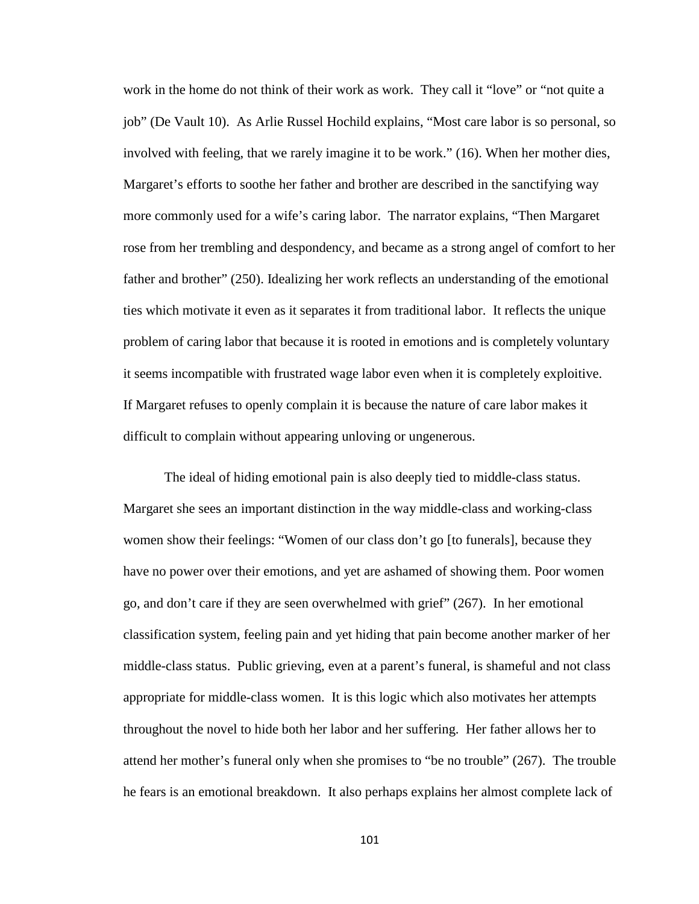work in the home do not think of their work as work. They call it "love" or "not quite a job" (De Vault 10). As Arlie Russel Hochild explains, "Most care labor is so personal, so involved with feeling, that we rarely imagine it to be work." (16). When her mother dies, Margaret's efforts to soothe her father and brother are described in the sanctifying way more commonly used for a wife's caring labor. The narrator explains, "Then Margaret rose from her trembling and despondency, and became as a strong angel of comfort to her father and brother" (250). Idealizing her work reflects an understanding of the emotional ties which motivate it even as it separates it from traditional labor. It reflects the unique problem of caring labor that because it is rooted in emotions and is completely voluntary it seems incompatible with frustrated wage labor even when it is completely exploitive. If Margaret refuses to openly complain it is because the nature of care labor makes it difficult to complain without appearing unloving or ungenerous.

The ideal of hiding emotional pain is also deeply tied to middle-class status. Margaret she sees an important distinction in the way middle-class and working-class women show their feelings: "Women of our class don't go [to funerals], because they have no power over their emotions, and yet are ashamed of showing them. Poor women go, and don't care if they are seen overwhelmed with grief" (267). In her emotional classification system, feeling pain and yet hiding that pain become another marker of her middle-class status. Public grieving, even at a parent's funeral, is shameful and not class appropriate for middle-class women. It is this logic which also motivates her attempts throughout the novel to hide both her labor and her suffering. Her father allows her to attend her mother's funeral only when she promises to "be no trouble" (267). The trouble he fears is an emotional breakdown. It also perhaps explains her almost complete lack of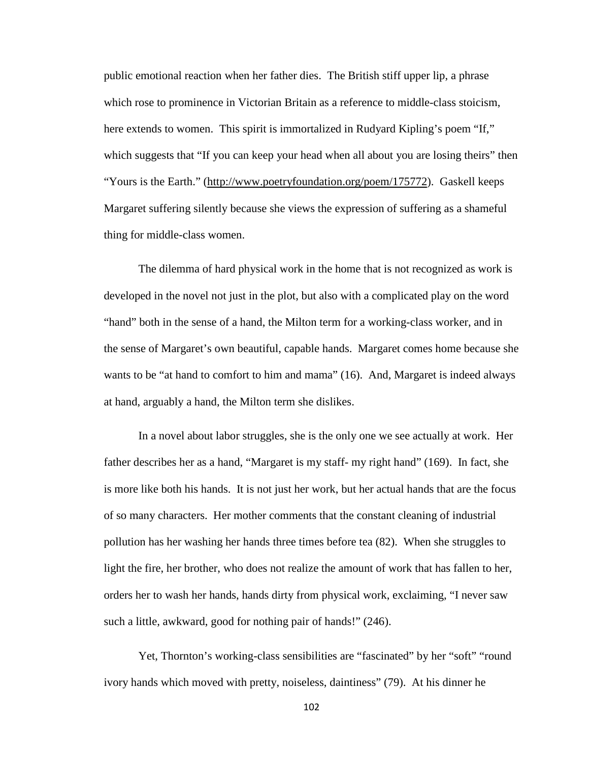public emotional reaction when her father dies. The British stiff upper lip, a phrase which rose to prominence in Victorian Britain as a reference to middle-class stoicism, here extends to women. This spirit is immortalized in Rudyard Kipling's poem "If," which suggests that "If you can keep your head when all about you are losing theirs" then "Yours is the Earth." (http://www.poetryfoundation.org/poem/175772). Gaskell keeps Margaret suffering silently because she views the expression of suffering as a shameful thing for middle-class women.

The dilemma of hard physical work in the home that is not recognized as work is developed in the novel not just in the plot, but also with a complicated play on the word "hand" both in the sense of a hand, the Milton term for a working-class worker, and in the sense of Margaret's own beautiful, capable hands. Margaret comes home because she wants to be "at hand to comfort to him and mama" (16). And, Margaret is indeed always at hand, arguably a hand, the Milton term she dislikes.

In a novel about labor struggles, she is the only one we see actually at work. Her father describes her as a hand, "Margaret is my staff- my right hand" (169). In fact, she is more like both his hands. It is not just her work, but her actual hands that are the focus of so many characters. Her mother comments that the constant cleaning of industrial pollution has her washing her hands three times before tea (82). When she struggles to light the fire, her brother, who does not realize the amount of work that has fallen to her, orders her to wash her hands, hands dirty from physical work, exclaiming, "I never saw such a little, awkward, good for nothing pair of hands!" (246).

Yet, Thornton's working-class sensibilities are "fascinated" by her "soft" "round ivory hands which moved with pretty, noiseless, daintiness" (79). At his dinner he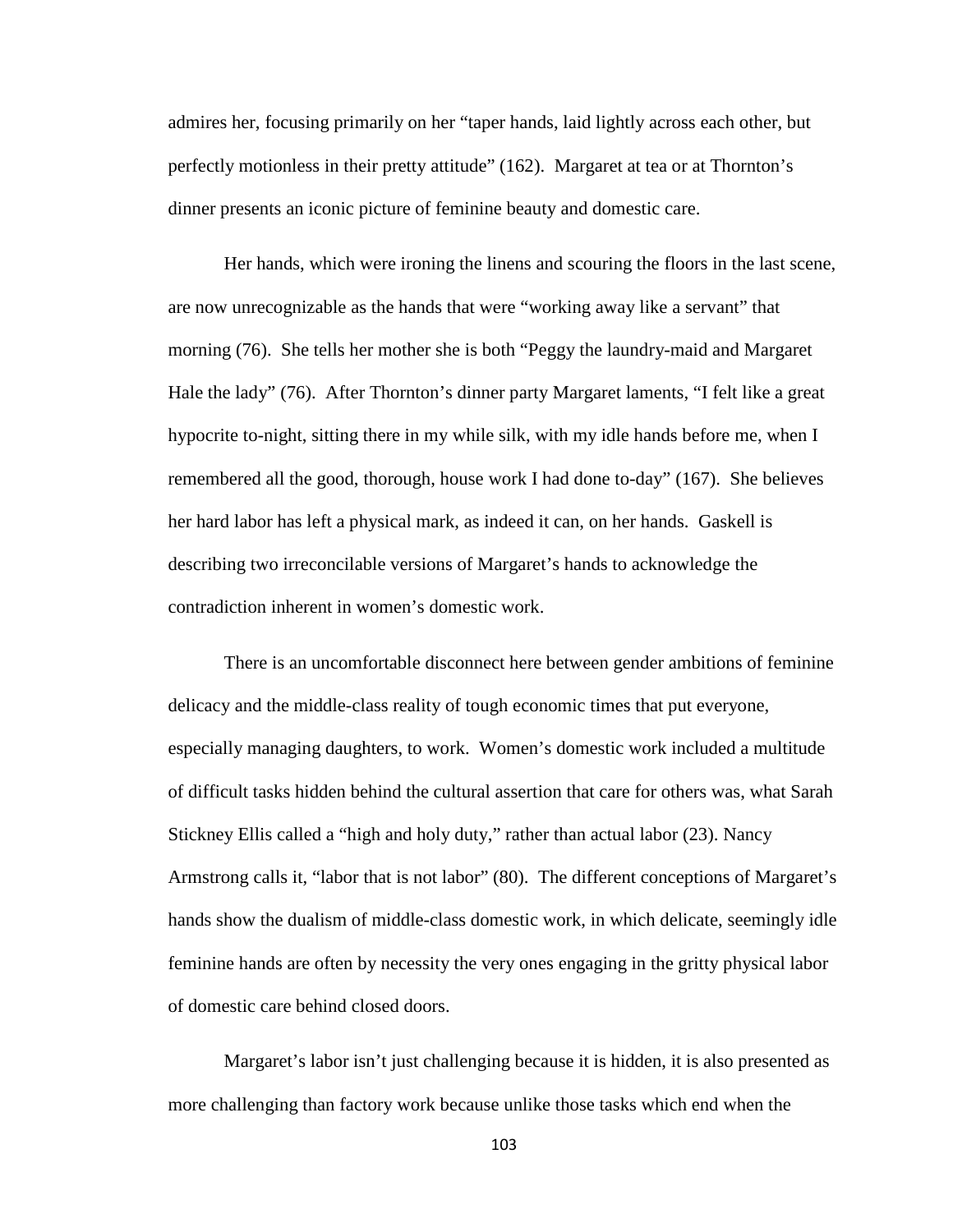admires her, focusing primarily on her "taper hands, laid lightly across each other, but perfectly motionless in their pretty attitude" (162). Margaret at tea or at Thornton's dinner presents an iconic picture of feminine beauty and domestic care.

Her hands, which were ironing the linens and scouring the floors in the last scene, are now unrecognizable as the hands that were "working away like a servant" that morning (76). She tells her mother she is both "Peggy the laundry-maid and Margaret Hale the lady" (76). After Thornton's dinner party Margaret laments, "I felt like a great hypocrite to-night, sitting there in my while silk, with my idle hands before me, when I remembered all the good, thorough, house work I had done to-day" (167). She believes her hard labor has left a physical mark, as indeed it can, on her hands. Gaskell is describing two irreconcilable versions of Margaret's hands to acknowledge the contradiction inherent in women's domestic work.

There is an uncomfortable disconnect here between gender ambitions of feminine delicacy and the middle-class reality of tough economic times that put everyone, especially managing daughters, to work. Women's domestic work included a multitude of difficult tasks hidden behind the cultural assertion that care for others was, what Sarah Stickney Ellis called a "high and holy duty," rather than actual labor (23). Nancy Armstrong calls it, "labor that is not labor" (80). The different conceptions of Margaret's hands show the dualism of middle-class domestic work, in which delicate, seemingly idle feminine hands are often by necessity the very ones engaging in the gritty physical labor of domestic care behind closed doors.

Margaret's labor isn't just challenging because it is hidden, it is also presented as more challenging than factory work because unlike those tasks which end when the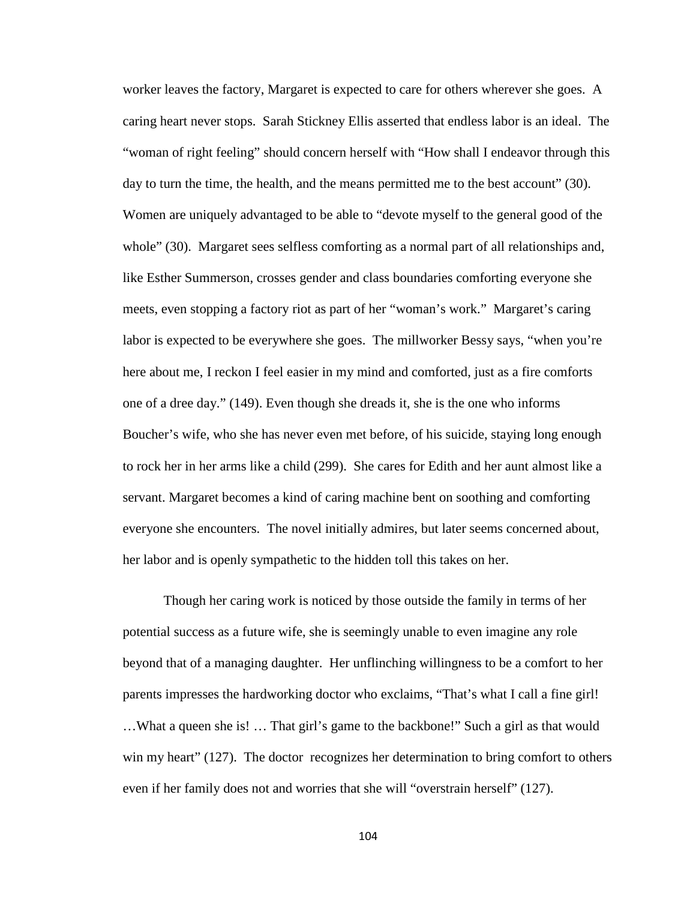worker leaves the factory, Margaret is expected to care for others wherever she goes. A caring heart never stops. Sarah Stickney Ellis asserted that endless labor is an ideal. The "woman of right feeling" should concern herself with "How shall I endeavor through this day to turn the time, the health, and the means permitted me to the best account" (30). Women are uniquely advantaged to be able to "devote myself to the general good of the whole" (30). Margaret sees selfless comforting as a normal part of all relationships and, like Esther Summerson, crosses gender and class boundaries comforting everyone she meets, even stopping a factory riot as part of her "woman's work." Margaret's caring labor is expected to be everywhere she goes. The millworker Bessy says, "when you're here about me, I reckon I feel easier in my mind and comforted, just as a fire comforts one of a dree day." (149). Even though she dreads it, she is the one who informs Boucher's wife, who she has never even met before, of his suicide, staying long enough to rock her in her arms like a child (299). She cares for Edith and her aunt almost like a servant. Margaret becomes a kind of caring machine bent on soothing and comforting everyone she encounters. The novel initially admires, but later seems concerned about, her labor and is openly sympathetic to the hidden toll this takes on her.

Though her caring work is noticed by those outside the family in terms of her potential success as a future wife, she is seemingly unable to even imagine any role beyond that of a managing daughter. Her unflinching willingness to be a comfort to her parents impresses the hardworking doctor who exclaims, "That's what I call a fine girl! …What a queen she is! … That girl's game to the backbone!" Such a girl as that would win my heart" (127). The doctor recognizes her determination to bring comfort to others even if her family does not and worries that she will "overstrain herself" (127).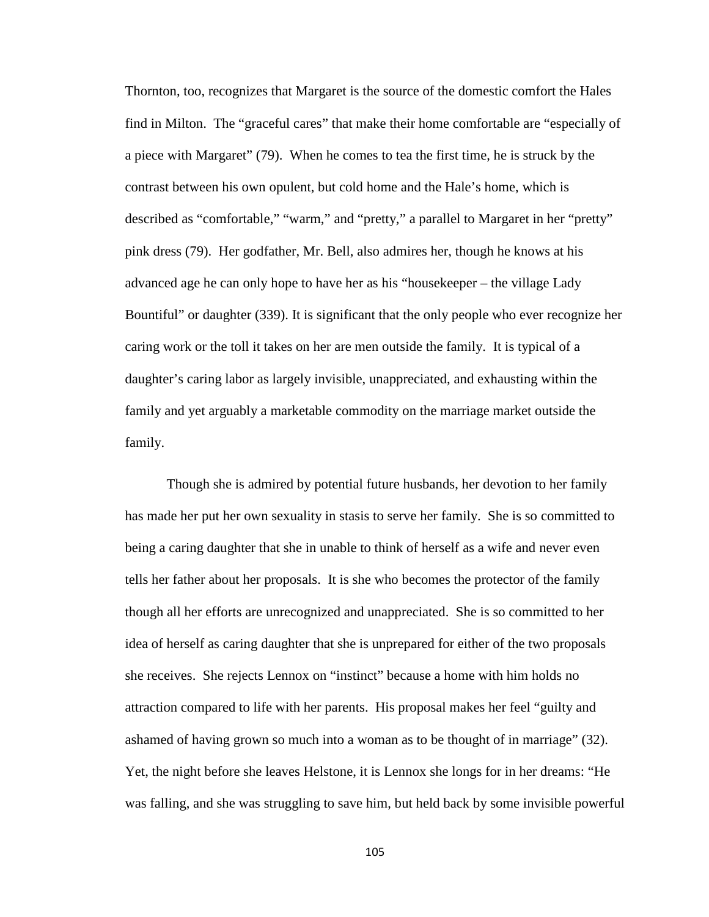Thornton, too, recognizes that Margaret is the source of the domestic comfort the Hales find in Milton. The "graceful cares" that make their home comfortable are "especially of a piece with Margaret" (79). When he comes to tea the first time, he is struck by the contrast between his own opulent, but cold home and the Hale's home, which is described as "comfortable," "warm," and "pretty," a parallel to Margaret in her "pretty" pink dress (79). Her godfather, Mr. Bell, also admires her, though he knows at his advanced age he can only hope to have her as his "housekeeper – the village Lady Bountiful" or daughter (339). It is significant that the only people who ever recognize her caring work or the toll it takes on her are men outside the family. It is typical of a daughter's caring labor as largely invisible, unappreciated, and exhausting within the family and yet arguably a marketable commodity on the marriage market outside the family.

Though she is admired by potential future husbands, her devotion to her family has made her put her own sexuality in stasis to serve her family. She is so committed to being a caring daughter that she in unable to think of herself as a wife and never even tells her father about her proposals. It is she who becomes the protector of the family though all her efforts are unrecognized and unappreciated. She is so committed to her idea of herself as caring daughter that she is unprepared for either of the two proposals she receives. She rejects Lennox on "instinct" because a home with him holds no attraction compared to life with her parents. His proposal makes her feel "guilty and ashamed of having grown so much into a woman as to be thought of in marriage" (32). Yet, the night before she leaves Helstone, it is Lennox she longs for in her dreams: "He was falling, and she was struggling to save him, but held back by some invisible powerful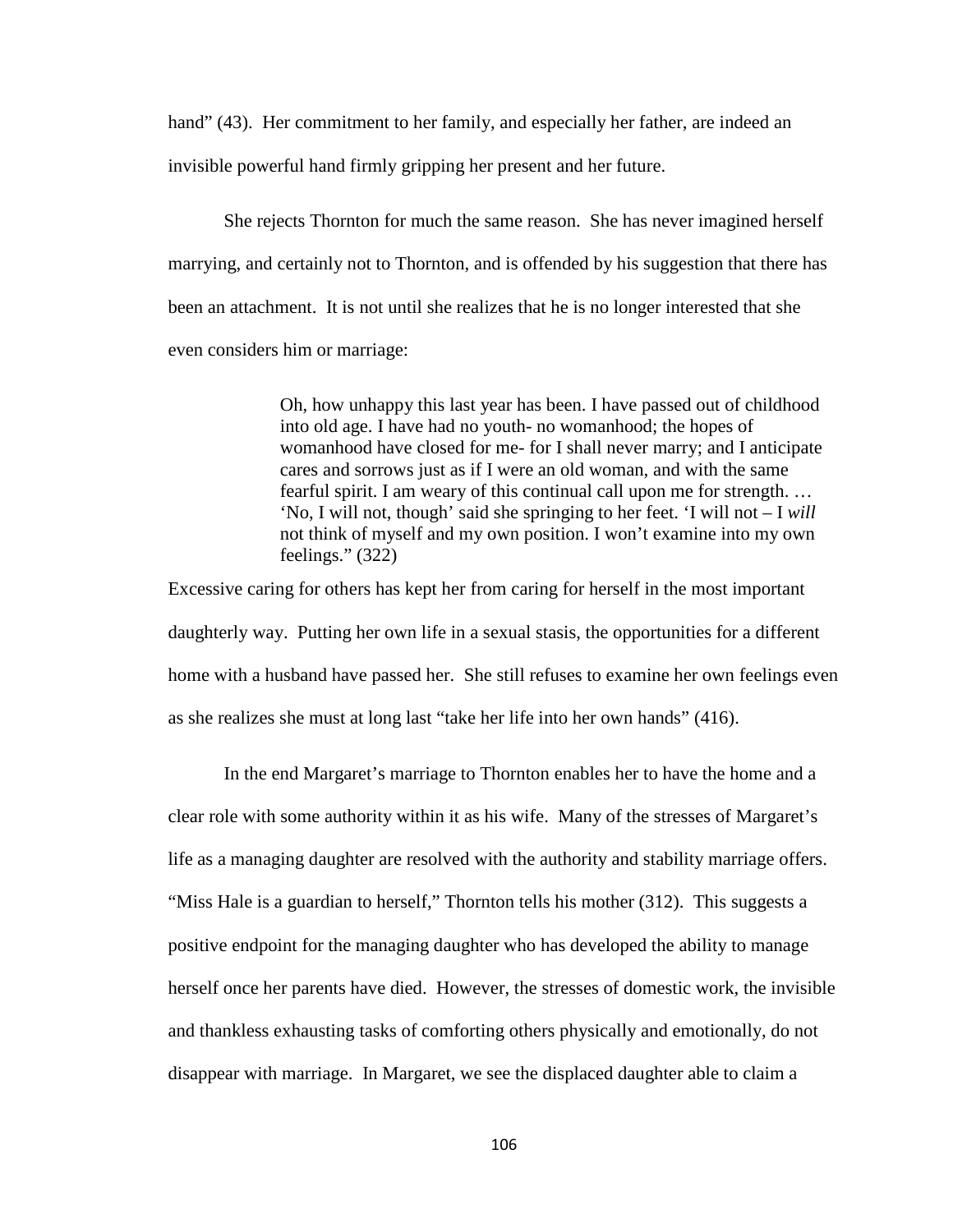hand" (43). Her commitment to her family, and especially her father, are indeed an invisible powerful hand firmly gripping her present and her future.

She rejects Thornton for much the same reason. She has never imagined herself marrying, and certainly not to Thornton, and is offended by his suggestion that there has been an attachment. It is not until she realizes that he is no longer interested that she even considers him or marriage:

> Oh, how unhappy this last year has been. I have passed out of childhood into old age. I have had no youth- no womanhood; the hopes of womanhood have closed for me- for I shall never marry; and I anticipate cares and sorrows just as if I were an old woman, and with the same fearful spirit. I am weary of this continual call upon me for strength. … 'No, I will not, though' said she springing to her feet. 'I will not – I *will* not think of myself and my own position. I won't examine into my own feelings." (322)

Excessive caring for others has kept her from caring for herself in the most important daughterly way. Putting her own life in a sexual stasis, the opportunities for a different home with a husband have passed her. She still refuses to examine her own feelings even as she realizes she must at long last "take her life into her own hands" (416).

In the end Margaret's marriage to Thornton enables her to have the home and a clear role with some authority within it as his wife. Many of the stresses of Margaret's life as a managing daughter are resolved with the authority and stability marriage offers. "Miss Hale is a guardian to herself," Thornton tells his mother (312). This suggests a positive endpoint for the managing daughter who has developed the ability to manage herself once her parents have died. However, the stresses of domestic work, the invisible and thankless exhausting tasks of comforting others physically and emotionally, do not disappear with marriage. In Margaret, we see the displaced daughter able to claim a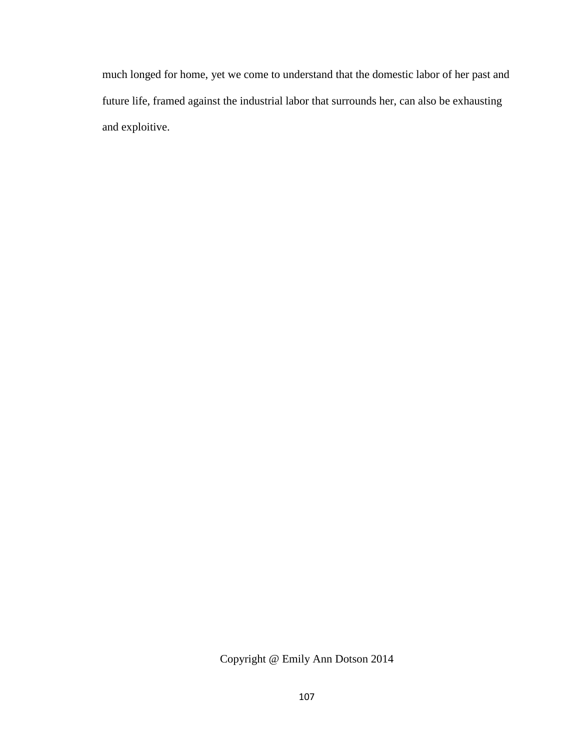much longed for home, yet we come to understand that the domestic labor of her past and future life, framed against the industrial labor that surrounds her, can also be exhausting and exploitive.

Copyright @ Emily Ann Dotson 2014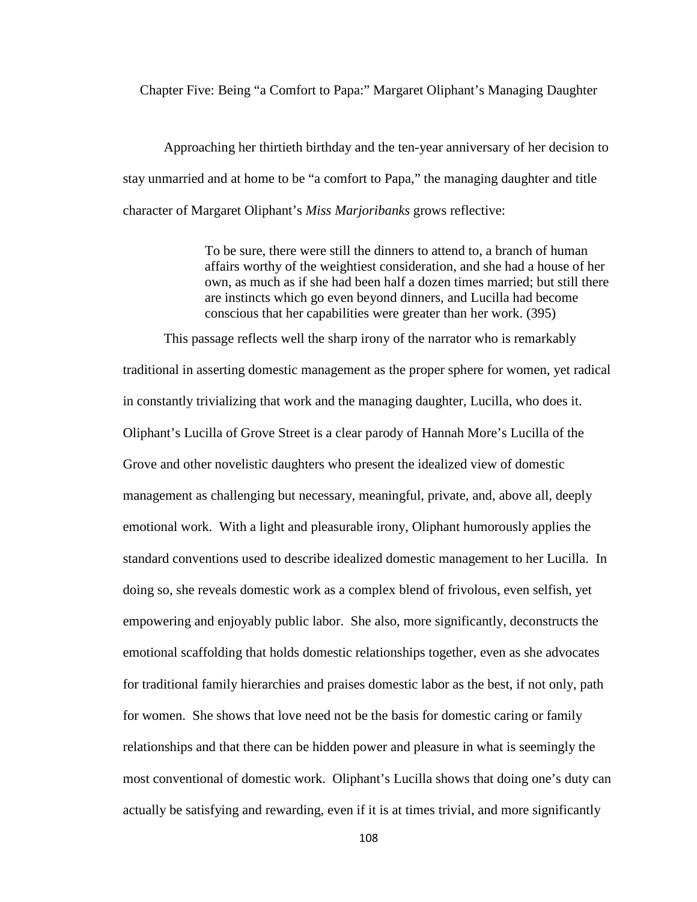# Chapter Five: Being "a Comfort to Papa:" Margaret Oliphant's Managing Daughter

Approaching her thirtieth birthday and the ten-year anniversary of her decision to stay unmarried and at home to be "a comfort to Papa," the managing daughter and title character of Margaret Oliphant's *Miss Marjoribanks* grows reflective:

> To be sure, there were still the dinners to attend to, a branch of human affairs worthy of the weightiest consideration, and she had a house of her own, as much as if she had been half a dozen times married; but still there are instincts which go even beyond dinners, and Lucilla had become conscious that her capabilities were greater than her work. (395)

This passage reflects well the sharp irony of the narrator who is remarkably traditional in asserting domestic management as the proper sphere for women, yet radical in constantly trivializing that work and the managing daughter, Lucilla, who does it. Oliphant's Lucilla of Grove Street is a clear parody of Hannah More's Lucilla of the Grove and other novelistic daughters who present the idealized view of domestic management as challenging but necessary, meaningful, private, and, above all, deeply emotional work. With a light and pleasurable irony, Oliphant humorously applies the standard conventions used to describe idealized domestic management to her Lucilla. In doing so, she reveals domestic work as a complex blend of frivolous, even selfish, yet empowering and enjoyably public labor. She also, more significantly, deconstructs the emotional scaffolding that holds domestic relationships together, even as she advocates for traditional family hierarchies and praises domestic labor as the best, if not only, path for women. She shows that love need not be the basis for domestic caring or family relationships and that there can be hidden power and pleasure in what is seemingly the most conventional of domestic work. Oliphant's Lucilla shows that doing one's duty can actually be satisfying and rewarding, even if it is at times trivial, and more significantly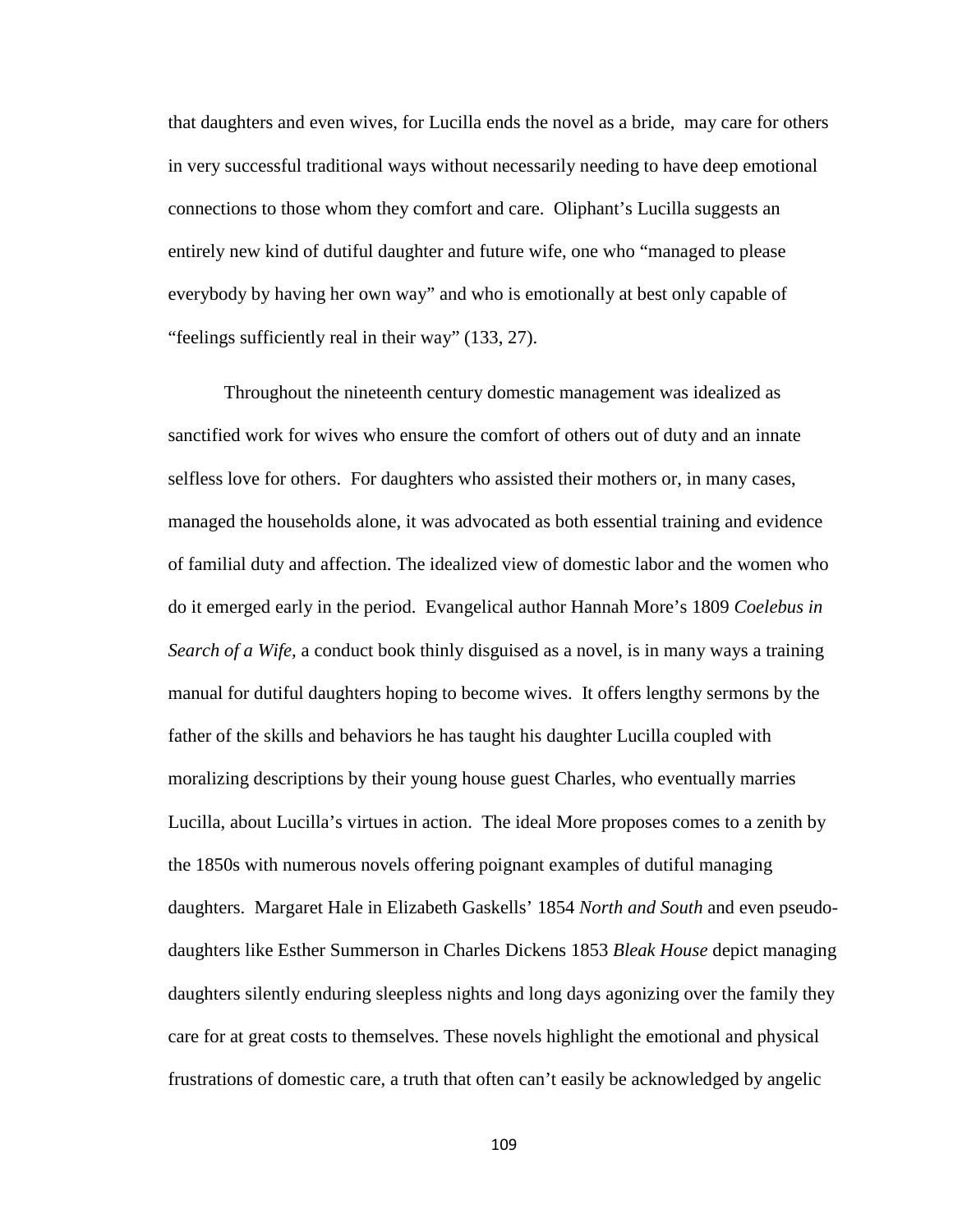that daughters and even wives, for Lucilla ends the novel as a bride, may care for others in very successful traditional ways without necessarily needing to have deep emotional connections to those whom they comfort and care. Oliphant's Lucilla suggests an entirely new kind of dutiful daughter and future wife, one who "managed to please everybody by having her own way" and who is emotionally at best only capable of "feelings sufficiently real in their way" (133, 27).

Throughout the nineteenth century domestic management was idealized as sanctified work for wives who ensure the comfort of others out of duty and an innate selfless love for others. For daughters who assisted their mothers or, in many cases, managed the households alone, it was advocated as both essential training and evidence of familial duty and affection. The idealized view of domestic labor and the women who do it emerged early in the period. Evangelical author Hannah More's 1809 *Coelebus in Search of a Wife,* a conduct book thinly disguised as a novel, is in many ways a training manual for dutiful daughters hoping to become wives. It offers lengthy sermons by the father of the skills and behaviors he has taught his daughter Lucilla coupled with moralizing descriptions by their young house guest Charles, who eventually marries Lucilla, about Lucilla's virtues in action. The ideal More proposes comes to a zenith by the 1850s with numerous novels offering poignant examples of dutiful managing daughters. Margaret Hale in Elizabeth Gaskells' 1854 *North and South* and even pseudo-daughters like Esther Summerson in Charles Dickens 1853 *Bleak House* depict managing daughters silently enduring sleepless nights and long days agonizing over the family they care for at great costs to themselves. These novels highlight the emotional and physical frustrations of domestic care, a truth that often can't easily be acknowledged by angelic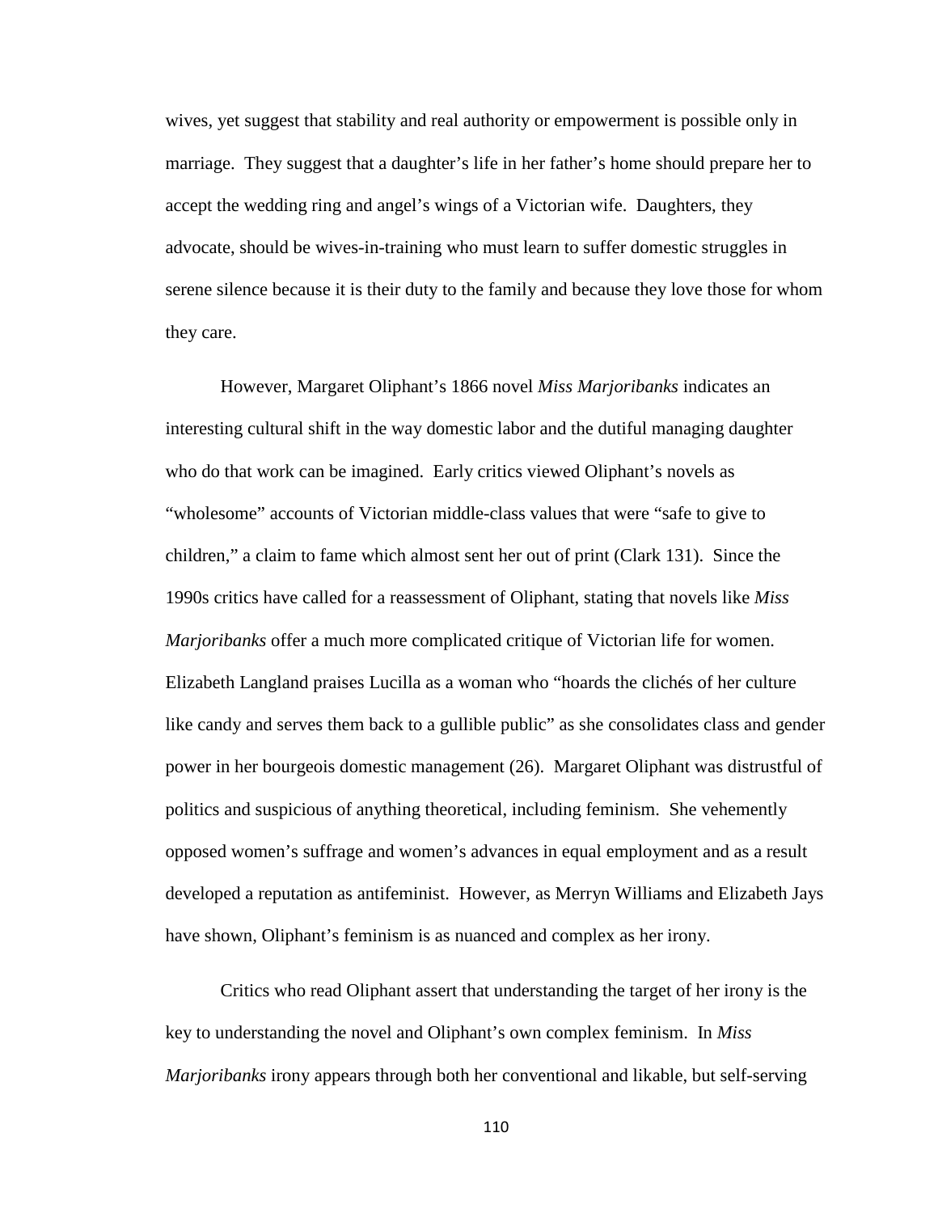wives, yet suggest that stability and real authority or empowerment is possible only in marriage. They suggest that a daughter's life in her father's home should prepare her to accept the wedding ring and angel's wings of a Victorian wife. Daughters, they advocate, should be wives-in-training who must learn to suffer domestic struggles in serene silence because it is their duty to the family and because they love those for whom they care.

However, Margaret Oliphant's 1866 novel *Miss Marjoribanks* indicates an interesting cultural shift in the way domestic labor and the dutiful managing daughter who do that work can be imagined. Early critics viewed Oliphant's novels as "wholesome" accounts of Victorian middle-class values that were "safe to give to children," a claim to fame which almost sent her out of print (Clark 131). Since the 1990s critics have called for a reassessment of Oliphant, stating that novels like *Miss Marjoribanks* offer a much more complicated critique of Victorian life for women. Elizabeth Langland praises Lucilla as a woman who "hoards the clichés of her culture like candy and serves them back to a gullible public" as she consolidates class and gender power in her bourgeois domestic management (26). Margaret Oliphant was distrustful of politics and suspicious of anything theoretical, including feminism. She vehemently opposed women's suffrage and women's advances in equal employment and as a result developed a reputation as antifeminist. However, as Merryn Williams and Elizabeth Jays have shown, Oliphant's feminism is as nuanced and complex as her irony.

Critics who read Oliphant assert that understanding the target of her irony is the key to understanding the novel and Oliphant's own complex feminism. In *Miss Marjoribanks* irony appears through both her conventional and likable, but self-serving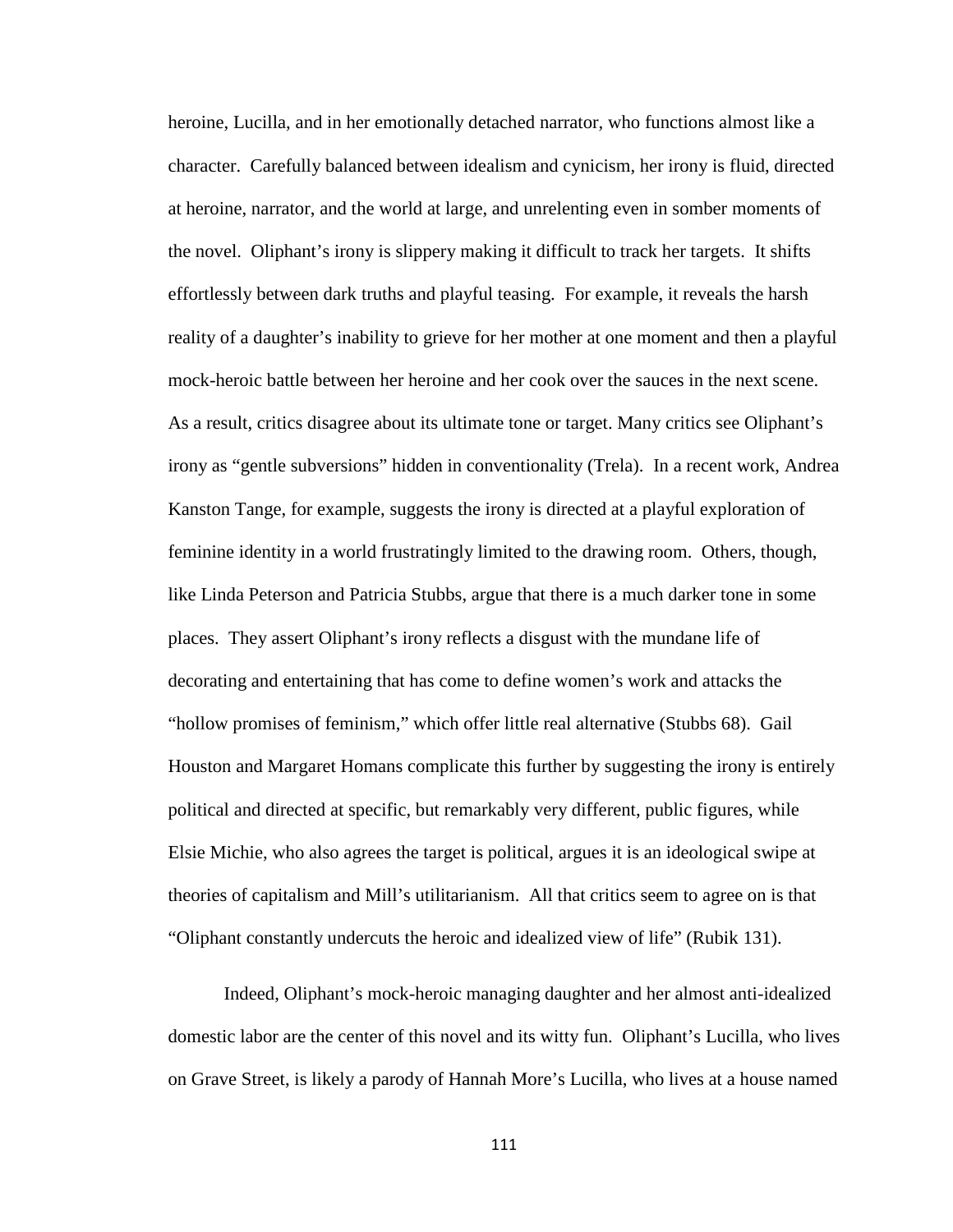heroine, Lucilla, and in her emotionally detached narrator, who functions almost like a character. Carefully balanced between idealism and cynicism, her irony is fluid, directed at heroine, narrator, and the world at large, and unrelenting even in somber moments of the novel. Oliphant's irony is slippery making it difficult to track her targets. It shifts effortlessly between dark truths and playful teasing. For example, it reveals the harsh reality of a daughter's inability to grieve for her mother at one moment and then a playful mock-heroic battle between her heroine and her cook over the sauces in the next scene. As a result, critics disagree about its ultimate tone or target. Many critics see Oliphant's irony as "gentle subversions" hidden in conventionality (Trela). In a recent work, Andrea Kanston Tange, for example, suggests the irony is directed at a playful exploration of feminine identity in a world frustratingly limited to the drawing room. Others, though, like Linda Peterson and Patricia Stubbs, argue that there is a much darker tone in some places. They assert Oliphant's irony reflects a disgust with the mundane life of decorating and entertaining that has come to define women's work and attacks the "hollow promises of feminism," which offer little real alternative (Stubbs 68). Gail Houston and Margaret Homans complicate this further by suggesting the irony is entirely political and directed at specific, but remarkably very different, public figures, while Elsie Michie, who also agrees the target is political, argues it is an ideological swipe at theories of capitalism and Mill's utilitarianism. All that critics seem to agree on is that "Oliphant constantly undercuts the heroic and idealized view of life" (Rubik 131).

Indeed, Oliphant's mock-heroic managing daughter and her almost anti-idealized domestic labor are the center of this novel and its witty fun. Oliphant's Lucilla, who lives on Grave Street, is likely a parody of Hannah More's Lucilla, who lives at a house named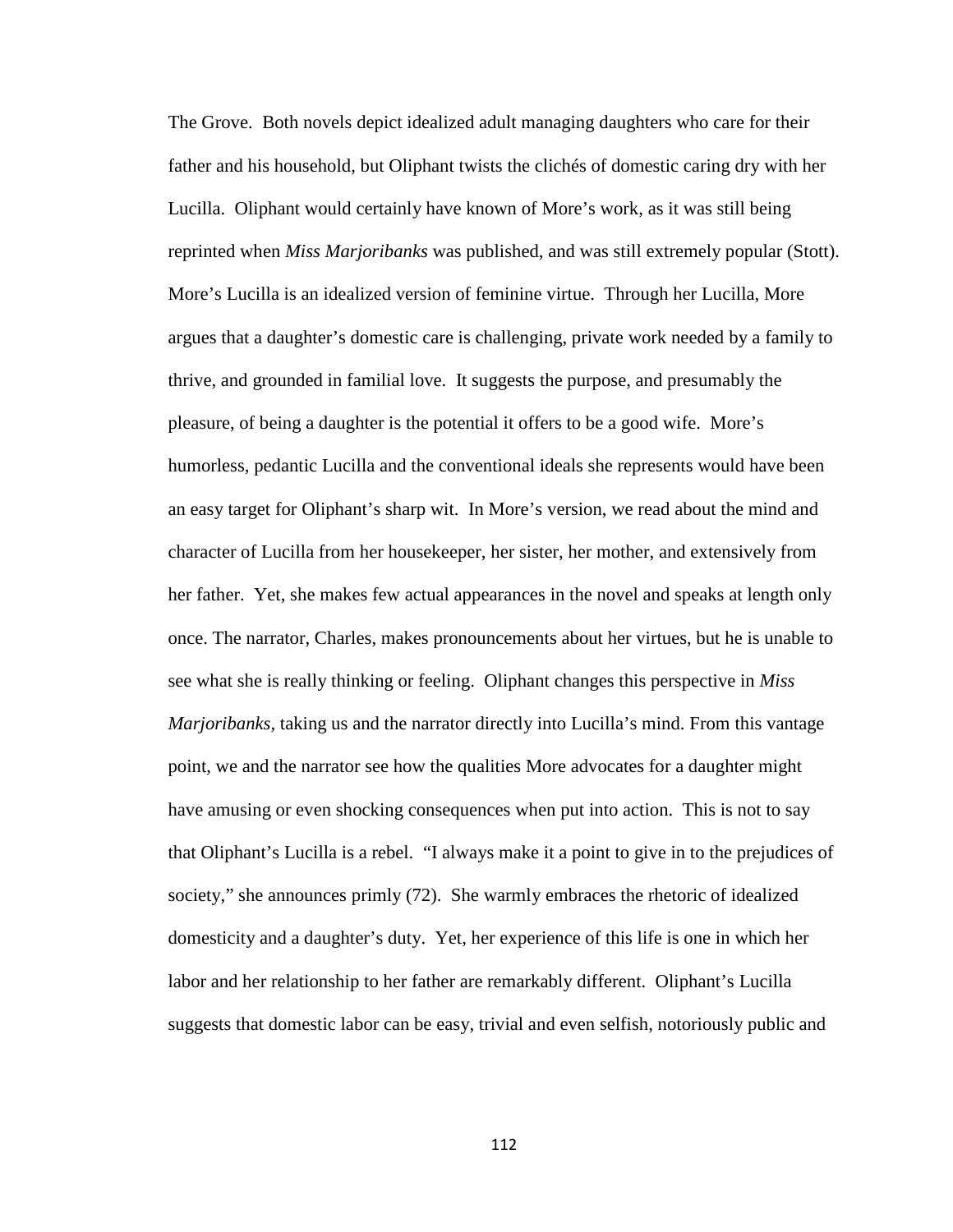The Grove. Both novels depict idealized adult managing daughters who care for their father and his household, but Oliphant twists the clichés of domestic caring dry with her Lucilla. Oliphant would certainly have known of More's work, as it was still being reprinted when *Miss Marjoribanks* was published, and was still extremely popular (Stott). More's Lucilla is an idealized version of feminine virtue. Through her Lucilla, More argues that a daughter's domestic care is challenging, private work needed by a family to thrive, and grounded in familial love. It suggests the purpose, and presumably the pleasure, of being a daughter is the potential it offers to be a good wife. More's humorless, pedantic Lucilla and the conventional ideals she represents would have been an easy target for Oliphant's sharp wit. In More's version, we read about the mind and character of Lucilla from her housekeeper, her sister, her mother, and extensively from her father. Yet, she makes few actual appearances in the novel and speaks at length only once. The narrator, Charles, makes pronouncements about her virtues, but he is unable to see what she is really thinking or feeling. Oliphant changes this perspective in *Miss Marjoribanks*, taking us and the narrator directly into Lucilla's mind. From this vantage point, we and the narrator see how the qualities More advocates for a daughter might have amusing or even shocking consequences when put into action. This is not to say that Oliphant's Lucilla is a rebel. "I always make it a point to give in to the prejudices of society," she announces primly (72). She warmly embraces the rhetoric of idealized domesticity and a daughter's duty. Yet, her experience of this life is one in which her labor and her relationship to her father are remarkably different. Oliphant's Lucilla suggests that domestic labor can be easy, trivial and even selfish, notoriously public and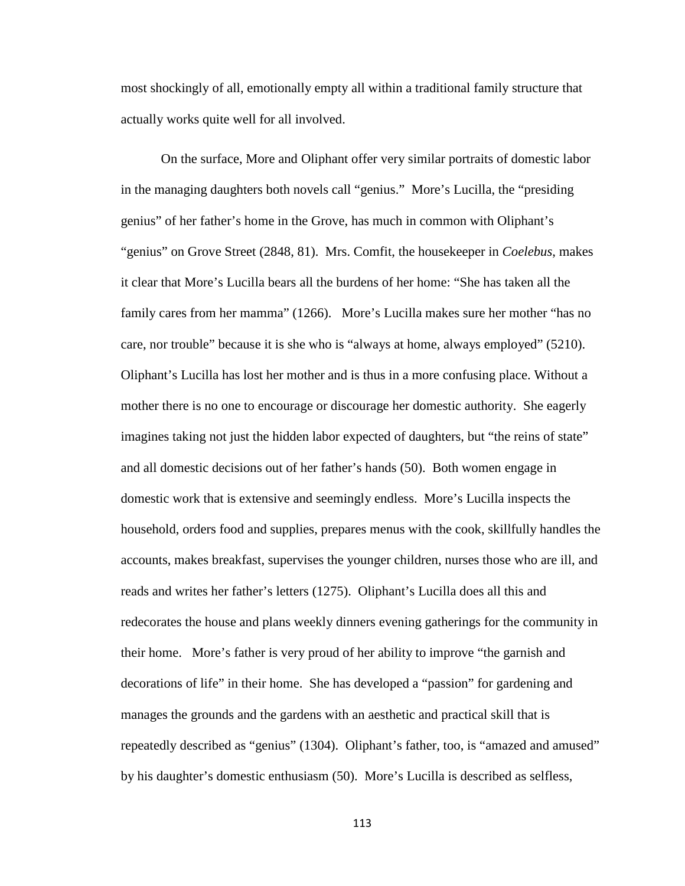most shockingly of all, emotionally empty all within a traditional family structure that actually works quite well for all involved.

On the surface, More and Oliphant offer very similar portraits of domestic labor in the managing daughters both novels call "genius." More's Lucilla, the "presiding genius" of her father's home in the Grove, has much in common with Oliphant's "genius" on Grove Street (2848, 81). Mrs. Comfit, the housekeeper in *Coelebus*, makes it clear that More's Lucilla bears all the burdens of her home: "She has taken all the family cares from her mamma" (1266). More's Lucilla makes sure her mother "has no care, nor trouble" because it is she who is "always at home, always employed" (5210). Oliphant's Lucilla has lost her mother and is thus in a more confusing place. Without a mother there is no one to encourage or discourage her domestic authority. She eagerly imagines taking not just the hidden labor expected of daughters, but "the reins of state" and all domestic decisions out of her father's hands (50). Both women engage in domestic work that is extensive and seemingly endless. More's Lucilla inspects the household, orders food and supplies, prepares menus with the cook, skillfully handles the accounts, makes breakfast, supervises the younger children, nurses those who are ill, and reads and writes her father's letters (1275). Oliphant's Lucilla does all this and redecorates the house and plans weekly dinners evening gatherings for the community in their home. More's father is very proud of her ability to improve "the garnish and decorations of life" in their home. She has developed a "passion" for gardening and manages the grounds and the gardens with an aesthetic and practical skill that is repeatedly described as "genius" (1304). Oliphant's father, too, is "amazed and amused" by his daughter's domestic enthusiasm (50). More's Lucilla is described as selfless,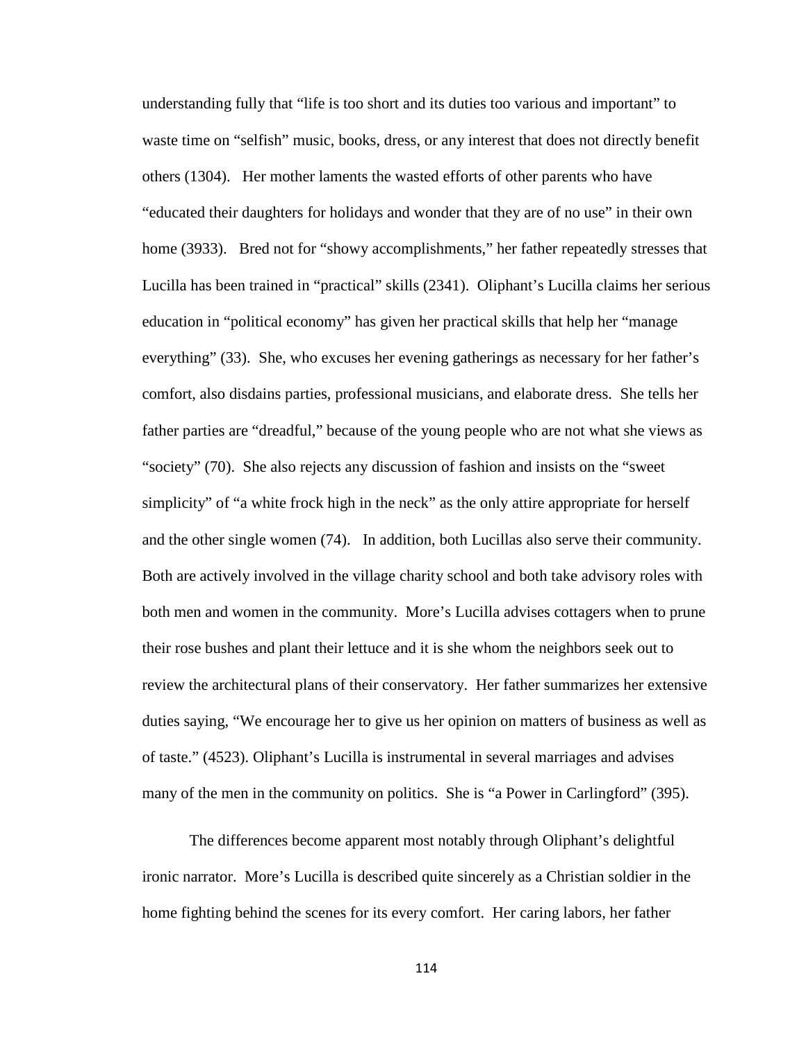understanding fully that "life is too short and its duties too various and important" to waste time on "selfish" music, books, dress, or any interest that does not directly benefit others (1304). Her mother laments the wasted efforts of other parents who have "educated their daughters for holidays and wonder that they are of no use" in their own home (3933). Bred not for "showy accomplishments," her father repeatedly stresses that Lucilla has been trained in "practical" skills (2341). Oliphant's Lucilla claims her serious education in "political economy" has given her practical skills that help her "manage everything" (33). She, who excuses her evening gatherings as necessary for her father's comfort, also disdains parties, professional musicians, and elaborate dress. She tells her father parties are "dreadful," because of the young people who are not what she views as "society" (70). She also rejects any discussion of fashion and insists on the "sweet simplicity" of "a white frock high in the neck" as the only attire appropriate for herself and the other single women (74). In addition, both Lucillas also serve their community. Both are actively involved in the village charity school and both take advisory roles with both men and women in the community. More's Lucilla advises cottagers when to prune their rose bushes and plant their lettuce and it is she whom the neighbors seek out to review the architectural plans of their conservatory. Her father summarizes her extensive duties saying, "We encourage her to give us her opinion on matters of business as well as of taste." (4523). Oliphant's Lucilla is instrumental in several marriages and advises many of the men in the community on politics. She is "a Power in Carlingford" (395).

The differences become apparent most notably through Oliphant's delightful ironic narrator. More's Lucilla is described quite sincerely as a Christian soldier in the home fighting behind the scenes for its every comfort. Her caring labors, her father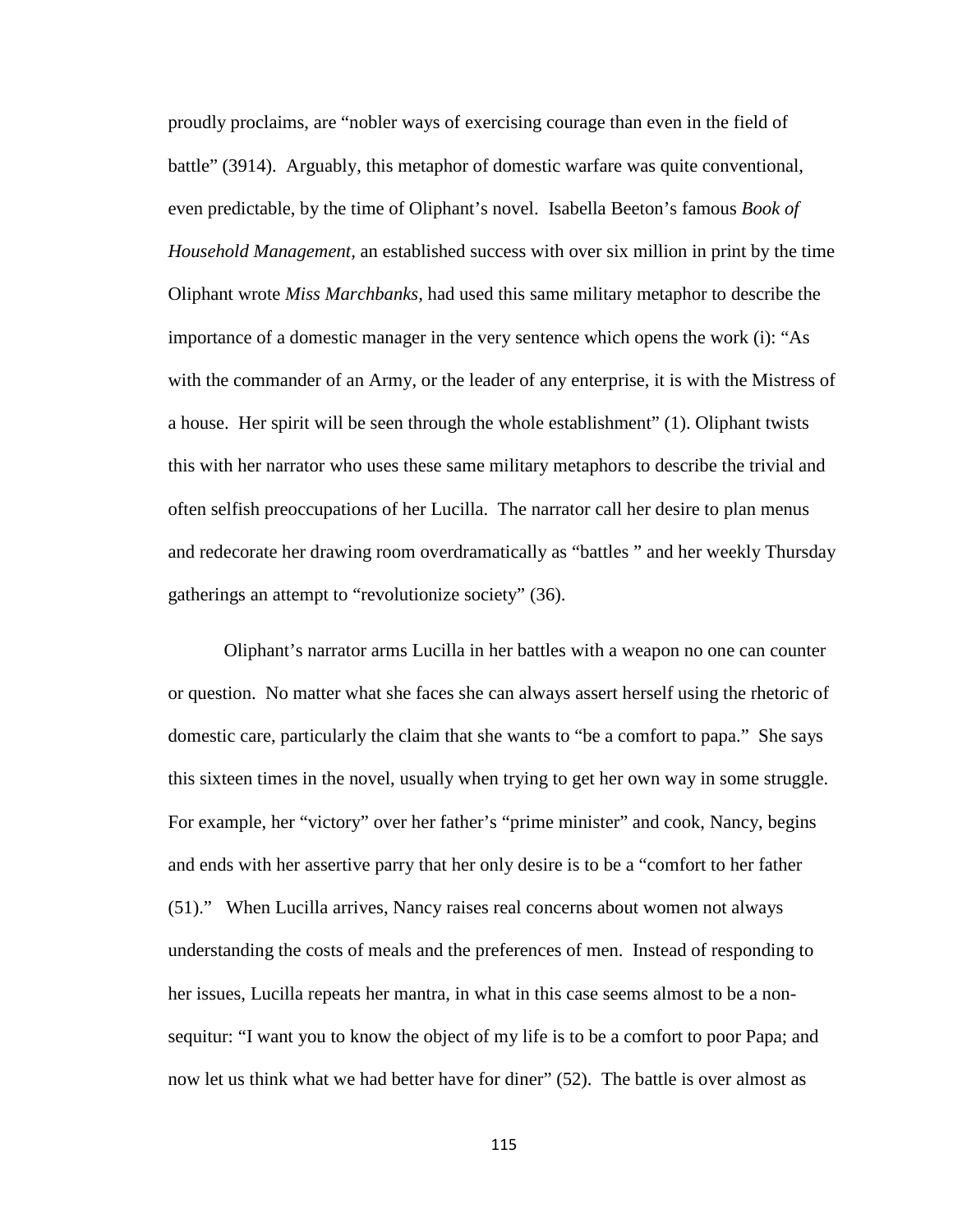proudly proclaims, are "nobler ways of exercising courage than even in the field of battle" (3914). Arguably, this metaphor of domestic warfare was quite conventional, even predictable, by the time of Oliphant's novel. Isabella Beeton's famous *Book of Household Management,* an established success with over six million in print by the time Oliphant wrote *Miss Marchbanks,* had used this same military metaphor to describe the importance of a domestic manager in the very sentence which opens the work (i): "As with the commander of an Army, or the leader of any enterprise, it is with the Mistress of a house. Her spirit will be seen through the whole establishment" (1). Oliphant twists this with her narrator who uses these same military metaphors to describe the trivial and often selfish preoccupations of her Lucilla. The narrator call her desire to plan menus and redecorate her drawing room overdramatically as "battles " and her weekly Thursday gatherings an attempt to "revolutionize society" (36).

Oliphant's narrator arms Lucilla in her battles with a weapon no one can counter or question. No matter what she faces she can always assert herself using the rhetoric of domestic care, particularly the claim that she wants to "be a comfort to papa." She says this sixteen times in the novel, usually when trying to get her own way in some struggle. For example, her "victory" over her father's "prime minister" and cook, Nancy, begins and ends with her assertive parry that her only desire is to be a "comfort to her father (51)." When Lucilla arrives, Nancy raises real concerns about women not always understanding the costs of meals and the preferences of men. Instead of responding to her issues, Lucilla repeats her mantra, in what in this case seems almost to be a non-sequitur: "I want you to know the object of my life is to be a comfort to poor Papa; and now let us think what we had better have for diner" (52). The battle is over almost as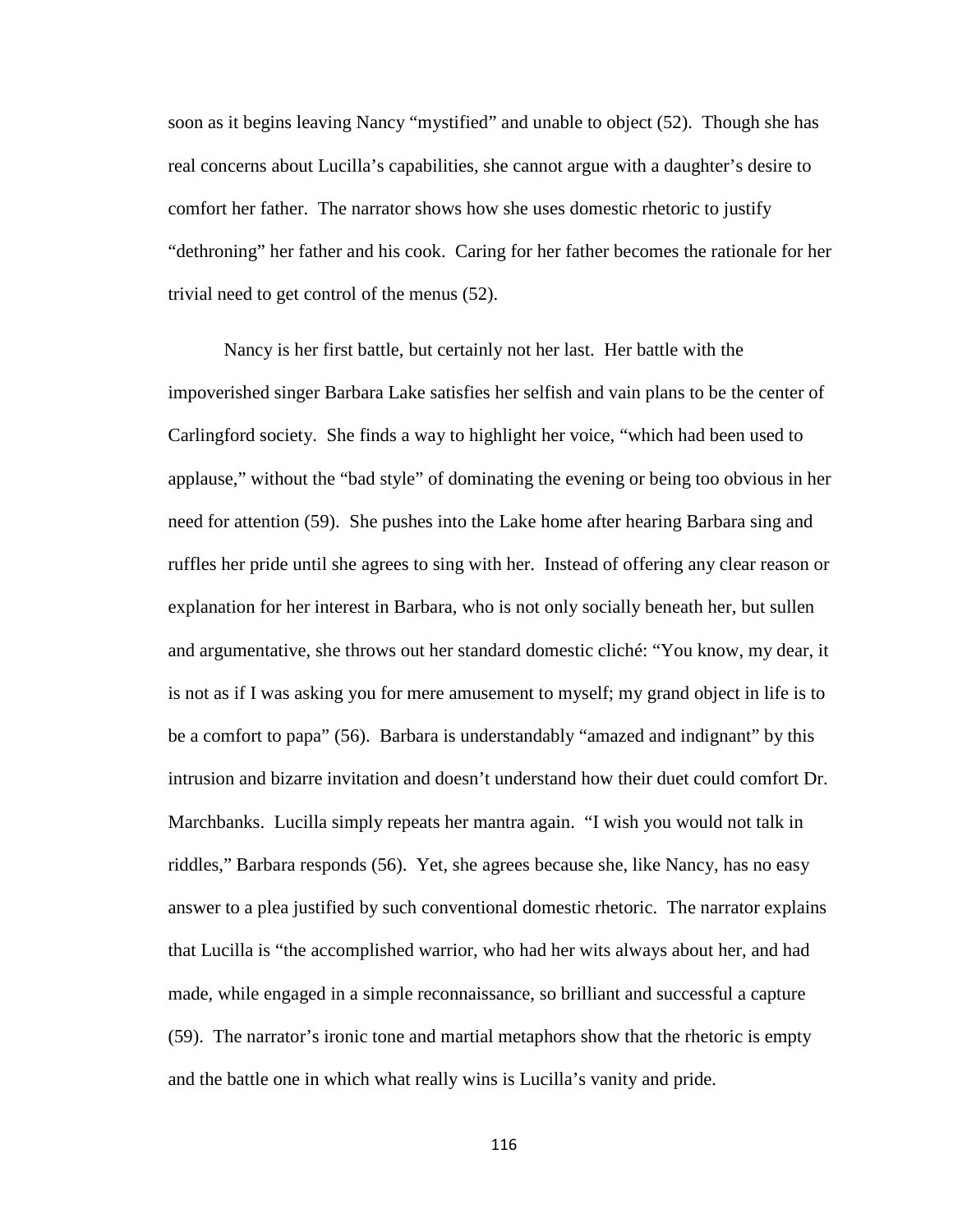soon as it begins leaving Nancy "mystified" and unable to object (52). Though she has real concerns about Lucilla's capabilities, she cannot argue with a daughter's desire to comfort her father. The narrator shows how she uses domestic rhetoric to justify "dethroning" her father and his cook. Caring for her father becomes the rationale for her trivial need to get control of the menus (52).

Nancy is her first battle, but certainly not her last. Her battle with the impoverished singer Barbara Lake satisfies her selfish and vain plans to be the center of Carlingford society. She finds a way to highlight her voice, "which had been used to applause," without the "bad style" of dominating the evening or being too obvious in her need for attention (59). She pushes into the Lake home after hearing Barbara sing and ruffles her pride until she agrees to sing with her. Instead of offering any clear reason or explanation for her interest in Barbara, who is not only socially beneath her, but sullen and argumentative, she throws out her standard domestic cliché: "You know, my dear, it is not as if I was asking you for mere amusement to myself; my grand object in life is to be a comfort to papa" (56). Barbara is understandably "amazed and indignant" by this intrusion and bizarre invitation and doesn't understand how their duet could comfort Dr. Marchbanks. Lucilla simply repeats her mantra again. "I wish you would not talk in riddles," Barbara responds (56). Yet, she agrees because she, like Nancy, has no easy answer to a plea justified by such conventional domestic rhetoric. The narrator explains that Lucilla is "the accomplished warrior, who had her wits always about her, and had made, while engaged in a simple reconnaissance, so brilliant and successful a capture (59). The narrator's ironic tone and martial metaphors show that the rhetoric is empty and the battle one in which what really wins is Lucilla's vanity and pride.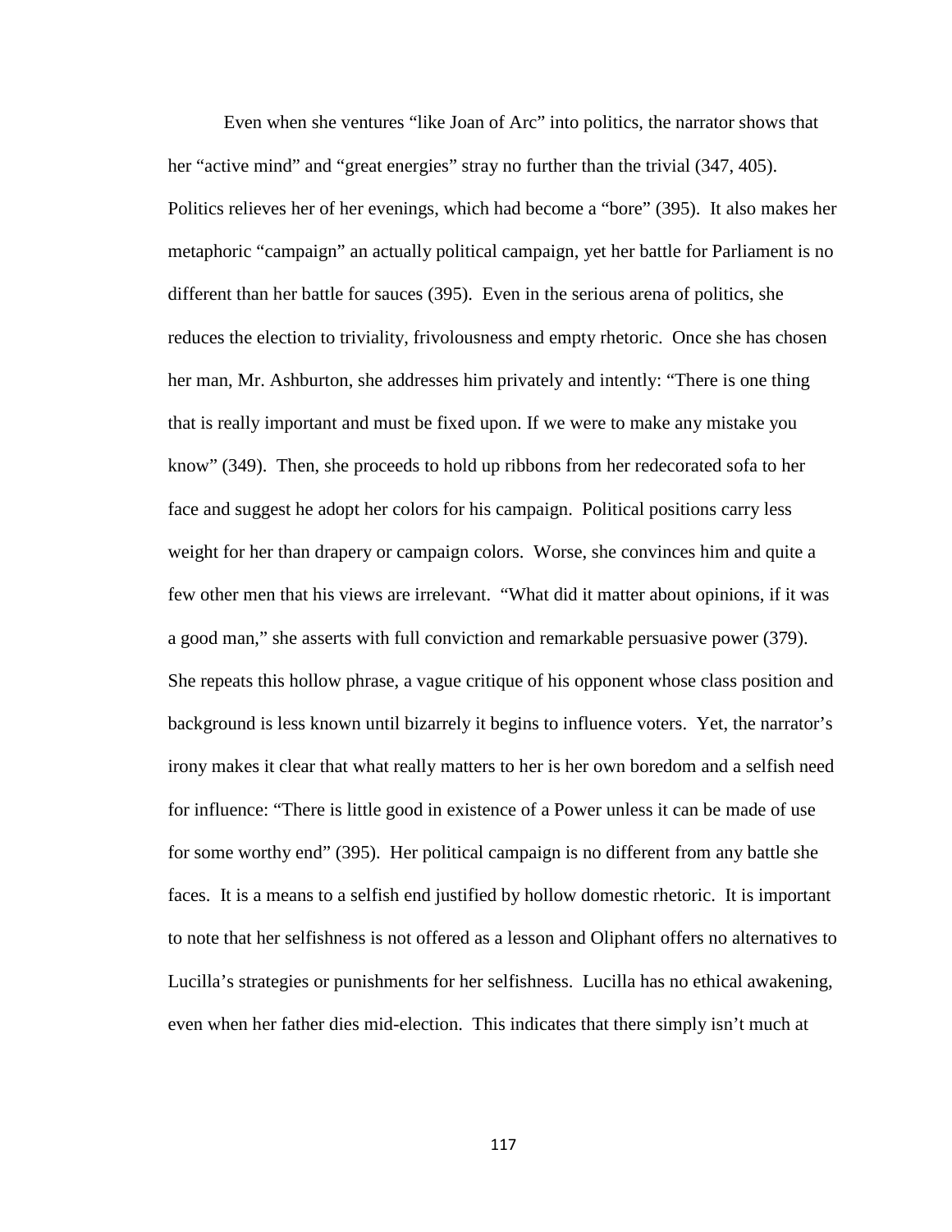Even when she ventures "like Joan of Arc" into politics, the narrator shows that her "active mind" and "great energies" stray no further than the trivial (347, 405). Politics relieves her of her evenings, which had become a "bore" (395). It also makes her metaphoric "campaign" an actually political campaign, yet her battle for Parliament is no different than her battle for sauces (395). Even in the serious arena of politics, she reduces the election to triviality, frivolousness and empty rhetoric. Once she has chosen her man, Mr. Ashburton, she addresses him privately and intently: "There is one thing that is really important and must be fixed upon. If we were to make any mistake you know" (349). Then, she proceeds to hold up ribbons from her redecorated sofa to her face and suggest he adopt her colors for his campaign. Political positions carry less weight for her than drapery or campaign colors. Worse, she convinces him and quite a few other men that his views are irrelevant. "What did it matter about opinions, if it was a good man," she asserts with full conviction and remarkable persuasive power (379). She repeats this hollow phrase, a vague critique of his opponent whose class position and background is less known until bizarrely it begins to influence voters. Yet, the narrator's irony makes it clear that what really matters to her is her own boredom and a selfish need for influence: "There is little good in existence of a Power unless it can be made of use for some worthy end" (395). Her political campaign is no different from any battle she faces. It is a means to a selfish end justified by hollow domestic rhetoric. It is important to note that her selfishness is not offered as a lesson and Oliphant offers no alternatives to Lucilla's strategies or punishments for her selfishness. Lucilla has no ethical awakening, even when her father dies mid-election. This indicates that there simply isn't much at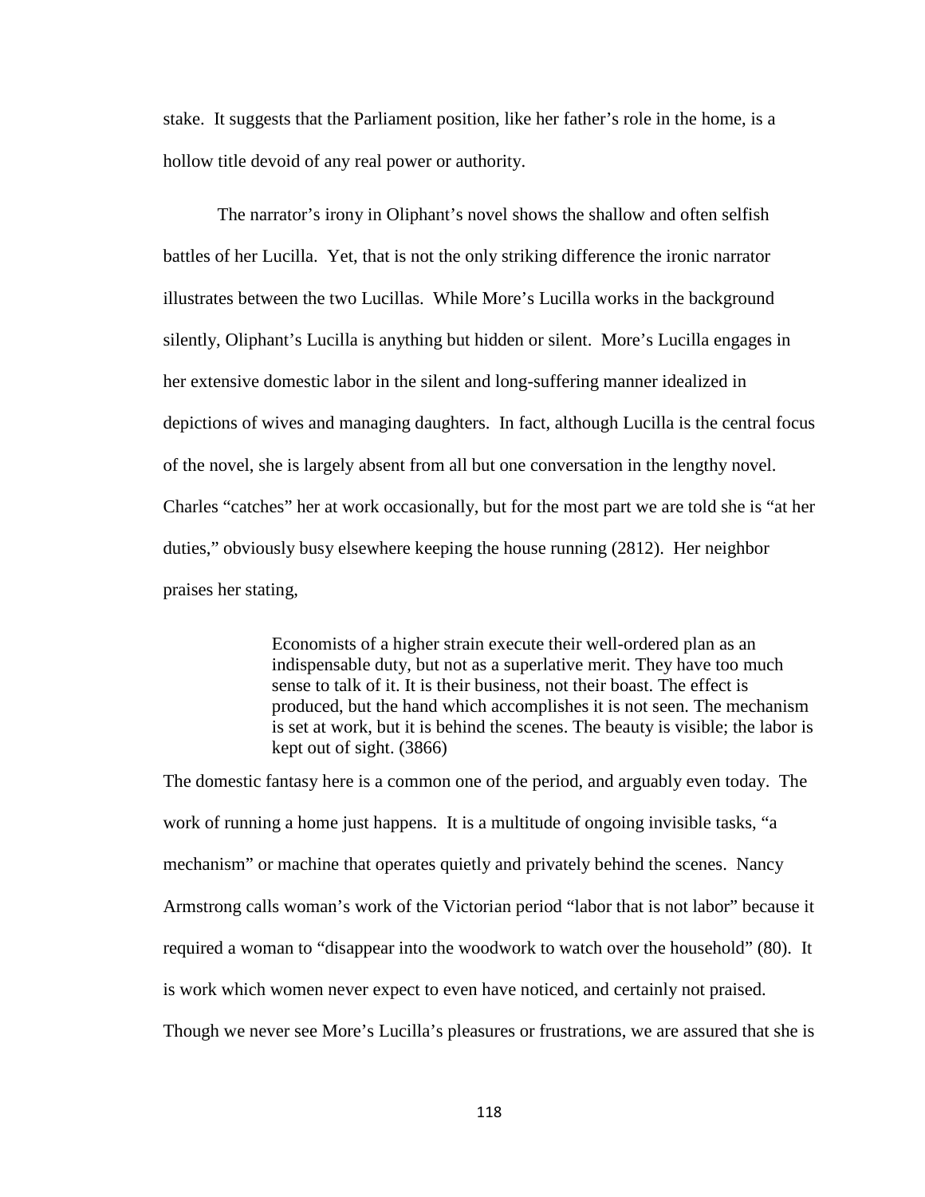stake. It suggests that the Parliament position, like her father's role in the home, is a hollow title devoid of any real power or authority.

The narrator's irony in Oliphant's novel shows the shallow and often selfish battles of her Lucilla. Yet, that is not the only striking difference the ironic narrator illustrates between the two Lucillas. While More's Lucilla works in the background silently, Oliphant's Lucilla is anything but hidden or silent. More's Lucilla engages in her extensive domestic labor in the silent and long-suffering manner idealized in depictions of wives and managing daughters. In fact, although Lucilla is the central focus of the novel, she is largely absent from all but one conversation in the lengthy novel. Charles "catches" her at work occasionally, but for the most part we are told she is "at her duties," obviously busy elsewhere keeping the house running (2812). Her neighbor praises her stating,

> Economists of a higher strain execute their well-ordered plan as an indispensable duty, but not as a superlative merit. They have too much sense to talk of it. It is their business, not their boast. The effect is produced, but the hand which accomplishes it is not seen. The mechanism is set at work, but it is behind the scenes. The beauty is visible; the labor is kept out of sight. (3866)

The domestic fantasy here is a common one of the period, and arguably even today. The work of running a home just happens. It is a multitude of ongoing invisible tasks, "a mechanism" or machine that operates quietly and privately behind the scenes. Nancy Armstrong calls woman's work of the Victorian period "labor that is not labor" because it required a woman to "disappear into the woodwork to watch over the household" (80). It is work which women never expect to even have noticed, and certainly not praised. Though we never see More's Lucilla's pleasures or frustrations, we are assured that she is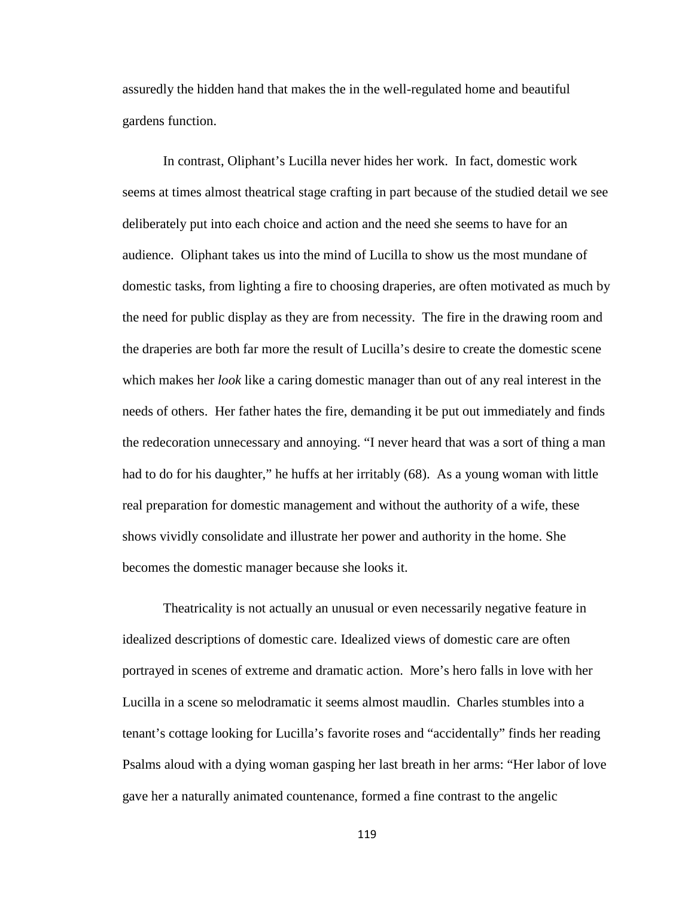assuredly the hidden hand that makes the in the well-regulated home and beautiful gardens function.

In contrast, Oliphant's Lucilla never hides her work. In fact, domestic work seems at times almost theatrical stage crafting in part because of the studied detail we see deliberately put into each choice and action and the need she seems to have for an audience. Oliphant takes us into the mind of Lucilla to show us the most mundane of domestic tasks, from lighting a fire to choosing draperies, are often motivated as much by the need for public display as they are from necessity. The fire in the drawing room and the draperies are both far more the result of Lucilla's desire to create the domestic scene which makes her *look* like a caring domestic manager than out of any real interest in the needs of others. Her father hates the fire, demanding it be put out immediately and finds the redecoration unnecessary and annoying. "I never heard that was a sort of thing a man had to do for his daughter," he huffs at her irritably (68). As a young woman with little real preparation for domestic management and without the authority of a wife, these shows vividly consolidate and illustrate her power and authority in the home. She becomes the domestic manager because she looks it.

Theatricality is not actually an unusual or even necessarily negative feature in idealized descriptions of domestic care. Idealized views of domestic care are often portrayed in scenes of extreme and dramatic action. More's hero falls in love with her Lucilla in a scene so melodramatic it seems almost maudlin. Charles stumbles into a tenant's cottage looking for Lucilla's favorite roses and "accidentally" finds her reading Psalms aloud with a dying woman gasping her last breath in her arms: "Her labor of love gave her a naturally animated countenance, formed a fine contrast to the angelic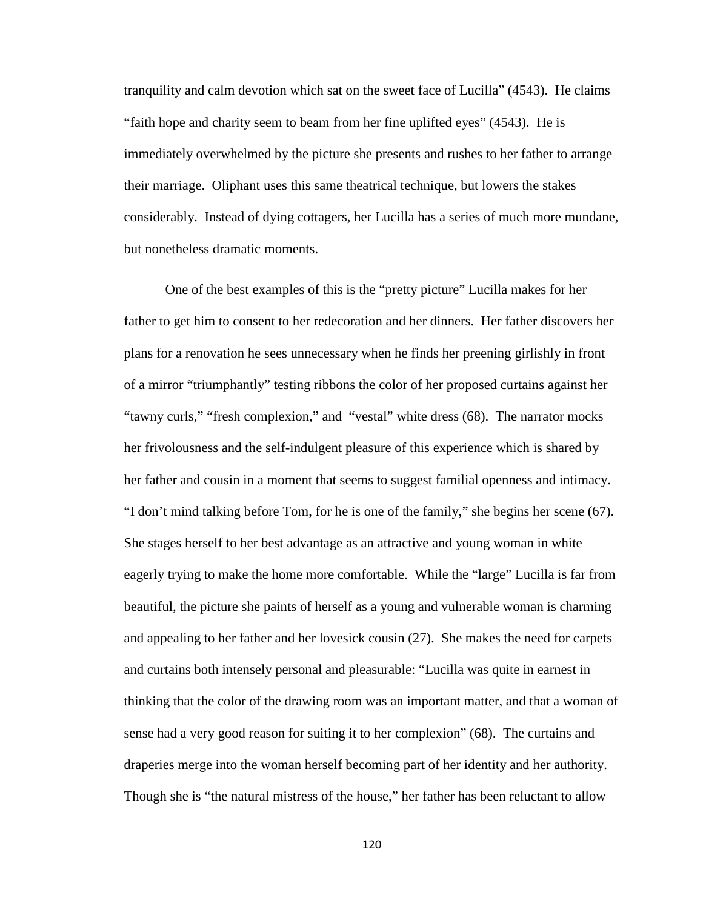tranquility and calm devotion which sat on the sweet face of Lucilla" (4543). He claims "faith hope and charity seem to beam from her fine uplifted eyes" (4543). He is immediately overwhelmed by the picture she presents and rushes to her father to arrange their marriage. Oliphant uses this same theatrical technique, but lowers the stakes considerably. Instead of dying cottagers, her Lucilla has a series of much more mundane, but nonetheless dramatic moments.

One of the best examples of this is the "pretty picture" Lucilla makes for her father to get him to consent to her redecoration and her dinners. Her father discovers her plans for a renovation he sees unnecessary when he finds her preening girlishly in front of a mirror "triumphantly" testing ribbons the color of her proposed curtains against her "tawny curls," "fresh complexion," and "vestal" white dress (68). The narrator mocks her frivolousness and the self-indulgent pleasure of this experience which is shared by her father and cousin in a moment that seems to suggest familial openness and intimacy. "I don't mind talking before Tom, for he is one of the family," she begins her scene (67). She stages herself to her best advantage as an attractive and young woman in white eagerly trying to make the home more comfortable. While the "large" Lucilla is far from beautiful, the picture she paints of herself as a young and vulnerable woman is charming and appealing to her father and her lovesick cousin (27). She makes the need for carpets and curtains both intensely personal and pleasurable: "Lucilla was quite in earnest in thinking that the color of the drawing room was an important matter, and that a woman of sense had a very good reason for suiting it to her complexion" (68). The curtains and draperies merge into the woman herself becoming part of her identity and her authority. Though she is "the natural mistress of the house," her father has been reluctant to allow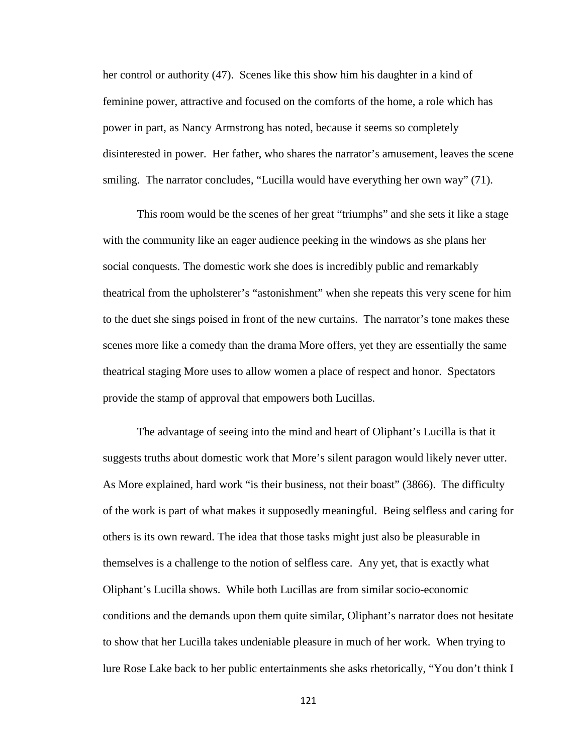her control or authority (47). Scenes like this show him his daughter in a kind of feminine power, attractive and focused on the comforts of the home, a role which has power in part, as Nancy Armstrong has noted, because it seems so completely disinterested in power. Her father, who shares the narrator's amusement, leaves the scene smiling. The narrator concludes, "Lucilla would have everything her own way" (71).

This room would be the scenes of her great "triumphs" and she sets it like a stage with the community like an eager audience peeking in the windows as she plans her social conquests. The domestic work she does is incredibly public and remarkably theatrical from the upholsterer's "astonishment" when she repeats this very scene for him to the duet she sings poised in front of the new curtains. The narrator's tone makes these scenes more like a comedy than the drama More offers, yet they are essentially the same theatrical staging More uses to allow women a place of respect and honor. Spectators provide the stamp of approval that empowers both Lucillas.

The advantage of seeing into the mind and heart of Oliphant's Lucilla is that it suggests truths about domestic work that More's silent paragon would likely never utter. As More explained, hard work "is their business, not their boast" (3866). The difficulty of the work is part of what makes it supposedly meaningful. Being selfless and caring for others is its own reward. The idea that those tasks might just also be pleasurable in themselves is a challenge to the notion of selfless care. Any yet, that is exactly what Oliphant's Lucilla shows. While both Lucillas are from similar socio-economic conditions and the demands upon them quite similar, Oliphant's narrator does not hesitate to show that her Lucilla takes undeniable pleasure in much of her work. When trying to lure Rose Lake back to her public entertainments she asks rhetorically, "You don't think I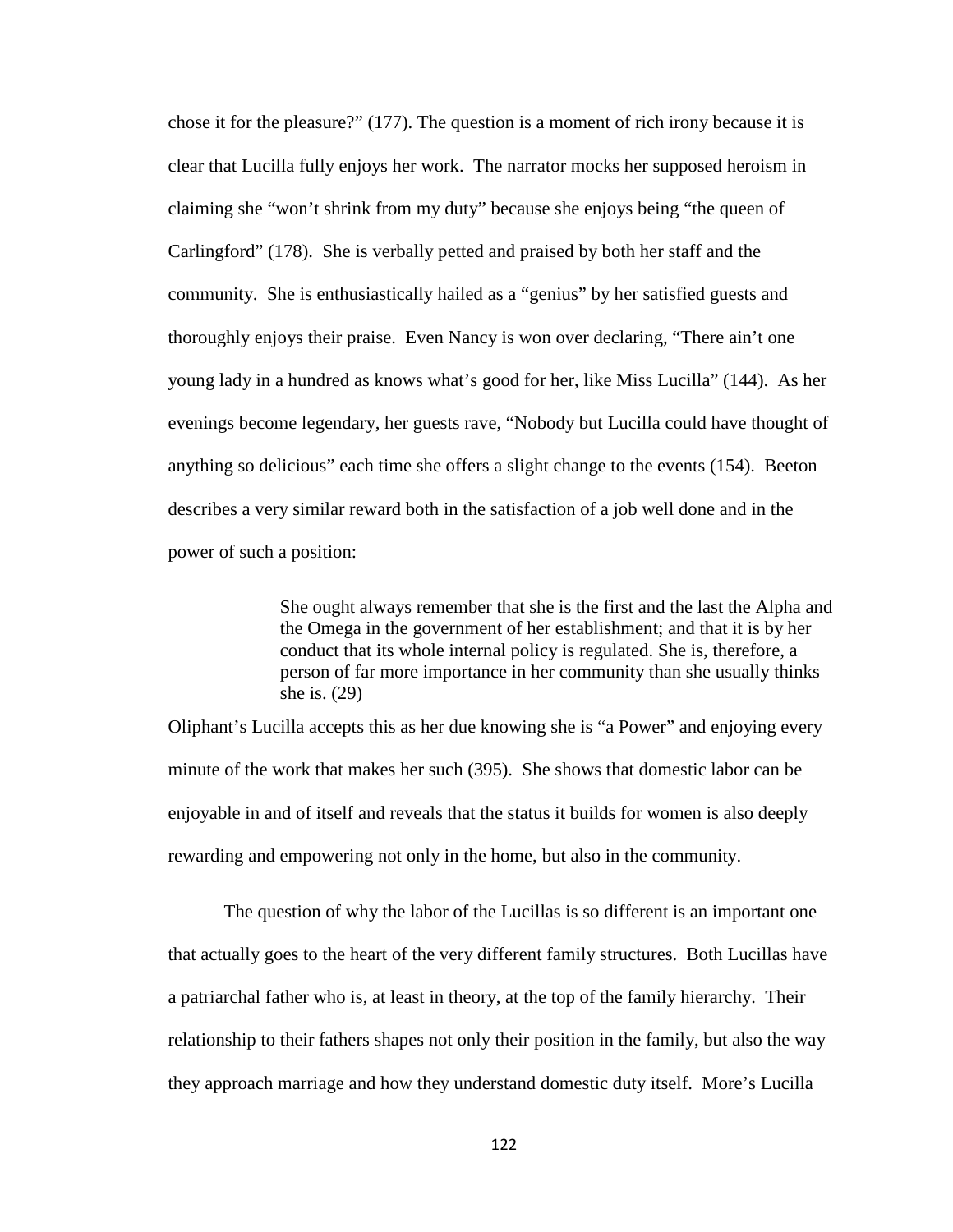chose it for the pleasure?" (177). The question is a moment of rich irony because it is clear that Lucilla fully enjoys her work. The narrator mocks her supposed heroism in claiming she "won't shrink from my duty" because she enjoys being "the queen of Carlingford" (178). She is verbally petted and praised by both her staff and the community. She is enthusiastically hailed as a "genius" by her satisfied guests and thoroughly enjoys their praise. Even Nancy is won over declaring, "There ain't one young lady in a hundred as knows what's good for her, like Miss Lucilla" (144). As her evenings become legendary, her guests rave, "Nobody but Lucilla could have thought of anything so delicious" each time she offers a slight change to the events (154). Beeton describes a very similar reward both in the satisfaction of a job well done and in the power of such a position:

> She ought always remember that she is the first and the last the Alpha and the Omega in the government of her establishment; and that it is by her conduct that its whole internal policy is regulated. She is, therefore, a person of far more importance in her community than she usually thinks she is. (29)

Oliphant's Lucilla accepts this as her due knowing she is "a Power" and enjoying every minute of the work that makes her such (395). She shows that domestic labor can be enjoyable in and of itself and reveals that the status it builds for women is also deeply rewarding and empowering not only in the home, but also in the community.

The question of why the labor of the Lucillas is so different is an important one that actually goes to the heart of the very different family structures. Both Lucillas have a patriarchal father who is, at least in theory, at the top of the family hierarchy. Their relationship to their fathers shapes not only their position in the family, but also the way they approach marriage and how they understand domestic duty itself. More's Lucilla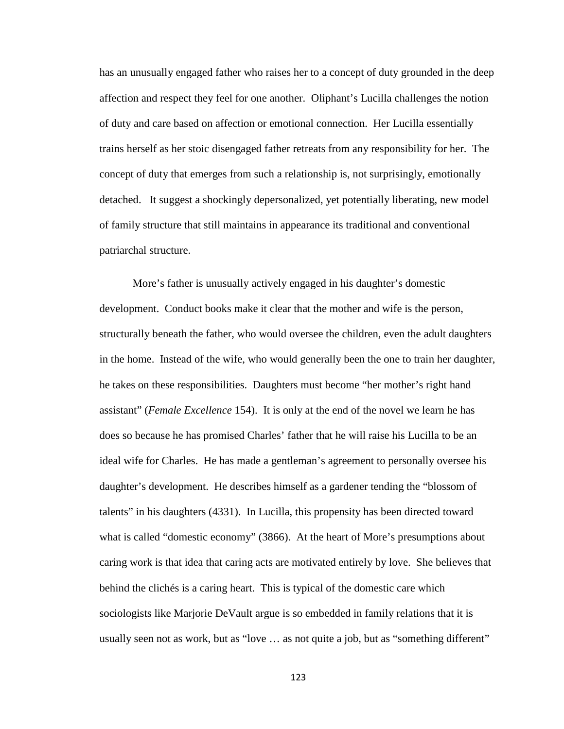has an unusually engaged father who raises her to a concept of duty grounded in the deep affection and respect they feel for one another. Oliphant's Lucilla challenges the notion of duty and care based on affection or emotional connection. Her Lucilla essentially trains herself as her stoic disengaged father retreats from any responsibility for her. The concept of duty that emerges from such a relationship is, not surprisingly, emotionally detached. It suggest a shockingly depersonalized, yet potentially liberating, new model of family structure that still maintains in appearance its traditional and conventional patriarchal structure.

More's father is unusually actively engaged in his daughter's domestic development. Conduct books make it clear that the mother and wife is the person, structurally beneath the father, who would oversee the children, even the adult daughters in the home. Instead of the wife, who would generally been the one to train her daughter, he takes on these responsibilities. Daughters must become "her mother's right hand assistant" (*Female Excellence* 154). It is only at the end of the novel we learn he has does so because he has promised Charles' father that he will raise his Lucilla to be an ideal wife for Charles. He has made a gentleman's agreement to personally oversee his daughter's development. He describes himself as a gardener tending the "blossom of talents" in his daughters (4331). In Lucilla, this propensity has been directed toward what is called "domestic economy" (3866). At the heart of More's presumptions about caring work is that idea that caring acts are motivated entirely by love. She believes that behind the clichés is a caring heart. This is typical of the domestic care which sociologists like Marjorie DeVault argue is so embedded in family relations that it is usually seen not as work, but as "love … as not quite a job, but as "something different"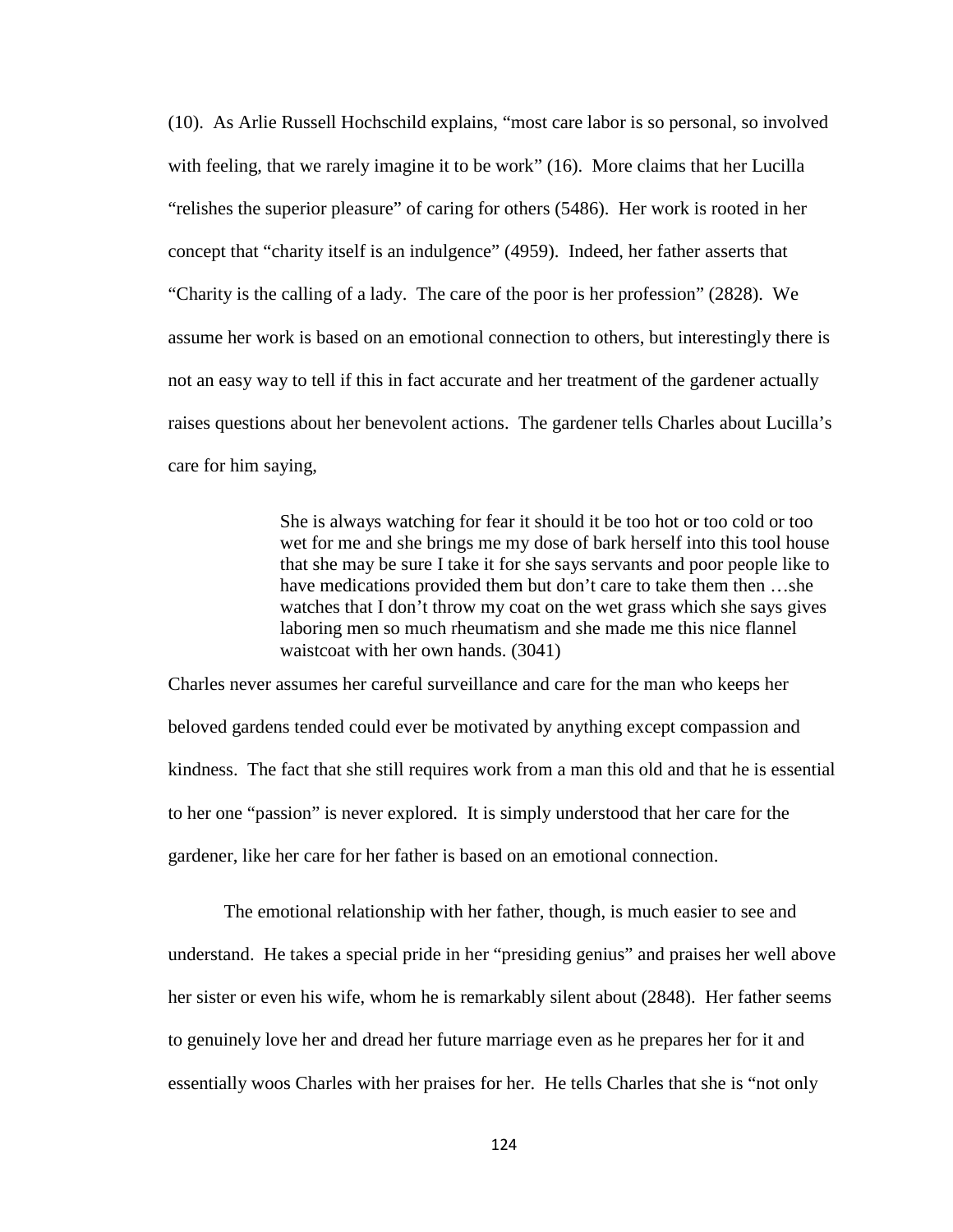(10). As Arlie Russell Hochschild explains, "most care labor is so personal, so involved with feeling, that we rarely imagine it to be work" (16). More claims that her Lucilla "relishes the superior pleasure" of caring for others (5486). Her work is rooted in her concept that "charity itself is an indulgence" (4959). Indeed, her father asserts that "Charity is the calling of a lady. The care of the poor is her profession" (2828). We assume her work is based on an emotional connection to others, but interestingly there is not an easy way to tell if this in fact accurate and her treatment of the gardener actually raises questions about her benevolent actions. The gardener tells Charles about Lucilla's care for him saying,

> She is always watching for fear it should it be too hot or too cold or too wet for me and she brings me my dose of bark herself into this tool house that she may be sure I take it for she says servants and poor people like to have medications provided them but don't care to take them then …she watches that I don't throw my coat on the wet grass which she says gives laboring men so much rheumatism and she made me this nice flannel waistcoat with her own hands. (3041)

Charles never assumes her careful surveillance and care for the man who keeps her beloved gardens tended could ever be motivated by anything except compassion and kindness. The fact that she still requires work from a man this old and that he is essential to her one "passion" is never explored. It is simply understood that her care for the gardener, like her care for her father is based on an emotional connection.

The emotional relationship with her father, though, is much easier to see and understand. He takes a special pride in her "presiding genius" and praises her well above her sister or even his wife, whom he is remarkably silent about (2848). Her father seems to genuinely love her and dread her future marriage even as he prepares her for it and essentially woos Charles with her praises for her. He tells Charles that she is "not only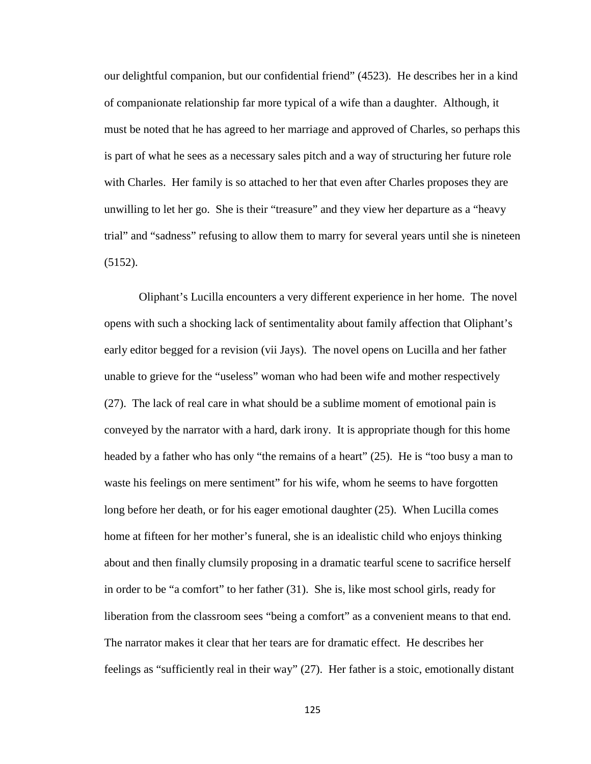our delightful companion, but our confidential friend" (4523). He describes her in a kind of companionate relationship far more typical of a wife than a daughter. Although, it must be noted that he has agreed to her marriage and approved of Charles, so perhaps this is part of what he sees as a necessary sales pitch and a way of structuring her future role with Charles. Her family is so attached to her that even after Charles proposes they are unwilling to let her go. She is their "treasure" and they view her departure as a "heavy trial" and "sadness" refusing to allow them to marry for several years until she is nineteen (5152).

Oliphant's Lucilla encounters a very different experience in her home. The novel opens with such a shocking lack of sentimentality about family affection that Oliphant's early editor begged for a revision (vii Jays). The novel opens on Lucilla and her father unable to grieve for the "useless" woman who had been wife and mother respectively (27). The lack of real care in what should be a sublime moment of emotional pain is conveyed by the narrator with a hard, dark irony. It is appropriate though for this home headed by a father who has only "the remains of a heart" (25). He is "too busy a man to waste his feelings on mere sentiment" for his wife, whom he seems to have forgotten long before her death, or for his eager emotional daughter (25). When Lucilla comes home at fifteen for her mother's funeral, she is an idealistic child who enjoys thinking about and then finally clumsily proposing in a dramatic tearful scene to sacrifice herself in order to be "a comfort" to her father (31). She is, like most school girls, ready for liberation from the classroom sees "being a comfort" as a convenient means to that end. The narrator makes it clear that her tears are for dramatic effect. He describes her feelings as "sufficiently real in their way" (27). Her father is a stoic, emotionally distant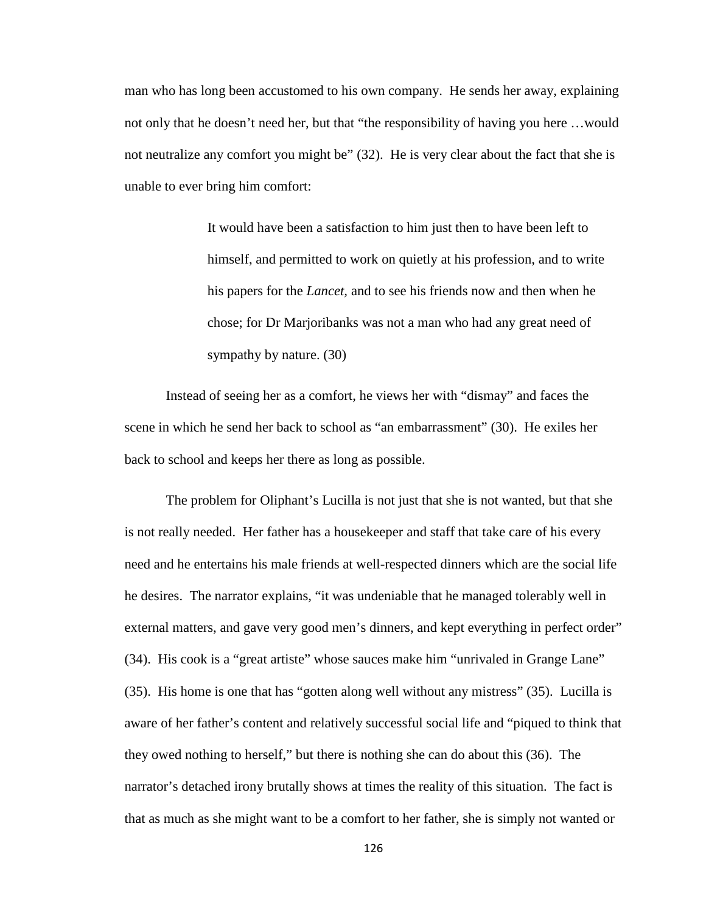man who has long been accustomed to his own company. He sends her away, explaining not only that he doesn't need her, but that "the responsibility of having you here …would not neutralize any comfort you might be" (32). He is very clear about the fact that she is unable to ever bring him comfort:

> It would have been a satisfaction to him just then to have been left to himself, and permitted to work on quietly at his profession, and to write his papers for the *Lancet*, and to see his friends now and then when he chose; for Dr Marjoribanks was not a man who had any great need of sympathy by nature. (30)

Instead of seeing her as a comfort, he views her with "dismay" and faces the scene in which he send her back to school as "an embarrassment" (30). He exiles her back to school and keeps her there as long as possible.

The problem for Oliphant's Lucilla is not just that she is not wanted, but that she is not really needed. Her father has a housekeeper and staff that take care of his every need and he entertains his male friends at well-respected dinners which are the social life he desires. The narrator explains, "it was undeniable that he managed tolerably well in external matters, and gave very good men's dinners, and kept everything in perfect order" (34). His cook is a "great artiste" whose sauces make him "unrivaled in Grange Lane" (35). His home is one that has "gotten along well without any mistress" (35). Lucilla is aware of her father's content and relatively successful social life and "piqued to think that they owed nothing to herself," but there is nothing she can do about this (36). The narrator's detached irony brutally shows at times the reality of this situation. The fact is that as much as she might want to be a comfort to her father, she is simply not wanted or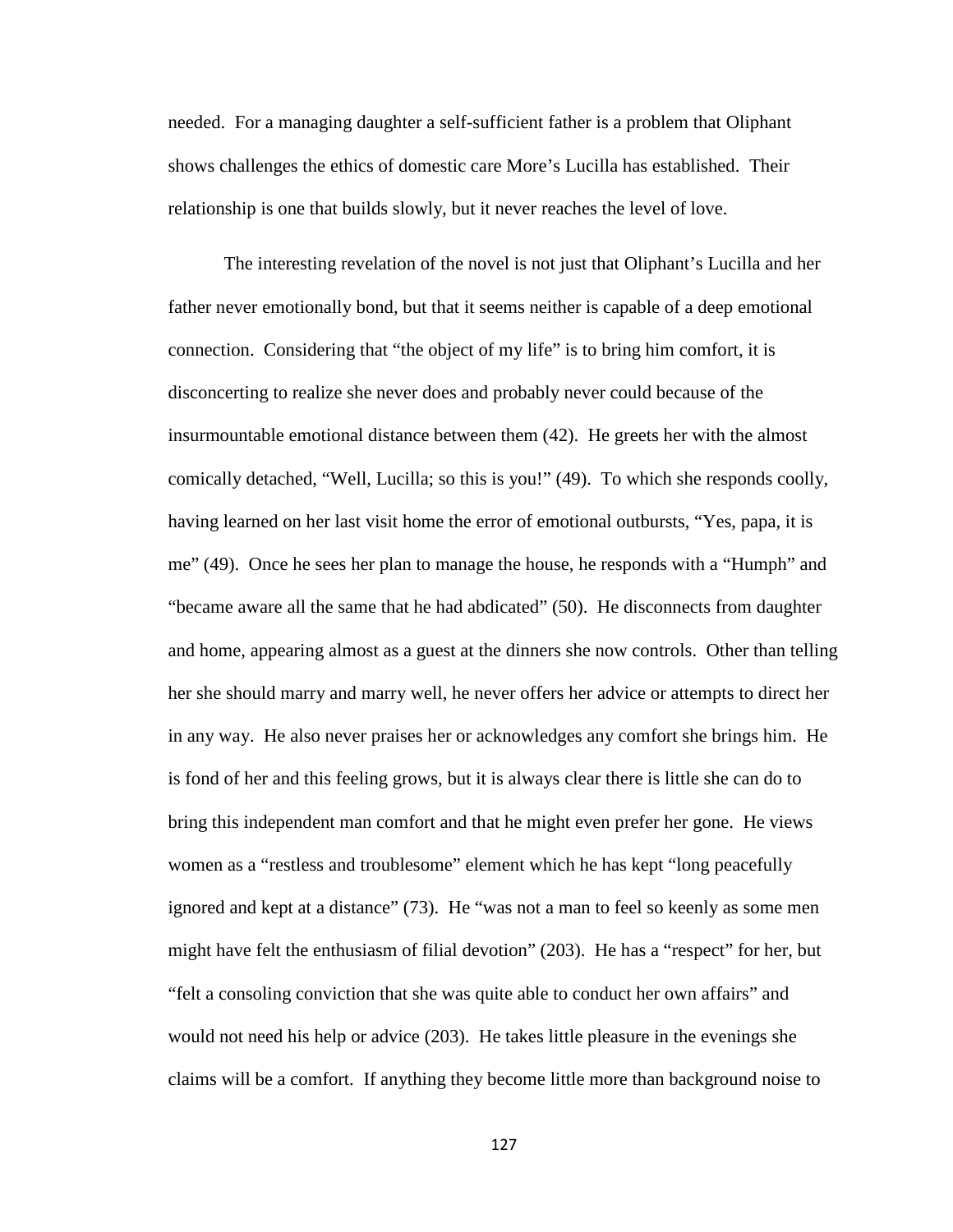needed. For a managing daughter a self-sufficient father is a problem that Oliphant shows challenges the ethics of domestic care More's Lucilla has established. Their relationship is one that builds slowly, but it never reaches the level of love.

The interesting revelation of the novel is not just that Oliphant's Lucilla and her father never emotionally bond, but that it seems neither is capable of a deep emotional connection. Considering that "the object of my life" is to bring him comfort, it is disconcerting to realize she never does and probably never could because of the insurmountable emotional distance between them (42). He greets her with the almost comically detached, "Well, Lucilla; so this is you!" (49). To which she responds coolly, having learned on her last visit home the error of emotional outbursts, "Yes, papa, it is me" (49). Once he sees her plan to manage the house, he responds with a "Humph" and "became aware all the same that he had abdicated" (50). He disconnects from daughter and home, appearing almost as a guest at the dinners she now controls. Other than telling her she should marry and marry well, he never offers her advice or attempts to direct her in any way. He also never praises her or acknowledges any comfort she brings him. He is fond of her and this feeling grows, but it is always clear there is little she can do to bring this independent man comfort and that he might even prefer her gone. He views women as a "restless and troublesome" element which he has kept "long peacefully ignored and kept at a distance" (73). He "was not a man to feel so keenly as some men might have felt the enthusiasm of filial devotion" (203). He has a "respect" for her, but "felt a consoling conviction that she was quite able to conduct her own affairs" and would not need his help or advice (203). He takes little pleasure in the evenings she claims will be a comfort. If anything they become little more than background noise to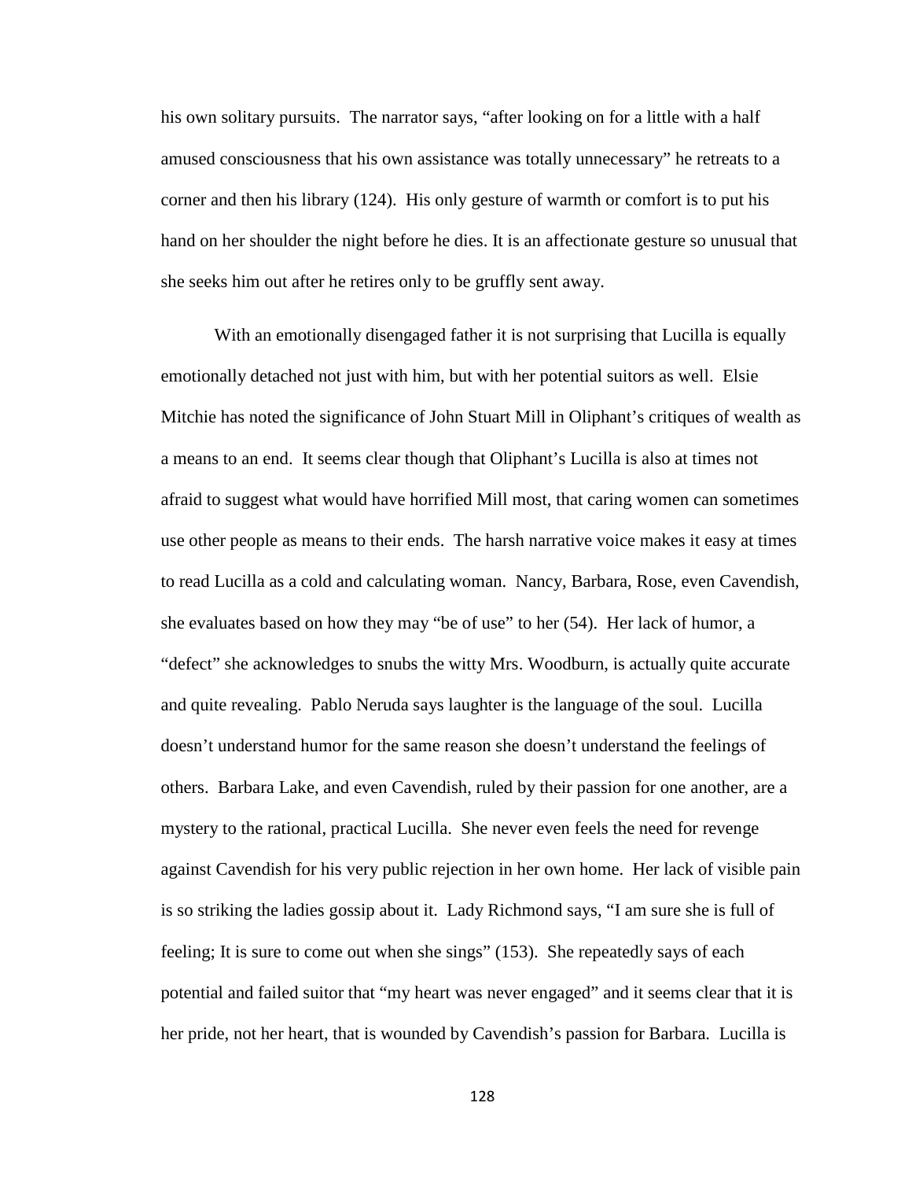his own solitary pursuits. The narrator says, "after looking on for a little with a half amused consciousness that his own assistance was totally unnecessary" he retreats to a corner and then his library (124). His only gesture of warmth or comfort is to put his hand on her shoulder the night before he dies. It is an affectionate gesture so unusual that she seeks him out after he retires only to be gruffly sent away.

With an emotionally disengaged father it is not surprising that Lucilla is equally emotionally detached not just with him, but with her potential suitors as well. Elsie Mitchie has noted the significance of John Stuart Mill in Oliphant's critiques of wealth as a means to an end. It seems clear though that Oliphant's Lucilla is also at times not afraid to suggest what would have horrified Mill most, that caring women can sometimes use other people as means to their ends. The harsh narrative voice makes it easy at times to read Lucilla as a cold and calculating woman. Nancy, Barbara, Rose, even Cavendish, she evaluates based on how they may "be of use" to her (54). Her lack of humor, a "defect" she acknowledges to snubs the witty Mrs. Woodburn, is actually quite accurate and quite revealing. Pablo Neruda says laughter is the language of the soul. Lucilla doesn't understand humor for the same reason she doesn't understand the feelings of others. Barbara Lake, and even Cavendish, ruled by their passion for one another, are a mystery to the rational, practical Lucilla. She never even feels the need for revenge against Cavendish for his very public rejection in her own home. Her lack of visible pain is so striking the ladies gossip about it. Lady Richmond says, "I am sure she is full of feeling; It is sure to come out when she sings" (153). She repeatedly says of each potential and failed suitor that "my heart was never engaged" and it seems clear that it is her pride, not her heart, that is wounded by Cavendish's passion for Barbara. Lucilla is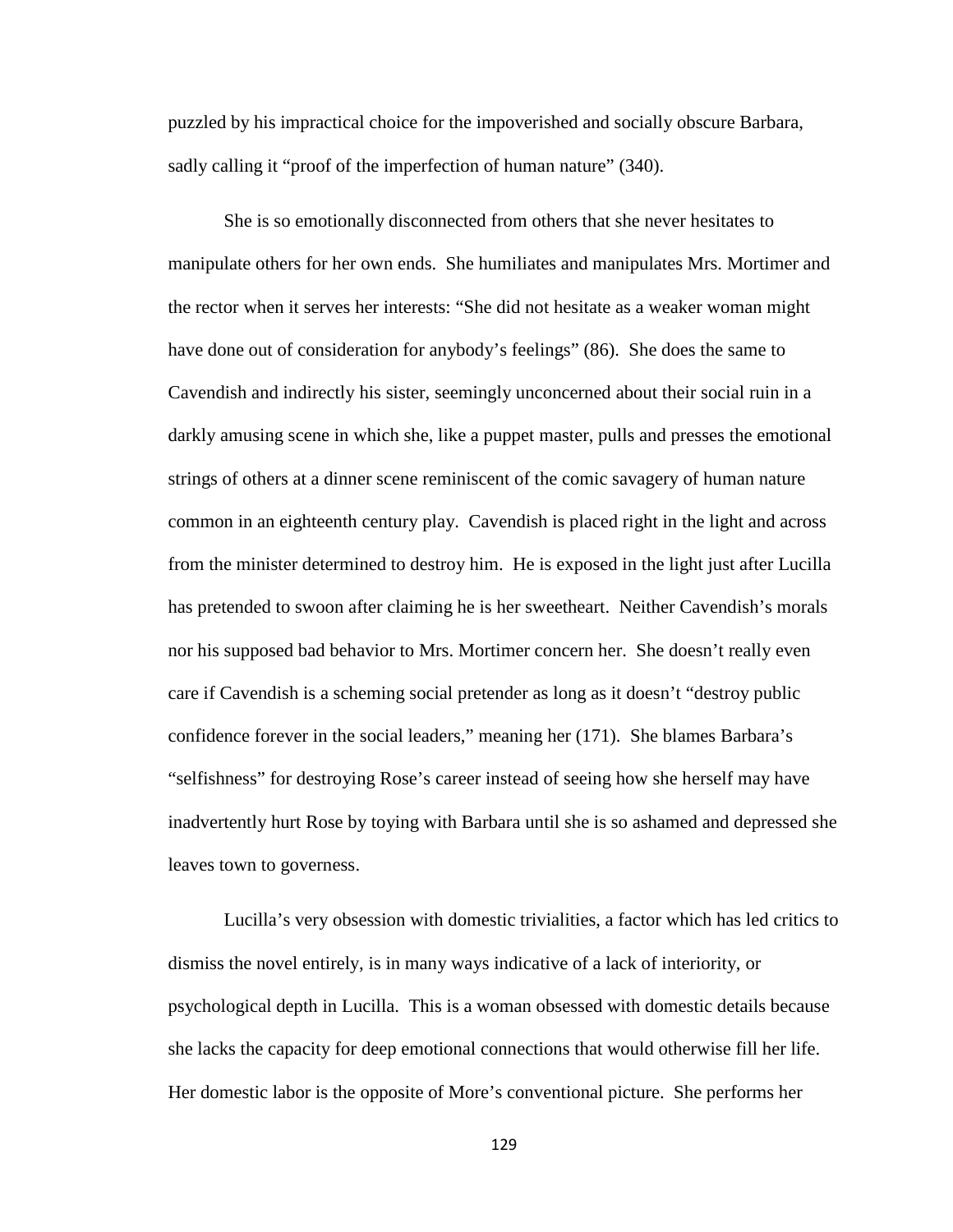puzzled by his impractical choice for the impoverished and socially obscure Barbara, sadly calling it "proof of the imperfection of human nature" (340).

She is so emotionally disconnected from others that she never hesitates to manipulate others for her own ends. She humiliates and manipulates Mrs. Mortimer and the rector when it serves her interests: "She did not hesitate as a weaker woman might have done out of consideration for anybody's feelings" (86). She does the same to Cavendish and indirectly his sister, seemingly unconcerned about their social ruin in a darkly amusing scene in which she, like a puppet master, pulls and presses the emotional strings of others at a dinner scene reminiscent of the comic savagery of human nature common in an eighteenth century play. Cavendish is placed right in the light and across from the minister determined to destroy him. He is exposed in the light just after Lucilla has pretended to swoon after claiming he is her sweetheart. Neither Cavendish's morals nor his supposed bad behavior to Mrs. Mortimer concern her. She doesn't really even care if Cavendish is a scheming social pretender as long as it doesn't "destroy public confidence forever in the social leaders," meaning her (171). She blames Barbara's "selfishness" for destroying Rose's career instead of seeing how she herself may have inadvertently hurt Rose by toying with Barbara until she is so ashamed and depressed she leaves town to governess.

Lucilla's very obsession with domestic trivialities, a factor which has led critics to dismiss the novel entirely, is in many ways indicative of a lack of interiority, or psychological depth in Lucilla. This is a woman obsessed with domestic details because she lacks the capacity for deep emotional connections that would otherwise fill her life. Her domestic labor is the opposite of More's conventional picture. She performs her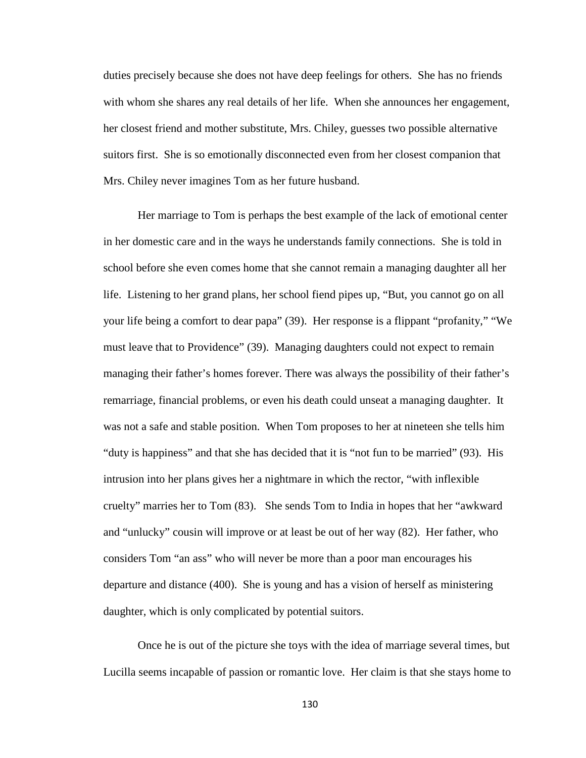duties precisely because she does not have deep feelings for others. She has no friends with whom she shares any real details of her life. When she announces her engagement, her closest friend and mother substitute, Mrs. Chiley, guesses two possible alternative suitors first. She is so emotionally disconnected even from her closest companion that Mrs. Chiley never imagines Tom as her future husband.

Her marriage to Tom is perhaps the best example of the lack of emotional center in her domestic care and in the ways he understands family connections. She is told in school before she even comes home that she cannot remain a managing daughter all her life. Listening to her grand plans, her school fiend pipes up, "But, you cannot go on all your life being a comfort to dear papa" (39). Her response is a flippant "profanity," "We must leave that to Providence" (39). Managing daughters could not expect to remain managing their father's homes forever. There was always the possibility of their father's remarriage, financial problems, or even his death could unseat a managing daughter. It was not a safe and stable position. When Tom proposes to her at nineteen she tells him "duty is happiness" and that she has decided that it is "not fun to be married" (93). His intrusion into her plans gives her a nightmare in which the rector, "with inflexible cruelty" marries her to Tom (83). She sends Tom to India in hopes that her "awkward and "unlucky" cousin will improve or at least be out of her way (82). Her father, who considers Tom "an ass" who will never be more than a poor man encourages his departure and distance (400). She is young and has a vision of herself as ministering daughter, which is only complicated by potential suitors.

Once he is out of the picture she toys with the idea of marriage several times, but Lucilla seems incapable of passion or romantic love. Her claim is that she stays home to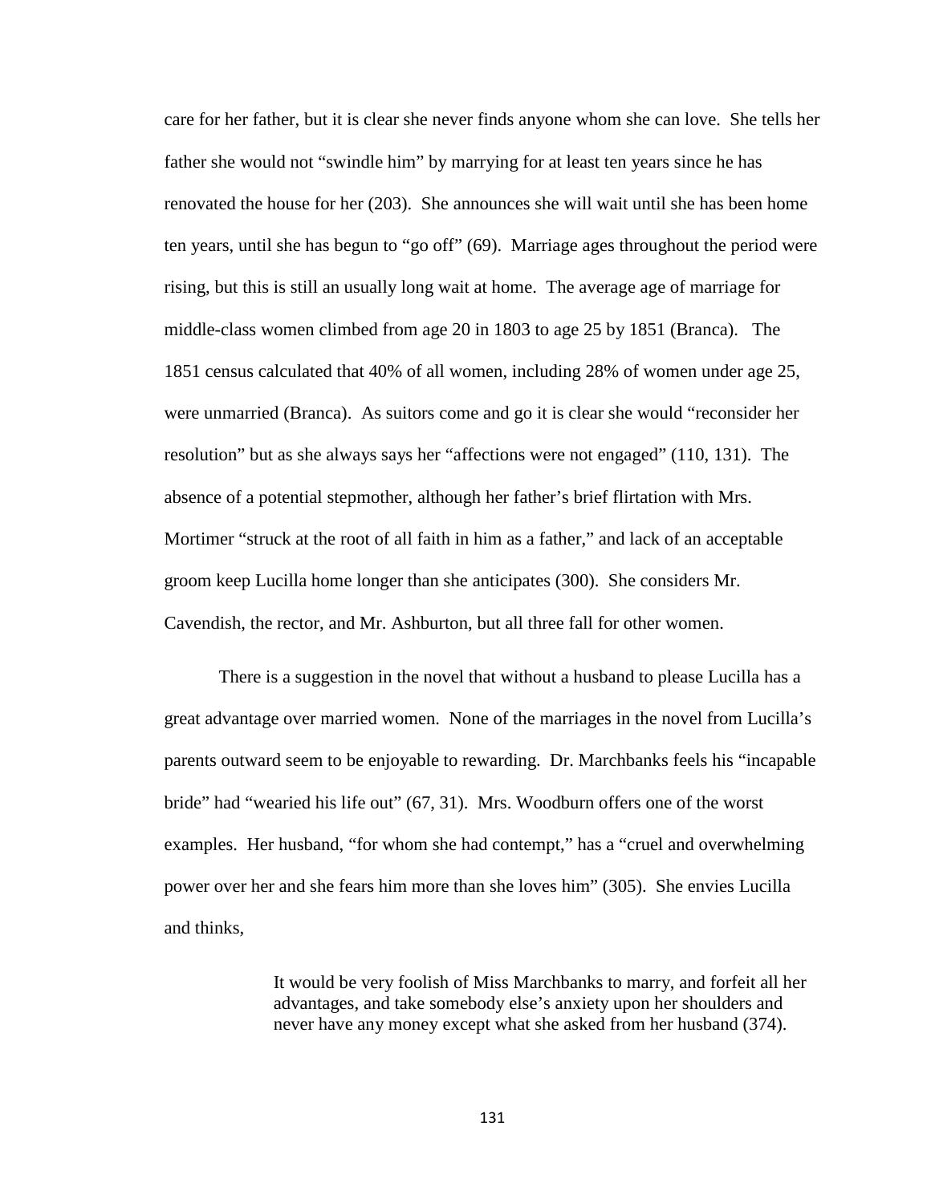care for her father, but it is clear she never finds anyone whom she can love. She tells her father she would not "swindle him" by marrying for at least ten years since he has renovated the house for her (203). She announces she will wait until she has been home ten years, until she has begun to "go off" (69). Marriage ages throughout the period were rising, but this is still an usually long wait at home. The average age of marriage for middle-class women climbed from age 20 in 1803 to age 25 by 1851 (Branca). The 1851 census calculated that 40% of all women, including 28% of women under age 25, were unmarried (Branca). As suitors come and go it is clear she would "reconsider her resolution" but as she always says her "affections were not engaged" (110, 131). The absence of a potential stepmother, although her father's brief flirtation with Mrs. Mortimer "struck at the root of all faith in him as a father," and lack of an acceptable groom keep Lucilla home longer than she anticipates (300). She considers Mr. Cavendish, the rector, and Mr. Ashburton, but all three fall for other women.

There is a suggestion in the novel that without a husband to please Lucilla has a great advantage over married women. None of the marriages in the novel from Lucilla's parents outward seem to be enjoyable to rewarding. Dr. Marchbanks feels his "incapable bride" had "wearied his life out" (67, 31). Mrs. Woodburn offers one of the worst examples. Her husband, "for whom she had contempt," has a "cruel and overwhelming power over her and she fears him more than she loves him" (305). She envies Lucilla and thinks,

> It would be very foolish of Miss Marchbanks to marry, and forfeit all her advantages, and take somebody else's anxiety upon her shoulders and never have any money except what she asked from her husband (374).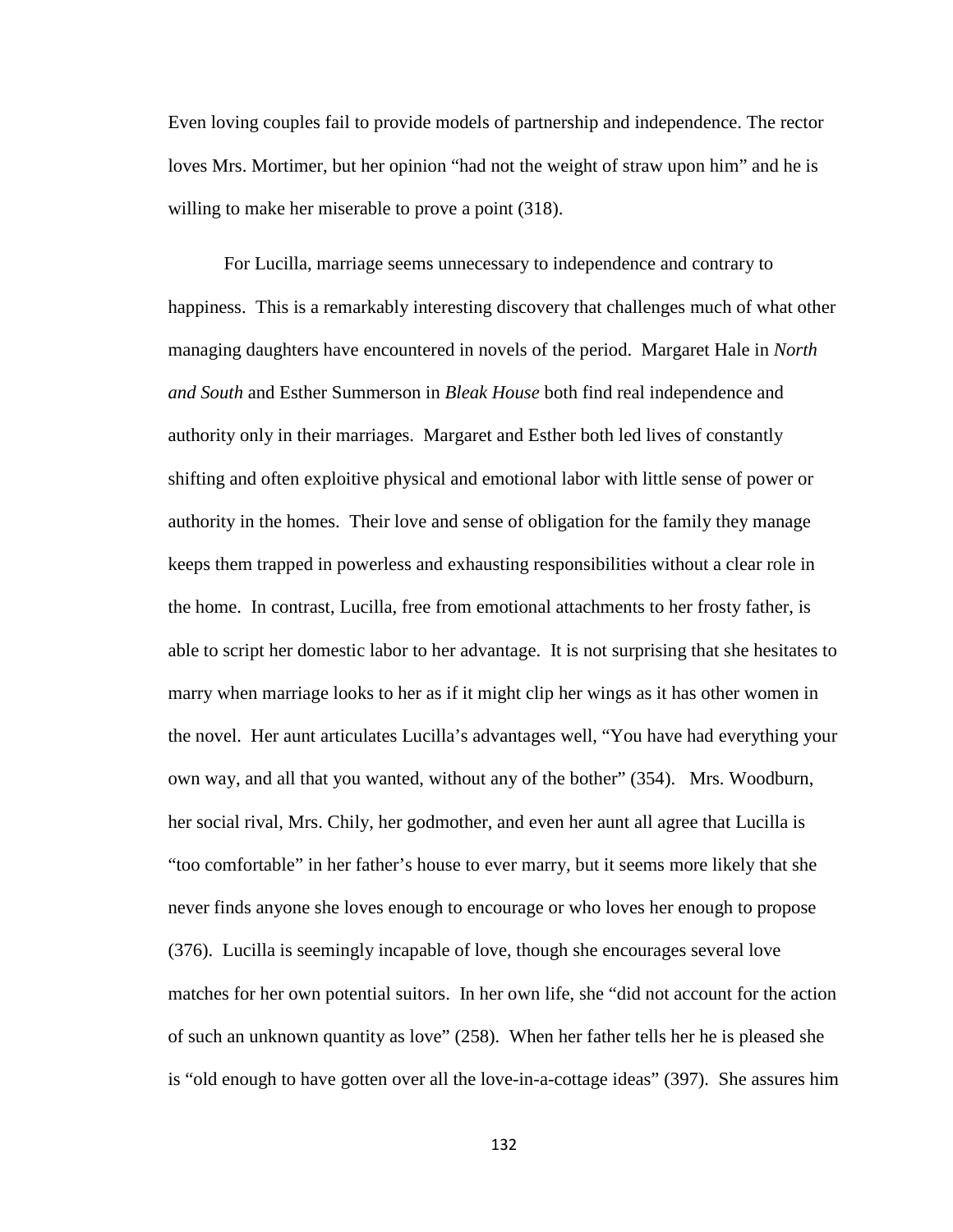Even loving couples fail to provide models of partnership and independence. The rector loves Mrs. Mortimer, but her opinion "had not the weight of straw upon him" and he is willing to make her miserable to prove a point (318).

For Lucilla, marriage seems unnecessary to independence and contrary to happiness. This is a remarkably interesting discovery that challenges much of what other managing daughters have encountered in novels of the period. Margaret Hale in *North and South* and Esther Summerson in *Bleak House* both find real independence and authority only in their marriages. Margaret and Esther both led lives of constantly shifting and often exploitive physical and emotional labor with little sense of power or authority in the homes. Their love and sense of obligation for the family they manage keeps them trapped in powerless and exhausting responsibilities without a clear role in the home. In contrast, Lucilla, free from emotional attachments to her frosty father, is able to script her domestic labor to her advantage. It is not surprising that she hesitates to marry when marriage looks to her as if it might clip her wings as it has other women in the novel. Her aunt articulates Lucilla's advantages well, "You have had everything your own way, and all that you wanted, without any of the bother" (354). Mrs. Woodburn, her social rival, Mrs. Chily, her godmother, and even her aunt all agree that Lucilla is "too comfortable" in her father's house to ever marry, but it seems more likely that she never finds anyone she loves enough to encourage or who loves her enough to propose (376). Lucilla is seemingly incapable of love, though she encourages several love matches for her own potential suitors. In her own life, she "did not account for the action of such an unknown quantity as love" (258). When her father tells her he is pleased she is "old enough to have gotten over all the love-in-a-cottage ideas" (397). She assures him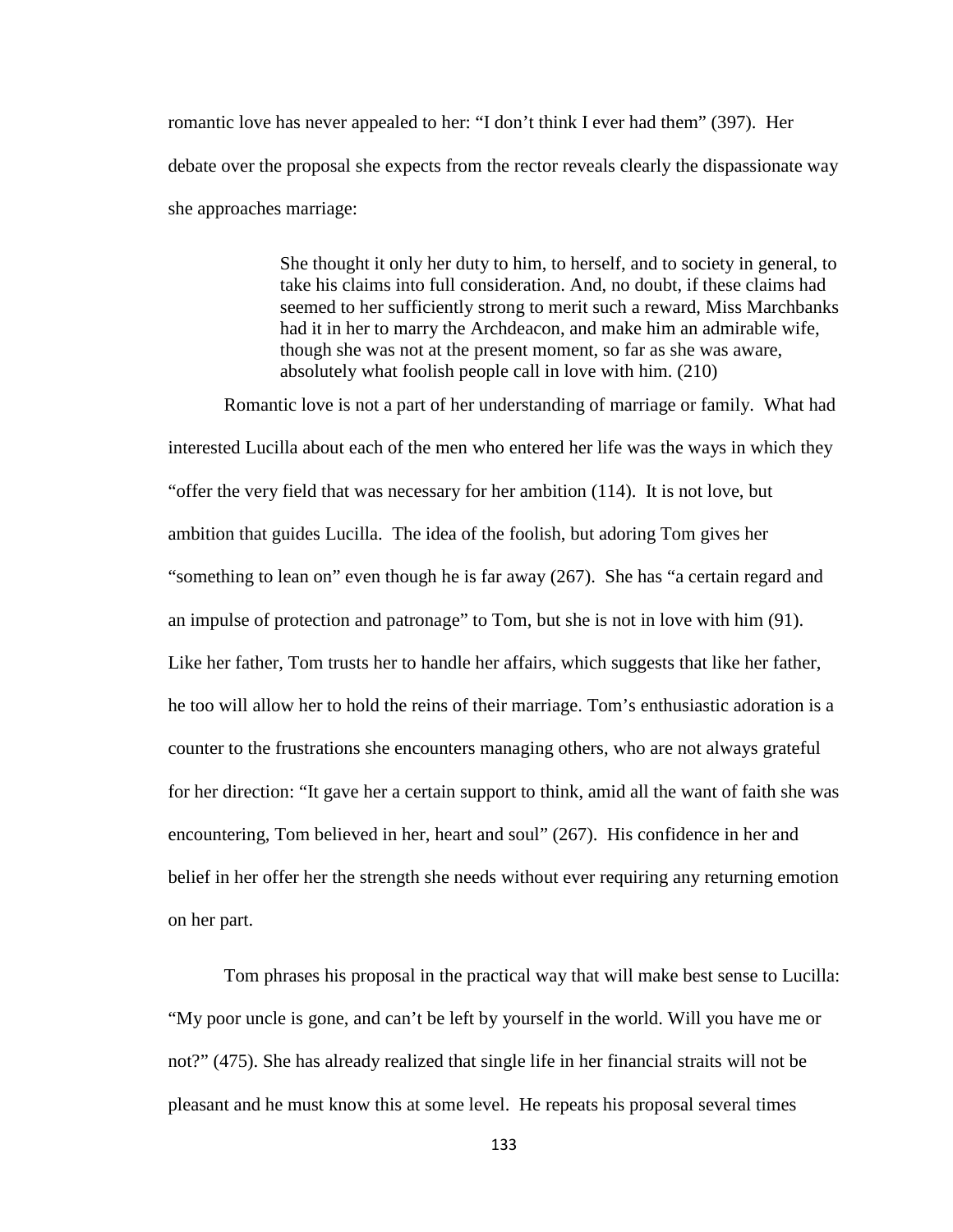romantic love has never appealed to her: "I don't think I ever had them" (397). Her debate over the proposal she expects from the rector reveals clearly the dispassionate way she approaches marriage:

> She thought it only her duty to him, to herself, and to society in general, to take his claims into full consideration. And, no doubt, if these claims had seemed to her sufficiently strong to merit such a reward, Miss Marchbanks had it in her to marry the Archdeacon, and make him an admirable wife, though she was not at the present moment, so far as she was aware, absolutely what foolish people call in love with him. (210)

Romantic love is not a part of her understanding of marriage or family. What had interested Lucilla about each of the men who entered her life was the ways in which they "offer the very field that was necessary for her ambition (114). It is not love, but ambition that guides Lucilla. The idea of the foolish, but adoring Tom gives her "something to lean on" even though he is far away (267). She has "a certain regard and an impulse of protection and patronage" to Tom, but she is not in love with him (91). Like her father, Tom trusts her to handle her affairs, which suggests that like her father, he too will allow her to hold the reins of their marriage. Tom's enthusiastic adoration is a counter to the frustrations she encounters managing others, who are not always grateful for her direction: "It gave her a certain support to think, amid all the want of faith she was encountering, Tom believed in her, heart and soul" (267). His confidence in her and belief in her offer her the strength she needs without ever requiring any returning emotion on her part.

Tom phrases his proposal in the practical way that will make best sense to Lucilla: "My poor uncle is gone, and can't be left by yourself in the world. Will you have me or not?" (475). She has already realized that single life in her financial straits will not be pleasant and he must know this at some level. He repeats his proposal several times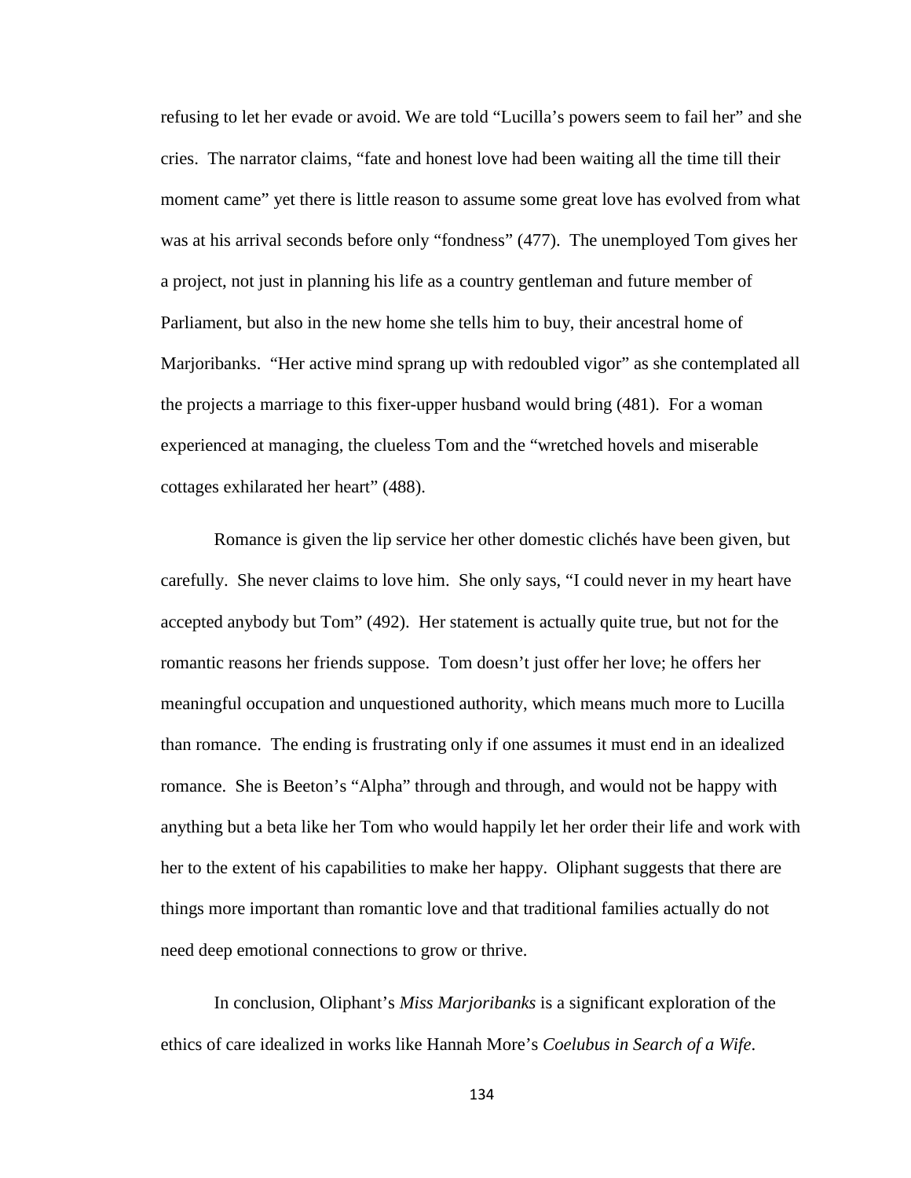refusing to let her evade or avoid. We are told "Lucilla's powers seem to fail her" and she cries. The narrator claims, "fate and honest love had been waiting all the time till their moment came" yet there is little reason to assume some great love has evolved from what was at his arrival seconds before only "fondness" (477). The unemployed Tom gives her a project, not just in planning his life as a country gentleman and future member of Parliament, but also in the new home she tells him to buy, their ancestral home of Marjoribanks. "Her active mind sprang up with redoubled vigor" as she contemplated all the projects a marriage to this fixer-upper husband would bring (481). For a woman experienced at managing, the clueless Tom and the "wretched hovels and miserable cottages exhilarated her heart" (488).

Romance is given the lip service her other domestic clichés have been given, but carefully. She never claims to love him. She only says, "I could never in my heart have accepted anybody but Tom" (492). Her statement is actually quite true, but not for the romantic reasons her friends suppose. Tom doesn't just offer her love; he offers her meaningful occupation and unquestioned authority, which means much more to Lucilla than romance. The ending is frustrating only if one assumes it must end in an idealized romance. She is Beeton's "Alpha" through and through, and would not be happy with anything but a beta like her Tom who would happily let her order their life and work with her to the extent of his capabilities to make her happy. Oliphant suggests that there are things more important than romantic love and that traditional families actually do not need deep emotional connections to grow or thrive.

In conclusion, Oliphant's *Miss Marjoribanks* is a significant exploration of the ethics of care idealized in works like Hannah More's *Coelubus in Search of a Wife*.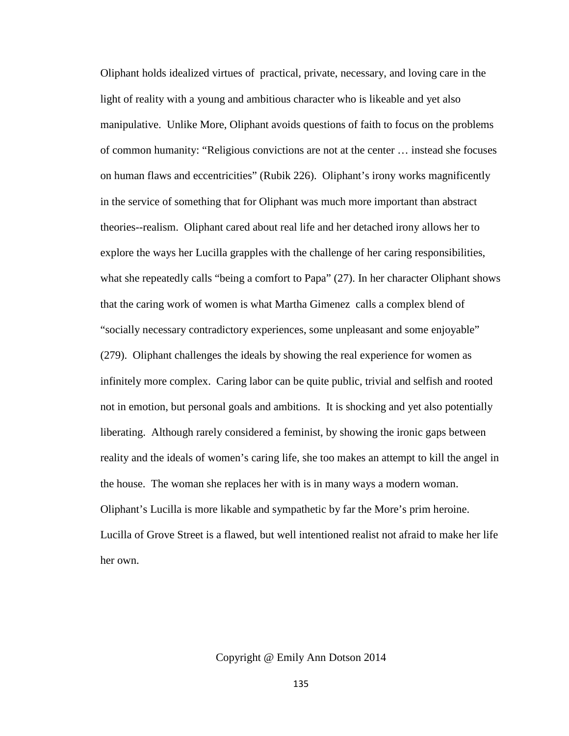Oliphant holds idealized virtues of practical, private, necessary, and loving care in the light of reality with a young and ambitious character who is likeable and yet also manipulative. Unlike More, Oliphant avoids questions of faith to focus on the problems of common humanity: "Religious convictions are not at the center … instead she focuses on human flaws and eccentricities" (Rubik 226). Oliphant's irony works magnificently in the service of something that for Oliphant was much more important than abstract theories--realism. Oliphant cared about real life and her detached irony allows her to explore the ways her Lucilla grapples with the challenge of her caring responsibilities, what she repeatedly calls "being a comfort to Papa" (27). In her character Oliphant shows that the caring work of women is what Martha Gimenez calls a complex blend of "socially necessary contradictory experiences, some unpleasant and some enjoyable" (279). Oliphant challenges the ideals by showing the real experience for women as infinitely more complex. Caring labor can be quite public, trivial and selfish and rooted not in emotion, but personal goals and ambitions. It is shocking and yet also potentially liberating. Although rarely considered a feminist, by showing the ironic gaps between reality and the ideals of women's caring life, she too makes an attempt to kill the angel in the house. The woman she replaces her with is in many ways a modern woman. Oliphant's Lucilla is more likable and sympathetic by far the More's prim heroine. Lucilla of Grove Street is a flawed, but well intentioned realist not afraid to make her life her own.

Copyright @ Emily Ann Dotson 2014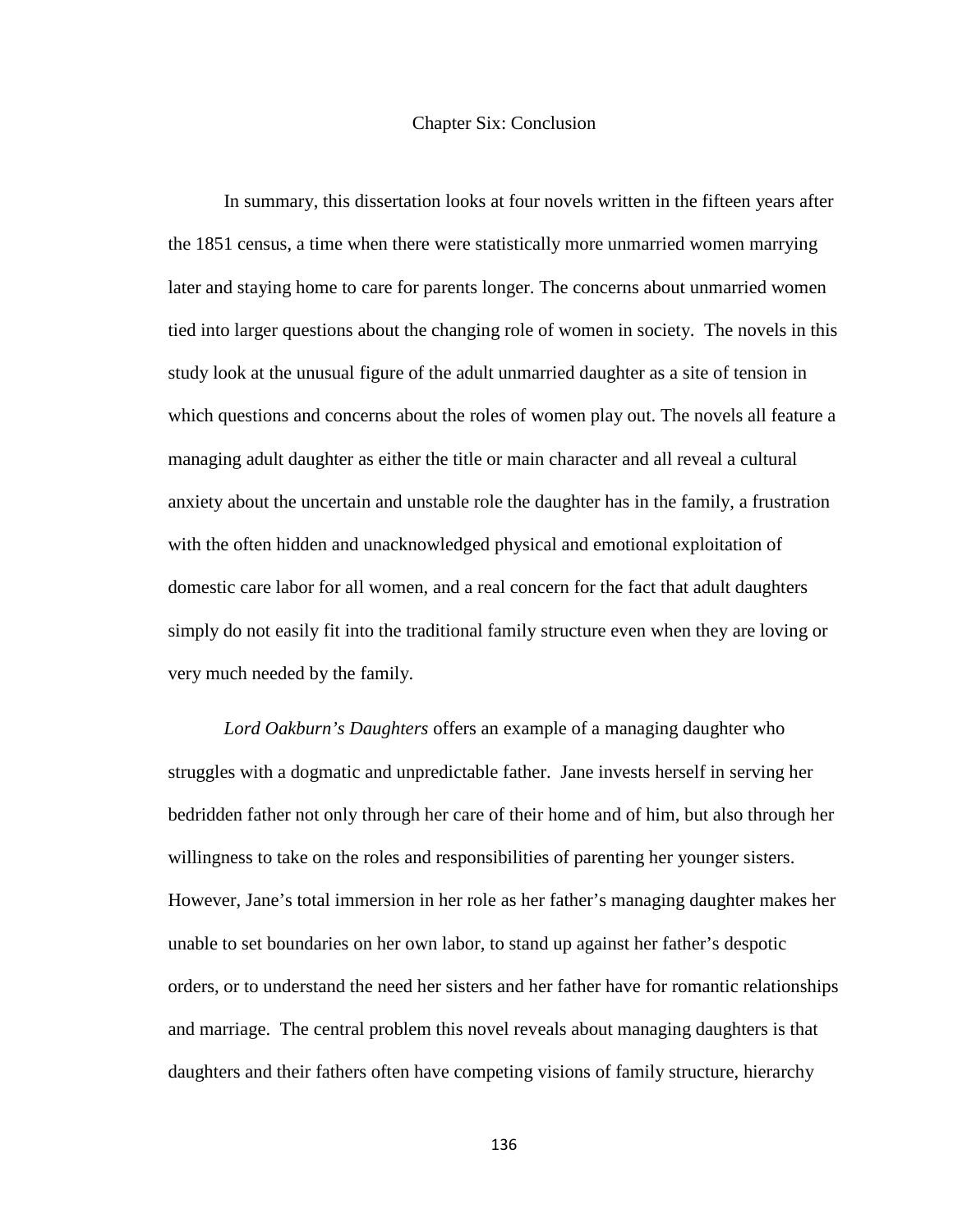# Chapter Six: Conclusion

In summary, this dissertation looks at four novels written in the fifteen years after the 1851 census, a time when there were statistically more unmarried women marrying later and staying home to care for parents longer. The concerns about unmarried women tied into larger questions about the changing role of women in society. The novels in this study look at the unusual figure of the adult unmarried daughter as a site of tension in which questions and concerns about the roles of women play out. The novels all feature a managing adult daughter as either the title or main character and all reveal a cultural anxiety about the uncertain and unstable role the daughter has in the family, a frustration with the often hidden and unacknowledged physical and emotional exploitation of domestic care labor for all women, and a real concern for the fact that adult daughters simply do not easily fit into the traditional family structure even when they are loving or very much needed by the family.

*Lord Oakburn's Daughters* offers an example of a managing daughter who struggles with a dogmatic and unpredictable father. Jane invests herself in serving her bedridden father not only through her care of their home and of him, but also through her willingness to take on the roles and responsibilities of parenting her younger sisters. However, Jane's total immersion in her role as her father's managing daughter makes her unable to set boundaries on her own labor, to stand up against her father's despotic orders, or to understand the need her sisters and her father have for romantic relationships and marriage. The central problem this novel reveals about managing daughters is that daughters and their fathers often have competing visions of family structure, hierarchy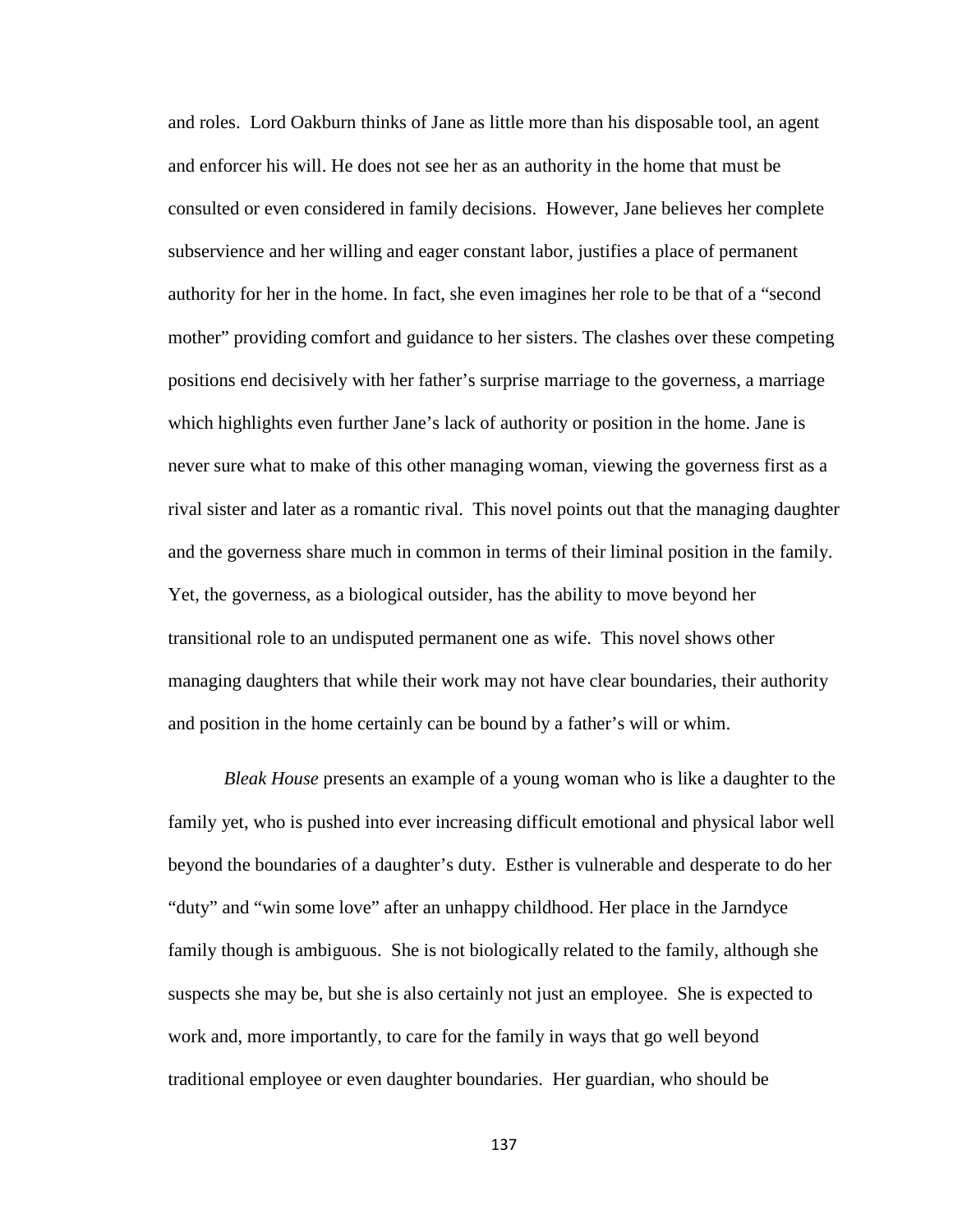and roles. Lord Oakburn thinks of Jane as little more than his disposable tool, an agent and enforcer his will. He does not see her as an authority in the home that must be consulted or even considered in family decisions. However, Jane believes her complete subservience and her willing and eager constant labor, justifies a place of permanent authority for her in the home. In fact, she even imagines her role to be that of a "second mother" providing comfort and guidance to her sisters. The clashes over these competing positions end decisively with her father's surprise marriage to the governess, a marriage which highlights even further Jane's lack of authority or position in the home. Jane is never sure what to make of this other managing woman, viewing the governess first as a rival sister and later as a romantic rival. This novel points out that the managing daughter and the governess share much in common in terms of their liminal position in the family. Yet, the governess, as a biological outsider, has the ability to move beyond her transitional role to an undisputed permanent one as wife. This novel shows other managing daughters that while their work may not have clear boundaries, their authority and position in the home certainly can be bound by a father's will or whim.

*Bleak House* presents an example of a young woman who is like a daughter to the family yet, who is pushed into ever increasing difficult emotional and physical labor well beyond the boundaries of a daughter's duty. Esther is vulnerable and desperate to do her "duty" and "win some love" after an unhappy childhood. Her place in the Jarndyce family though is ambiguous. She is not biologically related to the family, although she suspects she may be, but she is also certainly not just an employee. She is expected to work and, more importantly, to care for the family in ways that go well beyond traditional employee or even daughter boundaries. Her guardian, who should be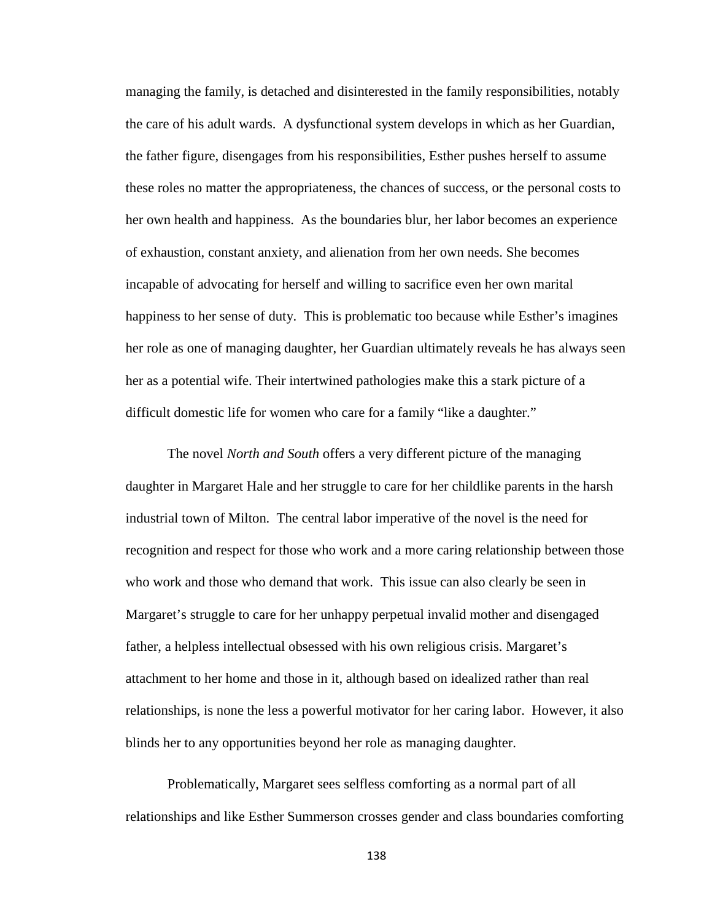managing the family, is detached and disinterested in the family responsibilities, notably the care of his adult wards. A dysfunctional system develops in which as her Guardian, the father figure, disengages from his responsibilities, Esther pushes herself to assume these roles no matter the appropriateness, the chances of success, or the personal costs to her own health and happiness. As the boundaries blur, her labor becomes an experience of exhaustion, constant anxiety, and alienation from her own needs. She becomes incapable of advocating for herself and willing to sacrifice even her own marital happiness to her sense of duty. This is problematic too because while Esther's imagines her role as one of managing daughter, her Guardian ultimately reveals he has always seen her as a potential wife. Their intertwined pathologies make this a stark picture of a difficult domestic life for women who care for a family "like a daughter."

The novel *North and South* offers a very different picture of the managing daughter in Margaret Hale and her struggle to care for her childlike parents in the harsh industrial town of Milton. The central labor imperative of the novel is the need for recognition and respect for those who work and a more caring relationship between those who work and those who demand that work. This issue can also clearly be seen in Margaret's struggle to care for her unhappy perpetual invalid mother and disengaged father, a helpless intellectual obsessed with his own religious crisis. Margaret's attachment to her home and those in it, although based on idealized rather than real relationships, is none the less a powerful motivator for her caring labor. However, it also blinds her to any opportunities beyond her role as managing daughter.

Problematically, Margaret sees selfless comforting as a normal part of all relationships and like Esther Summerson crosses gender and class boundaries comforting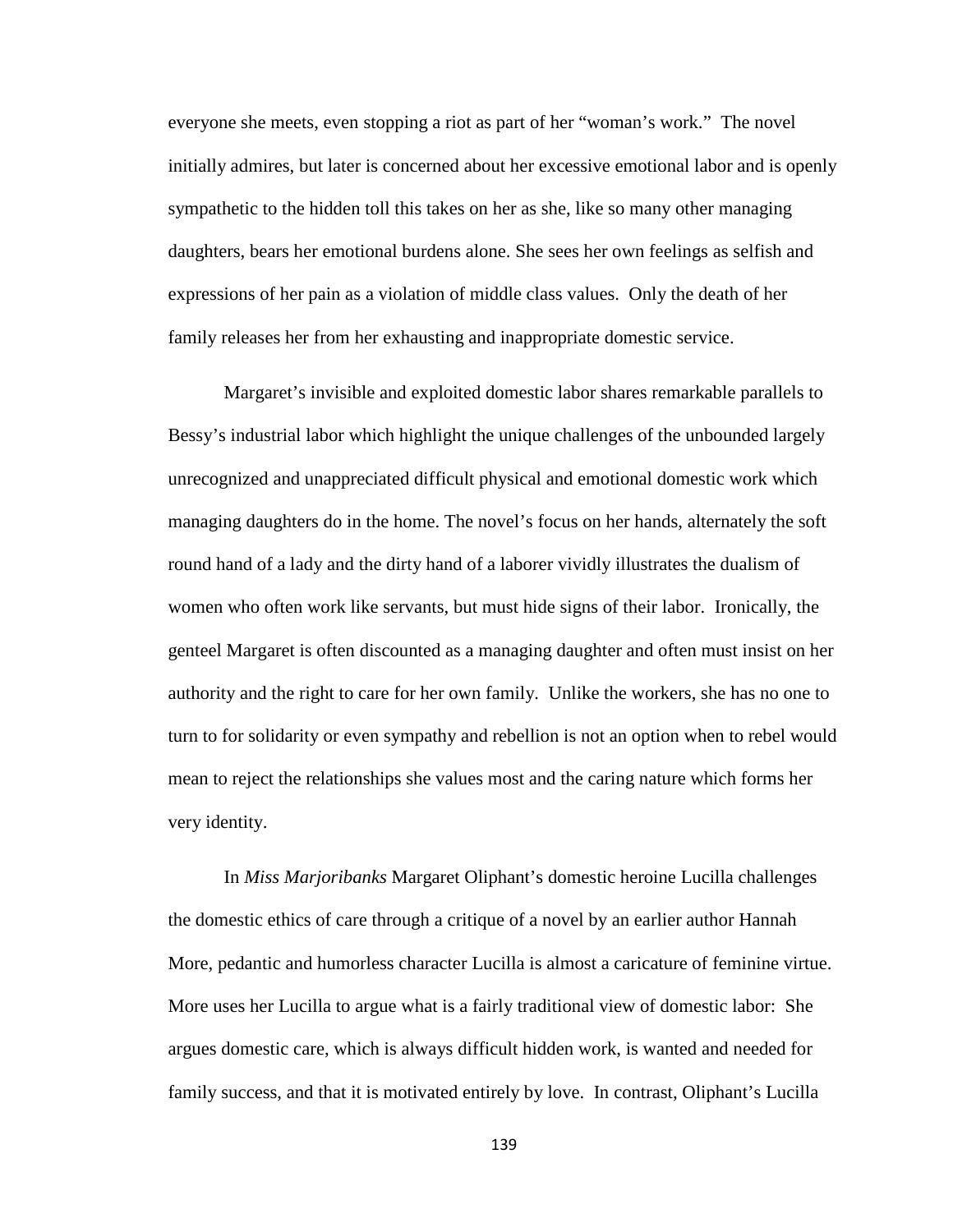everyone she meets, even stopping a riot as part of her "woman's work." The novel initially admires, but later is concerned about her excessive emotional labor and is openly sympathetic to the hidden toll this takes on her as she, like so many other managing daughters, bears her emotional burdens alone. She sees her own feelings as selfish and expressions of her pain as a violation of middle class values. Only the death of her family releases her from her exhausting and inappropriate domestic service.

Margaret's invisible and exploited domestic labor shares remarkable parallels to Bessy's industrial labor which highlight the unique challenges of the unbounded largely unrecognized and unappreciated difficult physical and emotional domestic work which managing daughters do in the home. The novel's focus on her hands, alternately the soft round hand of a lady and the dirty hand of a laborer vividly illustrates the dualism of women who often work like servants, but must hide signs of their labor. Ironically, the genteel Margaret is often discounted as a managing daughter and often must insist on her authority and the right to care for her own family. Unlike the workers, she has no one to turn to for solidarity or even sympathy and rebellion is not an option when to rebel would mean to reject the relationships she values most and the caring nature which forms her very identity.

In *Miss Marjoribanks* Margaret Oliphant's domestic heroine Lucilla challenges the domestic ethics of care through a critique of a novel by an earlier author Hannah More, pedantic and humorless character Lucilla is almost a caricature of feminine virtue. More uses her Lucilla to argue what is a fairly traditional view of domestic labor: She argues domestic care, which is always difficult hidden work, is wanted and needed for family success, and that it is motivated entirely by love. In contrast, Oliphant's Lucilla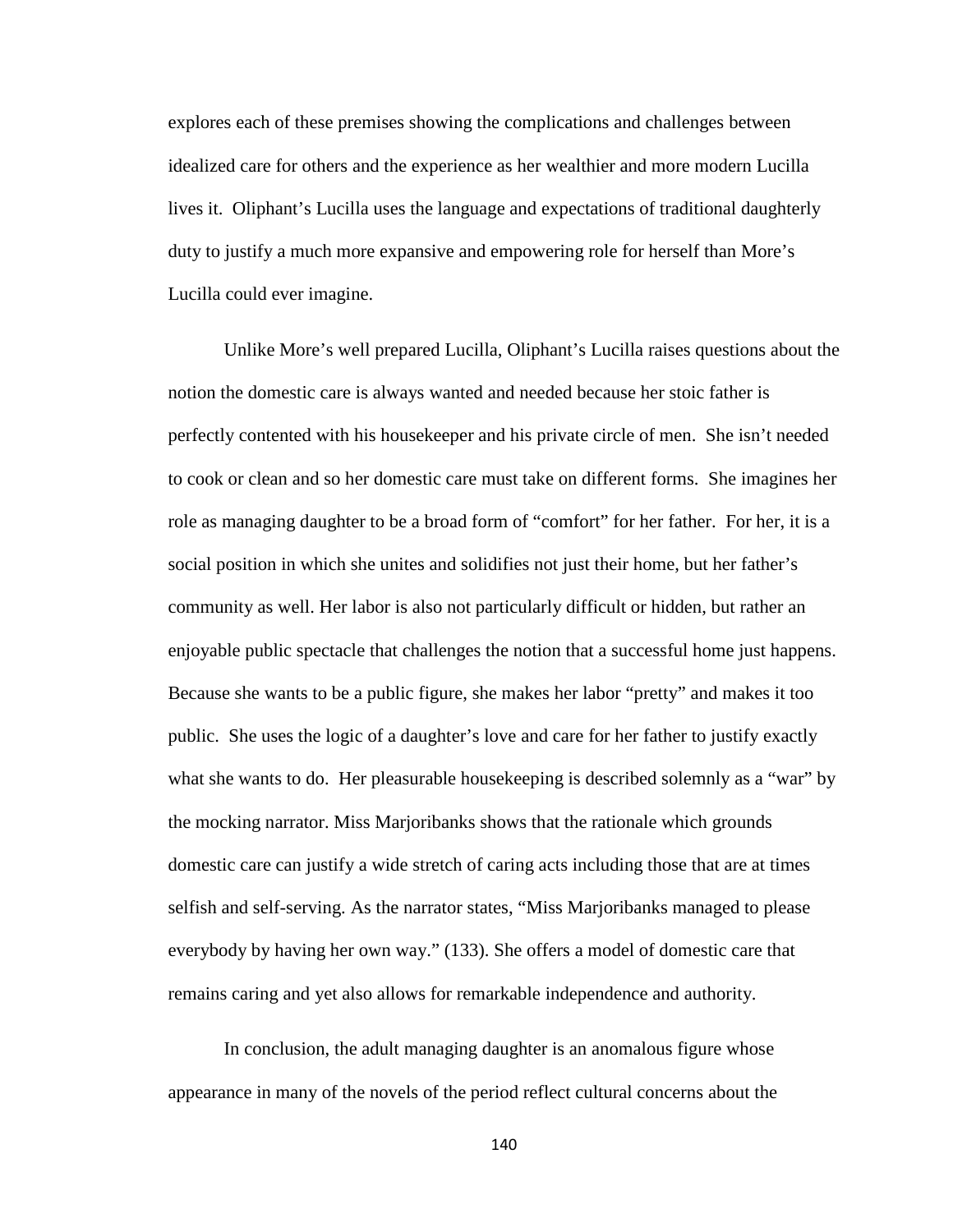explores each of these premises showing the complications and challenges between idealized care for others and the experience as her wealthier and more modern Lucilla lives it. Oliphant's Lucilla uses the language and expectations of traditional daughterly duty to justify a much more expansive and empowering role for herself than More's Lucilla could ever imagine.

Unlike More's well prepared Lucilla, Oliphant's Lucilla raises questions about the notion the domestic care is always wanted and needed because her stoic father is perfectly contented with his housekeeper and his private circle of men. She isn't needed to cook or clean and so her domestic care must take on different forms. She imagines her role as managing daughter to be a broad form of "comfort" for her father. For her, it is a social position in which she unites and solidifies not just their home, but her father's community as well. Her labor is also not particularly difficult or hidden, but rather an enjoyable public spectacle that challenges the notion that a successful home just happens. Because she wants to be a public figure, she makes her labor "pretty" and makes it too public. She uses the logic of a daughter's love and care for her father to justify exactly what she wants to do. Her pleasurable housekeeping is described solemnly as a "war" by the mocking narrator. Miss Marjoribanks shows that the rationale which grounds domestic care can justify a wide stretch of caring acts including those that are at times selfish and self-serving. As the narrator states, "Miss Marjoribanks managed to please everybody by having her own way." (133). She offers a model of domestic care that remains caring and yet also allows for remarkable independence and authority.

In conclusion, the adult managing daughter is an anomalous figure whose appearance in many of the novels of the period reflect cultural concerns about the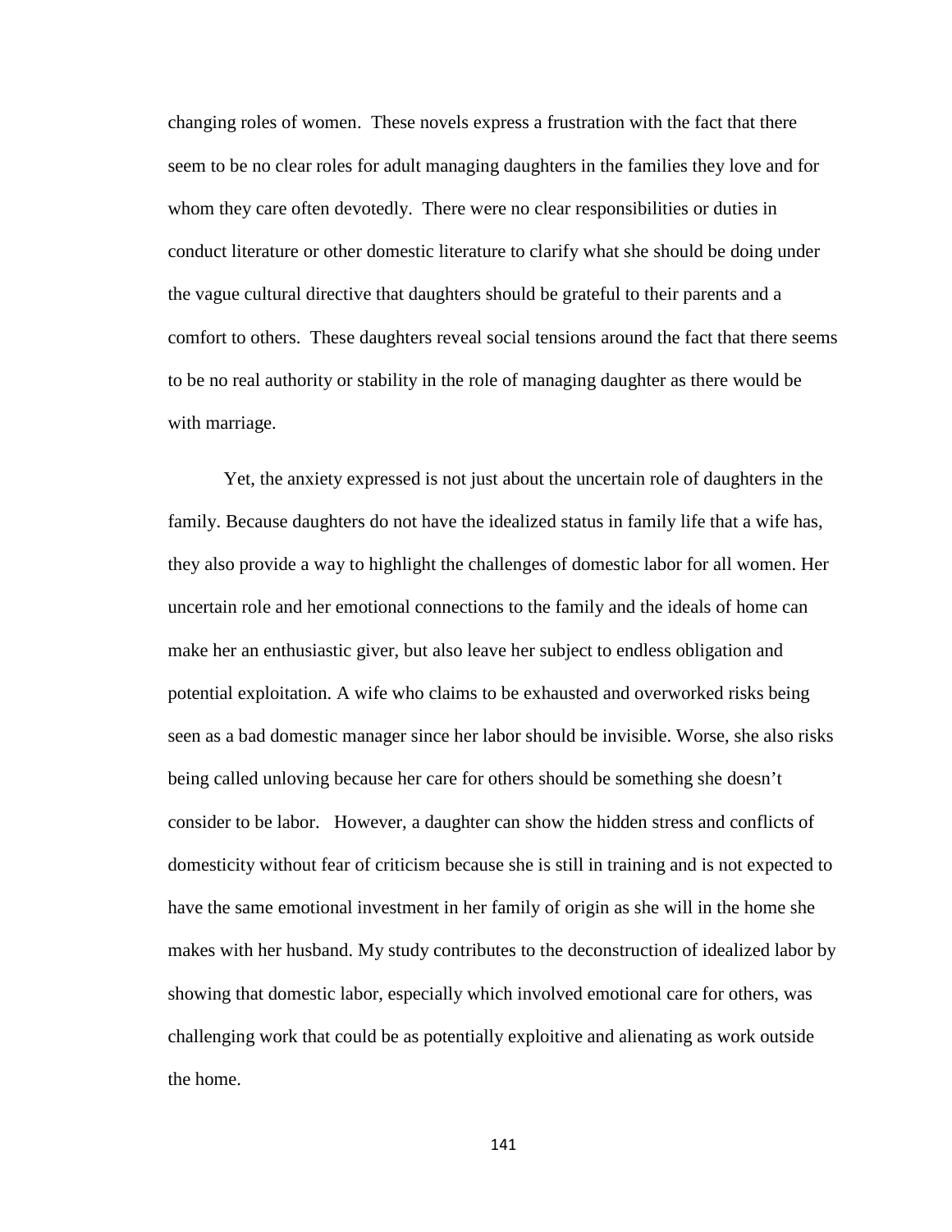changing roles of women. These novels express a frustration with the fact that there seem to be no clear roles for adult managing daughters in the families they love and for whom they care often devotedly. There were no clear responsibilities or duties in conduct literature or other domestic literature to clarify what she should be doing under the vague cultural directive that daughters should be grateful to their parents and a comfort to others. These daughters reveal social tensions around the fact that there seems to be no real authority or stability in the role of managing daughter as there would be with marriage.

Yet, the anxiety expressed is not just about the uncertain role of daughters in the family. Because daughters do not have the idealized status in family life that a wife has, they also provide a way to highlight the challenges of domestic labor for all women. Her uncertain role and her emotional connections to the family and the ideals of home can make her an enthusiastic giver, but also leave her subject to endless obligation and potential exploitation. A wife who claims to be exhausted and overworked risks being seen as a bad domestic manager since her labor should be invisible. Worse, she also risks being called unloving because her care for others should be something she doesn't consider to be labor. However, a daughter can show the hidden stress and conflicts of domesticity without fear of criticism because she is still in training and is not expected to have the same emotional investment in her family of origin as she will in the home she makes with her husband. My study contributes to the deconstruction of idealized labor by showing that domestic labor, especially which involved emotional care for others, was challenging work that could be as potentially exploitive and alienating as work outside the home.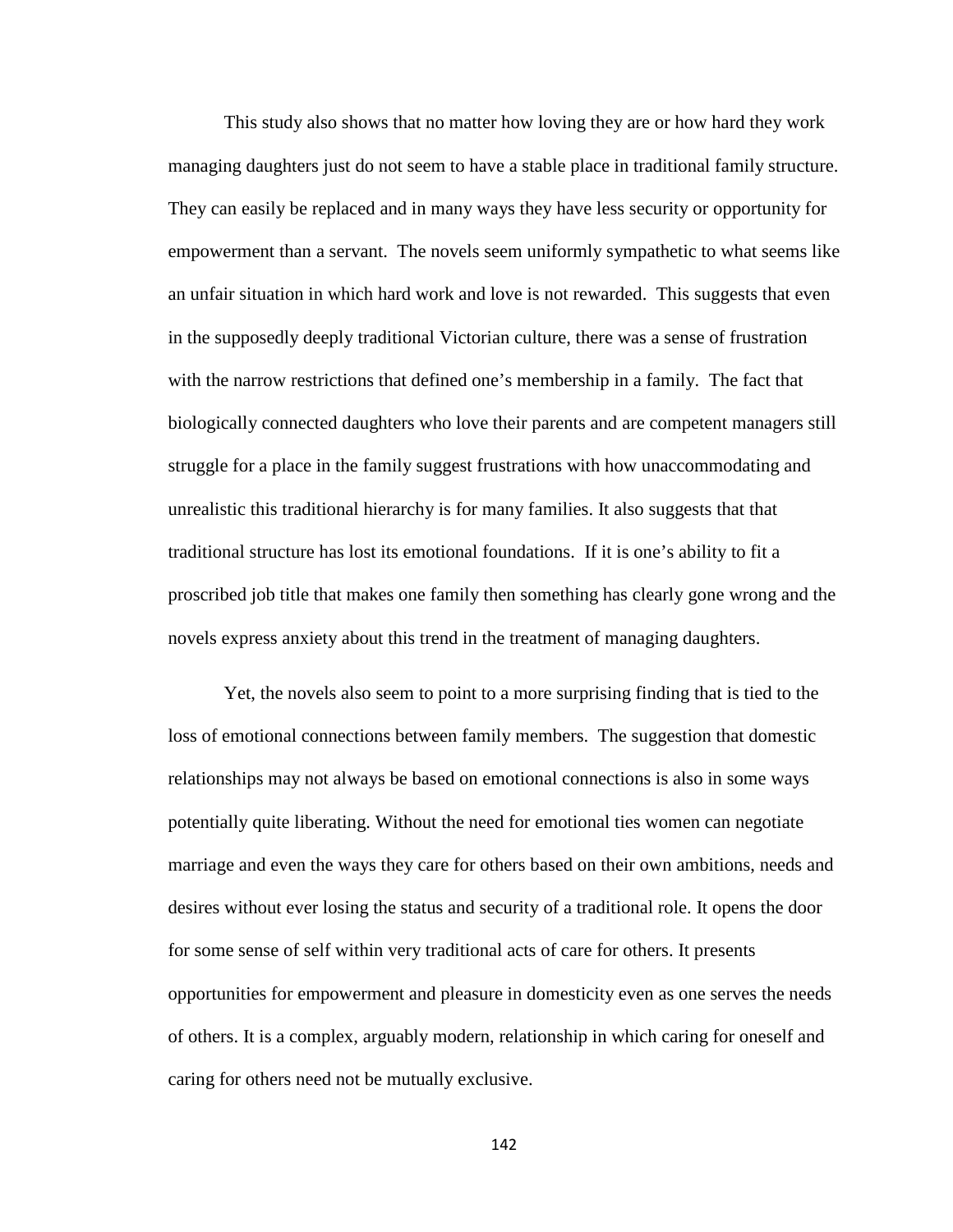This study also shows that no matter how loving they are or how hard they work managing daughters just do not seem to have a stable place in traditional family structure. They can easily be replaced and in many ways they have less security or opportunity for empowerment than a servant. The novels seem uniformly sympathetic to what seems like an unfair situation in which hard work and love is not rewarded. This suggests that even in the supposedly deeply traditional Victorian culture, there was a sense of frustration with the narrow restrictions that defined one's membership in a family. The fact that biologically connected daughters who love their parents and are competent managers still struggle for a place in the family suggest frustrations with how unaccommodating and unrealistic this traditional hierarchy is for many families. It also suggests that that traditional structure has lost its emotional foundations. If it is one's ability to fit a proscribed job title that makes one family then something has clearly gone wrong and the novels express anxiety about this trend in the treatment of managing daughters.

Yet, the novels also seem to point to a more surprising finding that is tied to the loss of emotional connections between family members. The suggestion that domestic relationships may not always be based on emotional connections is also in some ways potentially quite liberating. Without the need for emotional ties women can negotiate marriage and even the ways they care for others based on their own ambitions, needs and desires without ever losing the status and security of a traditional role. It opens the door for some sense of self within very traditional acts of care for others. It presents opportunities for empowerment and pleasure in domesticity even as one serves the needs of others. It is a complex, arguably modern, relationship in which caring for oneself and caring for others need not be mutually exclusive.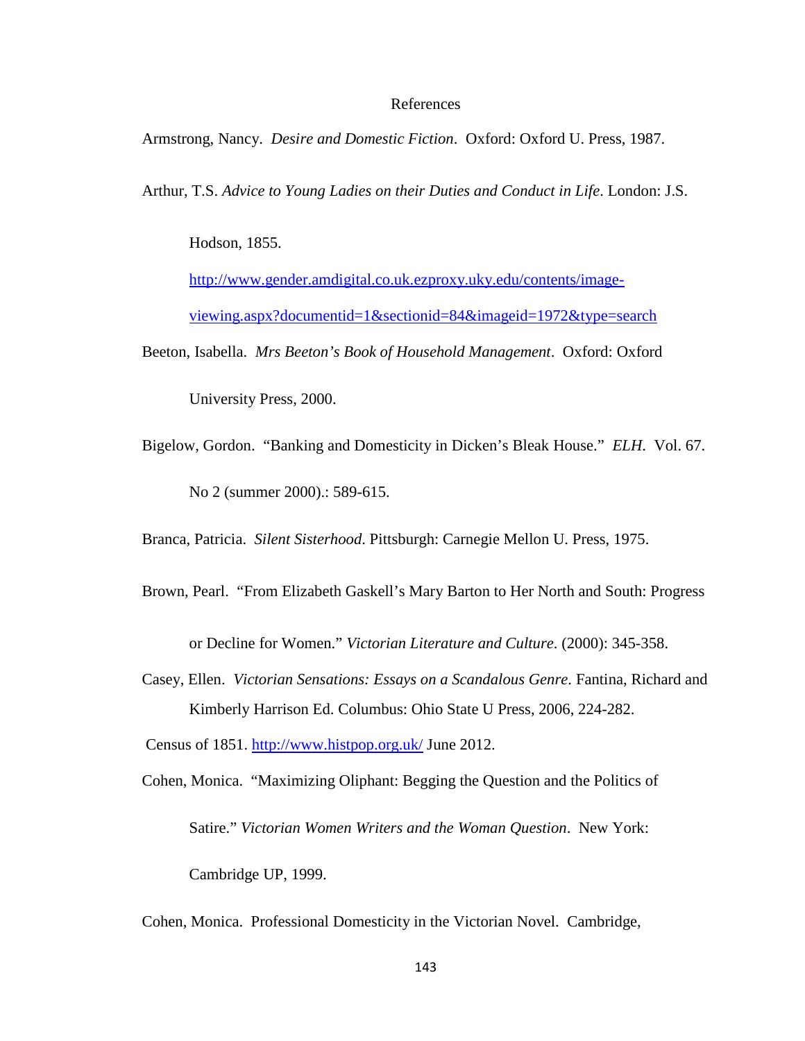# References

Armstrong, Nancy. *Desire and Domestic Fiction*. Oxford: Oxford U. Press, 1987.

Arthur, T.S. *Advice to Young Ladies on their Duties and Conduct in Life*. London: J.S. Hodson, 1855. http://www.gender.amdigital.co.uk.ezproxy.uky.edu/contents/image-viewing.aspx?documentid=1&sectionid=84&imageid=1972&type=search

Beeton, Isabella. *Mrs Beeton's Book of Household Management*. Oxford: Oxford University Press, 2000.

Bigelow, Gordon. "Banking and Domesticity in Dicken's Bleak House." *ELH*. Vol. 67. No 2 (summer 2000).: 589-615.

Branca, Patricia. *Silent Sisterhood*. Pittsburgh: Carnegie Mellon U. Press, 1975.

Brown, Pearl. "From Elizabeth Gaskell's Mary Barton to Her North and South: Progress or Decline for Women." *Victorian Literature and Culture*. (2000): 345-358.

Casey, Ellen. *Victorian Sensations: Essays on a Scandalous Genre*. Fantina, Richard and Kimberly Harrison Ed. Columbus: Ohio State U Press, 2006, 224-282.

Census of 1851. http://www.histpop.org.uk/ June 2012.

Cohen, Monica. "Maximizing Oliphant: Begging the Question and the Politics of Satire." *Victorian Women Writers and the Woman Question*. New York: Cambridge UP, 1999.

Cohen, Monica. Professional Domesticity in the Victorian Novel. Cambridge,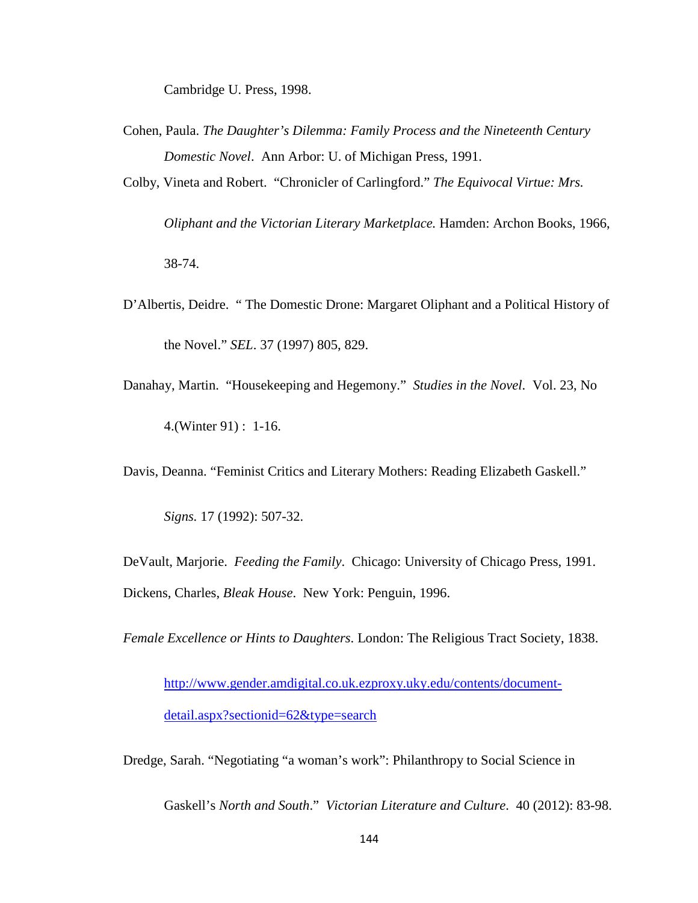Cambridge U. Press, 1998.

Cohen, Paula. *The Daughter's Dilemma: Family Process and the Nineteenth Century Domestic Novel*. Ann Arbor: U. of Michigan Press, 1991.

Colby, Vineta and Robert. "Chronicler of Carlingford." *The Equivocal Virtue: Mrs. Oliphant and the Victorian Literary Marketplace.* Hamden: Archon Books, 1966, 38-74.

D'Albertis, Deidre. " The Domestic Drone: Margaret Oliphant and a Political History of the Novel." *SEL*. 37 (1997) 805, 829.

Danahay, Martin. "Housekeeping and Hegemony." *Studies in the Novel*. Vol. 23, No 4.(Winter 91) : 1-16.

Davis, Deanna. "Feminist Critics and Literary Mothers: Reading Elizabeth Gaskell." *Signs.* 17 (1992): 507-32.

DeVault, Marjorie. *Feeding the Family*. Chicago: University of Chicago Press, 1991.

Dickens, Charles, *Bleak House*. New York: Penguin, 1996.

*Female Excellence or Hints to Daughters*. London: The Religious Tract Society, 1838. http://www.gender.amdigital.co.uk.ezproxy.uky.edu/contents/document-detail.aspx?sectionid=62&type=search

Dredge, Sarah. "Negotiating "a woman's work": Philanthropy to Social Science in Gaskell's *North and South*." *Victorian Literature and Culture*. 40 (2012): 83-98.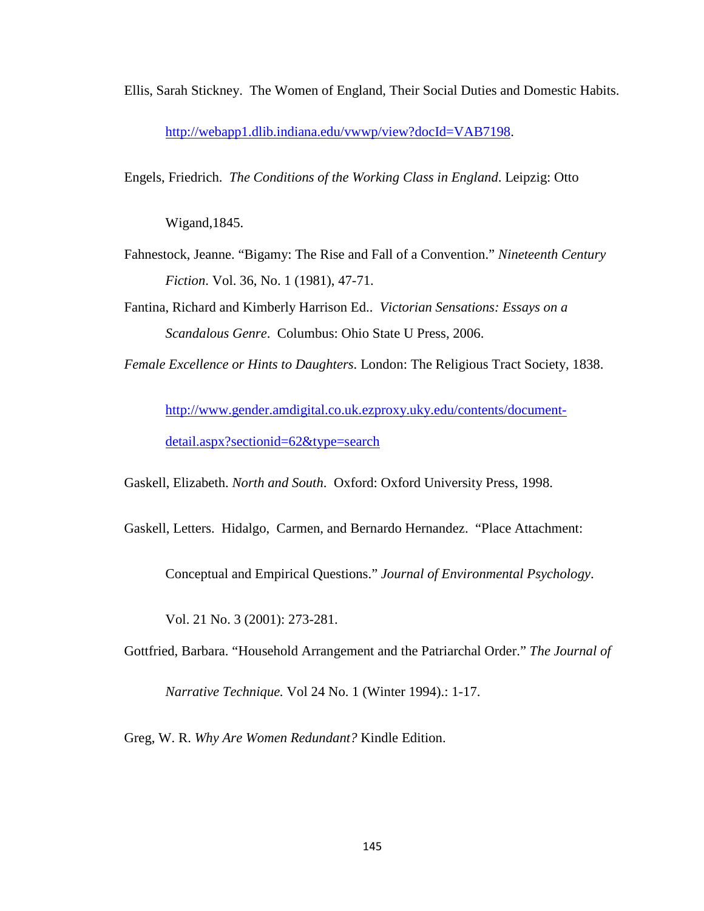Ellis, Sarah Stickney. The Women of England, Their Social Duties and Domestic Habits. http://webapp1.dlib.indiana.edu/vwwp/view?docId=VAB7198.

Engels, Friedrich. *The Conditions of the Working Class in England*. Leipzig: Otto Wigand,1845.

Fahnestock, Jeanne. "Bigamy: The Rise and Fall of a Convention." *Nineteenth Century Fiction*. Vol. 36, No. 1 (1981), 47-71.

Fantina, Richard and Kimberly Harrison Ed.. *Victorian Sensations: Essays on a Scandalous Genre*. Columbus: Ohio State U Press, 2006.

*Female Excellence or Hints to Daughters*. London: The Religious Tract Society, 1838. http://www.gender.amdigital.co.uk.ezproxy.uky.edu/contents/document-detail.aspx?sectionid=62&type=search

Gaskell, Elizabeth. *North and South*. Oxford: Oxford University Press, 1998.

Gaskell, Letters. Hidalgo, Carmen, and Bernardo Hernandez. "Place Attachment: Conceptual and Empirical Questions." *Journal of Environmental Psychology*. Vol. 21 No. 3 (2001): 273-281.

Gottfried, Barbara. "Household Arrangement and the Patriarchal Order." *The Journal of Narrative Technique.* Vol 24 No. 1 (Winter 1994).: 1-17.

Greg, W. R. *Why Are Women Redundant?* Kindle Edition.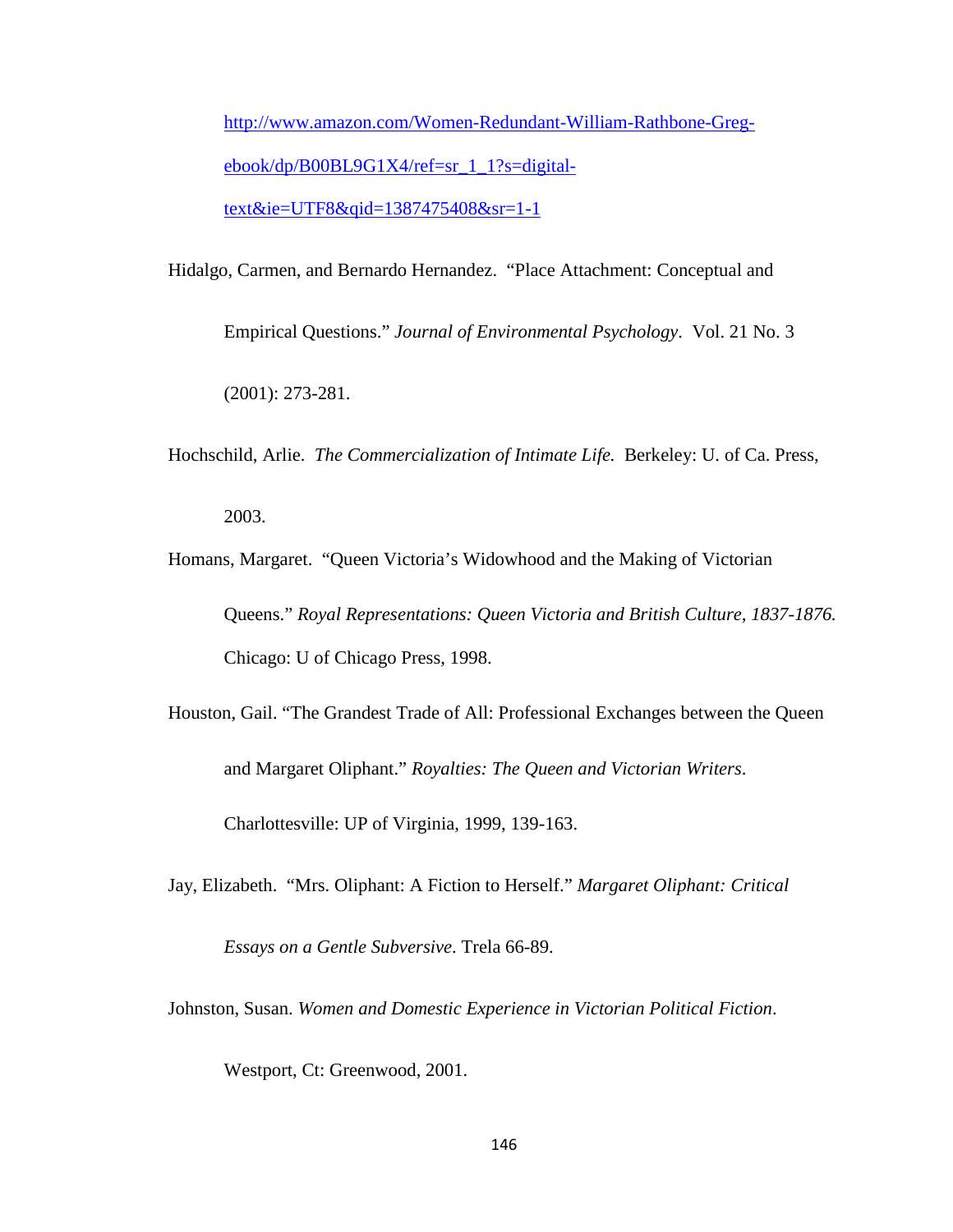http://www.amazon.com/Women-Redundant-William-Rathbone-Greg-ebook/dp/B00BL9G1X4/ref=sr_1_1?s=digital-text&ie=UTF8&qid=1387475408&sr=1-1

Hidalgo, Carmen, and Bernardo Hernandez. "Place Attachment: Conceptual and Empirical Questions." *Journal of Environmental Psychology*. Vol. 21 No. 3 (2001): 273-281.

Hochschild, Arlie. *The Commercialization of Intimate Life.* Berkeley: U. of Ca. Press, 2003.

Homans, Margaret. "Queen Victoria's Widowhood and the Making of Victorian Queens." *Royal Representations: Queen Victoria and British Culture, 1837-1876.* Chicago: U of Chicago Press, 1998.

Houston, Gail. "The Grandest Trade of All: Professional Exchanges between the Queen and Margaret Oliphant." *Royalties: The Queen and Victorian Writers*. Charlottesville: UP of Virginia, 1999, 139-163.

Jay, Elizabeth. "Mrs. Oliphant: A Fiction to Herself." *Margaret Oliphant: Critical Essays on a Gentle Subversive*. Trela 66-89.

Johnston, Susan. *Women and Domestic Experience in Victorian Political Fiction*. Westport, Ct: Greenwood, 2001.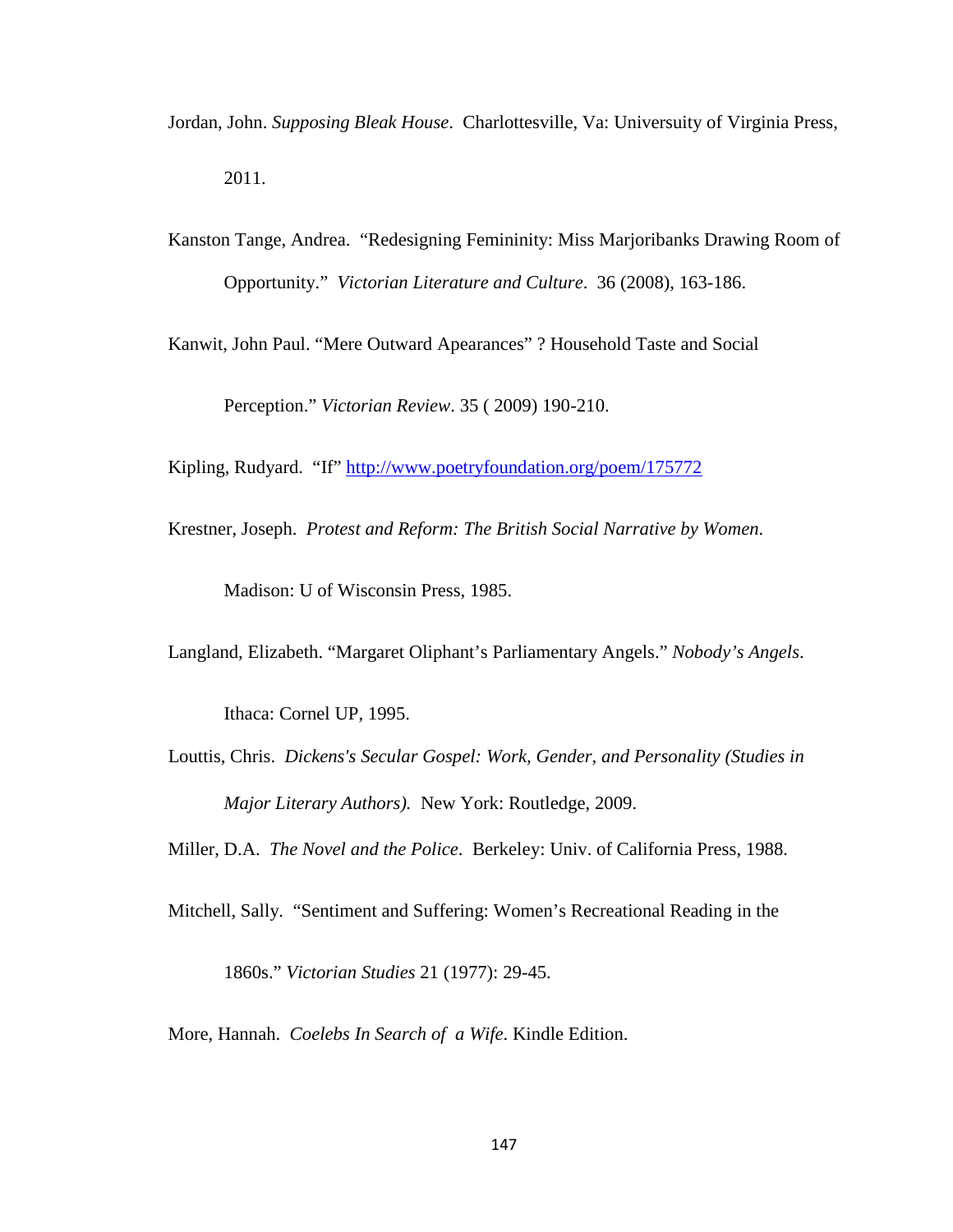Jordan, John. *Supposing Bleak House*. Charlottesville, Va: Universuity of Virginia Press, 2011.

Kanston Tange, Andrea. "Redesigning Femininity: Miss Marjoribanks Drawing Room of Opportunity." *Victorian Literature and Culture*. 36 (2008), 163-186.

Kanwit, John Paul. "Mere Outward Apearances" ? Household Taste and Social Perception." *Victorian Review*. 35 ( 2009) 190-210.

Kipling, Rudyard. "If" http://www.poetryfoundation.org/poem/175772

Krestner, Joseph. *Protest and Reform: The British Social Narrative by Women*. Madison: U of Wisconsin Press, 1985.

Langland, Elizabeth. "Margaret Oliphant's Parliamentary Angels." *Nobody's Angels*. Ithaca: Cornel UP, 1995.

Louttis, Chris. *Dickens's Secular Gospel: Work, Gender, and Personality (Studies in Major Literary Authors).* New York: Routledge, 2009.

Miller, D.A. *The Novel and the Police*. Berkeley: Univ. of California Press, 1988.

Mitchell, Sally. "Sentiment and Suffering: Women's Recreational Reading in the 1860s." *Victorian Studies* 21 (1977): 29-45.

More, Hannah. *Coelebs In Search of a Wife*. Kindle Edition.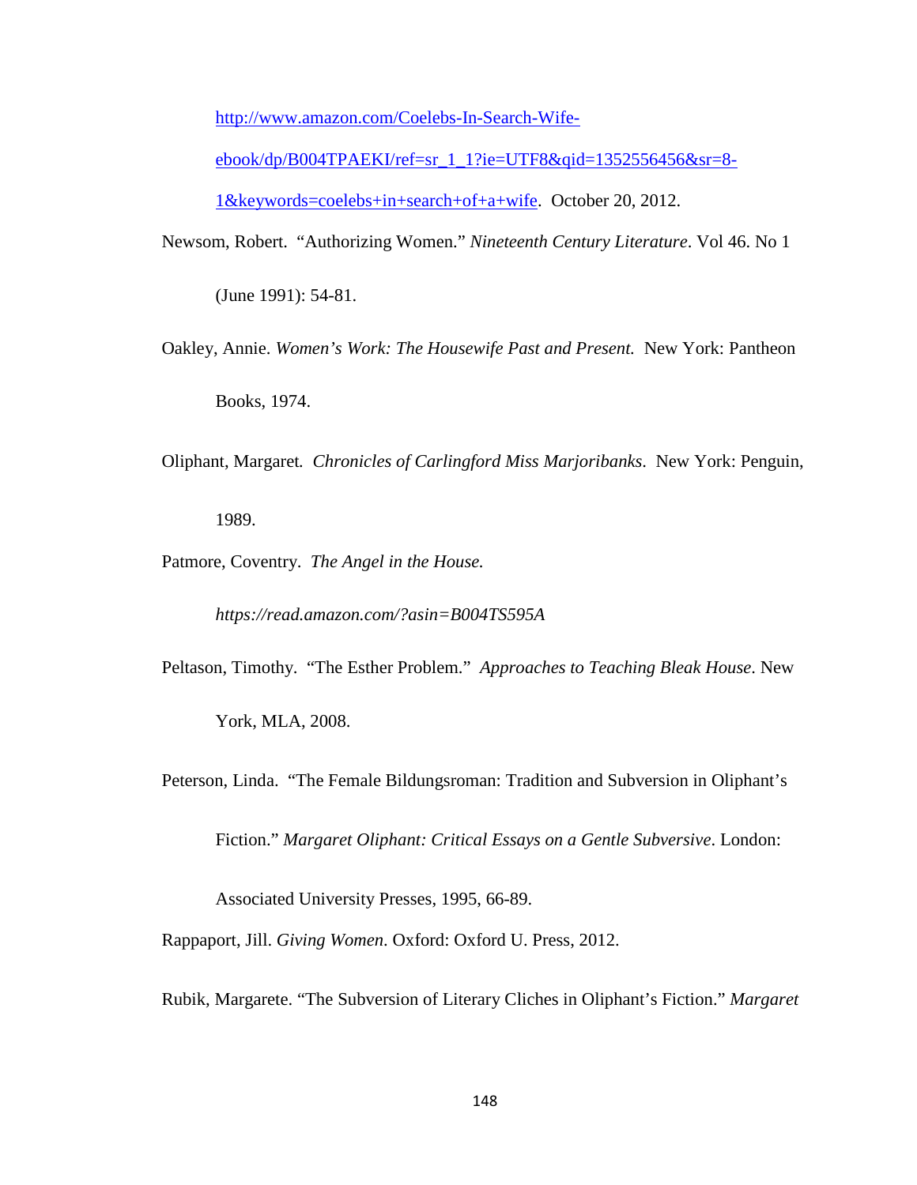http://www.amazon.com/Coelebs-In-Search-Wife-ebook/dp/B004TPAEKI/ref=sr_1_1?ie=UTF8&qid=1352556456&sr=8-1&keywords=coelebs+in+search+of+a+wife. October 20, 2012.

Newsom, Robert. "Authorizing Women." *Nineteenth Century Literature*. Vol 46. No 1 (June 1991): 54-81.

Oakley, Annie. *Women's Work: The Housewife Past and Present.* New York: Pantheon Books, 1974.

Oliphant, Margaret. *Chronicles of Carlingford Miss Marjoribanks*. New York: Penguin, 1989.

Patmore, Coventry. *The Angel in the House.* *https://read.amazon.com/?asin=B004TS595A*

Peltason, Timothy. "The Esther Problem." *Approaches to Teaching Bleak House*. New York, MLA, 2008.

Peterson, Linda. "The Female Bildungsroman: Tradition and Subversion in Oliphant's Fiction." *Margaret Oliphant: Critical Essays on a Gentle Subversive*. London: Associated University Presses, 1995, 66-89.

Rappaport, Jill. *Giving Women*. Oxford: Oxford U. Press, 2012.

Rubik, Margarete. "The Subversion of Literary Cliches in Oliphant's Fiction." *Margaret*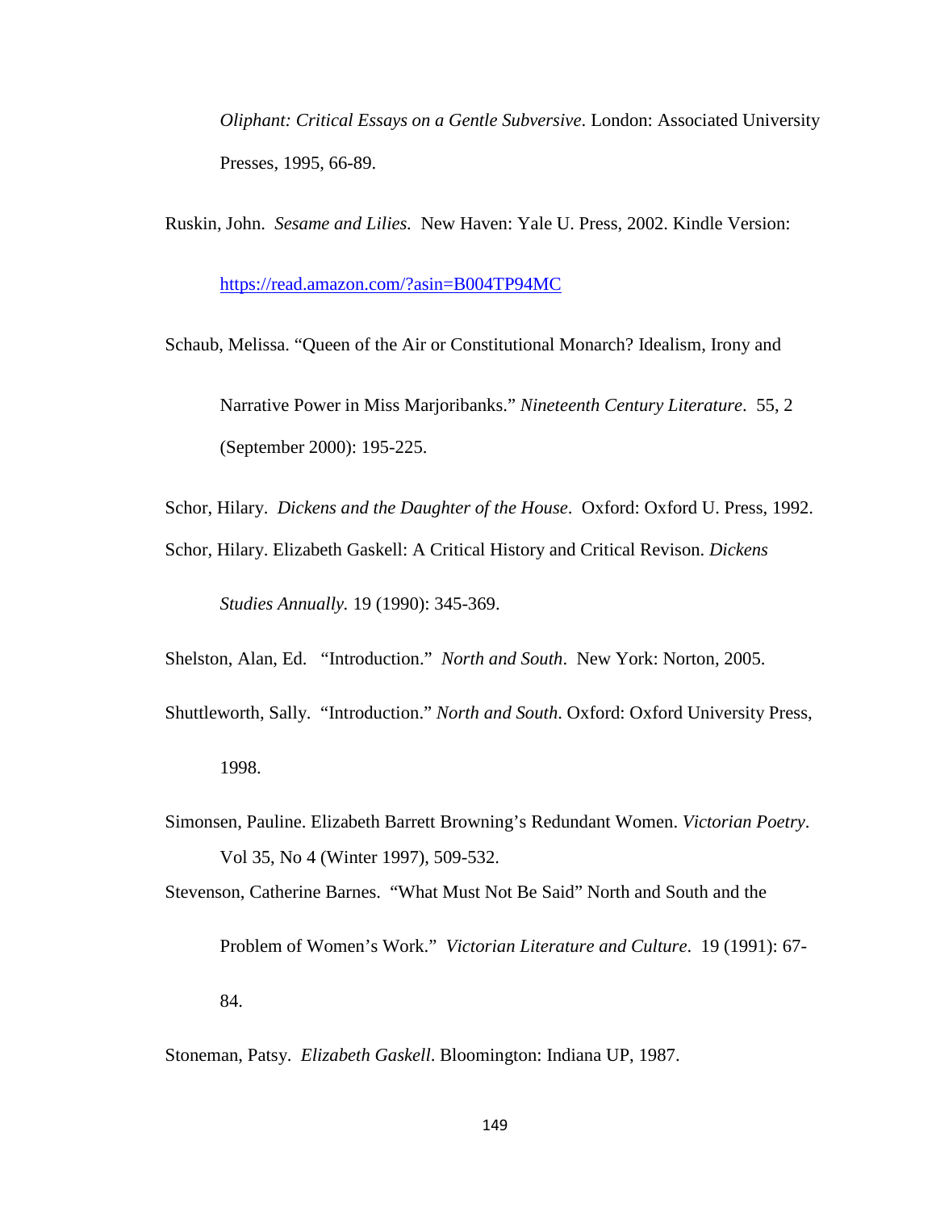*Oliphant: Critical Essays on a Gentle Subversive*. London: Associated University Presses, 1995, 66-89.

Ruskin, John. *Sesame and Lilies*. New Haven: Yale U. Press, 2002. Kindle Version: https://read.amazon.com/?asin=B004TP94MC

Schaub, Melissa. "Queen of the Air or Constitutional Monarch? Idealism, Irony and Narrative Power in Miss Marjoribanks." *Nineteenth Century Literature*. 55, 2 (September 2000): 195-225.

Schor, Hilary. *Dickens and the Daughter of the House*. Oxford: Oxford U. Press, 1992.

Schor, Hilary. Elizabeth Gaskell: A Critical History and Critical Revison. *Dickens Studies Annually.* 19 (1990): 345-369.

Shelston, Alan, Ed. "Introduction." *North and South*. New York: Norton, 2005.

Shuttleworth, Sally. "Introduction." *North and South*. Oxford: Oxford University Press, 1998.

Simonsen, Pauline. Elizabeth Barrett Browning's Redundant Women. *Victorian Poetry*. Vol 35, No 4 (Winter 1997), 509-532.

Stevenson, Catherine Barnes. "What Must Not Be Said" North and South and the Problem of Women's Work." *Victorian Literature and Culture*. 19 (1991): 67-84.

Stoneman, Patsy. *Elizabeth Gaskell*. Bloomington: Indiana UP, 1987.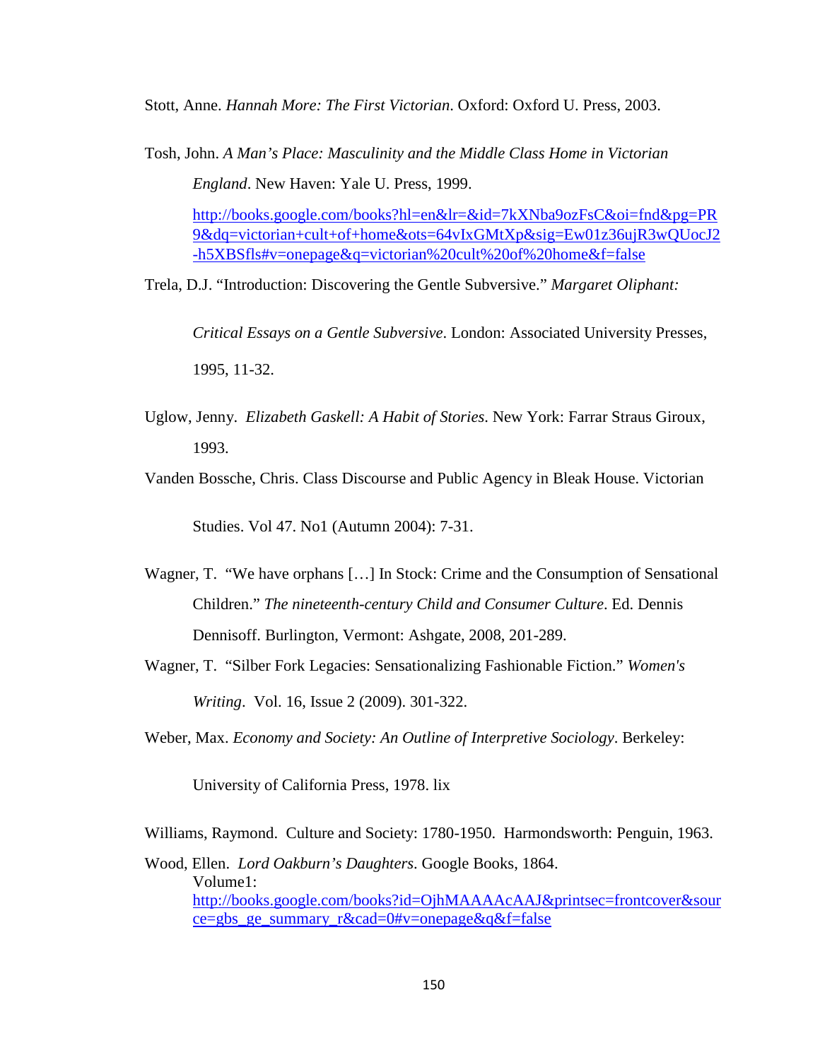Stott, Anne. *Hannah More: The First Victorian*. Oxford: Oxford U. Press, 2003.

Tosh, John. *A Man's Place: Masculinity and the Middle Class Home in Victorian England*. New Haven: Yale U. Press, 1999.
http://books.google.com/books?hl=en&lr=&id=7kXNba9ozFsC&oi=fnd&pg=PR9&dq=victorian+cult+of+home&ots=64vIxGMtXp&sig=Ew01z36ujR3wQUocJ2-h5XBSfls#v=onepage&q=victorian%20cult%20of%20home&f=false

Trela, D.J. "Introduction: Discovering the Gentle Subversive." *Margaret Oliphant: Critical Essays on a Gentle Subversive*. London: Associated University Presses, 1995, 11-32.

Uglow, Jenny. *Elizabeth Gaskell: A Habit of Stories*. New York: Farrar Straus Giroux, 1993.

Vanden Bossche, Chris. Class Discourse and Public Agency in Bleak House. Victorian Studies. Vol 47. No1 (Autumn 2004): 7-31.

Wagner, T. "We have orphans […] In Stock: Crime and the Consumption of Sensational Children." *The nineteenth-century Child and Consumer Culture*. Ed. Dennis Dennisoff. Burlington, Vermont: Ashgate, 2008, 201-289.

Wagner, T. "Silber Fork Legacies: Sensationalizing Fashionable Fiction." *Women's Writing*. Vol. 16, Issue 2 (2009). 301-322.

Weber, Max. *Economy and Society: An Outline of Interpretive Sociology*. Berkeley: University of California Press, 1978. lix

Williams, Raymond. Culture and Society: 1780-1950. Harmondsworth: Penguin, 1963.

Wood, Ellen. *Lord Oakburn's Daughters*. Google Books, 1864.
Volume1:
http://books.google.com/books?id=OjhMAAAAcAAJ&printsec=frontcover&source=gbs_ge_summary_r&cad=0#v=onepage&q&f=false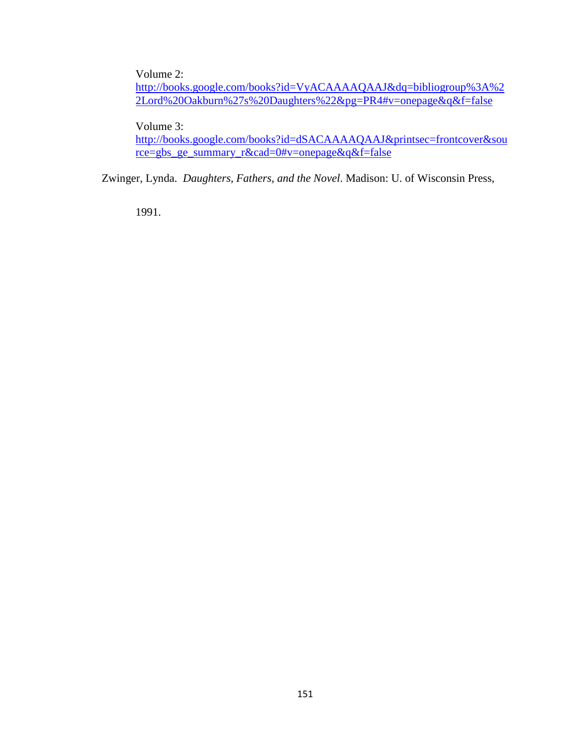Volume 2:
http://books.google.com/books?id=VyACAAAAQAAJ&dq=bibliogroup%3A%22Lord%20Oakburn%27s%20Daughters%22&pg=PR4#v=onepage&q&f=false

Volume 3:
http://books.google.com/books?id=dSACAAAAQAAJ&printsec=frontcover&source=gbs_ge_summary_r&cad=0#v=onepage&q&f=false

Zwinger, Lynda. *Daughters, Fathers, and the Novel*. Madison: U. of Wisconsin Press, 1991.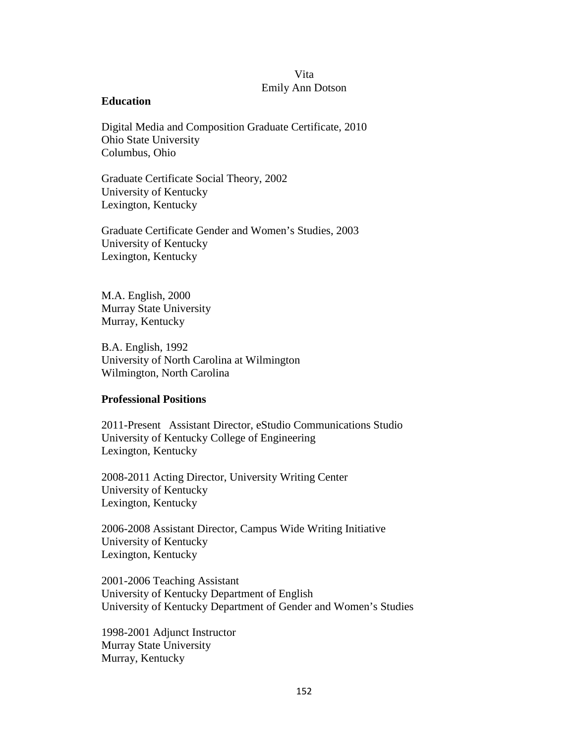# Vita

## Emily Ann Dotson

### Education

Digital Media and Composition Graduate Certificate, 2010
Ohio State University
Columbus, Ohio

Graduate Certificate Social Theory, 2002
University of Kentucky
Lexington, Kentucky

Graduate Certificate Gender and Women's Studies, 2003
University of Kentucky
Lexington, Kentucky

M.A. English, 2000
Murray State University
Murray, Kentucky

B.A. English, 1992
University of North Carolina at Wilmington
Wilmington, North Carolina

### Professional Positions

2011-Present Assistant Director, eStudio Communications Studio
University of Kentucky College of Engineering
Lexington, Kentucky

2008-2011 Acting Director, University Writing Center
University of Kentucky
Lexington, Kentucky

2006-2008 Assistant Director, Campus Wide Writing Initiative
University of Kentucky
Lexington, Kentucky

2001-2006 Teaching Assistant
University of Kentucky Department of English
University of Kentucky Department of Gender and Women's Studies

1998-2001 Adjunct Instructor
Murray State University
Murray, Kentucky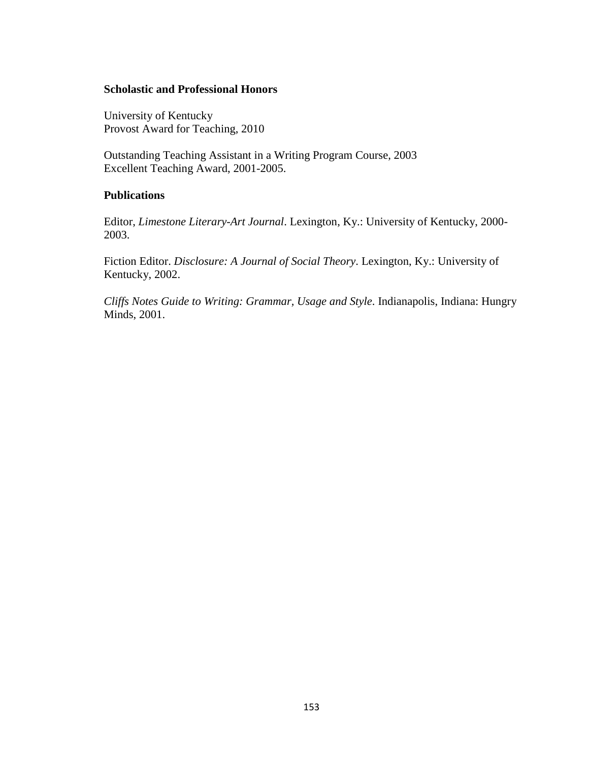**Scholastic and Professional Honors**

University of Kentucky
Provost Award for Teaching, 2010

Outstanding Teaching Assistant in a Writing Program Course, 2003
Excellent Teaching Award, 2001-2005.

**Publications**

Editor, *Limestone Literary-Art Journal*. Lexington, Ky.: University of Kentucky, 2000-2003.

Fiction Editor. *Disclosure: A Journal of Social Theory*. Lexington, Ky.: University of Kentucky, 2002.

*Cliffs Notes Guide to Writing: Grammar, Usage and Style*. Indianapolis, Indiana: Hungry Minds, 2001.